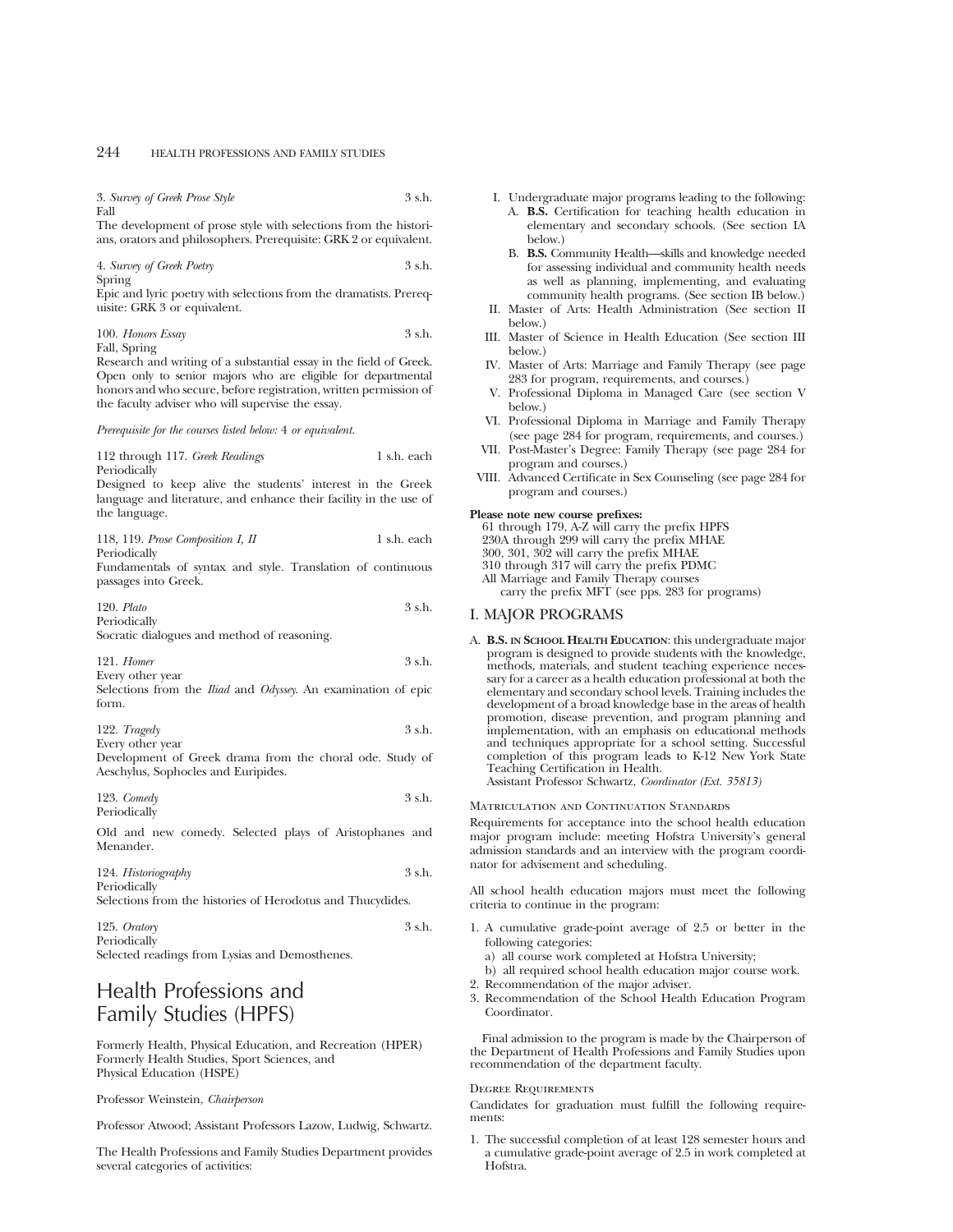3. *Survey of Greek Prose Style* 3 s.h.
Fall
The development of prose style with selections from the historians, orators and philosophers. Prerequisite: GRK 2 or equivalent.

4. *Survey of Greek Poetry* 3 s.h.
Spring
Epic and lyric poetry with selections from the dramatists. Prerequisite: GRK 3 or equivalent.

100. *Honors Essay* 3 s.h.
Fall, Spring
Research and writing of a substantial essay in the field of Greek. Open only to senior majors who are eligible for departmental honors and who secure, before registration, written permission of the faculty adviser who will supervise the essay.

*Prerequisite for the courses listed below:* 4 *or equivalent.*

112 through 117. *Greek Readings* 1 s.h. each
Periodically
Designed to keep alive the students' interest in the Greek language and literature, and enhance their facility in the use of the language.

118, 119. *Prose Composition I, II* 1 s.h. each
Periodically
Fundamentals of syntax and style. Translation of continuous passages into Greek.

120. *Plato* 3 s.h.
Periodically
Socratic dialogues and method of reasoning.

121. *Homer* 3 s.h.
Every other year
Selections from the *Iliad* and *Odyssey*. An examination of epic form.

122. *Tragedy* 3 s.h.
Every other year
Development of Greek drama from the choral ode. Study of Aeschylus, Sophocles and Euripides.

123. *Comedy* 3 s.h.
Periodically
Old and new comedy. Selected plays of Aristophanes and Menander.

124. *Historiography* 3 s.h.
Periodically
Selections from the histories of Herodotus and Thucydides.

125. *Oratory* 3 s.h.
Periodically
Selected readings from Lysias and Demosthenes.

# Health Professions and Family Studies (HPFS)

Formerly Health, Physical Education, and Recreation (HPER)
Formerly Health Studies, Sport Sciences, and Physical Education (HSPE)

Professor Weinstein, *Chairperson*

Professor Atwood; Assistant Professors Lazow, Ludwig, Schwartz.

The Health Professions and Family Studies Department provides several categories of activities:

I. Undergraduate major programs leading to the following:
   A. **B.S.** Certification for teaching health education in elementary and secondary schools. (See section IA below.)
   B. **B.S.** Community Health—skills and knowledge needed for assessing individual and community health needs as well as planning, implementing, and evaluating community health programs. (See section IB below.)
II. Master of Arts: Health Administration (See section II below.)
III. Master of Science in Health Education (See section III below.)
IV. Master of Arts: Marriage and Family Therapy (see page 283 for program, requirements, and courses.)
V. Professional Diploma in Managed Care (see section V below.)
VI. Professional Diploma in Marriage and Family Therapy (see page 284 for program, requirements, and courses.)
VII. Post-Master's Degree: Family Therapy (see page 284 for program and courses.)
VIII. Advanced Certificate in Sex Counseling (see page 284 for program and courses.)

**Please note new course prefixes:**
61 through 179, A-Z will carry the prefix HPFS
230A through 299 will carry the prefix MHAE
300, 301, 302 will carry the prefix MHAE
310 through 317 will carry the prefix PDMC
All Marriage and Family Therapy courses carry the prefix MFT (see pps. 283 for programs)

## I. MAJOR PROGRAMS

A. **B.S. in School Health Education**: this undergraduate major program is designed to provide students with the knowledge, methods, materials, and student teaching experience necessary for a career as a health education professional at both the elementary and secondary school levels. Training includes the development of a broad knowledge base in the areas of health promotion, disease prevention, and program planning and implementation, with an emphasis on educational methods and techniques appropriate for a school setting. Successful completion of this program leads to K-12 New York State Teaching Certification in Health.
Assistant Professor Schwartz, *Coordinator (Ext. 35813)*

### Matriculation and Continuation Standards

Requirements for acceptance into the school health education major program include: meeting Hofstra University's general admission standards and an interview with the program coordinator for advisement and scheduling.

All school health education majors must meet the following criteria to continue in the program:

1. A cumulative grade-point average of 2.5 or better in the following categories:
   a) all course work completed at Hofstra University;
   b) all required school health education major course work.
2. Recommendation of the major adviser.
3. Recommendation of the School Health Education Program Coordinator.

Final admission to the program is made by the Chairperson of the Department of Health Professions and Family Studies upon recommendation of the department faculty.

### Degree Requirements

Candidates for graduation must fulfill the following requirements:

1. The successful completion of at least 128 semester hours and a cumulative grade-point average of 2.5 in work completed at Hofstra.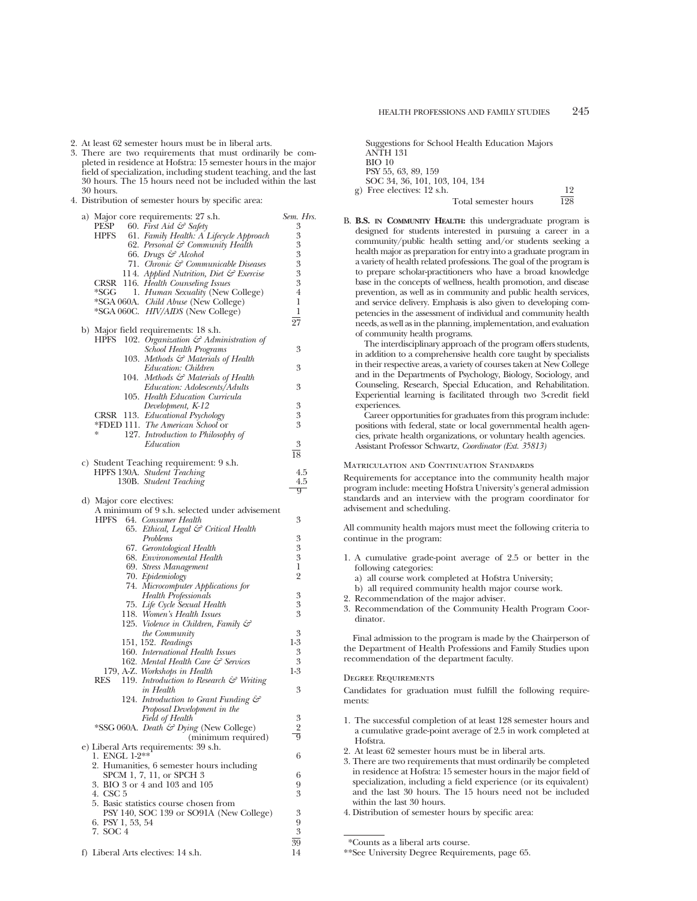2. At least 62 semester hours must be in liberal arts.
3. There are two requirements that must ordinarily be completed in residence at Hofstra: 15 semester hours in the major field of specialization, including student teaching, and the last 30 hours. The 15 hours need not be included within the last 30 hours.
4. Distribution of semester hours by specific area:

a) Major core requirements: 27 s.h.

| | | Sem. Hrs. |
|---|---|---|
| PESP | 60. *First Aid & Safety* | 3 |
| HPFS | 61. *Family Health: A Lifecycle Approach* | 3 |
| | 62. *Personal & Community Health* | 3 |
| | 66. *Drugs & Alcohol* | 3 |
| | 71. *Chronic & Communicable Diseases* | 3 |
| | 114. *Applied Nutrition, Diet & Exercise* | 3 |
| CRSR | 116. *Health Counseling Issues* | 3 |
| *SGG | 1. *Human Sexuality* (New College) | 4 |
| *SGA 060A. | *Child Abuse* (New College) | 1 |
| *SGA 060C. | *HIV/AIDS* (New College) | 1 |
| | | 27 |

b) Major field requirements: 18 s.h.

| | | |
|---|---|---|
| HPFS | 102. *Organization & Administration of School Health Programs* | 3 |
| | 103. *Methods & Materials of Health Education: Children* | 3 |
| | 104. *Methods & Materials of Health Education: Adolescents/Adults* | 3 |
| | 105. *Health Education Curricula Development, K-12* | 3 |
| CRSR | 113. *Educational Psychology* | 3 |
| *FDED 111. | *The American School* or | 3 |
| * | 127. *Introduction to Philosophy of Education* | 3 |
| | | 18 |

c) Student Teaching requirement: 9 s.h.

| | | |
|---|---|---|
| HPFS 130A. | *Student Teaching* | 4.5 |
| 130B. | *Student Teaching* | 4.5 |
| | | 9 |

d) Major core electives:
A minimum of 9 s.h. selected under advisement

| | | |
|---|---|---|
| HPFS | 64. *Consumer Health* | 3 |
| | 65. *Ethical, Legal & Critical Health Problems* | 3 |
| | 67. *Gerontological Health* | 3 |
| | 68. *Environmental Health* | 3 |
| | 69. *Stress Management* | 1 |
| | 70. *Epidemiology* | 2 |
| | 74. *Microcomputer Applications for Health Professionals* | 3 |
| | 75. *Life Cycle Sexual Health* | 3 |
| | 118. *Women's Health Issues* | 3 |
| | 125. *Violence in Children, Family & the Community* | 3 |
| | 151, 152. *Readings* | 1-3 |
| | 160. *International Health Issues* | 3 |
| | 162. *Mental Health Care & Services* | 3 |
| | 179, A-Z. *Workshops in Health* | 1-3 |
| RES | 119. *Introduction to Research & Writing in Health* | 3 |
| | 124. *Introduction to Grant Funding & Proposal Development in the Field of Health* | 3 |
| *SSG 060A. | *Death & Dying* (New College) | 2 |
| | (minimum required) | 9 |

e) Liberal Arts requirements: 39 s.h.

| | |
|---|---|
| 1. ENGL 1-2** | 6 |
| 2. Humanities, 6 semester hours including SPCM 1, 7, 11, or SPCH 3 | 6 |
| 3. BIO 3 or 4 and 103 and 105 | 9 |
| 4. CSC 5 | 3 |
| 5. Basic statistics course chosen from PSY 140, SOC 139 or SO91A (New College) | 3 |
| 6. PSY 1, 53, 54 | 9 |
| 7. SOC 4 | 3 |
| | 39 |

f) Liberal Arts electives: 14 s.h. — 14

Suggestions for School Health Education Majors
ANTH 131
BIO 10
PSY 55, 63, 89, 159
SOC 34, 36, 101, 103, 104, 134

g) Free electives: 12 s.h. — 12

Total semester hours — 128

B. **B.S. IN COMMUNITY HEALTH:** this undergraduate program is designed for students interested in pursuing a career in a community/public health setting and/or students seeking a health major as preparation for entry into a graduate program in a variety of health related professions. The goal of the program is to prepare scholar-practitioners who have a broad knowledge base in the concepts of wellness, health promotion, and disease prevention, as well as in community and public health services, and service delivery. Emphasis is also given to developing competencies in the assessment of individual and community health needs, as well as in the planning, implementation, and evaluation of community health programs.

The interdisciplinary approach of the program offers students, in addition to a comprehensive health core taught by specialists in their respective areas, a variety of courses taken at New College and in the Departments of Psychology, Biology, Sociology, and Counseling, Research, Special Education, and Rehabilitation. Experiential learning is facilitated through two 3-credit field experiences.

Career opportunities for graduates from this program include: positions with federal, state or local governmental health agencies, private health organizations, or voluntary health agencies.
Assistant Professor Schwartz, *Coordinator (Ext. 35813)*

### Matriculation and Continuation Standards

Requirements for acceptance into the community health major program include: meeting Hofstra University's general admission standards and an interview with the program coordinator for advisement and scheduling.

All community health majors must meet the following criteria to continue in the program:

1. A cumulative grade-point average of 2.5 or better in the following categories:
   a) all course work completed at Hofstra University;
   b) all required community health major course work.
2. Recommendation of the major adviser.
3. Recommendation of the Community Health Program Coordinator.

Final admission to the program is made by the Chairperson of the Department of Health Professions and Family Studies upon recommendation of the department faculty.

### Degree Requirements

Candidates for graduation must fulfill the following requirements:

1. The successful completion of at least 128 semester hours and a cumulative grade-point average of 2.5 in work completed at Hofstra.
2. At least 62 semester hours must be in liberal arts.
3. There are two requirements that must ordinarily be completed in residence at Hofstra: 15 semester hours in the major field of specialization, including a field experience (or its equivalent) and the last 30 hours. The 15 hours need not be included within the last 30 hours.
4. Distribution of semester hours by specific area:

*Counts as a liberal arts course.
**See University Degree Requirements, page 65.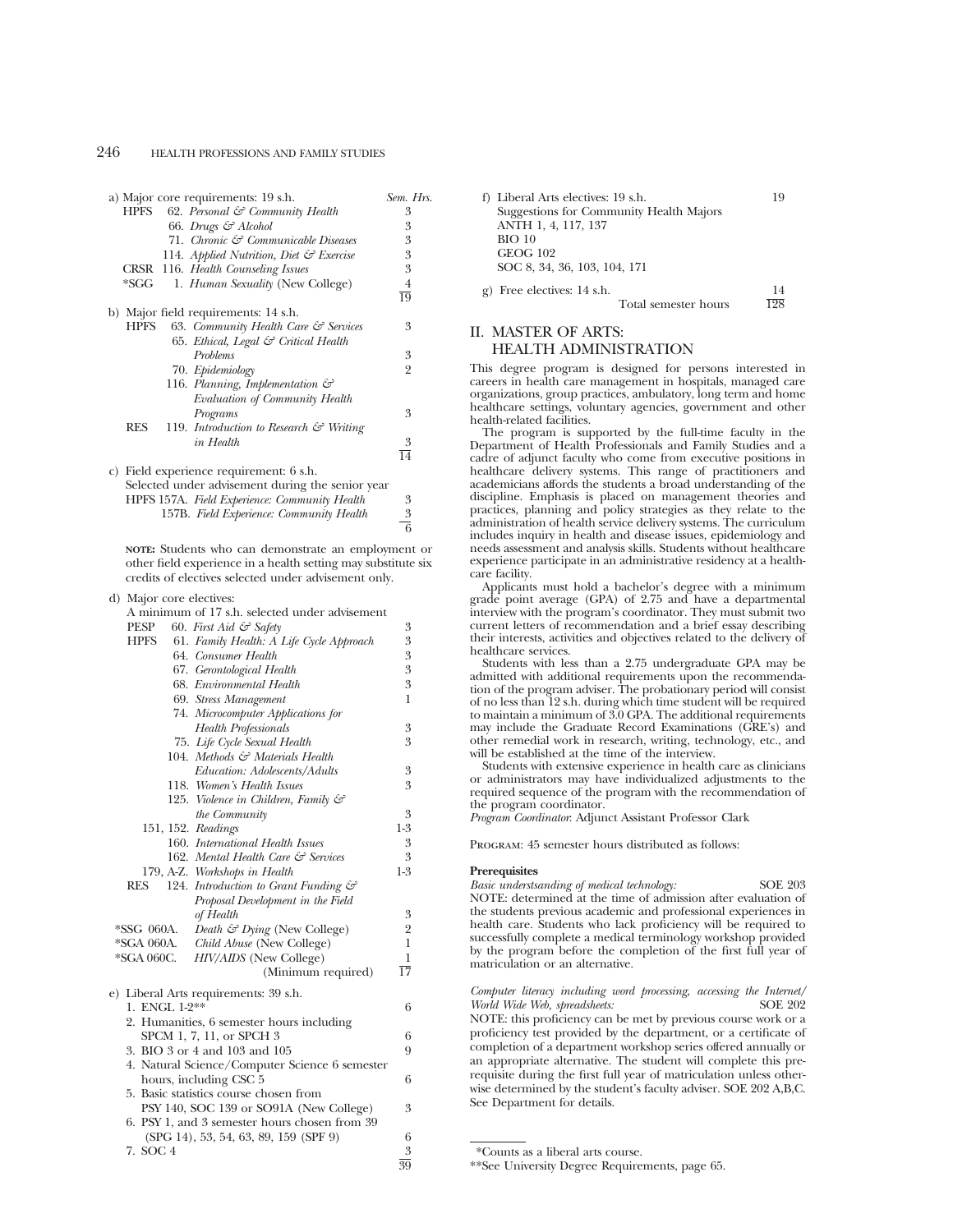a) Major core requirements: 19 s.h.

| | | Sem. Hrs. |
|---|---|---|
| HPFS | 62. *Personal & Community Health* | 3 |
| | 66. *Drugs & Alcohol* | 3 |
| | 71. *Chronic & Communicable Diseases* | 3 |
| | 114. *Applied Nutrition, Diet & Exercise* | 3 |
| CRSR | 116. *Health Counseling Issues* | 3 |
| *SGG | 1. *Human Sexuality* (New College) | 4 |
| | | 19 |

b) Major field requirements: 14 s.h.

| | | |
|---|---|---|
| HPFS | 63. *Community Health Care & Services* | 3 |
| | 65. *Ethical, Legal & Critical Health Problems* | 3 |
| | 70. *Epidemiology* | 2 |
| | 116. *Planning, Implementation & Evaluation of Community Health Programs* | 3 |
| RES | 119. *Introduction to Research & Writing in Health* | 3 |
| | | 14 |

c) Field experience requirement: 6 s.h.
Selected under advisement during the senior year

| | | |
|---|---|---|
| HPFS | 157A. *Field Experience: Community Health* | 3 |
| | 157B. *Field Experience: Community Health* | 3 |
| | | 6 |

**NOTE:** Students who can demonstrate an employment or other field experience in a health setting may substitute six credits of electives selected under advisement only.

d) Major core electives:
A minimum of 17 s.h. selected under advisement

| | | |
|---|---|---|
| PESP | 60. *First Aid & Safety* | 3 |
| HPFS | 61. *Family Health: A Life Cycle Approach* | 3 |
| | 64. *Consumer Health* | 3 |
| | 67. *Gerontological Health* | 3 |
| | 68. *Environmental Health* | 3 |
| | 69. *Stress Management* | 1 |
| | 74. *Microcomputer Applications for Health Professionals* | 3 |
| | 75. *Life Cycle Sexual Health* | 3 |
| | 104. *Methods & Materials Health Education: Adolescents/Adults* | 3 |
| | 118. *Women's Health Issues* | 3 |
| | 125. *Violence in Children, Family & the Community* | 3 |
| | 151, 152. *Readings* | 1-3 |
| | 160. *International Health Issues* | 3 |
| | 162. *Mental Health Care & Services* | 3 |
| | 179, A-Z. *Workshops in Health* | 1-3 |
| RES | 124. *Introduction to Grant Funding & Proposal Development in the Field of Health* | 3 |
| *SSG 060A. | *Death & Dying* (New College) | 2 |
| *SGA 060A. | *Child Abuse* (New College) | 1 |
| *SGA 060C. | *HIV/AIDS* (New College) | 1 |
| | (Minimum required) | 17 |

e) Liberal Arts requirements: 39 s.h.

| | |
|---|---|
| 1. ENGL 1-2** | 6 |
| 2. Humanities, 6 semester hours including SPCM 1, 7, 11, or SPCH 3 | 6 |
| 3. BIO 3 or 4 and 103 and 105 | 9 |
| 4. Natural Science/Computer Science 6 semester hours, including CSC 5 | 6 |
| 5. Basic statistics course chosen from PSY 140, SOC 139 or SO91A (New College) | 3 |
| 6. PSY 1, and 3 semester hours chosen from 39 (SPG 14), 53, 54, 63, 89, 159 (SPF 9) | 6 |
| 7. SOC 4 | 3 |
| | 39 |

f) Liberal Arts electives: 19 s.h. — 19
Suggestions for Community Health Majors
ANTH 1, 4, 117, 137
BIO 10
GEOG 102
SOC 8, 34, 36, 103, 104, 171

g) Free electives: 14 s.h. — 14
Total semester hours — 128

## II. MASTER OF ARTS: HEALTH ADMINISTRATION

This degree program is designed for persons interested in careers in health care management in hospitals, managed care organizations, group practices, ambulatory, long term and home healthcare settings, voluntary agencies, government and other health-related facilities.

The program is supported by the full-time faculty in the Department of Health Professionals and Family Studies and a cadre of adjunct faculty who come from executive positions in healthcare delivery systems. This range of practitioners and academicians affords the students a broad understanding of the discipline. Emphasis is placed on management theories and practices, planning and policy strategies as they relate to the administration of health service delivery systems. The curriculum includes inquiry in health and disease issues, epidemiology and needs assessment and analysis skills. Students without healthcare experience participate in an administrative residency at a healthcare facility.

Applicants must hold a bachelor's degree with a minimum grade point average (GPA) of 2.75 and have a departmental interview with the program's coordinator. They must submit two current letters of recommendation and a brief essay describing their interests, activities and objectives related to the delivery of healthcare services.

Students with less than a 2.75 undergraduate GPA may be admitted with additional requirements upon the recommendation of the program adviser. The probationary period will consist of no less than 12 s.h. during which time student will be required to maintain a minimum of 3.0 GPA. The additional requirements may include the Graduate Record Examinations (GRE's) and other remedial work in research, writing, technology, etc., and will be established at the time of the interview.

Students with extensive experience in health care as clinicians or administrators may have individualized adjustments to the required sequence of the program with the recommendation of the program coordinator.

*Program Coordinator*: Adjunct Assistant Professor Clark

PROGRAM: 45 semester hours distributed as follows:

**Prerequisites**

*Basic understsanding of medical technology:* SOE 203
NOTE: determined at the time of admission after evaluation of the students previous academic and professional experiences in health care. Students who lack proficiency will be required to successfully complete a medical terminology workshop provided by the program before the completion of the first full year of matriculation or an alternative.

*Computer literacy including word processing, accessing the Internet/World Wide Web, spreadsheets:* SOE 202
NOTE: this proficiency can be met by previous course work or a proficiency test provided by the department, or a certificate of completion of a department workshop series offered annually or an appropriate alternative. The student will complete this prerequisite during the first full year of matriculation unless otherwise determined by the student's faculty adviser. SOE 202 A,B,C. See Department for details.

*Counts as a liberal arts course.
**See University Degree Requirements, page 65.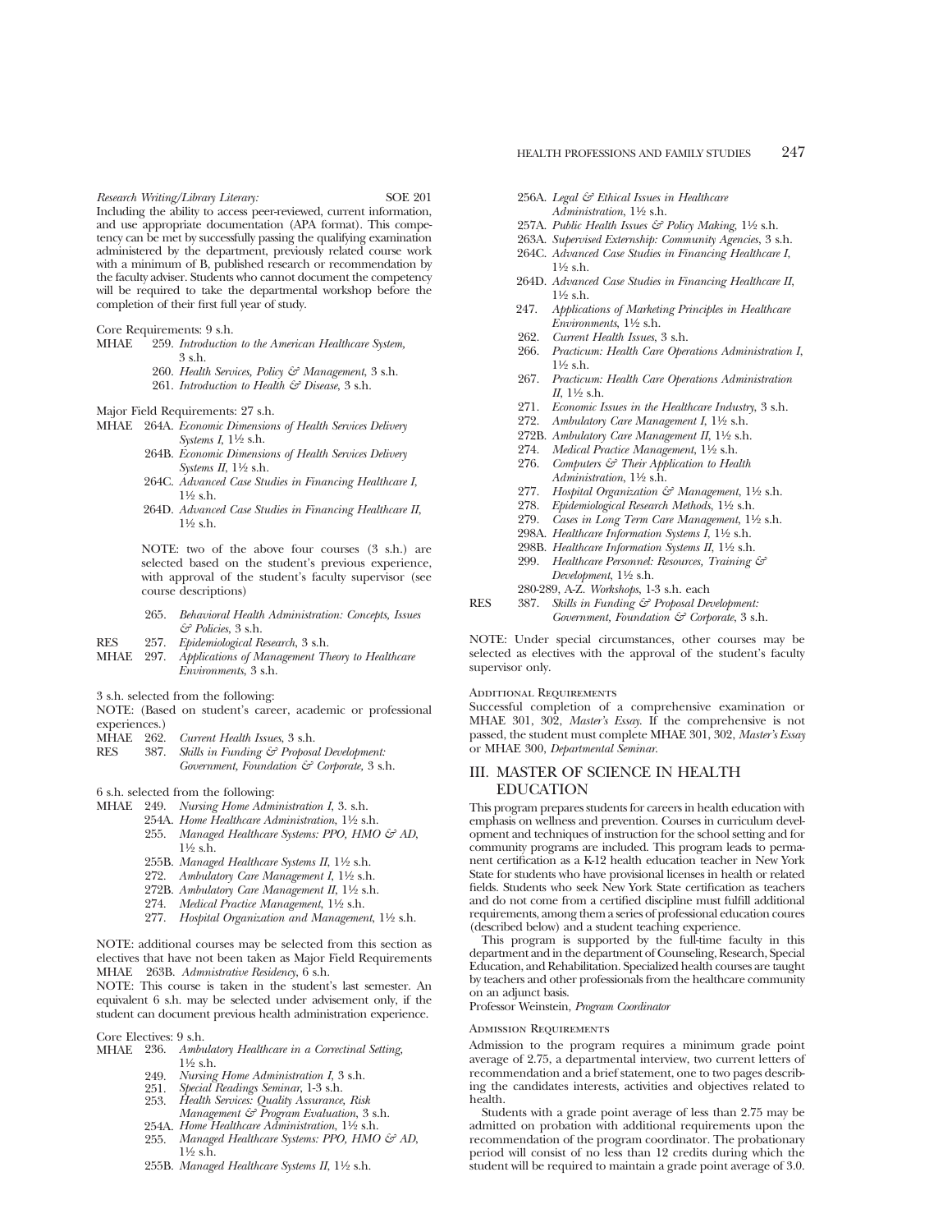*Research Writing/Library Literary:* SOE 201

Including the ability to access peer-reviewed, current information, and use appropriate documentation (APA format). This competency can be met by successfully passing the qualifying examination administered by the department, previously related course work with a minimum of B, published research or recommendation by the faculty adviser. Students who cannot document the competency will be required to take the departmental workshop before the completion of their first full year of study.

Core Requirements: 9 s.h.

MHAE 259. *Introduction to the American Healthcare System,* 3 s.h.
260. *Health Services, Policy & Management*, 3 s.h.
261. *Introduction to Health & Disease*, 3 s.h.

Major Field Requirements: 27 s.h.

MHAE 264A. *Economic Dimensions of Health Services Delivery Systems I*, 1½ s.h.
264B. *Economic Dimensions of Health Services Delivery Systems II*, 1½ s.h.
264C. *Advanced Case Studies in Financing Healthcare I*, 1½ s.h.
264D. *Advanced Case Studies in Financing Healthcare II*, 1½ s.h.

NOTE: two of the above four courses (3 s.h.) are selected based on the student's previous experience, with approval of the student's faculty supervisor (see course descriptions)

265. *Behavioral Health Administration: Concepts, Issues & Policies*, 3 s.h.

RES 257. *Epidemiological Research*, 3 s.h.

MHAE 297. *Applications of Management Theory to Healthcare Environments*, 3 s.h.

3 s.h. selected from the following:

NOTE: (Based on student's career, academic or professional experiences.)

MHAE 262. *Current Health Issues*, 3 s.h.

RES 387. *Skills in Funding & Proposal Development: Government, Foundation & Corporate*, 3 s.h.

6 s.h. selected from the following:

MHAE 249. *Nursing Home Administration I*, 3. s.h.
254A. *Home Healthcare Administration*, 1½ s.h.
255. *Managed Healthcare Systems: PPO, HMO & AD*, 1½ s.h.
255B. *Managed Healthcare Systems II*, 1½ s.h.
272. *Ambulatory Care Management I*, 1½ s.h.
272B. *Ambulatory Care Management II*, 1½ s.h.
274. *Medical Practice Management*, 1½ s.h.
277. *Hospital Organization and Management*, 1½ s.h.

NOTE: additional courses may be selected from this section as electives that have not been taken as Major Field Requirements

MHAE 263B. *Admnistrative Residency*, 6 s.h.

NOTE: This course is taken in the student's last semester. An equivalent 6 s.h. may be selected under advisement only, if the student can document previous health administration experience.

Core Electives: 9 s.h.

MHAE 236. *Ambulatory Healthcare in a Correctinal Setting,* 1½ s.h.
249. *Nursing Home Administration I*, 3 s.h.
251. *Special Readings Seminar*, 1-3 s.h.
253. *Health Services: Quality Assurance, Risk Management & Program Evaluation*, 3 s.h.
254A. *Home Healthcare Administration*, 1½ s.h.
255. *Managed Healthcare Systems: PPO, HMO & AD*, 1½ s.h.
255B. *Managed Healthcare Systems II*, 1½ s.h.
256A. *Legal & Ethical Issues in Healthcare Administration*, 1½ s.h.
257A. *Public Health Issues & Policy Making*, 1½ s.h.
263A. *Supervised Externship: Community Agencies*, 3 s.h.
264C. *Advanced Case Studies in Financing Healthcare I*, 1½ s.h.
264D. *Advanced Case Studies in Financing Healthcare II*, 1½ s.h.
247. *Applications of Marketing Principles in Healthcare Environments*, 1½ s.h.
262. *Current Health Issues*, 3 s.h.
266. *Practicum: Health Care Operations Administration I*, 1½ s.h.
267. *Practicum: Health Care Operations Administration II*, 1½ s.h.
271. *Economic Issues in the Healthcare Industry*, 3 s.h.
272. *Ambulatory Care Management I*, 1½ s.h.
272B. *Ambulatory Care Management II*, 1½ s.h.
274. *Medical Practice Management*, 1½ s.h.
276. *Computers & Their Application to Health Administration*, 1½ s.h.
277. *Hospital Organization & Management*, 1½ s.h.
278. *Epidemiological Research Methods*, 1½ s.h.
279. *Cases in Long Term Care Management*, 1½ s.h.
298A. *Healthcare Information Systems I*, 1½ s.h.
298B. *Healthcare Information Systems II*, 1½ s.h.
299. *Healthcare Personnel: Resources, Training & Development*, 1½ s.h.
280-289, A-Z. *Workshops*, 1-3 s.h. each

RES 387. *Skills in Funding & Proposal Development: Government, Foundation & Corporate*, 3 s.h.

NOTE: Under special circumstances, other courses may be selected as electives with the approval of the student's faculty supervisor only.

Additional Requirements

Successful completion of a comprehensive examination or MHAE 301, 302, *Master's Essay*. If the comprehensive is not passed, the student must complete MHAE 301, 302, *Master's Essay* or MHAE 300, *Departmental Seminar*.

## III. MASTER OF SCIENCE IN HEALTH EDUCATION

This program prepares students for careers in health education with emphasis on wellness and prevention. Courses in curriculum development and techniques of instruction for the school setting and for community programs are included. This program leads to permanent certification as a K-12 health education teacher in New York State for students who have provisional licenses in health or related fields. Students who seek New York State certification as teachers and do not come from a certified discipline must fulfill additional requirements, among them a series of professional education coures (described below) and a student teaching experience.

This program is supported by the full-time faculty in this department and in the department of Counseling, Research, Special Education, and Rehabilitation. Specialized health courses are taught by teachers and other professionals from the healthcare community on an adjunct basis.

Professor Weinstein, *Program Coordinator*

Admission Requirements

Admission to the program requires a minimum grade point average of 2.75, a departmental interview, two current letters of recommendation and a brief statement, one to two pages describing the candidates interests, activities and objectives related to health.

Students with a grade point average of less than 2.75 may be admitted on probation with additional requirements upon the recommendation of the program coordinator. The probationary period will consist of no less than 12 credits during which the student will be required to maintain a grade point average of 3.0.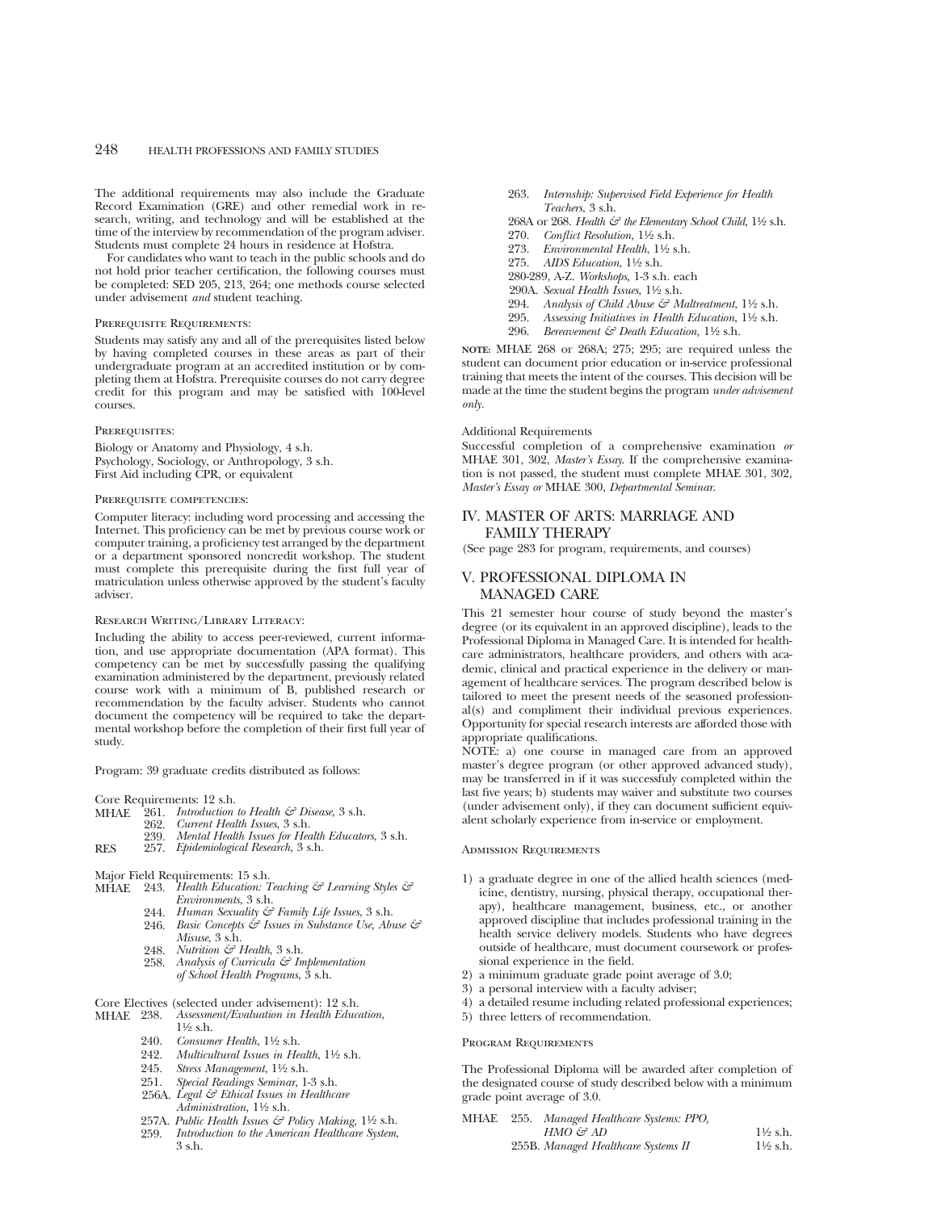The additional requirements may also include the Graduate Record Examination (GRE) and other remedial work in research, writing, and technology and will be established at the time of the interview by recommendation of the program adviser. Students must complete 24 hours in residence at Hofstra.

For candidates who want to teach in the public schools and do not hold prior teacher certification, the following courses must be completed: SED 205, 213, 264; one methods course selected under advisement *and* student teaching.

Prerequisite Requirements:

Students may satisfy any and all of the prerequisites listed below by having completed courses in these areas as part of their undergraduate program at an accredited institution or by completing them at Hofstra. Prerequisite courses do not carry degree credit for this program and may be satisfied with 100-level courses.

Prerequisites:

Biology or Anatomy and Physiology, 4 s.h.
Psychology, Sociology, or Anthropology, 3 s.h.
First Aid including CPR, or equivalent

Prerequisite competencies:

Computer literacy: including word processing and accessing the Internet. This proficiency can be met by previous course work or computer training, a proficiency test arranged by the department or a department sponsored noncredit workshop. The student must complete this prerequisite during the first full year of matriculation unless otherwise approved by the student's faculty adviser.

Research Writing/Library Literacy:

Including the ability to access peer-reviewed, current information, and use appropriate documentation (APA format). This competency can be met by successfully passing the qualifying examination administered by the department, previously related course work with a minimum of B, published research or recommendation by the faculty adviser. Students who cannot document the competency will be required to take the departmental workshop before the completion of their first full year of study.

Program: 39 graduate credits distributed as follows:

Core Requirements: 12 s.h.
MHAE 261. *Introduction to Health & Disease*, 3 s.h.
262. *Current Health Issues*, 3 s.h.
239. *Mental Health Issues for Health Educators*, 3 s.h.
RES 257. *Epidemiological Research*, 3 s.h.

Major Field Requirements: 15 s.h.
MHAE 243. *Health Education: Teaching & Learning Styles & Environments*, 3 s.h.
244. *Human Sexuality & Family Life Issues*, 3 s.h.
246. *Basic Concepts & Issues in Substance Use, Abuse & Misuse*, 3 s.h.
248. *Nutrition & Health*, 3 s.h.
258. *Analysis of Curricula & Implementation of School Health Programs*, 3 s.h.

Core Electives (selected under advisement): 12 s.h.
MHAE 238. *Assessment/Evaluation in Health Education*, 1½ s.h.
240. *Consumer Health*, 1½ s.h.
242. *Multicultural Issues in Health*, 1½ s.h.
245. *Stress Management*, 1½ s.h.
251. *Special Readings Seminar*, 1-3 s.h.
256A. *Legal & Ethical Issues in Healthcare Administration*, 1½ s.h.
257A. *Public Health Issues & Policy Making*, 1½ s.h.
259. *Introduction to the American Healthcare System*, 3 s.h.
263. *Internship: Supervised Field Experience for Health Teachers*, 3 s.h.
268A or 268. *Health & the Elementary School Child*, 1½ s.h.
270. *Conflict Resolution*, 1½ s.h.
273. *Environmental Health*, 1½ s.h.
275. *AIDS Education*, 1½ s.h.
280-289, A-Z. *Workshops*, 1-3 s.h. each
290A. *Sexual Health Issues*, 1½ s.h.
294. *Analysis of Child Abuse & Maltreatment*, 1½ s.h.
295. *Assessing Initiatives in Health Education*, 1½ s.h.
296. *Bereavement & Death Education*, 1½ s.h.

**note:** MHAE 268 or 268A; 275; 295; are required unless the student can document prior education or in-service professional training that meets the intent of the courses. This decision will be made at the time the student begins the program *under advisement only*.

Additional Requirements

Successful completion of a comprehensive examination *or* MHAE 301, 302, *Master's Essay*. If the comprehensive examination is not passed, the student must complete MHAE 301, 302, *Master's Essay or* MHAE 300, *Departmental Seminar*.

## IV. MASTER OF ARTS: MARRIAGE AND FAMILY THERAPY

(See page 283 for program, requirements, and courses)

## V. PROFESSIONAL DIPLOMA IN MANAGED CARE

This 21 semester hour course of study beyond the master's degree (or its equivalent in an approved discipline), leads to the Professional Diploma in Managed Care. It is intended for healthcare administrators, healthcare providers, and others with academic, clinical and practical experience in the delivery or management of healthcare services. The program described below is tailored to meet the present needs of the seasoned professional(s) and compliment their individual previous experiences. Opportunity for special research interests are afforded those with appropriate qualifications.

NOTE: a) one course in managed care from an approved master's degree program (or other approved advanced study), may be transferred in if it was successfuly completed within the last five years; b) students may waiver and substitute two courses (under advisement only), if they can document sufficient equivalent scholarly experience from in-service or employment.

Admission Requirements

1) a graduate degree in one of the allied health sciences (medicine, dentistry, nursing, physical therapy, occupational therapy), healthcare management, business, etc., or another approved discipline that includes professional training in the health service delivery models. Students who have degrees outside of healthcare, must document coursework or professional experience in the field.
2) a minimum graduate grade point average of 3.0;
3) a personal interview with a faculty adviser;
4) a detailed resume including related professional experiences;
5) three letters of recommendation.

Program Requirements

The Professional Diploma will be awarded after completion of the designated course of study described below with a minimum grade point average of 3.0.

MHAE 255. *Managed Healthcare Systems: PPO, HMO & AD* 1½ s.h.
255B. *Managed Healthcare Systems II* 1½ s.h.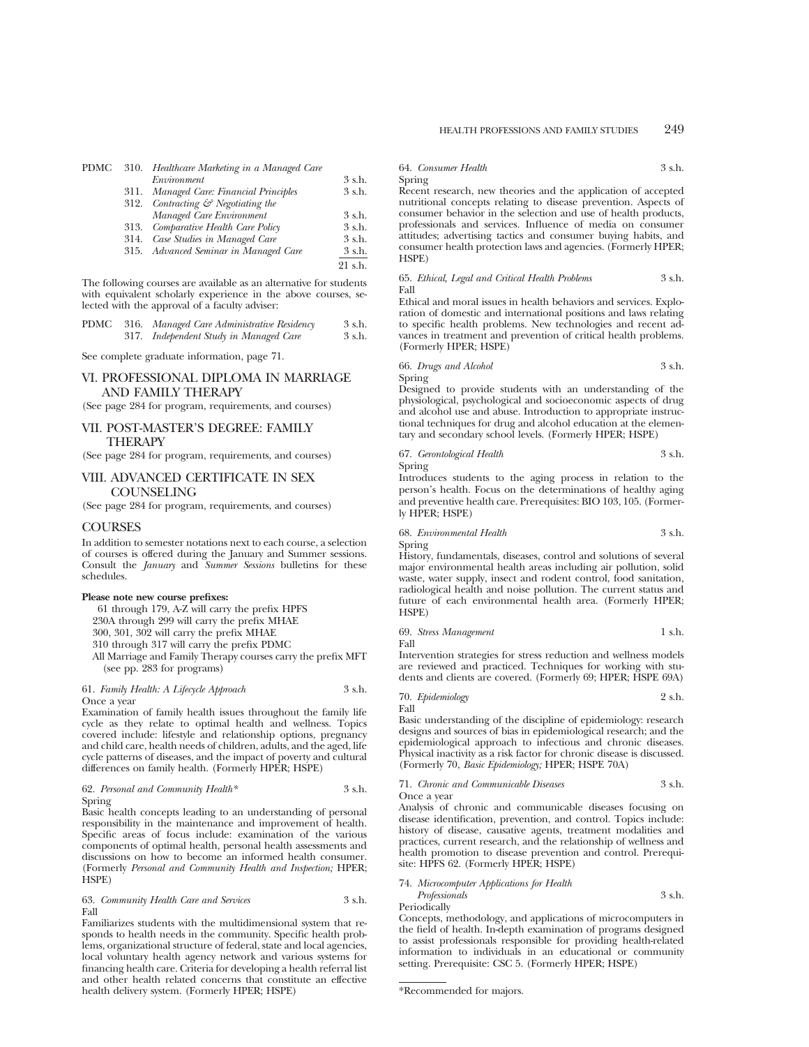| | | | |
|---|---|---|---|
| PDMC | 310. | *Healthcare Marketing in a Managed Care Environment* | 3 s.h. |
| | 311. | *Managed Care: Financial Principles* | 3 s.h. |
| | 312. | *Contracting & Negotiating the Managed Care Environment* | 3 s.h. |
| | 313. | *Comparative Health Care Policy* | 3 s.h. |
| | 314. | *Case Studies in Managed Care* | 3 s.h. |
| | 315. | *Advanced Seminar in Managed Care* | 3 s.h. |
| | | | 21 s.h. |

The following courses are available as an alternative for students with equivalent scholarly experience in the above courses, selected with the approval of a faculty adviser:

| | | | |
|---|---|---|---|
| PDMC | 316. | *Managed Care Administrative Residency* | 3 s.h. |
| | 317. | *Independent Study in Managed Care* | 3 s.h. |

See complete graduate information, page 71.

## VI. PROFESSIONAL DIPLOMA IN MARRIAGE AND FAMILY THERAPY

(See page 284 for program, requirements, and courses)

## VII. POST-MASTER'S DEGREE: FAMILY THERAPY

(See page 284 for program, requirements, and courses)

## VIII. ADVANCED CERTIFICATE IN SEX COUNSELING

(See page 284 for program, requirements, and courses)

## COURSES

In addition to semester notations next to each course, a selection of courses is offered during the January and Summer sessions. Consult the *January* and *Summer Sessions* bulletins for these schedules.

**Please note new course prefixes:**

61 through 179, A-Z will carry the prefix HPFS
230A through 299 will carry the prefix MHAE
300, 301, 302 will carry the prefix MHAE
310 through 317 will carry the prefix PDMC
All Marriage and Family Therapy courses carry the prefix MFT (see pp. 283 for programs)

61. *Family Health: A Lifecycle Approach* 3 s.h.
Once a year
Examination of family health issues throughout the family life cycle as they relate to optimal health and wellness. Topics covered include: lifestyle and relationship options, pregnancy and child care, health needs of children, adults, and the aged, life cycle patterns of diseases, and the impact of poverty and cultural differences on family health. (Formerly HPER; HSPE)

62. *Personal and Community Health\** 3 s.h.
Spring
Basic health concepts leading to an understanding of personal responsibility in the maintenance and improvement of health. Specific areas of focus include: examination of the various components of optimal health, personal health assessments and discussions on how to become an informed health consumer. (Formerly *Personal and Community Health and Inspection;* HPER; HSPE)

63. *Community Health Care and Services* 3 s.h.
Fall
Familiarizes students with the multidimensional system that responds to health needs in the community. Specific health problems, organizational structure of federal, state and local agencies, local voluntary health agency network and various systems for financing health care. Criteria for developing a health referral list and other health related concerns that constitute an effective health delivery system. (Formerly HPER; HSPE)

64. *Consumer Health* 3 s.h.
Spring
Recent research, new theories and the application of accepted nutritional concepts relating to disease prevention. Aspects of consumer behavior in the selection and use of health products, professionals and services. Influence of media on consumer attitudes; advertising tactics and consumer buying habits, and consumer health protection laws and agencies. (Formerly HPER; HSPE)

65. *Ethical, Legal and Critical Health Problems* 3 s.h.
Fall
Ethical and moral issues in health behaviors and services. Exploration of domestic and international positions and laws relating to specific health problems. New technologies and recent advances in treatment and prevention of critical health problems. (Formerly HPER; HSPE)

66. *Drugs and Alcohol* 3 s.h.
Spring
Designed to provide students with an understanding of the physiological, psychological and socioeconomic aspects of drug and alcohol use and abuse. Introduction to appropriate instructional techniques for drug and alcohol education at the elementary and secondary school levels. (Formerly HPER; HSPE)

67. *Gerontological Health* 3 s.h.
Spring
Introduces students to the aging process in relation to the person's health. Focus on the determinations of healthy aging and preventive health care. Prerequisites: BIO 103, 105. (Formerly HPER; HSPE)

68. *Environmental Health* 3 s.h.
Spring
History, fundamentals, diseases, control and solutions of several major environmental health areas including air pollution, solid waste, water supply, insect and rodent control, food sanitation, radiological health and noise pollution. The current status and future of each environmental health area. (Formerly HPER; HSPE)

69. *Stress Management* 1 s.h.
Fall
Intervention strategies for stress reduction and wellness models are reviewed and practiced. Techniques for working with students and clients are covered. (Formerly 69; HPER; HSPE 69A)

70. *Epidemiology* 2 s.h.
Fall
Basic understanding of the discipline of epidemiology: research designs and sources of bias in epidemiological research; and the epidemiological approach to infectious and chronic diseases. Physical inactivity as a risk factor for chronic disease is discussed. (Formerly 70, *Basic Epidemiology;* HPER; HSPE 70A)

71. *Chronic and Communicable Diseases* 3 s.h.
Once a year
Analysis of chronic and communicable diseases focusing on disease identification, prevention, and control. Topics include: history of disease, causative agents, treatment modalities and practices, current research, and the relationship of wellness and health promotion to disease prevention and control. Prerequisite: HPFS 62. (Formerly HPER; HSPE)

74. *Microcomputer Applications for Health Professionals* 3 s.h.
Periodically
Concepts, methodology, and applications of microcomputers in the field of health. In-depth examination of programs designed to assist professionals responsible for providing health-related information to individuals in an educational or community setting. Prerequisite: CSC 5. (Formerly HPER; HSPE)

---

\*Recommended for majors.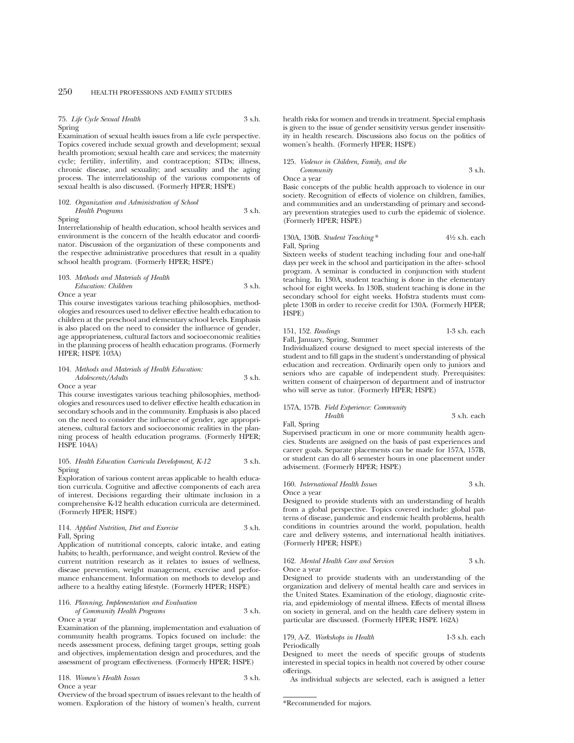75. *Life Cycle Sexual Health* 3 s.h.
Spring
Examination of sexual health issues from a life cycle perspective. Topics covered include sexual growth and development; sexual health promotion; sexual health care and services; the maternity cycle; fertility, infertility, and contraception; STDs; illness, chronic disease, and sexuality; and sexuality and the aging process. The interrelationship of the various components of sexual health is also discussed. (Formerly HPER; HSPE)

102. *Organization and Administration of School Health Programs* 3 s.h.
Spring
Interrelationship of health education, school health services and environment is the concern of the health educator and coordinator. Discussion of the organization of these components and the respective administrative procedures that result in a quality school health program. (Formerly HPER; HSPE)

103. *Methods and Materials of Health Education: Children* 3 s.h.
Once a year
This course investigates various teaching philosophies, methodologies and resources used to deliver effective health education to children at the preschool and elementary school levels. Emphasis is also placed on the need to consider the influence of gender, age appropriateness, cultural factors and socioeconomic realities in the planning process of health education programs. (Formerly HPER; HSPE 103A)

104. *Methods and Materials of Health Education: Adolescents/Adults* 3 s.h.
Once a year
This course investigates various teaching philosophies, methodologies and resources used to deliver effective health education in secondary schools and in the community. Emphasis is also placed on the need to consider the influence of gender, age appropriateness, cultural factors and socioeconomic realities in the planning process of health education programs. (Formerly HPER; HSPE 104A)

105. *Health Education Curricula Development, K-12* 3 s.h.
Spring
Exploration of various content areas applicable to health education curricula. Cognitive and affective components of each area of interest. Decisions regarding their ultimate inclusion in a comprehensive K-12 health education curricula are determined. (Formerly HPER; HSPE)

114. *Applied Nutrition, Diet and Exercise* 3 s.h.
Fall, Spring
Application of nutritional concepts, caloric intake, and eating habits; to health, performance, and weight control. Review of the current nutrition research as it relates to issues of wellness, disease prevention, weight management, exercise and performance enhancement. Information on methods to develop and adhere to a healthy eating lifestyle. (Formerly HPER; HSPE)

116. *Planning, Implementation and Evaluation of Community Health Programs* 3 s.h.
Once a year
Examination of the planning, implementation and evaluation of community health programs. Topics focused on include: the needs assessment process, defining target groups, setting goals and objectives, implementation design and procedures, and the assessment of program effectiveness. (Formerly HPER; HSPE)

118. *Women's Health Issues* 3 s.h.
Once a year
Overview of the broad spectrum of issues relevant to the health of women. Exploration of the history of women's health, current health risks for women and trends in treatment. Special emphasis is given to the issue of gender sensitivity versus gender insensitivity in health research. Discussions also focus on the politics of women's health. (Formerly HPER; HSPE)

125. *Violence in Children, Family, and the Community* 3 s.h.
Once a year
Basic concepts of the public health approach to violence in our society. Recognition of effects of violence on children, families, and communities and an understanding of primary and secondary prevention strategies used to curb the epidemic of violence. (Formerly HPER; HSPE)

130A, 130B. *Student Teaching** 4½ s.h. each
Fall, Spring
Sixteen weeks of student teaching including four and one-half days per week in the school and participation in the after- school program. A seminar is conducted in conjunction with student teaching. In 130A, student teaching is done in the elementary school for eight weeks. In 130B, student teaching is done in the secondary school for eight weeks. Hofstra students must complete 130B in order to receive credit for 130A. (Formerly HPER; HSPE)

151, 152. *Readings* 1-3 s.h. each
Fall, January, Spring, Summer
Individualized course designed to meet special interests of the student and to fill gaps in the student's understanding of physical education and recreation. Ordinarily open only to juniors and seniors who are capable of independent study. Prerequisites: written consent of chairperson of department and of instructor who will serve as tutor. (Formerly HPER; HSPE)

157A, 157B. *Field Experience: Community Health* 3 s.h. each
Fall, Spring
Supervised practicum in one or more community health agencies. Students are assigned on the basis of past experiences and career goals. Separate placements can be made for 157A, 157B, or student can do all 6 semester hours in one placement under advisement. (Formerly HPER; HSPE)

160. *International Health Issues* 3 s.h.
Once a year
Designed to provide students with an understanding of health from a global perspective. Topics covered include: global patterns of disease, pandemic and endemic health problems, health conditions in countries around the world, population, health care and delivery systems, and international health initiatives. (Formerly HPER; HSPE)

162. *Mental Health Care and Services* 3 s.h.
Once a year
Designed to provide students with an understanding of the organization and delivery of mental health care and services in the United States. Examination of the etiology, diagnostic criteria, and epidemiology of mental illness. Effects of mental illness on society in general, and on the health care delivery system in particular are discussed. (Formerly HPER; HSPE 162A)

179, A-Z. *Workshops in Health* 1-3 s.h. each
Periodically
Designed to meet the needs of specific groups of students interested in special topics in health not covered by other course offerings.

As individual subjects are selected, each is assigned a letter

*Recommended for majors.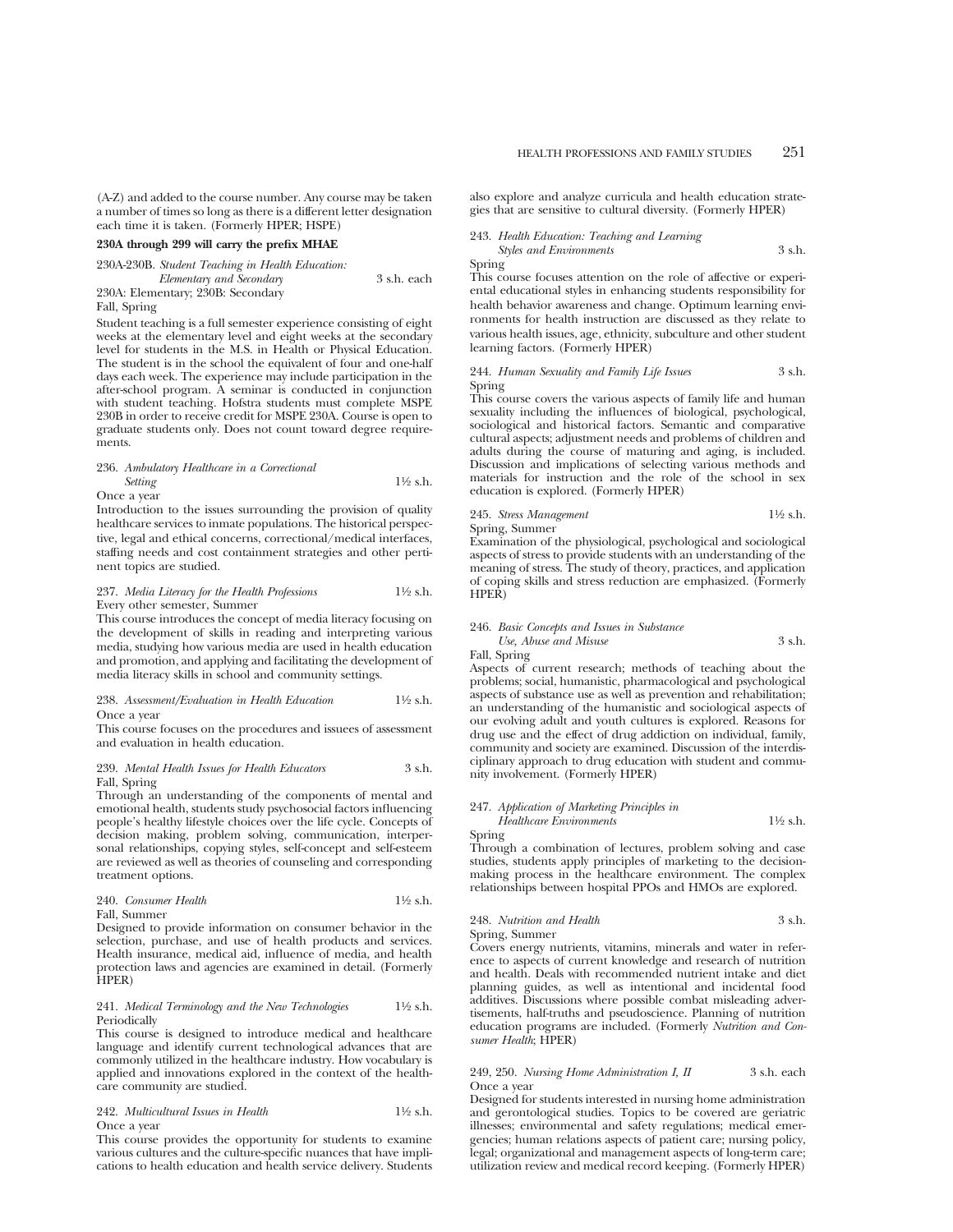(A-Z) and added to the course number. Any course may be taken a number of times so long as there is a different letter designation each time it is taken. (Formerly HPER; HSPE)

**230A through 299 will carry the prefix MHAE**

230A-230B. *Student Teaching in Health Education: Elementary and Secondary* 3 s.h. each
230A: Elementary; 230B: Secondary
Fall, Spring
Student teaching is a full semester experience consisting of eight weeks at the elementary level and eight weeks at the secondary level for students in the M.S. in Health or Physical Education. The student is in the school the equivalent of four and one-half days each week. The experience may include participation in the after-school program. A seminar is conducted in conjunction with student teaching. Hofstra students must complete MSPE 230B in order to receive credit for MSPE 230A. Course is open to graduate students only. Does not count toward degree requirements.

236. *Ambulatory Healthcare in a Correctional Setting* 1½ s.h.
Once a year
Introduction to the issues surrounding the provision of quality healthcare services to inmate populations. The historical perspective, legal and ethical concerns, correctional/medical interfaces, staffing needs and cost containment strategies and other pertinent topics are studied.

237. *Media Literacy for the Health Professions* 1½ s.h.
Every other semester, Summer
This course introduces the concept of media literacy focusing on the development of skills in reading and interpreting various media, studying how various media are used in health education and promotion, and applying and facilitating the development of media literacy skills in school and community settings.

238. *Assessment/Evaluation in Health Education* 1½ s.h.
Once a year
This course focuses on the procedures and issuees of assessment and evaluation in health education.

239. *Mental Health Issues for Health Educators* 3 s.h.
Fall, Spring
Through an understanding of the components of mental and emotional health, students study psychosocial factors influencing people's healthy lifestyle choices over the life cycle. Concepts of decision making, problem solving, communication, interpersonal relationships, copying styles, self-concept and self-esteem are reviewed as well as theories of counseling and corresponding treatment options.

240. *Consumer Health* 1½ s.h.
Fall, Summer
Designed to provide information on consumer behavior in the selection, purchase, and use of health products and services. Health insurance, medical aid, influence of media, and health protection laws and agencies are examined in detail. (Formerly HPER)

241. *Medical Terminology and the New Technologies* 1½ s.h.
Periodically
This course is designed to introduce medical and healthcare language and identify current technological advances that are commonly utilized in the healthcare industry. How vocabulary is applied and innovations explored in the context of the healthcare community are studied.

242. *Multicultural Issues in Health* 1½ s.h.
Once a year
This course provides the opportunity for students to examine various cultures and the culture-specific nuances that have implications to health education and health service delivery. Students also explore and analyze curricula and health education strategies that are sensitive to cultural diversity. (Formerly HPER)

243. *Health Education: Teaching and Learning Styles and Environments* 3 s.h.
Spring
This course focuses attention on the role of affective or experiental educational styles in enhancing students responsibility for health behavior awareness and change. Optimum learning environments for health instruction are discussed as they relate to various health issues, age, ethnicity, subculture and other student learning factors. (Formerly HPER)

244. *Human Sexuality and Family Life Issues* 3 s.h.
Spring
This course covers the various aspects of family life and human sexuality including the influences of biological, psychological, sociological and historical factors. Semantic and comparative cultural aspects; adjustment needs and problems of children and adults during the course of maturing and aging, is included. Discussion and implications of selecting various methods and materials for instruction and the role of the school in sex education is explored. (Formerly HPER)

245. *Stress Management* 1½ s.h.
Spring, Summer
Examination of the physiological, psychological and sociological aspects of stress to provide students with an understanding of the meaning of stress. The study of theory, practices, and application of coping skills and stress reduction are emphasized. (Formerly HPER)

246. *Basic Concepts and Issues in Substance Use, Abuse and Misuse* 3 s.h.
Fall, Spring
Aspects of current research; methods of teaching about the problems; social, humanistic, pharmacological and psychological aspects of substance use as well as prevention and rehabilitation; an understanding of the humanistic and sociological aspects of our evolving adult and youth cultures is explored. Reasons for drug use and the effect of drug addiction on individual, family, community and society are examined. Discussion of the interdisciplinary approach to drug education with student and community involvement. (Formerly HPER)

247. *Application of Marketing Principles in Healthcare Environments* 1½ s.h.
Spring
Through a combination of lectures, problem solving and case studies, students apply principles of marketing to the decision-making process in the healthcare environment. The complex relationships between hospital PPOs and HMOs are explored.

248. *Nutrition and Health* 3 s.h.
Spring, Summer
Covers energy nutrients, vitamins, minerals and water in reference to aspects of current knowledge and research of nutrition and health. Deals with recommended nutrient intake and diet planning guides, as well as intentional and incidental food additives. Discussions where possible combat misleading advertisements, half-truths and pseudoscience. Planning of nutrition education programs are included. (Formerly *Nutrition and Consumer Health*; HPER)

249, 250. *Nursing Home Administration I, II* 3 s.h. each
Once a year
Designed for students interested in nursing home administration and gerontological studies. Topics to be covered are geriatric illnesses; environmental and safety regulations; medical emergencies; human relations aspects of patient care; nursing policy, legal; organizational and management aspects of long-term care; utilization review and medical record keeping. (Formerly HPER)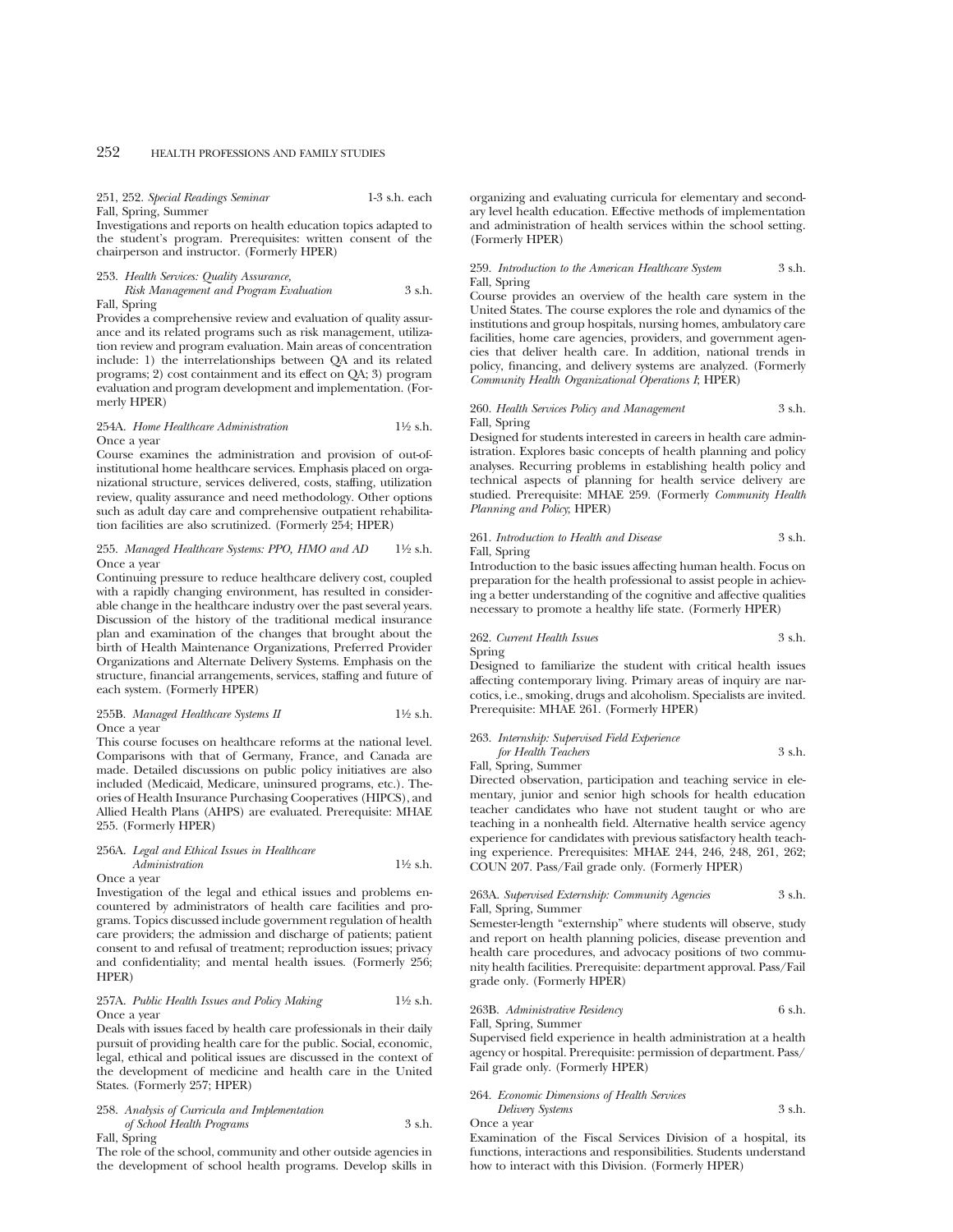251, 252. *Special Readings Seminar* 1-3 s.h. each
Fall, Spring, Summer
Investigations and reports on health education topics adapted to the student's program. Prerequisites: written consent of the chairperson and instructor. (Formerly HPER)

253. *Health Services: Quality Assurance, Risk Management and Program Evaluation* 3 s.h.
Fall, Spring
Provides a comprehensive review and evaluation of quality assurance and its related programs such as risk management, utilization review and program evaluation. Main areas of concentration include: 1) the interrelationships between QA and its related programs; 2) cost containment and its effect on QA; 3) program evaluation and program development and implementation. (Formerly HPER)

254A. *Home Healthcare Administration* 1½ s.h.
Once a year
Course examines the administration and provision of out-of-institutional home healthcare services. Emphasis placed on organizational structure, services delivered, costs, staffing, utilization review, quality assurance and need methodology. Other options such as adult day care and comprehensive outpatient rehabilitation facilities are also scrutinized. (Formerly 254; HPER)

255. *Managed Healthcare Systems: PPO, HMO and AD* 1½ s.h.
Once a year
Continuing pressure to reduce healthcare delivery cost, coupled with a rapidly changing environment, has resulted in considerable change in the healthcare industry over the past several years. Discussion of the history of the traditional medical insurance plan and examination of the changes that brought about the birth of Health Maintenance Organizations, Preferred Provider Organizations and Alternate Delivery Systems. Emphasis on the structure, financial arrangements, services, staffing and future of each system. (Formerly HPER)

255B. *Managed Healthcare Systems II* 1½ s.h.
Once a year
This course focuses on healthcare reforms at the national level. Comparisons with that of Germany, France, and Canada are made. Detailed discussions on public policy initiatives are also included (Medicaid, Medicare, uninsured programs, etc.). Theories of Health Insurance Purchasing Cooperatives (HIPCS), and Allied Health Plans (AHPS) are evaluated. Prerequisite: MHAE 255. (Formerly HPER)

256A. *Legal and Ethical Issues in Healthcare Administration* 1½ s.h.
Once a year
Investigation of the legal and ethical issues and problems encountered by administrators of health care facilities and programs. Topics discussed include government regulation of health care providers; the admission and discharge of patients; patient consent to and refusal of treatment; reproduction issues; privacy and confidentiality; and mental health issues. (Formerly 256; HPER)

257A. *Public Health Issues and Policy Making* 1½ s.h.
Once a year
Deals with issues faced by health care professionals in their daily pursuit of providing health care for the public. Social, economic, legal, ethical and political issues are discussed in the context of the development of medicine and health care in the United States. (Formerly 257; HPER)

258. *Analysis of Curricula and Implementation of School Health Programs* 3 s.h.
Fall, Spring
The role of the school, community and other outside agencies in the development of school health programs. Develop skills in organizing and evaluating curricula for elementary and secondary level health education. Effective methods of implementation and administration of health services within the school setting. (Formerly HPER)

259. *Introduction to the American Healthcare System* 3 s.h.
Fall, Spring
Course provides an overview of the health care system in the United States. The course explores the role and dynamics of the institutions and group hospitals, nursing homes, ambulatory care facilities, home care agencies, providers, and government agencies that deliver health care. In addition, national trends in policy, financing, and delivery systems are analyzed. (Formerly *Community Health Organizational Operations I*; HPER)

260. *Health Services Policy and Management* 3 s.h.
Fall, Spring
Designed for students interested in careers in health care administration. Explores basic concepts of health planning and policy analyses. Recurring problems in establishing health policy and technical aspects of planning for health service delivery are studied. Prerequisite: MHAE 259. (Formerly *Community Health Planning and Policy*; HPER)

261. *Introduction to Health and Disease* 3 s.h.
Fall, Spring
Introduction to the basic issues affecting human health. Focus on preparation for the health professional to assist people in achieving a better understanding of the cognitive and affective qualities necessary to promote a healthy life state. (Formerly HPER)

262. *Current Health Issues* 3 s.h.
Spring
Designed to familiarize the student with critical health issues affecting contemporary living. Primary areas of inquiry are narcotics, i.e., smoking, drugs and alcoholism. Specialists are invited. Prerequisite: MHAE 261. (Formerly HPER)

263. *Internship: Supervised Field Experience for Health Teachers* 3 s.h.
Fall, Spring, Summer
Directed observation, participation and teaching service in elementary, junior and senior high schools for health education teacher candidates who have not student taught or who are teaching in a nonhealth field. Alternative health service agency experience for candidates with previous satisfactory health teaching experience. Prerequisites: MHAE 244, 246, 248, 261, 262; COUN 207. Pass/Fail grade only. (Formerly HPER)

263A. *Supervised Externship: Community Agencies* 3 s.h.
Fall, Spring, Summer
Semester-length "externship" where students will observe, study and report on health planning policies, disease prevention and health care procedures, and advocacy positions of two community health facilities. Prerequisite: department approval. Pass/Fail grade only. (Formerly HPER)

263B. *Administrative Residency* 6 s.h.
Fall, Spring, Summer
Supervised field experience in health administration at a health agency or hospital. Prerequisite: permission of department. Pass/Fail grade only. (Formerly HPER)

264. *Economic Dimensions of Health Services Delivery Systems* 3 s.h.
Once a year
Examination of the Fiscal Services Division of a hospital, its functions, interactions and responsibilities. Students understand how to interact with this Division. (Formerly HPER)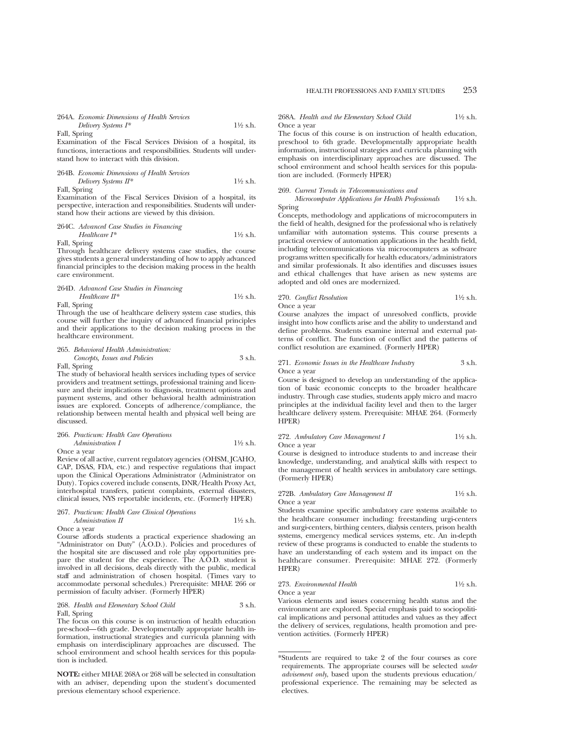264A. *Economic Dimensions of Health Services Delivery Systems I** 1½ s.h.
Fall, Spring
Examination of the Fiscal Services Division of a hospital, its functions, interactions and responsibilities. Students will understand how to interact with this division.

264B. *Economic Dimensions of Health Services Delivery Systems II** 1½ s.h.
Fall, Spring
Examination of the Fiscal Services Division of a hospital, its perspective, interaction and responsibilities. Students will understand how their actions are viewed by this division.

264C. *Advanced Case Studies in Financing Healthcare I** 1½ s.h.
Fall, Spring
Through healthcare delivery systems case studies, the course gives students a general understanding of how to apply advanced financial principles to the decision making process in the health care environment.

264D. *Advanced Case Studies in Financing Healthcare II** 1½ s.h.
Fall, Spring
Through the use of healthcare delivery system case studies, this course will further the inquiry of advanced financial principles and their applications to the decision making process in the healthcare environment.

265. *Behavioral Health Administration: Concepts, Issues and Policies* 3 s.h.
Fall, Spring
The study of behavioral health services including types of service providers and treatment settings, professional training and licensure and their implications to diagnosis, treatment options and payment systems, and other behavioral health administration issues are explored. Concepts of adherence/compliance, the relationship between mental health and physical well being are discussed.

266. *Practicum: Health Care Operations Administration I* 1½ s.h.
Once a year
Review of all active, current regulatory agencies (OHSM, JCAHO, CAP, DSAS, FDA, etc.) and respective regulations that impact upon the Clinical Operations Administrator (Administrator on Duty). Topics covered include consents, DNR/Health Proxy Act, interhospital transfers, patient complaints, external disasters, clinical issues, NYS reportable incidents, etc. (Formerly HPER)

267. *Practicum: Health Care Clinical Operations Administration II* 1½ s.h.
Once a year
Course affords students a practical experience shadowing an "Administrator on Duty" (A.O.D.). Policies and procedures of the hospital site are discussed and role play opportunities prepare the student for the experience. The A.O.D. student is involved in all decisions, deals directly with the public, medical staff and administration of chosen hospital. (Times vary to accommodate personal schedules.) Prerequisite: MHAE 266 or permission of faculty adviser. (Formerly HPER)

268. *Health and Elementary School Child* 3 s.h.
Fall, Spring
The focus on this course is on instruction of health education pre-school—6th grade. Developmentally appropriate health information, instructional strategies and curricula planning with emphasis on interdisciplinary approaches are discussed. The school environment and school health services for this population is included.

**NOTE:** either MHAE 268A or 268 will be selected in consultation with an adviser, depending upon the student's documented previous elementary school experience.

268A. *Health and the Elementary School Child* 1½ s.h.
Once a year
The focus of this course is on instruction of health education, preschool to 6th grade. Developmentally appropriate health information, instructional strategies and curricula planning with emphasis on interdisciplinary approaches are discussed. The school environment and school health services for this population are included. (Formerly HPER)

269. *Current Trends in Telecommunications and Microcomputer Applications for Health Professionals* 1½ s.h.
Spring
Concepts, methodology and applications of microcomputers in the field of health, designed for the professional who is relatively unfamiliar with automation systems. This course presents a practical overview of automation applications in the health field, including telecommunications via microcomputers as software programs written specifically for health educators/administrators and similar professionals. It also identifies and discusses issues and ethical challenges that have arisen as new systems are adopted and old ones are modernized.

270. *Conflict Resolution* 1½ s.h.
Once a year
Course analyzes the impact of unresolved conflicts, provide insight into how conflicts arise and the ability to understand and define problems. Students examine internal and external patterns of conflict. The function of conflict and the patterns of conflict resolution are examined. (Formerly HPER)

271. *Economic Issues in the Healthcare Industry* 3 s.h.
Once a year
Course is designed to develop an understanding of the application of basic economic concepts to the broader healthcare industry. Through case studies, students apply micro and macro principles at the individual facility level and then to the larger healthcare delivery system. Prerequisite: MHAE 264. (Formerly HPER)

272. *Ambulatory Care Management I* 1½ s.h.
Once a year
Course is designed to introduce students to and increase their knowledge, understanding, and analytical skills with respect to the management of health services in ambulatory care settings. (Formerly HPER)

272B. *Ambulatory Care Management II* 1½ s.h.
Once a year
Students examine specific ambulatory care systems available to the healthcare consumer including: freestanding urgi-centers and surgi-centers, birthing centers, dialysis centers, prison health systems, emergency medical services systems, etc. An in-depth review of these programs is conducted to enable the students to have an understanding of each system and its impact on the healthcare consumer. Prerequisite: MHAE 272. (Formerly HPER)

273. *Environmental Health* 1½ s.h.
Once a year
Various elements and issues concerning health status and the environment are explored. Special emphasis paid to sociopolitical implications and personal attitudes and values as they affect the delivery of services, regulations, health promotion and prevention activities. (Formerly HPER)

---

*Students are required to take 2 of the four courses as core requirements. The appropriate courses will be selected *under advisement only*, based upon the students previous education/professional experience. The remaining may be selected as electives.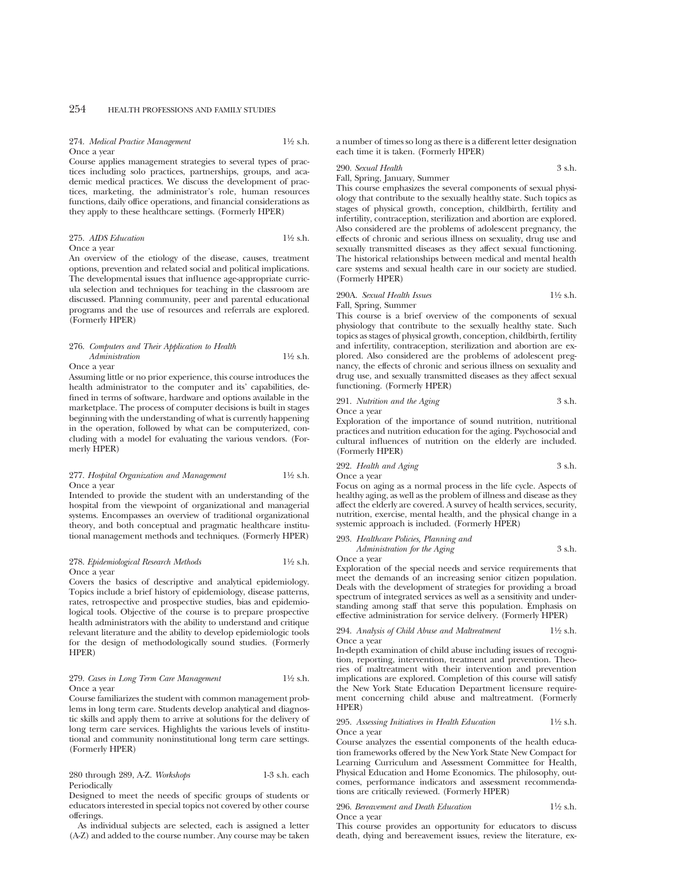274. *Medical Practice Management* 1½ s.h.
Once a year

Course applies management strategies to several types of practices including solo practices, partnerships, groups, and academic medical practices. We discuss the development of practices, marketing, the administrator's role, human resources functions, daily office operations, and financial considerations as they apply to these healthcare settings. (Formerly HPER)

275. *AIDS Education* 1½ s.h.
Once a year

An overview of the etiology of the disease, causes, treatment options, prevention and related social and political implications. The developmental issues that influence age-appropriate curricula selection and techniques for teaching in the classroom are discussed. Planning community, peer and parental educational programs and the use of resources and referrals are explored. (Formerly HPER)

276. *Computers and Their Application to Health Administration* 1½ s.h.
Once a year

Assuming little or no prior experience, this course introduces the health administrator to the computer and its' capabilities, defined in terms of software, hardware and options available in the marketplace. The process of computer decisions is built in stages beginning with the understanding of what is currently happening in the operation, followed by what can be computerized, concluding with a model for evaluating the various vendors. (Formerly HPER)

277. *Hospital Organization and Management* 1½ s.h.
Once a year

Intended to provide the student with an understanding of the hospital from the viewpoint of organizational and managerial systems. Encompasses an overview of traditional organizational theory, and both conceptual and pragmatic healthcare institutional management methods and techniques. (Formerly HPER)

278. *Epidemiological Research Methods* 1½ s.h.
Once a year

Covers the basics of descriptive and analytical epidemiology. Topics include a brief history of epidemiology, disease patterns, rates, retrospective and prospective studies, bias and epidemiological tools. Objective of the course is to prepare prospective health administrators with the ability to understand and critique relevant literature and the ability to develop epidemiologic tools for the design of methodologically sound studies. (Formerly HPER)

279. *Cases in Long Term Care Management* 1½ s.h.
Once a year

Course familiarizes the student with common management problems in long term care. Students develop analytical and diagnostic skills and apply them to arrive at solutions for the delivery of long term care services. Highlights the various levels of institutional and community noninstitutional long term care settings. (Formerly HPER)

280 through 289, A-Z. *Workshops* 1-3 s.h. each
Periodically

Designed to meet the needs of specific groups of students or educators interested in special topics not covered by other course offerings.

As individual subjects are selected, each is assigned a letter (A-Z) and added to the course number. Any course may be taken a number of times so long as there is a different letter designation each time it is taken. (Formerly HPER)

290. *Sexual Health* 3 s.h.
Fall, Spring, January, Summer

This course emphasizes the several components of sexual physiology that contribute to the sexually healthy state. Such topics as stages of physical growth, conception, childbirth, fertility and infertility, contraception, sterilization and abortion are explored. Also considered are the problems of adolescent pregnancy, the effects of chronic and serious illness on sexuality, drug use and sexually transmitted diseases as they affect sexual functioning. The historical relationships between medical and mental health care systems and sexual health care in our society are studied. (Formerly HPER)

290A. *Sexual Health Issues* 1½ s.h.
Fall, Spring, Summer

This course is a brief overview of the components of sexual physiology that contribute to the sexually healthy state. Such topics as stages of physical growth, conception, childbirth, fertility and infertility, contraception, sterilization and abortion are explored. Also considered are the problems of adolescent pregnancy, the effects of chronic and serious illness on sexuality and drug use, and sexually transmitted diseases as they affect sexual functioning. (Formerly HPER)

291. *Nutrition and the Aging* 3 s.h.
Once a year

Exploration of the importance of sound nutrition, nutritional practices and nutrition education for the aging. Psychosocial and cultural influences of nutrition on the elderly are included. (Formerly HPER)

292. *Health and Aging* 3 s.h.
Once a year

Focus on aging as a normal process in the life cycle. Aspects of healthy aging, as well as the problem of illness and disease as they affect the elderly are covered. A survey of health services, security, nutrition, exercise, mental health, and the physical change in a systemic approach is included. (Formerly HPER)

293. *Healthcare Policies, Planning and Administration for the Aging* 3 s.h.
Once a year

Exploration of the special needs and service requirements that meet the demands of an increasing senior citizen population. Deals with the development of strategies for providing a broad spectrum of integrated services as well as a sensitivity and understanding among staff that serve this population. Emphasis on effective administration for service delivery. (Formerly HPER)

294. *Analysis of Child Abuse and Maltreatment* 1½ s.h.
Once a year

In-depth examination of child abuse including issues of recognition, reporting, intervention, treatment and prevention. Theories of maltreatment with their intervention and prevention implications are explored. Completion of this course will satisfy the New York State Education Department licensure requirement concerning child abuse and maltreatment. (Formerly HPER)

295. *Assessing Initiatives in Health Education* 1½ s.h.
Once a year

Course analyzes the essential components of the health education frameworks offered by the New York State New Compact for Learning Curriculum and Assessment Committee for Health, Physical Education and Home Economics. The philosophy, outcomes, performance indicators and assessment recommendations are critically reviewed. (Formerly HPER)

296. *Bereavement and Death Education* 1½ s.h.
Once a year

This course provides an opportunity for educators to discuss death, dying and bereavement issues, review the literature, ex-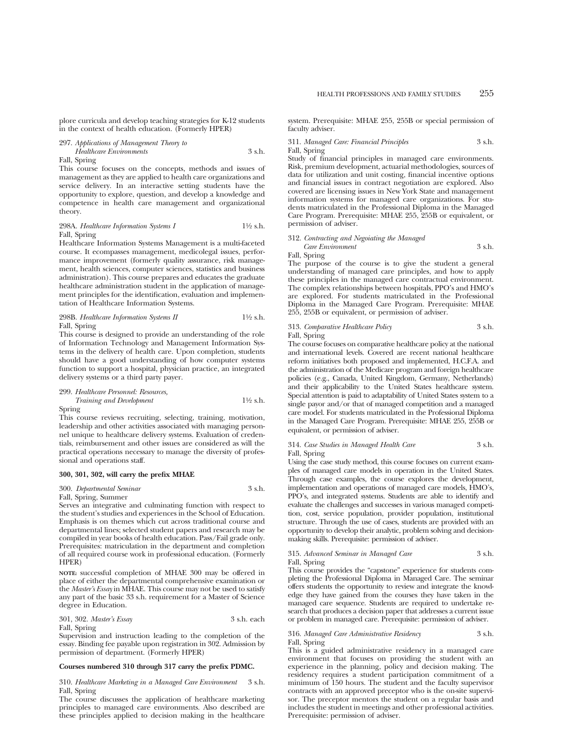plore curricula and develop teaching strategies for K-12 students in the context of health education. (Formerly HPER)

297. *Applications of Management Theory to Healthcare Environments* 3 s.h.
Fall, Spring

This course focuses on the concepts, methods and issues of management as they are applied to health care organizations and service delivery. In an interactive setting students have the opportunity to explore, question, and develop a knowledge and competence in health care management and organizational theory.

298A. *Healthcare Information Systems I* 1½ s.h.
Fall, Spring

Healthcare Information Systems Management is a multi-faceted course. It ecompasses management, medicolegal issues, performance improvement (formerly quality assurance, risk management, health sciences, computer sciences, statistics and business administration). This course prepares and educates the graduate healthcare administration student in the application of management principles for the identification, evaluation and implementation of Healthcare Information Systems.

298B. *Healthcare Information Systems II* 1½ s.h.
Fall, Spring

This course is designed to provide an understanding of the role of Information Technology and Management Information Systems in the delivery of health care. Upon completion, students should have a good understanding of how computer systems function to support a hospital, physician practice, an integrated delivery systems or a third party payer.

299. *Healthcare Personnel: Resources, Training and Development* 1½ s.h.
Spring

This course reviews recruiting, selecting, training, motivation, leadership and other activities associated with managing personnel unique to healthcare delivery systems. Evaluation of credentials, reimbursement and other issues are considered as will the practical operations necessary to manage the diversity of professional and operations staff.

**300, 301, 302, will carry the prefix MHAE**

300. *Departmental Seminar* 3 s.h.
Fall, Spring, Summer

Serves an integrative and culminating function with respect to the student's studies and experiences in the School of Education. Emphasis is on themes which cut across traditional course and departmental lines; selected student papers and research may be compiled in year books of health education. Pass/Fail grade only. Prerequisites: matriculation in the department and completion of all required course work in professional education. (Formerly HPER)

**NOTE:** successful completion of MHAE 300 may be offered in place of either the departmental comprehensive examination or the *Master's Essay* in MHAE. This course may not be used to satisfy any part of the basic 33 s.h. requirement for a Master of Science degree in Education.

301, 302. *Master's Essay* 3 s.h. each
Fall, Spring

Supervision and instruction leading to the completion of the essay. Binding fee payable upon registration in 302. Admission by permission of department. (Formerly HPER)

**Courses numbered 310 through 317 carry the prefix PDMC.**

310. *Healthcare Marketing in a Managed Care Environment* 3 s.h.
Fall, Spring

The course discusses the application of healthcare marketing principles to managed care environments. Also described are these principles applied to decision making in the healthcare system. Prerequisite: MHAE 255, 255B or special permission of faculty adviser.

311. *Managed Care: Financial Principles* 3 s.h.
Fall, Spring

Study of financial principles in managed care environments. Risk, premium development, actuarial methodologies, sources of data for utilization and unit costing, financial incentive options and financial issues in contract negotiation are explored. Also covered are licensing issues in New York State and management information systems for managed care organizations. For students matriculated in the Professional Diploma in the Managed Care Program. Prerequisite: MHAE 255, 255B or equivalent, or permission of adviser.

312. *Contracting and Negoiating the Managed Care Environment* 3 s.h.
Fall, Spring

The purpose of the course is to give the student a general understanding of managed care principles, and how to apply these principles in the managed care contractual environment. The complex relationships between hospitals, PPO's and HMO's are explored. For students matriculated in the Professional Diploma in the Managed Care Program. Prerequisite: MHAE 255, 255B or equivalent, or permission of adviser.

313. *Comparative Healthcare Policy* 3 s.h.
Fall, Spring

The course focuses on comparative healthcare policy at the national and international levels. Covered are recent national healthcare reform initiatives both proposed and implemented, H.C.F.A. and the administration of the Medicare program and foreign healthcare policies (e.g., Canada, United Kingdom, Germany, Netherlands) and their applicability to the United States healthcare system. Special attention is paid to adaptability of United States system to a single payor and/or that of managed competition and a managed care model. For students matriculated in the Professional Diploma in the Managed Care Program. Prerequisite: MHAE 255, 255B or equivalent, or permission of adviser.

314. *Case Studies in Managed Health Care* 3 s.h.
Fall, Spring

Using the case study method, this course focuses on current examples of managed care models in operation in the United States. Through case examples, the course explores the development, implementation and operations of managed care models, HMO's, PPO's, and integrated systems. Students are able to identify and evaluate the challenges and successes in various managed competition, cost, service population, provider population, institutional structure. Through the use of cases, students are provided with an opportunity to develop their analytic, problem solving and decision-making skills. Prerequisite: permission of adviser.

315. *Advanced Seminar in Managed Care* 3 s.h.
Fall, Spring

This course provides the "capstone" experience for students completing the Professional Diploma in Managed Care. The seminar offers students the opportunity to review and integrate the knowledge they have gained from the courses they have taken in the managed care sequence. Students are required to undertake research that produces a decision paper that addresses a current issue or problem in managed care. Prerequisite: permission of adviser.

316. *Managed Care Administrative Residency* 3 s.h.
Fall, Spring

This is a guided administrative residency in a managed care environment that focuses on providing the student with an experience in the planning, policy and decision making. The residency requires a student participation commitment of a minimum of 150 hours. The student and the faculty supervisor contracts with an approved preceptor who is the on-site supervisor. The preceptor mentors the student on a regular basis and includes the student in meetings and other professional activities. Prerequisite: permission of adviser.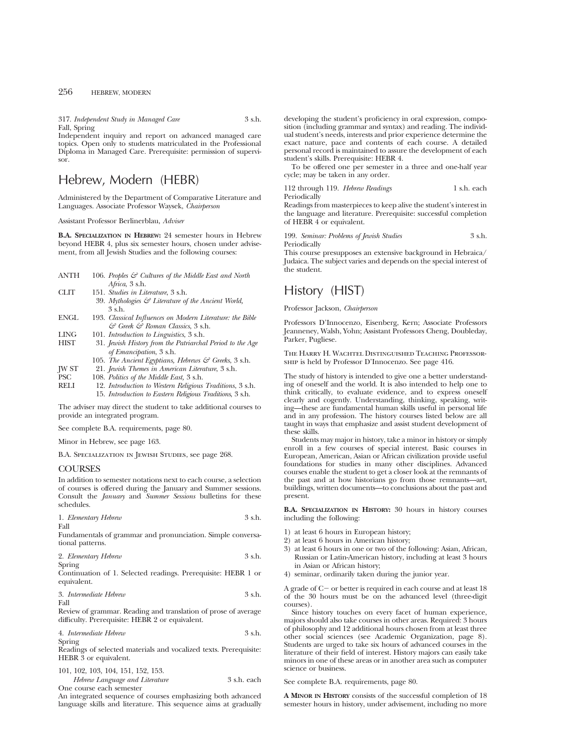317. *Independent Study in Managed Care* 3 s.h.
Fall, Spring
Independent inquiry and report on advanced managed care topics. Open only to students matriculated in the Professional Diploma in Managed Care. Prerequisite: permission of supervisor.

# Hebrew, Modern (HEBR)

Administered by the Department of Comparative Literature and Languages. Associate Professor Waysek, *Chairperson*

Assistant Professor Berlinerblau, *Adviser*

**B.A. Specialization in Hebrew:** 24 semester hours in Hebrew beyond HEBR 4, plus six semester hours, chosen under advisement, from all Jewish Studies and the following courses:

| | |
|---|---|
| ANTH | 106. *Peoples & Cultures of the Middle East and North Africa,* 3 s.h. |
| CLIT | 151. *Studies in Literature,* 3 s.h. |
| | 39. *Mythologies & Literature of the Ancient World,* 3 s.h. |
| ENGL | 193. *Classical Influences on Modern Literature: the Bible & Greek & Roman Classics,* 3 s.h. |
| LING | 101. *Introduction to Linguistics,* 3 s.h. |
| HIST | 31. *Jewish History from the Patriarchal Period to the Age of Emancipation,* 3 s.h. |
| | 105. *The Ancient Egyptians, Hebrews & Greeks,* 3 s.h. |
| JW ST | 21. *Jewish Themes in American Literature,* 3 s.h. |
| PSC | 108. *Politics of the Middle East,* 3 s.h. |
| RELI | 12. *Introduction to Western Religious Traditions,* 3 s.h. |
| | 15. *Introduction to Eastern Religious Traditions,* 3 s.h. |

The adviser may direct the student to take additional courses to provide an integrated program.

See complete B.A. requirements, page 80.

Minor in Hebrew, see page 163.

B.A. Specialization in Jewish Studies, see page 268.

## COURSES

In addition to semester notations next to each course, a selection of courses is offered during the January and Summer sessions. Consult the *January* and *Summer Sessions* bulletins for these schedules.

1. *Elementary Hebrew* 3 s.h.
Fall
Fundamentals of grammar and pronunciation. Simple conversational patterns.

2. *Elementary Hebrew* 3 s.h.
Spring
Continuation of 1. Selected readings. Prerequisite: HEBR 1 or equivalent.

3. *Intermediate Hebrew* 3 s.h.
Fall
Review of grammar. Reading and translation of prose of average difficulty. Prerequisite: HEBR 2 or equivalent.

4. *Intermediate Hebrew* 3 s.h.
Spring
Readings of selected materials and vocalized texts. Prerequisite: HEBR 3 or equivalent.

101, 102, 103, 104, 151, 152, 153.
*Hebrew Language and Literature* 3 s.h. each
One course each semester
An integrated sequence of courses emphasizing both advanced language skills and literature. This sequence aims at gradually developing the student's proficiency in oral expression, composition (including grammar and syntax) and reading. The individual student's needs, interests and prior experience determine the exact nature, pace and contents of each course. A detailed personal record is maintained to assure the development of each student's skills. Prerequisite: HEBR 4.

To be offered one per semester in a three and one-half year cycle; may be taken in any order.

112 through 119. *Hebrew Readings* 1 s.h. each
Periodically
Readings from masterpieces to keep alive the student's interest in the language and literature. Prerequisite: successful completion of HEBR 4 or equivalent.

199. *Seminar: Problems of Jewish Studies* 3 s.h.
Periodically
This course presupposes an extensive background in Hebraica/Judaica. The subject varies and depends on the special interest of the student.

# History (HIST)

Professor Jackson, *Chairperson*

Professors D'Innocenzo, Eisenberg, Kern; Associate Professors Jeanneney, Walsh, Yohn; Assistant Professors Cheng, Doubleday, Parker, Pugliese.

The Harry H. Wachtel Distinguished Teaching Professorship is held by Professor D'Innocenzo. See page 416.

The study of history is intended to give one a better understanding of oneself and the world. It is also intended to help one to think critically, to evaluate evidence, and to express oneself clearly and cogently. Understanding, thinking, speaking, writing—these are fundamental human skills useful in personal life and in any profession. The history courses listed below are all taught in ways that emphasize and assist student development of these skills.

Students may major in history, take a minor in history or simply enroll in a few courses of special interest. Basic courses in European, American, Asian or African civilization provide useful foundations for studies in many other disciplines. Advanced courses enable the student to get a closer look at the remnants of the past and at how historians go from those remnants—art, buildings, written documents—to conclusions about the past and present.

**B.A. Specialization in History:** 30 hours in history courses including the following:

1) at least 6 hours in European history;
2) at least 6 hours in American history;
3) at least 6 hours in one or two of the following: Asian, African, Russian or Latin-American history, including at least 3 hours in Asian or African history;
4) seminar, ordinarily taken during the junior year.

A grade of C− or better is required in each course and at least 18 of the 30 hours must be on the advanced level (three-digit courses).

Since history touches on every facet of human experience, majors should also take courses in other areas. Required: 3 hours of philosophy and 12 additional hours chosen from at least three other social sciences (see Academic Organization, page 8). Students are urged to take six hours of advanced courses in the literature of their field of interest. History majors can easily take minors in one of these areas or in another area such as computer science or business.

See complete B.A. requirements, page 80.

**A Minor in History** consists of the successful completion of 18 semester hours in history, under advisement, including no more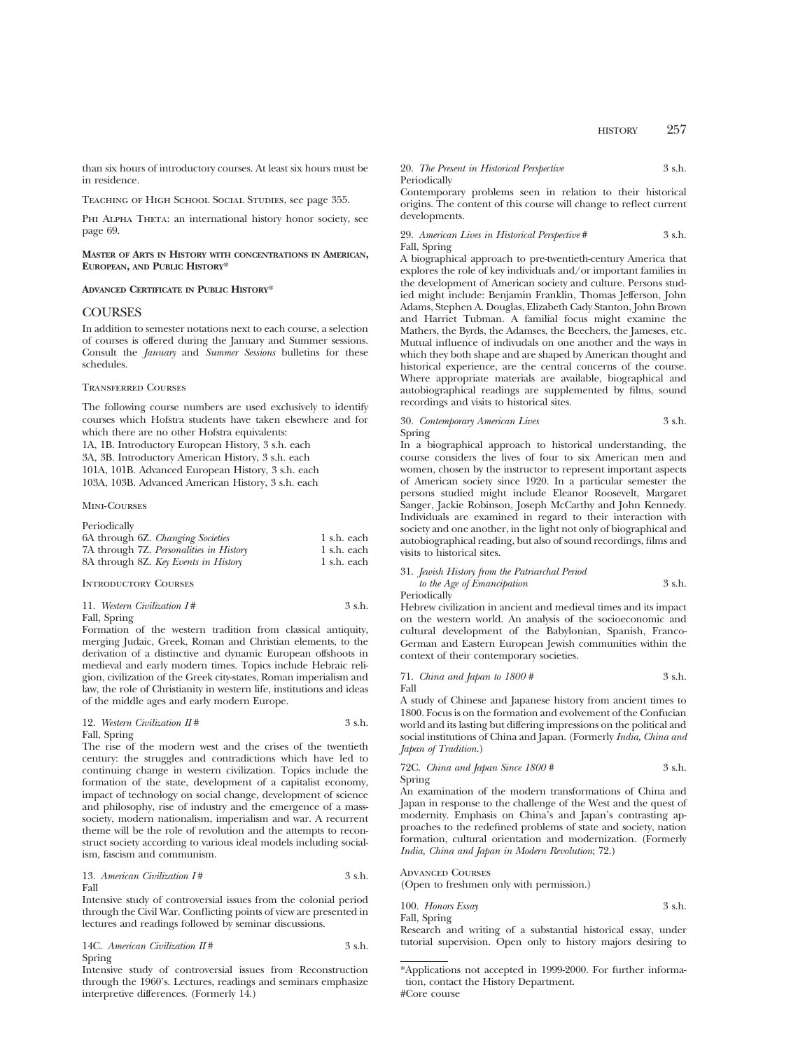than six hours of introductory courses. At least six hours must be in residence.

Teaching of High School Social Studies, see page 355.

Phi Alpha Theta: an international history honor society, see page 69.

**Master of Arts in History with concentrations in American, European, and Public History***

**Advanced Certificate in Public History***

## COURSES

In addition to semester notations next to each course, a selection of courses is offered during the January and Summer sessions. Consult the *January* and *Summer Sessions* bulletins for these schedules.

### Transferred Courses

The following course numbers are used exclusively to identify courses which Hofstra students have taken elsewhere and for which there are no other Hofstra equivalents:

1A, 1B. Introductory European History, 3 s.h. each
3A, 3B. Introductory American History, 3 s.h. each
101A, 101B. Advanced European History, 3 s.h. each
103A, 103B. Advanced American History, 3 s.h. each

### Mini-Courses

Periodically

| | |
|---|---|
| 6A through 6Z. *Changing Societies* | 1 s.h. each |
| 7A through 7Z. *Personalities in History* | 1 s.h. each |
| 8A through 8Z. *Key Events in History* | 1 s.h. each |

### Introductory Courses

11. *Western Civilization I* # — 3 s.h.
Fall, Spring
Formation of the western tradition from classical antiquity, merging Judaic, Greek, Roman and Christian elements, to the derivation of a distinctive and dynamic European offshoots in medieval and early modern times. Topics include Hebraic religion, civilization of the Greek city-states, Roman imperialism and law, the role of Christianity in western life, institutions and ideas of the middle ages and early modern Europe.

12. *Western Civilization II* # — 3 s.h.
Fall, Spring
The rise of the modern west and the crises of the twentieth century: the struggles and contradictions which have led to continuing change in western civilization. Topics include the formation of the state, development of a capitalist economy, impact of technology on social change, development of science and philosophy, rise of industry and the emergence of a mass-society, modern nationalism, imperialism and war. A recurrent theme will be the role of revolution and the attempts to reconstruct society according to various ideal models including socialism, fascism and communism.

13. *American Civilization I* # — 3 s.h.
Fall
Intensive study of controversial issues from the colonial period through the Civil War. Conflicting points of view are presented in lectures and readings followed by seminar discussions.

14C. *American Civilization II* # — 3 s.h.
Spring
Intensive study of controversial issues from Reconstruction through the 1960's. Lectures, readings and seminars emphasize interpretive differences. (Formerly 14.)

20. *The Present in Historical Perspective* — 3 s.h.
Periodically
Contemporary problems seen in relation to their historical origins. The content of this course will change to reflect current developments.

29. *American Lives in Historical Perspective* # — 3 s.h.
Fall, Spring
A biographical approach to pre-twentieth-century America that explores the role of key individuals and/or important families in the development of American society and culture. Persons studied might include: Benjamin Franklin, Thomas Jefferson, John Adams, Stephen A. Douglas, Elizabeth Cady Stanton, John Brown and Harriet Tubman. A familial focus might examine the Mathers, the Byrds, the Adamses, the Beechers, the Jameses, etc. Mutual influence of indivudals on one another and the ways in which they both shape and are shaped by American thought and historical experience, are the central concerns of the course. Where appropriate materials are available, biographical and autobiographical readings are supplemented by films, sound recordings and visits to historical sites.

30. *Contemporary American Lives* — 3 s.h.
Spring
In a biographical approach to historical understanding, the course considers the lives of four to six American men and women, chosen by the instructor to represent important aspects of American society since 1920. In a particular semester the persons studied might include Eleanor Roosevelt, Margaret Sanger, Jackie Robinson, Joseph McCarthy and John Kennedy. Individuals are examined in regard to their interaction with society and one another, in the light not only of biographical and autobiographical reading, but also of sound recordings, films and visits to historical sites.

31. *Jewish History from the Patriarchal Period to the Age of Emancipation* — 3 s.h.
Periodically
Hebrew civilization in ancient and medieval times and its impact on the western world. An analysis of the socioeconomic and cultural development of the Babylonian, Spanish, Franco-German and Eastern European Jewish communities within the context of their contemporary societies.

71. *China and Japan to 1800* # — 3 s.h.
Fall
A study of Chinese and Japanese history from ancient times to 1800. Focus is on the formation and evolvement of the Confucian world and its lasting but differing impressions on the political and social institutions of China and Japan. (Formerly *India, China and Japan of Tradition*.)

72C. *China and Japan Since 1800* # — 3 s.h.
Spring
An examination of the modern transformations of China and Japan in response to the challenge of the West and the quest of modernity. Emphasis on China's and Japan's contrasting approaches to the redefined problems of state and society, nation formation, cultural orientation and modernization. (Formerly *India, China and Japan in Modern Revolution*; 72.)

### Advanced Courses

(Open to freshmen only with permission.)

100. *Honors Essay* — 3 s.h.
Fall, Spring
Research and writing of a substantial historical essay, under tutorial supervision. Open only to history majors desiring to

---

*Applications not accepted in 1999-2000. For further information, contact the History Department.
#Core course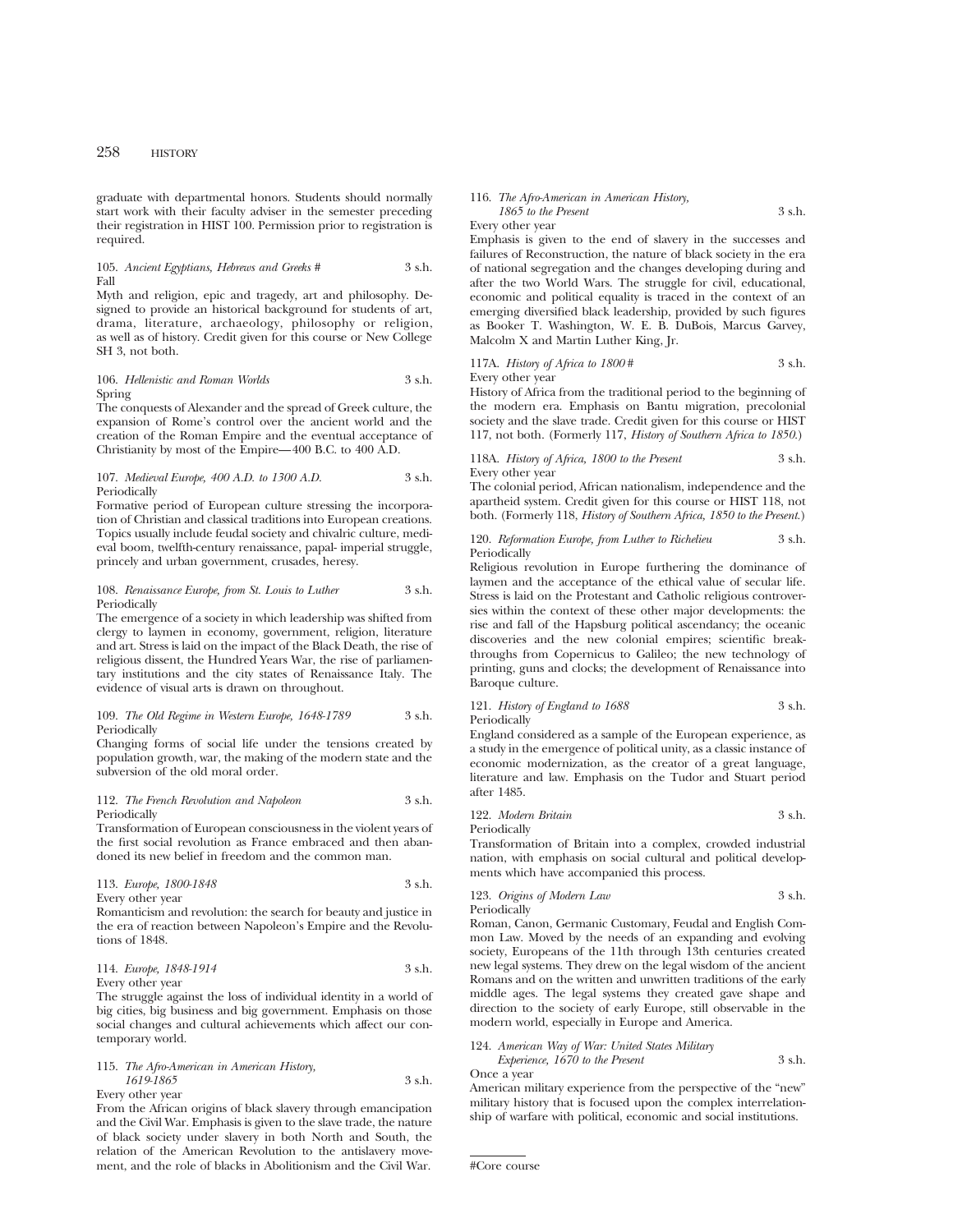graduate with departmental honors. Students should normally start work with their faculty adviser in the semester preceding their registration in HIST 100. Permission prior to registration is required.

**105.** *Ancient Egyptians, Hebrews and Greeks #* 3 s.h.
Fall
Myth and religion, epic and tragedy, art and philosophy. Designed to provide an historical background for students of art, drama, literature, archaeology, philosophy or religion, as well as of history. Credit given for this course or New College SH 3, not both.

**106.** *Hellenistic and Roman Worlds* 3 s.h.
Spring
The conquests of Alexander and the spread of Greek culture, the expansion of Rome's control over the ancient world and the creation of the Roman Empire and the eventual acceptance of Christianity by most of the Empire—400 B.C. to 400 A.D.

**107.** *Medieval Europe, 400 A.D. to 1300 A.D.* 3 s.h.
Periodically
Formative period of European culture stressing the incorporation of Christian and classical traditions into European creations. Topics usually include feudal society and chivalric culture, medieval boom, twelfth-century renaissance, papal- imperial struggle, princely and urban government, crusades, heresy.

**108.** *Renaissance Europe, from St. Louis to Luther* 3 s.h.
Periodically
The emergence of a society in which leadership was shifted from clergy to laymen in economy, government, religion, literature and art. Stress is laid on the impact of the Black Death, the rise of religious dissent, the Hundred Years War, the rise of parliamentary institutions and the city states of Renaissance Italy. The evidence of visual arts is drawn on throughout.

**109.** *The Old Regime in Western Europe, 1648-1789* 3 s.h.
Periodically
Changing forms of social life under the tensions created by population growth, war, the making of the modern state and the subversion of the old moral order.

**112.** *The French Revolution and Napoleon* 3 s.h.
Periodically
Transformation of European consciousness in the violent years of the first social revolution as France embraced and then abandoned its new belief in freedom and the common man.

**113.** *Europe, 1800-1848* 3 s.h.
Every other year
Romanticism and revolution: the search for beauty and justice in the era of reaction between Napoleon's Empire and the Revolutions of 1848.

**114.** *Europe, 1848-1914* 3 s.h.
Every other year
The struggle against the loss of individual identity in a world of big cities, big business and big government. Emphasis on those social changes and cultural achievements which affect our contemporary world.

**115.** *The Afro-American in American History, 1619-1865* 3 s.h.
Every other year
From the African origins of black slavery through emancipation and the Civil War. Emphasis is given to the slave trade, the nature of black society under slavery in both North and South, the relation of the American Revolution to the antislavery movement, and the role of blacks in Abolitionism and the Civil War.

**116.** *The Afro-American in American History, 1865 to the Present* 3 s.h.
Every other year
Emphasis is given to the end of slavery in the successes and failures of Reconstruction, the nature of black society in the era of national segregation and the changes developing during and after the two World Wars. The struggle for civil, educational, economic and political equality is traced in the context of an emerging diversified black leadership, provided by such figures as Booker T. Washington, W. E. B. DuBois, Marcus Garvey, Malcolm X and Martin Luther King, Jr.

**117A.** *History of Africa to 1800 #* 3 s.h.
Every other year
History of Africa from the traditional period to the beginning of the modern era. Emphasis on Bantu migration, precolonial society and the slave trade. Credit given for this course or HIST 117, not both. (Formerly 117, *History of Southern Africa to 1850.*)

**118A.** *History of Africa, 1800 to the Present* 3 s.h.
Every other year
The colonial period, African nationalism, independence and the apartheid system. Credit given for this course or HIST 118, not both. (Formerly 118, *History of Southern Africa, 1850 to the Present.*)

**120.** *Reformation Europe, from Luther to Richelieu* 3 s.h.
Periodically
Religious revolution in Europe furthering the dominance of laymen and the acceptance of the ethical value of secular life. Stress is laid on the Protestant and Catholic religious controversies within the context of these other major developments: the rise and fall of the Hapsburg political ascendancy; the oceanic discoveries and the new colonial empires; scientific breakthroughs from Copernicus to Galileo; the new technology of printing, guns and clocks; the development of Renaissance into Baroque culture.

**121.** *History of England to 1688* 3 s.h.
Periodically
England considered as a sample of the European experience, as a study in the emergence of political unity, as a classic instance of economic modernization, as the creator of a great language, literature and law. Emphasis on the Tudor and Stuart period after 1485.

**122.** *Modern Britain* 3 s.h.
Periodically
Transformation of Britain into a complex, crowded industrial nation, with emphasis on social cultural and political developments which have accompanied this process.

**123.** *Origins of Modern Law* 3 s.h.
Periodically
Roman, Canon, Germanic Customary, Feudal and English Common Law. Moved by the needs of an expanding and evolving society, Europeans of the 11th through 13th centuries created new legal systems. They drew on the legal wisdom of the ancient Romans and on the written and unwritten traditions of the early middle ages. The legal systems they created gave shape and direction to the society of early Europe, still observable in the modern world, especially in Europe and America.

**124.** *American Way of War: United States Military Experience, 1670 to the Present* 3 s.h.
Once a year
American military experience from the perspective of the "new" military history that is focused upon the complex interrelationship of warfare with political, economic and social institutions.

---

#Core course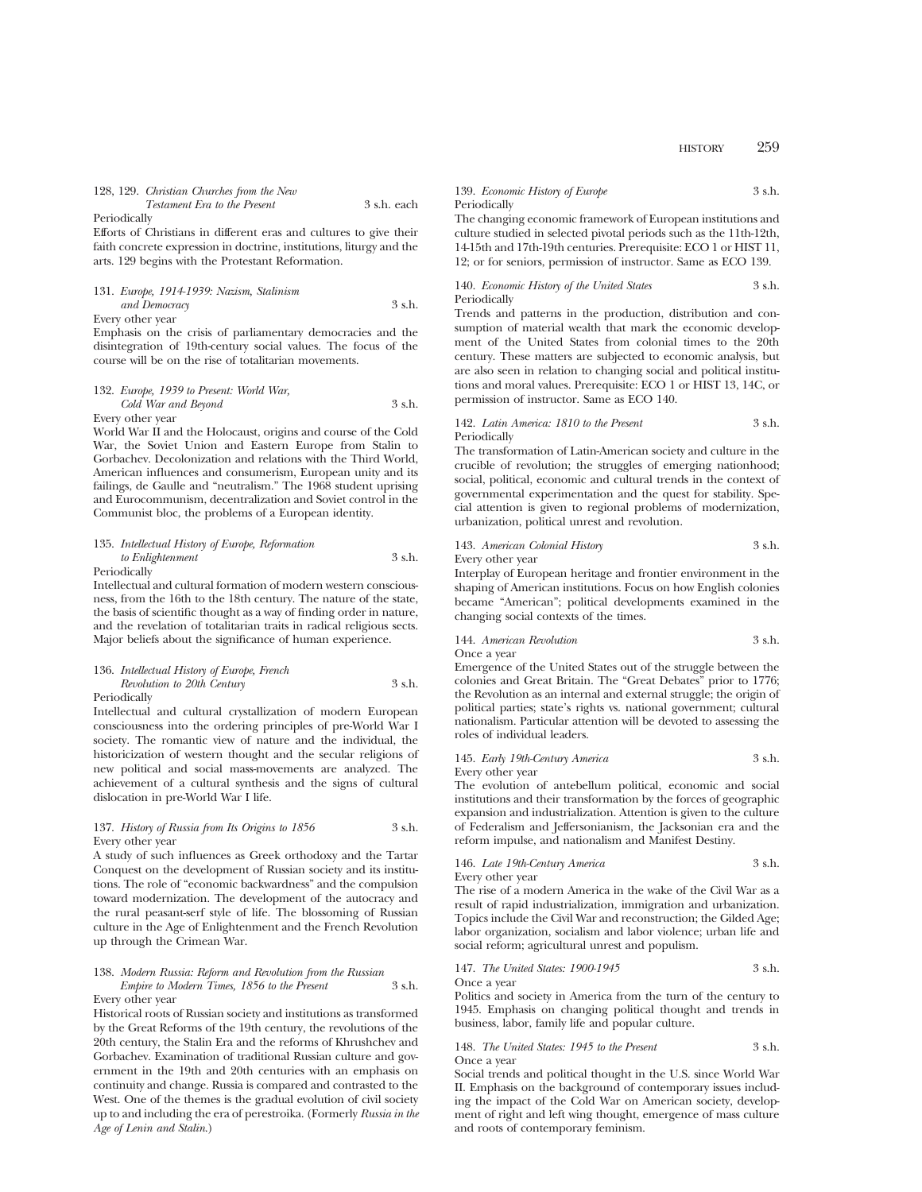128, 129. *Christian Churches from the New Testament Era to the Present* 3 s.h. each
Periodically
Efforts of Christians in different eras and cultures to give their faith concrete expression in doctrine, institutions, liturgy and the arts. 129 begins with the Protestant Reformation.

131. *Europe, 1914-1939: Nazism, Stalinism and Democracy* 3 s.h.
Every other year
Emphasis on the crisis of parliamentary democracies and the disintegration of 19th-century social values. The focus of the course will be on the rise of totalitarian movements.

132. *Europe, 1939 to Present: World War, Cold War and Beyond* 3 s.h.
Every other year
World War II and the Holocaust, origins and course of the Cold War, the Soviet Union and Eastern Europe from Stalin to Gorbachev. Decolonization and relations with the Third World, American influences and consumerism, European unity and its failings, de Gaulle and "neutralism." The 1968 student uprising and Eurocommunism, decentralization and Soviet control in the Communist bloc, the problems of a European identity.

135. *Intellectual History of Europe, Reformation to Enlightenment* 3 s.h.
Periodically
Intellectual and cultural formation of modern western consciousness, from the 16th to the 18th century. The nature of the state, the basis of scientific thought as a way of finding order in nature, and the revelation of totalitarian traits in radical religious sects. Major beliefs about the significance of human experience.

136. *Intellectual History of Europe, French Revolution to 20th Century* 3 s.h.
Periodically
Intellectual and cultural crystallization of modern European consciousness into the ordering principles of pre-World War I society. The romantic view of nature and the individual, the historicization of western thought and the secular religions of new political and social mass-movements are analyzed. The achievement of a cultural synthesis and the signs of cultural dislocation in pre-World War I life.

137. *History of Russia from Its Origins to 1856* 3 s.h.
Every other year
A study of such influences as Greek orthodoxy and the Tartar Conquest on the development of Russian society and its institutions. The role of "economic backwardness" and the compulsion toward modernization. The development of the autocracy and the rural peasant-serf style of life. The blossoming of Russian culture in the Age of Enlightenment and the French Revolution up through the Crimean War.

138. *Modern Russia: Reform and Revolution from the Russian Empire to Modern Times, 1856 to the Present* 3 s.h.
Every other year
Historical roots of Russian society and institutions as transformed by the Great Reforms of the 19th century, the revolutions of the 20th century, the Stalin Era and the reforms of Khrushchev and Gorbachev. Examination of traditional Russian culture and government in the 19th and 20th centuries with an emphasis on continuity and change. Russia is compared and contrasted to the West. One of the themes is the gradual evolution of civil society up to and including the era of perestroika. (Formerly *Russia in the Age of Lenin and Stalin.*)

139. *Economic History of Europe* 3 s.h.
Periodically
The changing economic framework of European institutions and culture studied in selected pivotal periods such as the 11th-12th, 14-15th and 17th-19th centuries. Prerequisite: ECO 1 or HIST 11, 12; or for seniors, permission of instructor. Same as ECO 139.

140. *Economic History of the United States* 3 s.h.
Periodically
Trends and patterns in the production, distribution and consumption of material wealth that mark the economic development of the United States from colonial times to the 20th century. These matters are subjected to economic analysis, but are also seen in relation to changing social and political institutions and moral values. Prerequisite: ECO 1 or HIST 13, 14C, or permission of instructor. Same as ECO 140.

142. *Latin America: 1810 to the Present* 3 s.h.
Periodically
The transformation of Latin-American society and culture in the crucible of revolution; the struggles of emerging nationhood; social, political, economic and cultural trends in the context of governmental experimentation and the quest for stability. Special attention is given to regional problems of modernization, urbanization, political unrest and revolution.

143. *American Colonial History* 3 s.h.
Every other year
Interplay of European heritage and frontier environment in the shaping of American institutions. Focus on how English colonies became "American"; political developments examined in the changing social contexts of the times.

144. *American Revolution* 3 s.h.
Once a year
Emergence of the United States out of the struggle between the colonies and Great Britain. The "Great Debates" prior to 1776; the Revolution as an internal and external struggle; the origin of political parties; state's rights vs. national government; cultural nationalism. Particular attention will be devoted to assessing the roles of individual leaders.

145. *Early 19th-Century America* 3 s.h.
Every other year
The evolution of antebellum political, economic and social institutions and their transformation by the forces of geographic expansion and industrialization. Attention is given to the culture of Federalism and Jeffersonianism, the Jacksonian era and the reform impulse, and nationalism and Manifest Destiny.

146. *Late 19th-Century America* 3 s.h.
Every other year
The rise of a modern America in the wake of the Civil War as a result of rapid industrialization, immigration and urbanization. Topics include the Civil War and reconstruction; the Gilded Age; labor organization, socialism and labor violence; urban life and social reform; agricultural unrest and populism.

147. *The United States: 1900-1945* 3 s.h.
Once a year
Politics and society in America from the turn of the century to 1945. Emphasis on changing political thought and trends in business, labor, family life and popular culture.

148. *The United States: 1945 to the Present* 3 s.h.
Once a year
Social trends and political thought in the U.S. since World War II. Emphasis on the background of contemporary issues including the impact of the Cold War on American society, development of right and left wing thought, emergence of mass culture and roots of contemporary feminism.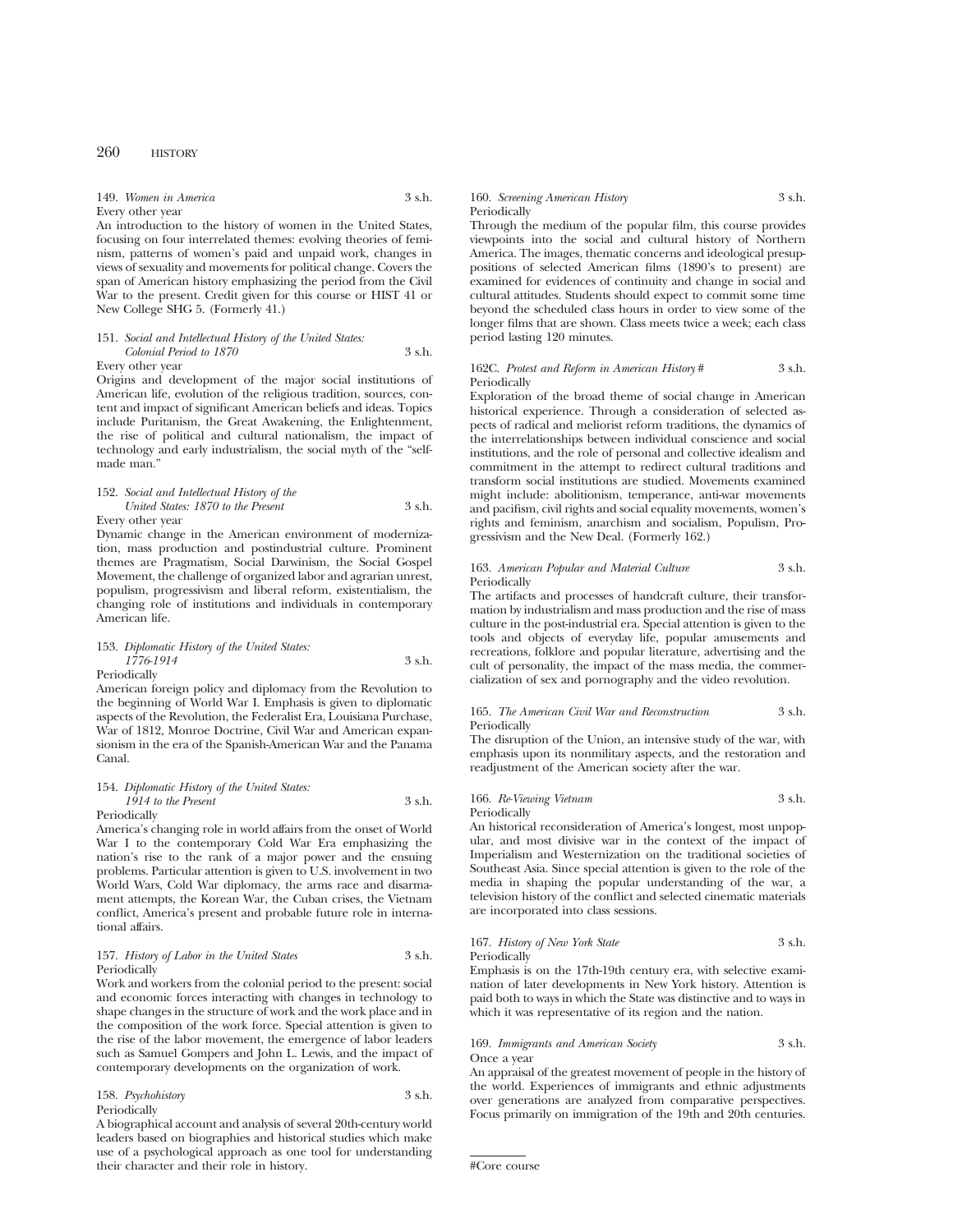149. *Women in America* 3 s.h.
Every other year
An introduction to the history of women in the United States, focusing on four interrelated themes: evolving theories of feminism, patterns of women's paid and unpaid work, changes in views of sexuality and movements for political change. Covers the span of American history emphasizing the period from the Civil War to the present. Credit given for this course or HIST 41 or New College SHG 5. (Formerly 41.)

151. *Social and Intellectual History of the United States: Colonial Period to 1870* 3 s.h.
Every other year
Origins and development of the major social institutions of American life, evolution of the religious tradition, sources, content and impact of significant American beliefs and ideas. Topics include Puritanism, the Great Awakening, the Enlightenment, the rise of political and cultural nationalism, the impact of technology and early industrialism, the social myth of the "self-made man."

152. *Social and Intellectual History of the United States: 1870 to the Present* 3 s.h.
Every other year
Dynamic change in the American environment of modernization, mass production and postindustrial culture. Prominent themes are Pragmatism, Social Darwinism, the Social Gospel Movement, the challenge of organized labor and agrarian unrest, populism, progressivism and liberal reform, existentialism, the changing role of institutions and individuals in contemporary American life.

153. *Diplomatic History of the United States: 1776-1914* 3 s.h.
Periodically
American foreign policy and diplomacy from the Revolution to the beginning of World War I. Emphasis is given to diplomatic aspects of the Revolution, the Federalist Era, Louisiana Purchase, War of 1812, Monroe Doctrine, Civil War and American expansionism in the era of the Spanish-American War and the Panama Canal.

154. *Diplomatic History of the United States: 1914 to the Present* 3 s.h.
Periodically
America's changing role in world affairs from the onset of World War I to the contemporary Cold War Era emphasizing the nation's rise to the rank of a major power and the ensuing problems. Particular attention is given to U.S. involvement in two World Wars, Cold War diplomacy, the arms race and disarmament attempts, the Korean War, the Cuban crises, the Vietnam conflict, America's present and probable future role in international affairs.

157. *History of Labor in the United States* 3 s.h.
Periodically
Work and workers from the colonial period to the present: social and economic forces interacting with changes in technology to shape changes in the structure of work and the work place and in the composition of the work force. Special attention is given to the rise of the labor movement, the emergence of labor leaders such as Samuel Gompers and John L. Lewis, and the impact of contemporary developments on the organization of work.

158. *Psychohistory* 3 s.h.
Periodically
A biographical account and analysis of several 20th-century world leaders based on biographies and historical studies which make use of a psychological approach as one tool for understanding their character and their role in history.

160. *Screening American History* 3 s.h.
Periodically
Through the medium of the popular film, this course provides viewpoints into the social and cultural history of Northern America. The images, thematic concerns and ideological presuppositions of selected American films (1890's to present) are examined for evidences of continuity and change in social and cultural attitudes. Students should expect to commit some time beyond the scheduled class hours in order to view some of the longer films that are shown. Class meets twice a week; each class period lasting 120 minutes.

162C. *Protest and Reform in American History* # 3 s.h.
Periodically
Exploration of the broad theme of social change in American historical experience. Through a consideration of selected aspects of radical and meliorist reform traditions, the dynamics of the interrelationships between individual conscience and social institutions, and the role of personal and collective idealism and commitment in the attempt to redirect cultural traditions and transform social institutions are studied. Movements examined might include: abolitionism, temperance, anti-war movements and pacifism, civil rights and social equality movements, women's rights and feminism, anarchism and socialism, Populism, Progressivism and the New Deal. (Formerly 162.)

163. *American Popular and Material Culture* 3 s.h.
Periodically
The artifacts and processes of handcraft culture, their transformation by industrialism and mass production and the rise of mass culture in the post-industrial era. Special attention is given to the tools and objects of everyday life, popular amusements and recreations, folklore and popular literature, advertising and the cult of personality, the impact of the mass media, the commercialization of sex and pornography and the video revolution.

165. *The American Civil War and Reconstruction* 3 s.h.
Periodically
The disruption of the Union, an intensive study of the war, with emphasis upon its nonmilitary aspects, and the restoration and readjustment of the American society after the war.

166. *Re-Viewing Vietnam* 3 s.h.
Periodically
An historical reconsideration of America's longest, most unpopular, and most divisive war in the context of the impact of Imperialism and Westernization on the traditional societies of Southeast Asia. Since special attention is given to the role of the media in shaping the popular understanding of the war, a television history of the conflict and selected cinematic materials are incorporated into class sessions.

167. *History of New York State* 3 s.h.
Periodically
Emphasis is on the 17th-19th century era, with selective examination of later developments in New York history. Attention is paid both to ways in which the State was distinctive and to ways in which it was representative of its region and the nation.

169. *Immigrants and American Society* 3 s.h.
Once a year
An appraisal of the greatest movement of people in the history of the world. Experiences of immigrants and ethnic adjustments over generations are analyzed from comparative perspectives. Focus primarily on immigration of the 19th and 20th centuries.

#Core course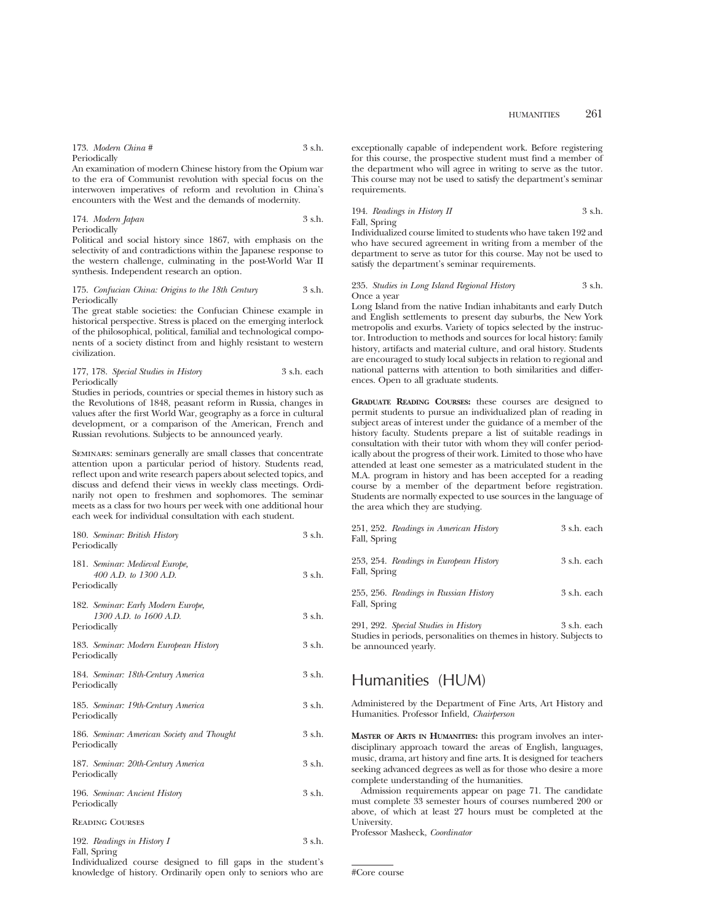173. *Modern China* # 3 s.h.
Periodically

An examination of modern Chinese history from the Opium war to the era of Communist revolution with special focus on the interwoven imperatives of reform and revolution in China's encounters with the West and the demands of modernity.

174. *Modern Japan* 3 s.h.
Periodically

Political and social history since 1867, with emphasis on the selectivity of and contradictions within the Japanese response to the western challenge, culminating in the post-World War II synthesis. Independent research an option.

175. *Confucian China: Origins to the 18th Century* 3 s.h.
Periodically

The great stable societies: the Confucian Chinese example in historical perspective. Stress is placed on the emerging interlock of the philosophical, political, familial and technological components of a society distinct from and highly resistant to western civilization.

177, 178. *Special Studies in History* 3 s.h. each
Periodically

Studies in periods, countries or special themes in history such as the Revolutions of 1848, peasant reform in Russia, changes in values after the first World War, geography as a force in cultural development, or a comparison of the American, French and Russian revolutions. Subjects to be announced yearly.

SEMINARS: seminars generally are small classes that concentrate attention upon a particular period of history. Students read, reflect upon and write research papers about selected topics, and discuss and defend their views in weekly class meetings. Ordinarily not open to freshmen and sophomores. The seminar meets as a class for two hours per week with one additional hour each week for individual consultation with each student.

180. *Seminar: British History* 3 s.h.
Periodically

181. *Seminar: Medieval Europe, 400 A.D. to 1300 A.D.* 3 s.h.
Periodically

182. *Seminar: Early Modern Europe, 1300 A.D. to 1600 A.D.* 3 s.h.
Periodically

183. *Seminar: Modern European History* 3 s.h.
Periodically

184. *Seminar: 18th-Century America* 3 s.h.
Periodically

185. *Seminar: 19th-Century America* 3 s.h.
Periodically

186. *Seminar: American Society and Thought* 3 s.h.
Periodically

187. *Seminar: 20th-Century America* 3 s.h.
Periodically

196. *Seminar: Ancient History* 3 s.h.
Periodically

READING COURSES

192. *Readings in History I* 3 s.h.
Fall, Spring

Individualized course designed to fill gaps in the student's knowledge of history. Ordinarily open only to seniors who are exceptionally capable of independent work. Before registering for this course, the prospective student must find a member of the department who will agree in writing to serve as the tutor. This course may not be used to satisfy the department's seminar requirements.

194. *Readings in History II* 3 s.h.
Fall, Spring

Individualized course limited to students who have taken 192 and who have secured agreement in writing from a member of the department to serve as tutor for this course. May not be used to satisfy the department's seminar requirements.

235. *Studies in Long Island Regional History* 3 s.h.
Once a year

Long Island from the native Indian inhabitants and early Dutch and English settlements to present day suburbs, the New York metropolis and exurbs. Variety of topics selected by the instructor. Introduction to methods and sources for local history: family history, artifacts and material culture, and oral history. Students are encouraged to study local subjects in relation to regional and national patterns with attention to both similarities and differences. Open to all graduate students.

**GRADUATE READING COURSES:** these courses are designed to permit students to pursue an individualized plan of reading in subject areas of interest under the guidance of a member of the history faculty. Students prepare a list of suitable readings in consultation with their tutor with whom they will confer periodically about the progress of their work. Limited to those who have attended at least one semester as a matriculated student in the M.A. program in history and has been accepted for a reading course by a member of the department before registration. Students are normally expected to use sources in the language of the area which they are studying.

251, 252. *Readings in American History* 3 s.h. each
Fall, Spring

253, 254. *Readings in European History* 3 s.h. each
Fall, Spring

255, 256. *Readings in Russian History* 3 s.h. each
Fall, Spring

291, 292. *Special Studies in History* 3 s.h. each
Studies in periods, personalities on themes in history. Subjects to be announced yearly.

## Humanities (HUM)

Administered by the Department of Fine Arts, Art History and Humanities. Professor Infield, *Chairperson*

**MASTER OF ARTS IN HUMANITIES:** this program involves an interdisciplinary approach toward the areas of English, languages, music, drama, art history and fine arts. It is designed for teachers seeking advanced degrees as well as for those who desire a more complete understanding of the humanities.

Admission requirements appear on page 71. The candidate must complete 33 semester hours of courses numbered 200 or above, of which at least 27 hours must be completed at the University.

Professor Masheck, *Coordinator*

---

#Core course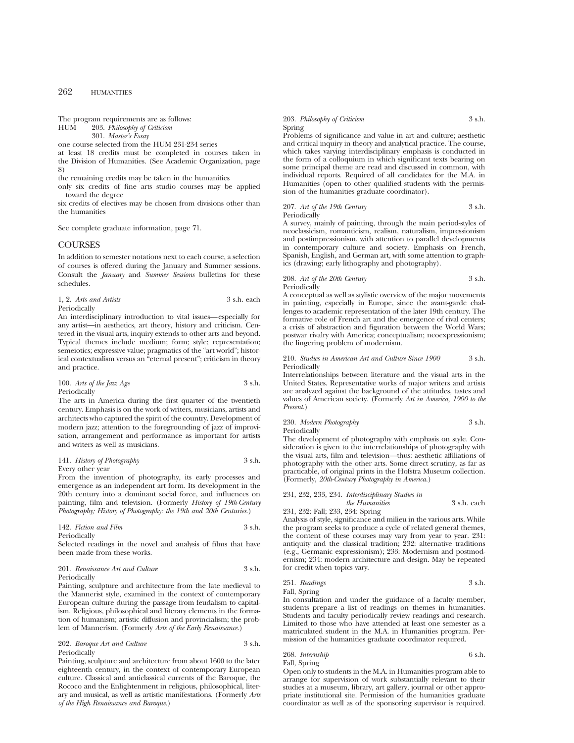The program requirements are as follows:

HUM 203. *Philosophy of Criticism*
301. *Master's Essay*

one course selected from the HUM 231-234 series

at least 18 credits must be completed in courses taken in the Division of Humanities. (See Academic Organization, page 8)

the remaining credits may be taken in the humanities

only six credits of fine arts studio courses may be applied toward the degree

six credits of electives may be chosen from divisions other than the humanities

See complete graduate information, page 71.

## COURSES

In addition to semester notations next to each course, a selection of courses is offered during the January and Summer sessions. Consult the *January* and *Summer Sessions* bulletins for these schedules.

1, 2. *Arts and Artists* 3 s.h. each
Periodically
An interdisciplinary introduction to vital issues—especially for any artist—in aesthetics, art theory, history and criticism. Centered in the visual arts, inquiry extends to other arts and beyond. Typical themes include medium; form; style; representation; semeiotics; expressive value; pragmatics of the "art world"; historical contextualism versus an "eternal present"; criticism in theory and practice.

100. *Arts of the Jazz Age* 3 s.h.
Periodically
The arts in America during the first quarter of the twentieth century. Emphasis is on the work of writers, musicians, artists and architects who captured the spirit of the country. Development of modern jazz; attention to the foregrounding of jazz of improvisation, arrangement and performance as important for artists and writers as well as musicians.

141. *History of Photography* 3 s.h.
Every other year
From the invention of photography, its early processes and emergence as an independent art form. Its development in the 20th century into a dominant social force, and influences on painting, film and television. (Formerly *History of 19th-Century Photography; History of Photography: the 19th and 20th Centuries.*)

142. *Fiction and Film* 3 s.h.
Periodically
Selected readings in the novel and analysis of films that have been made from these works.

201. *Renaissance Art and Culture* 3 s.h.
Periodically
Painting, sculpture and architecture from the late medieval to the Mannerist style, examined in the context of contemporary European culture during the passage from feudalism to capitalism. Religious, philosophical and literary elements in the formation of humanism; artistic diffusion and provincialism; the problem of Mannerism. (Formerly *Arts of the Early Renaissance.*)

202. *Baroque Art and Culture* 3 s.h.
Periodically
Painting, sculpture and architecture from about 1600 to the later eighteenth century, in the context of contemporary European culture. Classical and anticlassical currents of the Baroque, the Rococo and the Enlightenment in religious, philosophical, literary and musical, as well as artistic manifestations. (Formerly *Arts of the High Renaissance and Baroque.*)

203. *Philosophy of Criticism* 3 s.h.
Spring
Problems of significance and value in art and culture; aesthetic and critical inquiry in theory and analytical practice. The course, which takes varying interdisciplinary emphasis is conducted in the form of a colloquium in which significant texts bearing on some principal theme are read and discussed in common, with individual reports. Required of all candidates for the M.A. in Humanities (open to other qualified students with the permission of the humanities graduate coordinator).

207. *Art of the 19th Century* 3 s.h.
Periodically
A survey, mainly of painting, through the main period-styles of neoclassicism, romanticism, realism, naturalism, impressionism and postimpressionism, with attention to parallel developments in contemporary culture and society. Emphasis on French, Spanish, English, and German art, with some attention to graphics (drawing; early lithography and photography).

208. *Art of the 20th Century* 3 s.h.
Periodically
A conceptual as well as stylistic overview of the major movements in painting, especially in Europe, since the avant-garde challenges to academic representation of the later 19th century. The formative role of French art and the emergence of rival centers; a crisis of abstraction and figuration between the World Wars; postwar rivalry with America; conceptualism; neoexpressionism; the lingering problem of modernism.

210. *Studies in American Art and Culture Since 1900* 3 s.h.
Periodically
Interrelationships between literature and the visual arts in the United States. Representative works of major writers and artists are analyzed against the background of the attitudes, tastes and values of American society. (Formerly *Art in America, 1900 to the Present.*)

230. *Modern Photography* 3 s.h.
Periodically
The development of photography with emphasis on style. Consideration is given to the interrelationships of photography with the visual arts, film and television—thus: aesthetic affiliations of photography with the other arts. Some direct scrutiny, as far as practicable, of original prints in the Hofstra Museum collection. (Formerly, *20th-Century Photography in America.*)

231, 232, 233, 234. *Interdisciplinary Studies in the Humanities* 3 s.h. each
231, 232: Fall; 233, 234: Spring
Analysis of style, significance and milieu in the various arts. While the program seeks to produce a cycle of related general themes, the content of these courses may vary from year to year. 231: antiquity and the classical tradition; 232: alternative traditions (e.g., Germanic expressionism); 233: Modernism and postmodernism; 234: modern architecture and design. May be repeated for credit when topics vary.

251. *Readings* 3 s.h.
Fall, Spring
In consultation and under the guidance of a faculty member, students prepare a list of readings on themes in humanities. Students and faculty periodically review readings and research. Limited to those who have attended at least one semester as a matriculated student in the M.A. in Humanities program. Permission of the humanities graduate coordinator required.

268. *Internship* 6 s.h.
Fall, Spring
Open only to students in the M.A. in Humanities program able to arrange for supervision of work substantially relevant to their studies at a museum, library, art gallery, journal or other appropriate institutional site. Permission of the humanities graduate coordinator as well as of the sponsoring supervisor is required.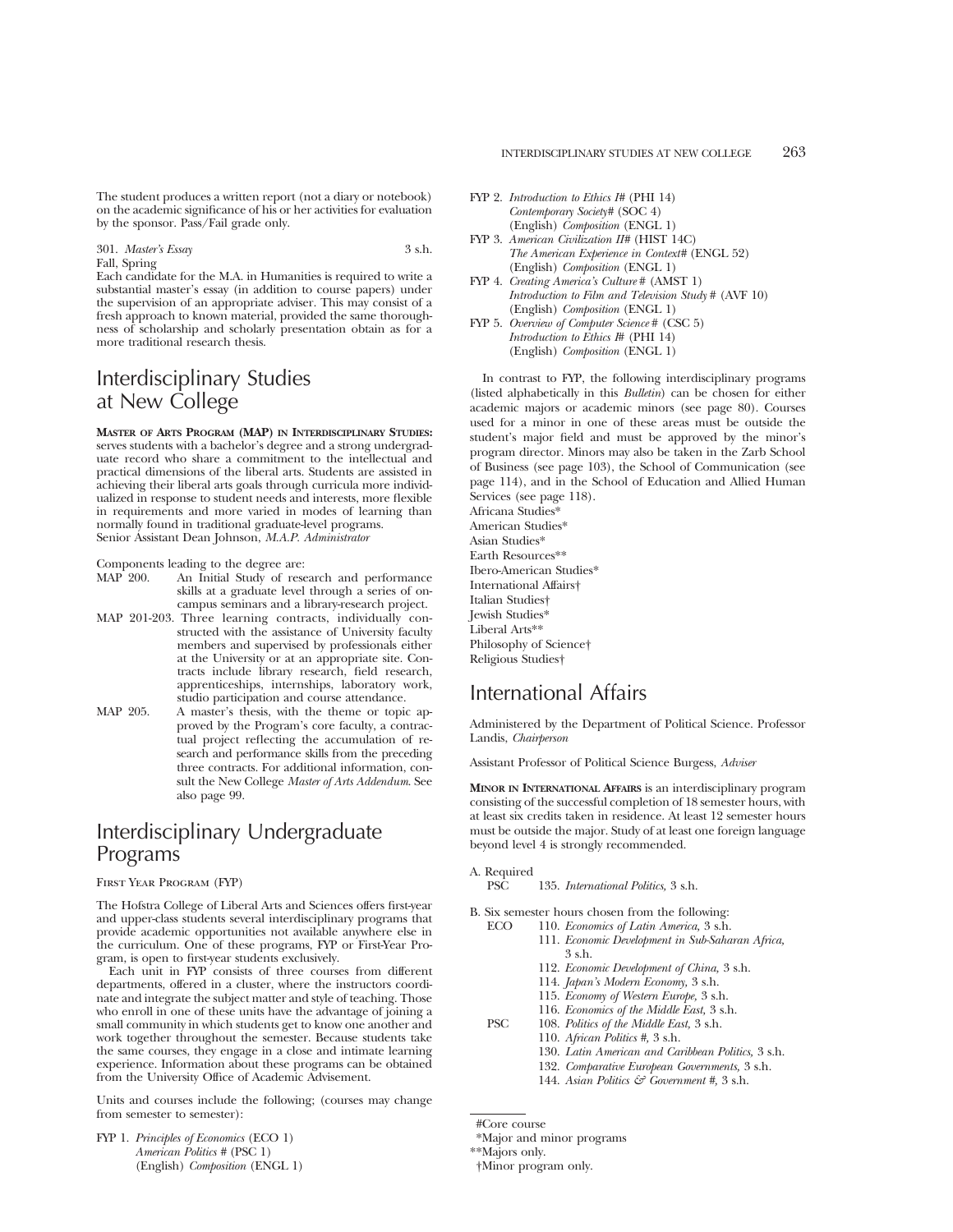The student produces a written report (not a diary or notebook) on the academic significance of his or her activities for evaluation by the sponsor. Pass/Fail grade only.

301. *Master's Essay* 3 s.h.
Fall, Spring
Each candidate for the M.A. in Humanities is required to write a substantial master's essay (in addition to course papers) under the supervision of an appropriate adviser. This may consist of a fresh approach to known material, provided the same thoroughness of scholarship and scholarly presentation obtain as for a more traditional research thesis.

# Interdisciplinary Studies at New College

**MASTER OF ARTS PROGRAM (MAP) IN INTERDISCIPLINARY STUDIES:** serves students with a bachelor's degree and a strong undergraduate record who share a commitment to the intellectual and practical dimensions of the liberal arts. Students are assisted in achieving their liberal arts goals through curricula more individualized in response to student needs and interests, more flexible in requirements and more varied in modes of learning than normally found in traditional graduate-level programs.
Senior Assistant Dean Johnson, *M.A.P. Administrator*

Components leading to the degree are:

- MAP 200. An Initial Study of research and performance skills at a graduate level through a series of on-campus seminars and a library-research project.
- MAP 201-203. Three learning contracts, individually constructed with the assistance of University faculty members and supervised by professionals either at the University or at an appropriate site. Contracts include library research, field research, apprenticeships, internships, laboratory work, studio participation and course attendance.
- MAP 205. A master's thesis, with the theme or topic approved by the Program's core faculty, a contractual project reflecting the accumulation of research and performance skills from the preceding three contracts. For additional information, consult the New College *Master of Arts Addendum*. See also page 99.

# Interdisciplinary Undergraduate Programs

FIRST YEAR PROGRAM (FYP)

The Hofstra College of Liberal Arts and Sciences offers first-year and upper-class students several interdisciplinary programs that provide academic opportunities not available anywhere else in the curriculum. One of these programs, FYP or First-Year Program, is open to first-year students exclusively.

Each unit in FYP consists of three courses from different departments, offered in a cluster, where the instructors coordinate and integrate the subject matter and style of teaching. Those who enroll in one of these units have the advantage of joining a small community in which students get to know one another and work together throughout the semester. Because students take the same courses, they engage in a close and intimate learning experience. Information about these programs can be obtained from the University Office of Academic Advisement.

Units and courses include the following; (courses may change from semester to semester):

FYP 1. *Principles of Economics* (ECO 1)
*American Politics* # (PSC 1)
(English) *Composition* (ENGL 1)

FYP 2. *Introduction to Ethics I*# (PHI 14)
*Contemporary Society*# (SOC 4)
(English) *Composition* (ENGL 1)

FYP 3. *American Civilization II*# (HIST 14C)
*The American Experience in Context*# (ENGL 52)
(English) *Composition* (ENGL 1)

FYP 4. *Creating America's Culture* # (AMST 1)
*Introduction to Film and Television Study* # (AVF 10)
(English) *Composition* (ENGL 1)

FYP 5. *Overview of Computer Science* # (CSC 5)
*Introduction to Ethics I*# (PHI 14)
(English) *Composition* (ENGL 1)

In contrast to FYP, the following interdisciplinary programs (listed alphabetically in this *Bulletin*) can be chosen for either academic majors or academic minors (see page 80). Courses used for a minor in one of these areas must be outside the student's major field and must be approved by the minor's program director. Minors may also be taken in the Zarb School of Business (see page 103), the School of Communication (see page 114), and in the School of Education and Allied Human Services (see page 118).

Africana Studies*
American Studies*
Asian Studies*
Earth Resources**
Ibero-American Studies*
International Affairs†
Italian Studies†
Jewish Studies*
Liberal Arts**
Philosophy of Science†
Religious Studies†

# International Affairs

Administered by the Department of Political Science. Professor Landis, *Chairperson*

Assistant Professor of Political Science Burgess, *Adviser*

**MINOR IN INTERNATIONAL AFFAIRS** is an interdisciplinary program consisting of the successful completion of 18 semester hours, with at least six credits taken in residence. At least 12 semester hours must be outside the major. Study of at least one foreign language beyond level 4 is strongly recommended.

A. Required
PSC 135. *International Politics,* 3 s.h.

B. Six semester hours chosen from the following:
ECO 110. *Economics of Latin America,* 3 s.h.
111. *Economic Development in Sub-Saharan Africa,* 3 s.h.
112. *Economic Development of China,* 3 s.h.
114. *Japan's Modern Economy,* 3 s.h.
115. *Economy of Western Europe,* 3 s.h.
116. *Economics of the Middle East,* 3 s.h.
PSC 108. *Politics of the Middle East,* 3 s.h.
110. *African Politics* #, 3 s.h.
130. *Latin American and Caribbean Politics,* 3 s.h.
132. *Comparative European Governments,* 3 s.h.
144. *Asian Politics & Government* #, 3 s.h.

---

#Core course
*Major and minor programs
**Majors only.
†Minor program only.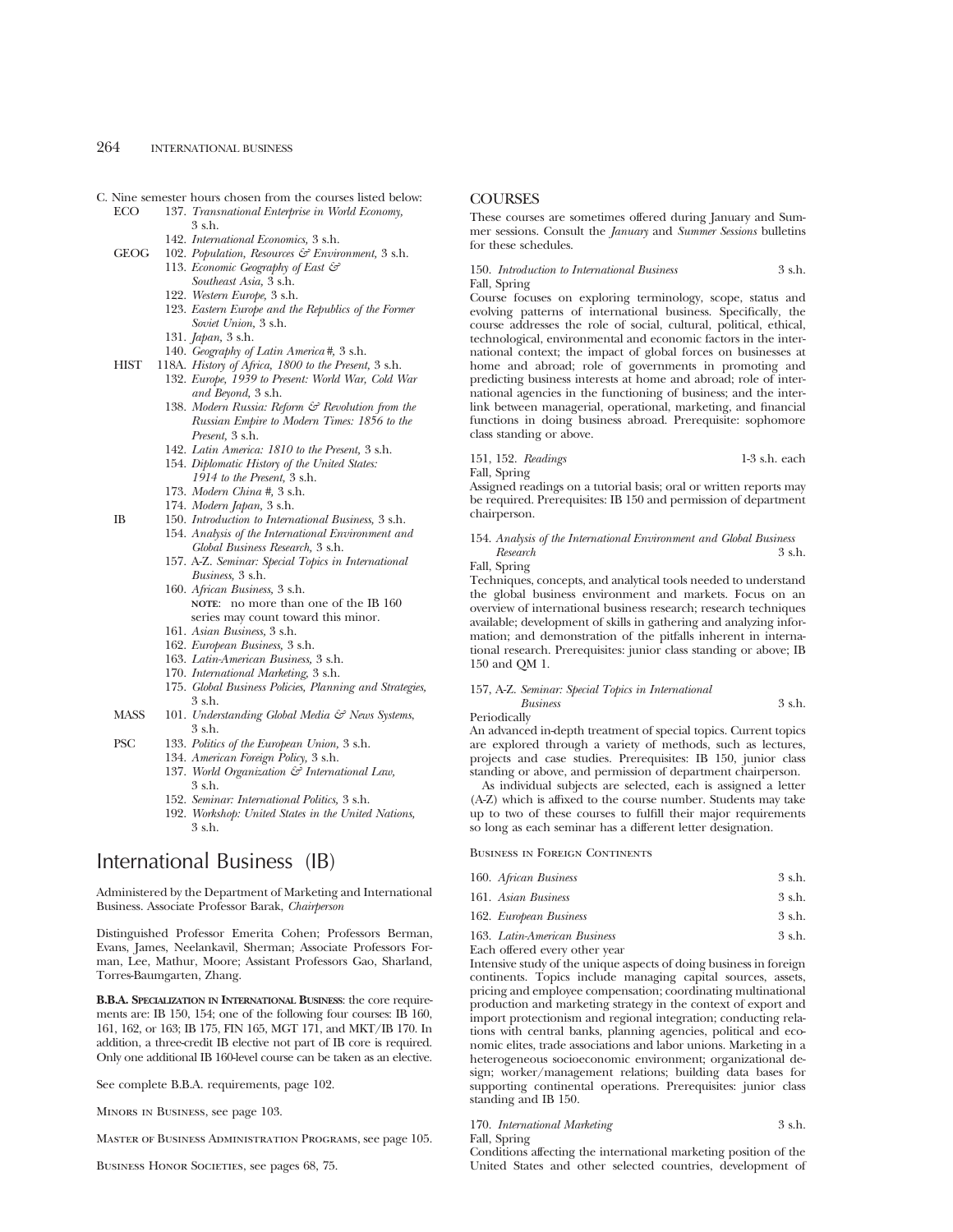C. Nine semester hours chosen from the courses listed below:

ECO
- 137. *Transnational Enterprise in World Economy,* 3 s.h.
- 142. *International Economics,* 3 s.h.

GEOG
- 102. *Population, Resources & Environment,* 3 s.h.
- 113. *Economic Geography of East & Southeast Asia,* 3 s.h.
- 122. *Western Europe,* 3 s.h.
- 123. *Eastern Europe and the Republics of the Former Soviet Union,* 3 s.h.
- 131. *Japan,* 3 s.h.
- 140. *Geography of Latin America #,* 3 s.h.

HIST
- 118A. *History of Africa, 1800 to the Present,* 3 s.h.
- 132. *Europe, 1939 to Present: World War, Cold War and Beyond,* 3 s.h.
- 138. *Modern Russia: Reform & Revolution from the Russian Empire to Modern Times: 1856 to the Present,* 3 s.h.
- 142. *Latin America: 1810 to the Present,* 3 s.h.
- 154. *Diplomatic History of the United States: 1914 to the Present,* 3 s.h.
- 173. *Modern China #,* 3 s.h.
- 174. *Modern Japan,* 3 s.h.

IB
- 150. *Introduction to International Business,* 3 s.h.
- 154. *Analysis of the International Environment and Global Business Research,* 3 s.h.
- 157. A-Z. *Seminar: Special Topics in International Business,* 3 s.h.
- 160. *African Business,* 3 s.h.
  **NOTE**: no more than one of the IB 160 series may count toward this minor.
- 161. *Asian Business,* 3 s.h.
- 162. *European Business,* 3 s.h.
- 163. *Latin-American Business,* 3 s.h.
- 170. *International Marketing,* 3 s.h.
- 175. *Global Business Policies, Planning and Strategies,* 3 s.h.

MASS
- 101. *Understanding Global Media & News Systems,* 3 s.h.

PSC
- 133. *Politics of the European Union,* 3 s.h.
- 134. *American Foreign Policy,* 3 s.h.
- 137. *World Organization & International Law,* 3 s.h.
- 152. *Seminar: International Politics,* 3 s.h.
- 192. *Workshop: United States in the United Nations,* 3 s.h.

# International Business (IB)

Administered by the Department of Marketing and International Business. Associate Professor Barak, *Chairperson*

Distinguished Professor Emerita Cohen; Professors Berman, Evans, James, Neelankavil, Sherman; Associate Professors Forman, Lee, Mathur, Moore; Assistant Professors Gao, Sharland, Torres-Baumgarten, Zhang.

**B.B.A. SPECIALIZATION IN INTERNATIONAL BUSINESS**: the core requirements are: IB 150, 154; one of the following four courses: IB 160, 161, 162, or 163; IB 175, FIN 165, MGT 171, and MKT/IB 170. In addition, a three-credit IB elective not part of IB core is required. Only one additional IB 160-level course can be taken as an elective.

See complete B.B.A. requirements, page 102.

MINORS IN BUSINESS, see page 103.

MASTER OF BUSINESS ADMINISTRATION PROGRAMS, see page 105.

BUSINESS HONOR SOCIETIES, see pages 68, 75.

## COURSES

These courses are sometimes offered during January and Summer sessions. Consult the *January* and *Summer Sessions* bulletins for these schedules.

150. *Introduction to International Business* 3 s.h.
Fall, Spring
Course focuses on exploring terminology, scope, status and evolving patterns of international business. Specifically, the course addresses the role of social, cultural, political, ethical, technological, environmental and economic factors in the international context; the impact of global forces on businesses at home and abroad; role of governments in promoting and predicting business interests at home and abroad; role of international agencies in the functioning of business; and the interlink between managerial, operational, marketing, and financial functions in doing business abroad. Prerequisite: sophomore class standing or above.

151, 152. *Readings* 1-3 s.h. each
Fall, Spring
Assigned readings on a tutorial basis; oral or written reports may be required. Prerequisites: IB 150 and permission of department chairperson.

154. *Analysis of the International Environment and Global Business Research* 3 s.h.
Fall, Spring
Techniques, concepts, and analytical tools needed to understand the global business environment and markets. Focus on an overview of international business research; research techniques available; development of skills in gathering and analyzing information; and demonstration of the pitfalls inherent in international research. Prerequisites: junior class standing or above; IB 150 and QM 1.

157, A-Z. *Seminar: Special Topics in International Business* 3 s.h.
Periodically
An advanced in-depth treatment of special topics. Current topics are explored through a variety of methods, such as lectures, projects and case studies. Prerequisites: IB 150, junior class standing or above, and permission of department chairperson.

As individual subjects are selected, each is assigned a letter (A-Z) which is affixed to the course number. Students may take up to two of these courses to fulfill their major requirements so long as each seminar has a different letter designation.

BUSINESS IN FOREIGN CONTINENTS

160. *African Business* 3 s.h.

161. *Asian Business* 3 s.h.

162. *European Business* 3 s.h.

163. *Latin-American Business* 3 s.h.

Each offered every other year
Intensive study of the unique aspects of doing business in foreign continents. Topics include managing capital sources, assets, pricing and employee compensation; coordinating multinational production and marketing strategy in the context of export and import protectionism and regional integration; conducting relations with central banks, planning agencies, political and economic elites, trade associations and labor unions. Marketing in a heterogeneous socioeconomic environment; organizational design; worker/management relations; building data bases for supporting continental operations. Prerequisites: junior class standing and IB 150.

170. *International Marketing* 3 s.h.
Fall, Spring
Conditions affecting the international marketing position of the United States and other selected countries, development of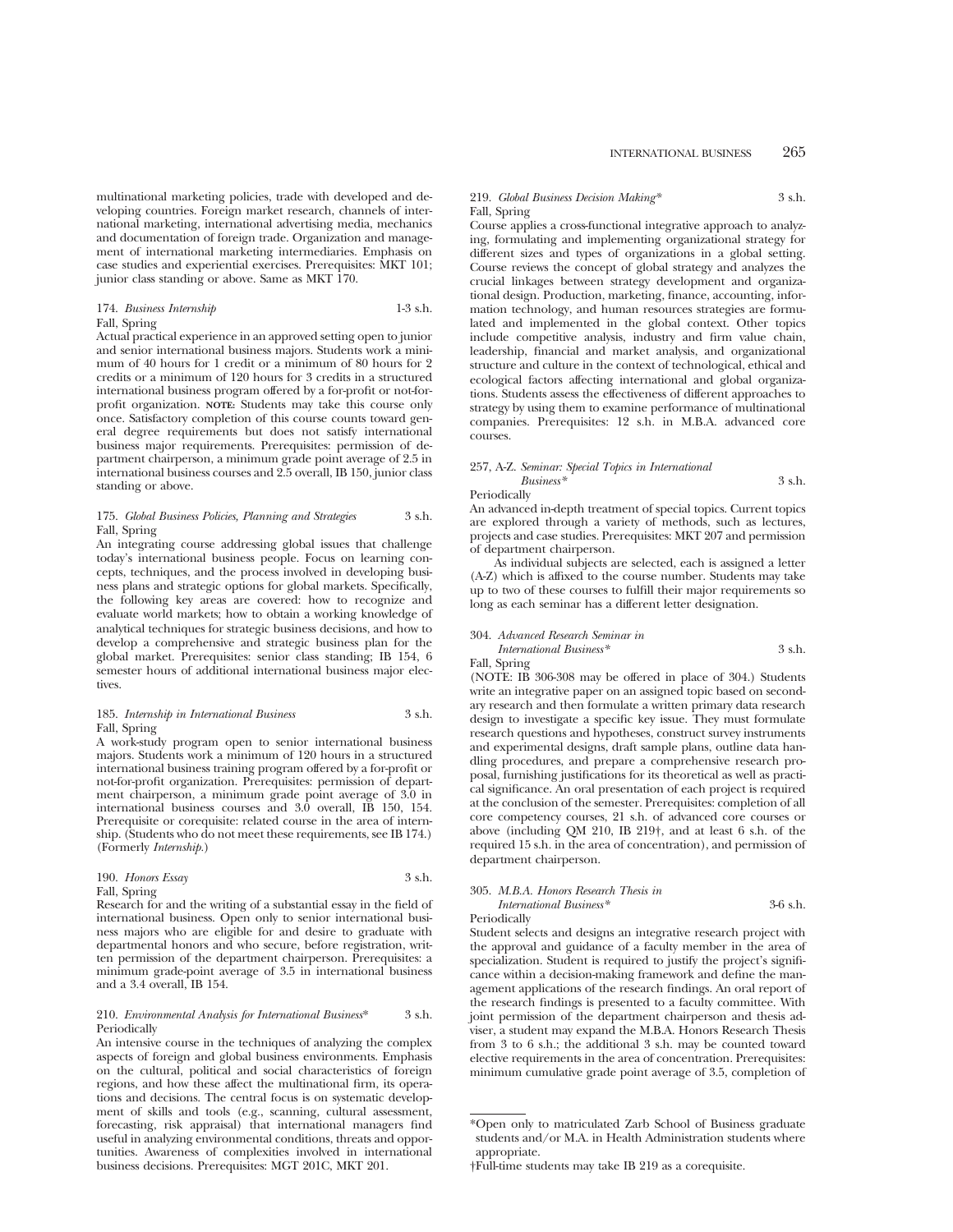multinational marketing policies, trade with developed and developing countries. Foreign market research, channels of international marketing, international advertising media, mechanics and documentation of foreign trade. Organization and management of international marketing intermediaries. Emphasis on case studies and experiential exercises. Prerequisites: MKT 101; junior class standing or above. Same as MKT 170.

174. *Business Internship* 1-3 s.h.
Fall, Spring
Actual practical experience in an approved setting open to junior and senior international business majors. Students work a minimum of 40 hours for 1 credit or a minimum of 80 hours for 2 credits or a minimum of 120 hours for 3 credits in a structured international business program offered by a for-profit or not-for-profit organization. **NOTE:** Students may take this course only once. Satisfactory completion of this course counts toward general degree requirements but does not satisfy international business major requirements. Prerequisites: permission of department chairperson, a minimum grade point average of 2.5 in international business courses and 2.5 overall, IB 150, junior class standing or above.

175. *Global Business Policies, Planning and Strategies* 3 s.h.
Fall, Spring
An integrating course addressing global issues that challenge today's international business people. Focus on learning concepts, techniques, and the process involved in developing business plans and strategic options for global markets. Specifically, the following key areas are covered: how to recognize and evaluate world markets; how to obtain a working knowledge of analytical techniques for strategic business decisions, and how to develop a comprehensive and strategic business plan for the global market. Prerequisites: senior class standing; IB 154, 6 semester hours of additional international business major electives.

185. *Internship in International Business* 3 s.h.
Fall, Spring
A work-study program open to senior international business majors. Students work a minimum of 120 hours in a structured international business training program offered by a for-profit or not-for-profit organization. Prerequisites: permission of department chairperson, a minimum grade point average of 3.0 in international business courses and 3.0 overall, IB 150, 154. Prerequisite or corequisite: related course in the area of internship. (Students who do not meet these requirements, see IB 174.) (Formerly *Internship.*)

190. *Honors Essay* 3 s.h.
Fall, Spring
Research for and the writing of a substantial essay in the field of international business. Open only to senior international business majors who are eligible for and desire to graduate with departmental honors and who secure, before registration, written permission of the department chairperson. Prerequisites: a minimum grade-point average of 3.5 in international business and a 3.4 overall, IB 154.

210. *Environmental Analysis for International Business\** 3 s.h.
Periodically
An intensive course in the techniques of analyzing the complex aspects of foreign and global business environments. Emphasis on the cultural, political and social characteristics of foreign regions, and how these affect the multinational firm, its operations and decisions. The central focus is on systematic development of skills and tools (e.g., scanning, cultural assessment, forecasting, risk appraisal) that international managers find useful in analyzing environmental conditions, threats and opportunities. Awareness of complexities involved in international business decisions. Prerequisites: MGT 201C, MKT 201.

219. *Global Business Decision Making\** 3 s.h.
Fall, Spring
Course applies a cross-functional integrative approach to analyzing, formulating and implementing organizational strategy for different sizes and types of organizations in a global setting. Course reviews the concept of global strategy and analyzes the crucial linkages between strategy development and organizational design. Production, marketing, finance, accounting, information technology, and human resources strategies are formulated and implemented in the global context. Other topics include competitive analysis, industry and firm value chain, leadership, financial and market analysis, and organizational structure and culture in the context of technological, ethical and ecological factors affecting international and global organizations. Students assess the effectiveness of different approaches to strategy by using them to examine performance of multinational companies. Prerequisites: 12 s.h. in M.B.A. advanced core courses.

257, A-Z. *Seminar: Special Topics in International Business\** 3 s.h.
Periodically
An advanced in-depth treatment of special topics. Current topics are explored through a variety of methods, such as lectures, projects and case studies. Prerequisites: MKT 207 and permission of department chairperson.

As individual subjects are selected, each is assigned a letter (A-Z) which is affixed to the course number. Students may take up to two of these courses to fulfill their major requirements so long as each seminar has a different letter designation.

304. *Advanced Research Seminar in International Business\** 3 s.h.
Fall, Spring
(NOTE: IB 306-308 may be offered in place of 304.) Students write an integrative paper on an assigned topic based on secondary research and then formulate a written primary data research design to investigate a specific key issue. They must formulate research questions and hypotheses, construct survey instruments and experimental designs, draft sample plans, outline data handling procedures, and prepare a comprehensive research proposal, furnishing justifications for its theoretical as well as practical significance. An oral presentation of each project is required at the conclusion of the semester. Prerequisites: completion of all core competency courses, 21 s.h. of advanced core courses or above (including QM 210, IB 219†, and at least 6 s.h. of the required 15 s.h. in the area of concentration), and permission of department chairperson.

305. *M.B.A. Honors Research Thesis in International Business\** 3-6 s.h.
Periodically
Student selects and designs an integrative research project with the approval and guidance of a faculty member in the area of specialization. Student is required to justify the project's significance within a decision-making framework and define the management applications of the research findings. An oral report of the research findings is presented to a faculty committee. With joint permission of the department chairperson and thesis adviser, a student may expand the M.B.A. Honors Research Thesis from 3 to 6 s.h.; the additional 3 s.h. may be counted toward elective requirements in the area of concentration. Prerequisites: minimum cumulative grade point average of 3.5, completion of

---

\*Open only to matriculated Zarb School of Business graduate students and/or M.A. in Health Administration students where appropriate.

†Full-time students may take IB 219 as a corequisite.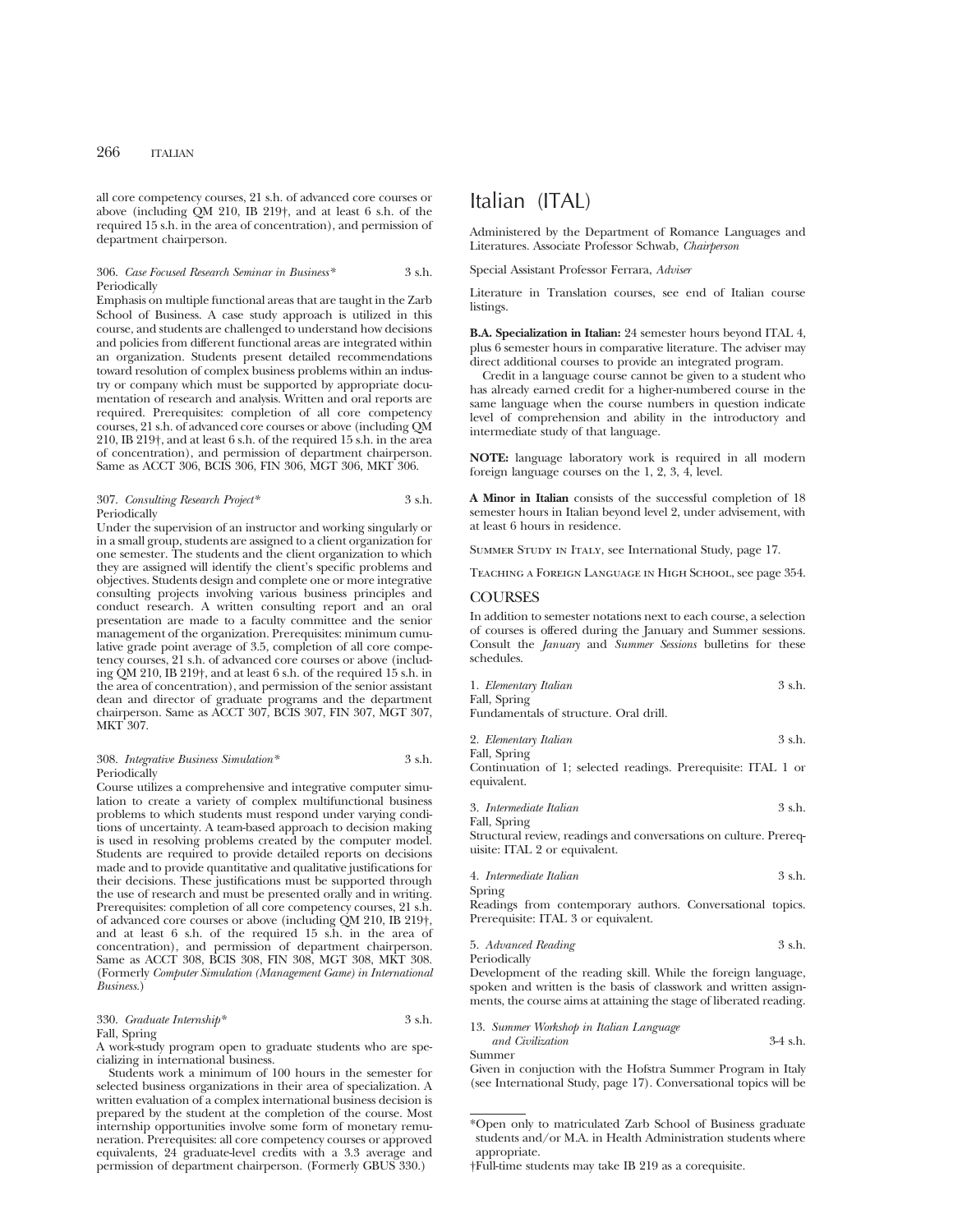all core competency courses, 21 s.h. of advanced core courses or above (including QM 210, IB 219†, and at least 6 s.h. of the required 15 s.h. in the area of concentration), and permission of department chairperson.

306. *Case Focused Research Seminar in Business** 3 s.h.
Periodically
Emphasis on multiple functional areas that are taught in the Zarb School of Business. A case study approach is utilized in this course, and students are challenged to understand how decisions and policies from different functional areas are integrated within an organization. Students present detailed recommendations toward resolution of complex business problems within an industry or company which must be supported by appropriate documentation of research and analysis. Written and oral reports are required. Prerequisites: completion of all core competency courses, 21 s.h. of advanced core courses or above (including QM 210, IB 219†, and at least 6 s.h. of the required 15 s.h. in the area of concentration), and permission of department chairperson. Same as ACCT 306, BCIS 306, FIN 306, MGT 306, MKT 306.

307. *Consulting Research Project** 3 s.h.
Periodically
Under the supervision of an instructor and working singularly or in a small group, students are assigned to a client organization for one semester. The students and the client organization to which they are assigned will identify the client's specific problems and objectives. Students design and complete one or more integrative consulting projects involving various business principles and conduct research. A written consulting report and an oral presentation are made to a faculty committee and the senior management of the organization. Prerequisites: minimum cumulative grade point average of 3.5, completion of all core competency courses, 21 s.h. of advanced core courses or above (including QM 210, IB 219†, and at least 6 s.h. of the required 15 s.h. in the area of concentration), and permission of the senior assistant dean and director of graduate programs and the department chairperson. Same as ACCT 307, BCIS 307, FIN 307, MGT 307, MKT 307.

308. *Integrative Business Simulation** 3 s.h.
Periodically
Course utilizes a comprehensive and integrative computer simulation to create a variety of complex multifunctional business problems to which students must respond under varying conditions of uncertainty. A team-based approach to decision making is used in resolving problems created by the computer model. Students are required to provide detailed reports on decisions made and to provide quantitative and qualitative justifications for their decisions. These justifications must be supported through the use of research and must be presented orally and in writing. Prerequisites: completion of all core competency courses, 21 s.h. of advanced core courses or above (including QM 210, IB 219†, and at least 6 s.h. of the required 15 s.h. in the area of concentration), and permission of department chairperson. Same as ACCT 308, BCIS 308, FIN 308, MGT 308, MKT 308. (Formerly *Computer Simulation (Management Game) in International Business*.)

330. *Graduate Internship** 3 s.h.
Fall, Spring
A work-study program open to graduate students who are specializing in international business.

Students work a minimum of 100 hours in the semester for selected business organizations in their area of specialization. A written evaluation of a complex international business decision is prepared by the student at the completion of the course. Most internship opportunities involve some form of monetary remuneration. Prerequisites: all core competency courses or approved equivalents, 24 graduate-level credits with a 3.3 average and permission of department chairperson. (Formerly GBUS 330.)

# Italian (ITAL)

Administered by the Department of Romance Languages and Literatures. Associate Professor Schwab, *Chairperson*

Special Assistant Professor Ferrara, *Adviser*

Literature in Translation courses, see end of Italian course listings.

**B.A. Specialization in Italian:** 24 semester hours beyond ITAL 4, plus 6 semester hours in comparative literature. The adviser may direct additional courses to provide an integrated program.

Credit in a language course cannot be given to a student who has already earned credit for a higher-numbered course in the same language when the course numbers in question indicate level of comprehension and ability in the introductory and intermediate study of that language.

**NOTE:** language laboratory work is required in all modern foreign language courses on the 1, 2, 3, 4, level.

**A Minor in Italian** consists of the successful completion of 18 semester hours in Italian beyond level 2, under advisement, with at least 6 hours in residence.

Summer Study in Italy, see International Study, page 17.

Teaching a Foreign Language in High School, see page 354.

## COURSES

In addition to semester notations next to each course, a selection of courses is offered during the January and Summer sessions. Consult the *January* and *Summer Sessions* bulletins for these schedules.

1. *Elementary Italian* 3 s.h.
Fall, Spring
Fundamentals of structure. Oral drill.

2. *Elementary Italian* 3 s.h.
Fall, Spring
Continuation of 1; selected readings. Prerequisite: ITAL 1 or equivalent.

3. *Intermediate Italian* 3 s.h.
Fall, Spring
Structural review, readings and conversations on culture. Prerequisite: ITAL 2 or equivalent.

4. *Intermediate Italian* 3 s.h.
Spring
Readings from contemporary authors. Conversational topics. Prerequisite: ITAL 3 or equivalent.

5. *Advanced Reading* 3 s.h.
Periodically
Development of the reading skill. While the foreign language, spoken and written is the basis of classwork and written assignments, the course aims at attaining the stage of liberated reading.

13. *Summer Workshop in Italian Language and Civilization* 3-4 s.h.
Summer
Given in conjuction with the Hofstra Summer Program in Italy (see International Study, page 17). Conversational topics will be

*Open only to matriculated Zarb School of Business graduate students and/or M.A. in Health Administration students where appropriate.

†Full-time students may take IB 219 as a corequisite.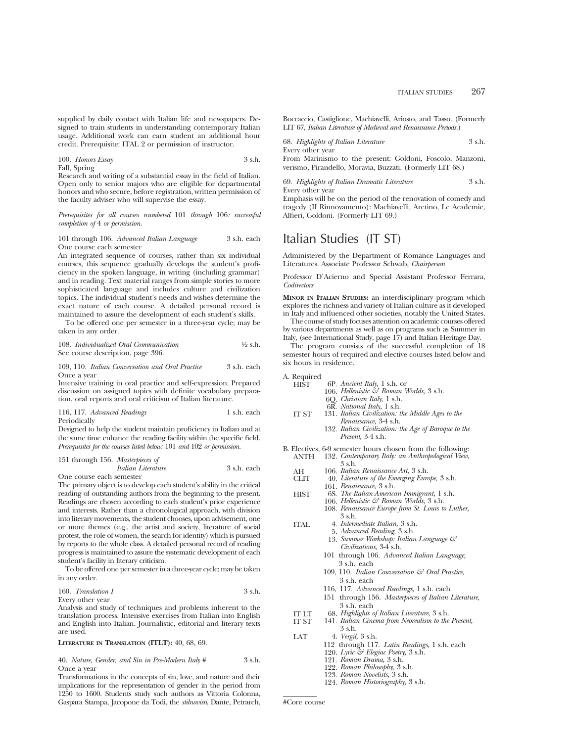supplied by daily contact with Italian life and newspapers. Designed to train students in understanding contemporary Italian usage. Additional work can earn student an additional hour credit. Prerequisite: ITAL 2 or permission of instructor.

100. *Honors Essay* 3 s.h.
Fall, Spring
Research and writing of a substantial essay in the field of Italian. Open only to senior majors who are eligible for departmental honors and who secure, before registration, written permission of the faculty adviser who will supervise the essay.

*Prerequisites for all courses numbered* 101 *through* 106*: successful completion of* 4 *or permission.*

101 through 106. *Advanced Italian Language* 3 s.h. each
One course each semester
An integrated sequence of courses, rather than six individual courses, this sequence gradually develops the student's proficiency in the spoken language, in writing (including grammar) and in reading. Text material ranges from simple stories to more sophisticated language and includes culture and civilization topics. The individual student's needs and wishes determine the exact nature of each course. A detailed personal record is maintained to assure the development of each student's skills.

To be offered one per semester in a three-year cycle; may be taken in any order.

108. *Individualized Oral Communication* ½ s.h.
See course description, page 396.

109, 110. *Italian Conversation and Oral Practice* 3 s.h. each
Once a year
Intensive training in oral practice and self-expression. Prepared discussion on assigned topics with definite vocabulary preparation, oral reports and oral criticism of Italian literature.

116, 117. *Advanced Readings* 1 s.h. each
Periodically
Designed to help the student maintain proficiency in Italian and at the same time enhance the reading facility within the specific field. *Prerequisites for the courses listed below:* 101 *and* 102 *or permission.*

151 through 156. *Masterpieces of Italian Literature* 3 s.h. each
One course each semester
The primary object is to develop each student's ability in the critical reading of outstanding authors from the beginning to the present. Readings are chosen according to each student's prior experience and interests. Rather than a chronological approach, with division into literary movements, the student chooses, upon advisement, one or more themes (e.g., the artist and society, literature of social protest, the role of women, the search for identity) which is pursued by reports to the whole class. A detailed personal record of reading progress is maintained to assure the systematic development of each student's facility in literary criticism.

To be offered one per semester in a three-year cycle; may be taken in any order.

160. *Translation I* 3 s.h.
Every other year
Analysis and study of techniques and problems inherent to the translation process. Intensive exercises from Italian into English and English into Italian. Journalistic, editorial and literary texts are used.

**Literature in Translation (ITLT):** 40, 68, 69.

40. *Nature, Gender, and Sin in Pre-Modern Italy #* 3 s.h.
Once a year
Transformations in the concepts of sin, love, and nature and their implications for the representation of gender in the period from 1250 to 1600. Students study such authors as Vittoria Colonna, Gaspara Stampa, Jacopone da Todi, the *stilnovisti*, Dante, Petrarch, Boccaccio, Castiglione, Machiavelli, Ariosto, and Tasso. (Formerly LIT 67, *Italian Literature of Medieval and Renaissance Periods.*)

68. *Highlights of Italian Literature* 3 s.h.
Every other year
From Marinismo to the present: Goldoni, Foscolo, Manzoni, verismo, Pirandello, Moravia, Buzzati. (Formerly LIT 68.)

69. *Highlights of Italian Dramatic Literature* 3 s.h.
Every other year
Emphasis will be on the period of the renovation of comedy and tragedy (Il Rinnovamento): Machiavelli, Aretino, Le Academie, Alfieri, Goldoni. (Formerly LIT 69.)

# Italian Studies (IT ST)

Administered by the Department of Romance Languages and Literatures. Associate Professor Schwab, *Chairperson*

Professor D'Acierno and Special Assistant Professor Ferrara, *Codirectors*

**Minor in Italian Studies:** an interdisciplinary program which explores the richness and variety of Italian culture as it developed in Italy and influenced other societies, notably the United States.

The course of study focuses attention on academic courses offered by various departments as well as on programs such as Summer in Italy, (see International Study, page 17) and Italian Heritage Day.

The program consists of the successful completion of 18 semester hours of required and elective courses listed below and six hours in residence.

A. Required

- HIST 6P. *Ancient Italy,* 1 s.h. or
  - 106. *Hellenistic & Roman Worlds,* 3 s.h.
  - 6Q. *Christian Italy,* 1 s.h.
  - 6R. *National Italy,* 1 s.h.
- IT ST 131. *Italian Civilization: the Middle Ages to the Renaissance,* 3-4 s.h.
  - 132. *Italian Civilization: the Age of Baroque to the Present,* 3-4 s.h.

B. Electives, 6-9 semester hours chosen from the following:

- ANTH 132. *Contemporary Italy: an Anthropological View,* 3 s.h.
- AH 106. *Italian Renaissance Art,* 3 s.h.
- CLIT 40. *Literature of the Emerging Europe,* 3 s.h.
  - 161. *Renaissance,* 3 s.h.
- HIST 6S. *The Italian-American Immigrant,* 1 s.h.
  - 106. *Hellenistic & Roman Worlds,* 3 s.h.
  - 108. *Renaissance Europe from St. Louis to Luther,* 3 s.h.
- ITAL 4. *Intermediate Italian,* 3 s.h.
  - 5. *Advanced Reading,* 3 s.h.
  - 13. *Summer Workshop: Italian Language & Civilizations,* 3-4 s.h.
  - 101 through 106. *Advanced Italian Language,* 3 s.h. each
  - 109, 110. *Italian Conversation & Oral Practice,* 3 s.h. each
  - 116, 117. *Advanced Readings,* 1 s.h. each
  - 151 through 156. *Masterpieces of Italian Literature,* 3 s.h. each
- IT LT 68. *Highlights of Italian Literature,* 3 s.h.
- IT ST 141. *Italian Cinema from Neorealism to the Present,* 3 s.h.
- LAT 4. *Vergil,* 3 s.h.
  - 112 through 117. *Latin Readings,* 1 s.h. each
  - 120. *Lyric & Elegiac Poetry,* 3 s.h.
  - 121. *Roman Drama,* 3 s.h.
  - 122. *Roman Philosophy,* 3 s.h.
  - 123. *Roman Novelists,* 3 s.h.
  - 124. *Roman Historiography,* 3 s.h.

#Core course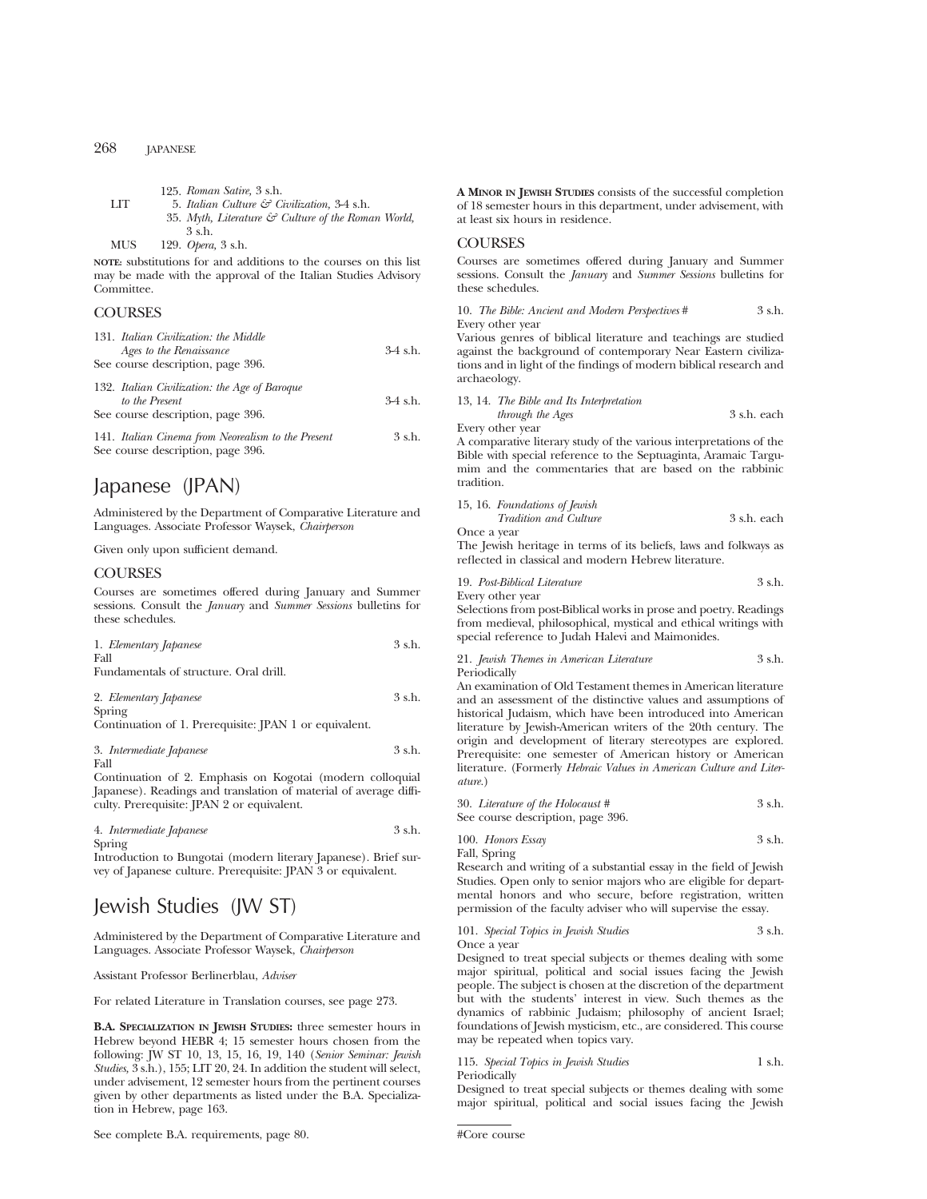125. *Roman Satire,* 3 s.h.
LIT 5. *Italian Culture & Civilization,* 3-4 s.h.
35. *Myth, Literature & Culture of the Roman World,* 3 s.h.
MUS 129. *Opera,* 3 s.h.

**NOTE:** substitutions for and additions to the courses on this list may be made with the approval of the Italian Studies Advisory Committee.

### COURSES

131. *Italian Civilization: the Middle Ages to the Renaissance* 3-4 s.h.
See course description, page 396.

132. *Italian Civilization: the Age of Baroque to the Present* 3-4 s.h.
See course description, page 396.

141. *Italian Cinema from Neorealism to the Present* 3 s.h.
See course description, page 396.

## Japanese (JPAN)

Administered by the Department of Comparative Literature and Languages. Associate Professor Waysek, *Chairperson*

Given only upon sufficient demand.

### COURSES

Courses are sometimes offered during January and Summer sessions. Consult the *January* and *Summer Sessions* bulletins for these schedules.

1. *Elementary Japanese* 3 s.h.
Fall
Fundamentals of structure. Oral drill.

2. *Elementary Japanese* 3 s.h.
Spring
Continuation of 1. Prerequisite: JPAN 1 or equivalent.

3. *Intermediate Japanese* 3 s.h.
Fall
Continuation of 2. Emphasis on Kogotai (modern colloquial Japanese). Readings and translation of material of average difficulty. Prerequisite: JPAN 2 or equivalent.

4. *Intermediate Japanese* 3 s.h.
Spring
Introduction to Bungotai (modern literary Japanese). Brief survey of Japanese culture. Prerequisite: JPAN 3 or equivalent.

## Jewish Studies (JW ST)

Administered by the Department of Comparative Literature and Languages. Associate Professor Waysek, *Chairperson*

Assistant Professor Berlinerblau, *Adviser*

For related Literature in Translation courses, see page 273.

**B.A. SPECIALIZATION IN JEWISH STUDIES:** three semester hours in Hebrew beyond HEBR 4; 15 semester hours chosen from the following: JW ST 10, 13, 15, 16, 19, 140 (*Senior Seminar: Jewish Studies,* 3 s.h.), 155; LIT 20, 24. In addition the student will select, under advisement, 12 semester hours from the pertinent courses given by other departments as listed under the B.A. Specialization in Hebrew, page 163.

See complete B.A. requirements, page 80.

**A MINOR IN JEWISH STUDIES** consists of the successful completion of 18 semester hours in this department, under advisement, with at least six hours in residence.

### COURSES

Courses are sometimes offered during January and Summer sessions. Consult the *January* and *Summer Sessions* bulletins for these schedules.

10. *The Bible: Ancient and Modern Perspectives* # 3 s.h.
Every other year
Various genres of biblical literature and teachings are studied against the background of contemporary Near Eastern civilizations and in light of the findings of modern biblical research and archaeology.

13, 14. *The Bible and Its Interpretation through the Ages* 3 s.h. each
Every other year
A comparative literary study of the various interpretations of the Bible with special reference to the Septuaginta, Aramaic Targumim and the commentaries that are based on the rabbinic tradition.

15, 16. *Foundations of Jewish Tradition and Culture* 3 s.h. each
Once a year
The Jewish heritage in terms of its beliefs, laws and folkways as reflected in classical and modern Hebrew literature.

19. *Post-Biblical Literature* 3 s.h.
Every other year
Selections from post-Biblical works in prose and poetry. Readings from medieval, philosophical, mystical and ethical writings with special reference to Judah Halevi and Maimonides.

21. *Jewish Themes in American Literature* 3 s.h.
Periodically
An examination of Old Testament themes in American literature and an assessment of the distinctive values and assumptions of historical Judaism, which have been introduced into American literature by Jewish-American writers of the 20th century. The origin and development of literary stereotypes are explored. Prerequisite: one semester of American history or American literature. (Formerly *Hebraic Values in American Culture and Literature.*)

30. *Literature of the Holocaust* # 3 s.h.
See course description, page 396.

100. *Honors Essay* 3 s.h.
Fall, Spring
Research and writing of a substantial essay in the field of Jewish Studies. Open only to senior majors who are eligible for departmental honors and who secure, before registration, written permission of the faculty adviser who will supervise the essay.

101. *Special Topics in Jewish Studies* 3 s.h.
Once a year
Designed to treat special subjects or themes dealing with some major spiritual, political and social issues facing the Jewish people. The subject is chosen at the discretion of the department but with the students' interest in view. Such themes as the dynamics of rabbinic Judaism; philosophy of ancient Israel; foundations of Jewish mysticism, etc., are considered. This course may be repeated when topics vary.

115. *Special Topics in Jewish Studies* 1 s.h.
Periodically
Designed to treat special subjects or themes dealing with some major spiritual, political and social issues facing the Jewish

#Core course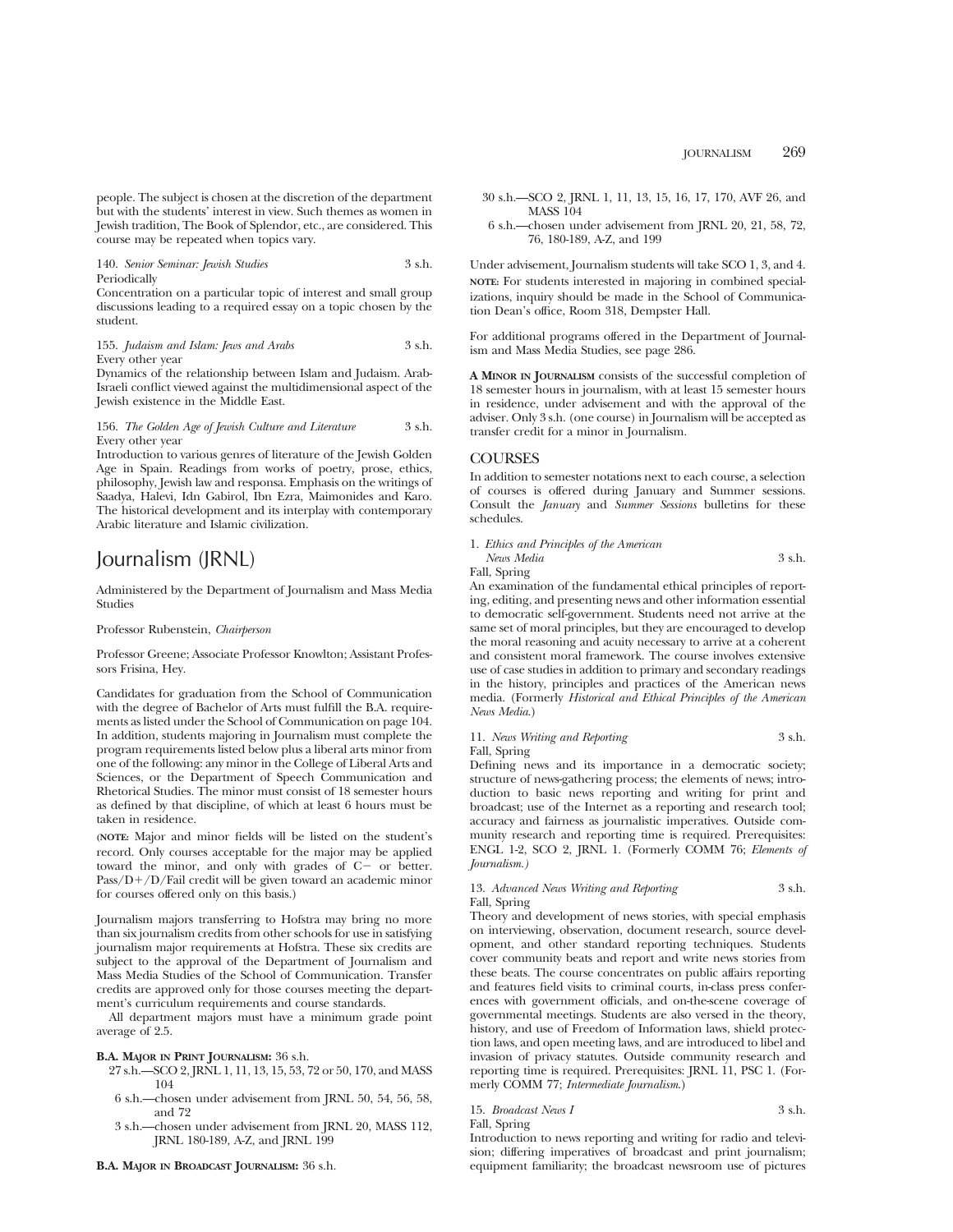people. The subject is chosen at the discretion of the department but with the students' interest in view. Such themes as women in Jewish tradition, The Book of Splendor, etc., are considered. This course may be repeated when topics vary.

140. *Senior Seminar: Jewish Studies* 3 s.h.
Periodically
Concentration on a particular topic of interest and small group discussions leading to a required essay on a topic chosen by the student.

155. *Judaism and Islam: Jews and Arabs* 3 s.h.
Every other year
Dynamics of the relationship between Islam and Judaism. Arab-Israeli conflict viewed against the multidimensional aspect of the Jewish existence in the Middle East.

156. *The Golden Age of Jewish Culture and Literature* 3 s.h.
Every other year
Introduction to various genres of literature of the Jewish Golden Age in Spain. Readings from works of poetry, prose, ethics, philosophy, Jewish law and responsa. Emphasis on the writings of Saadya, Halevi, Idn Gabirol, Ibn Ezra, Maimonides and Karo. The historical development and its interplay with contemporary Arabic literature and Islamic civilization.

# Journalism (JRNL)

Administered by the Department of Journalism and Mass Media Studies

Professor Rubenstein, *Chairperson*

Professor Greene; Associate Professor Knowlton; Assistant Professors Frisina, Hey.

Candidates for graduation from the School of Communication with the degree of Bachelor of Arts must fulfill the B.A. requirements as listed under the School of Communication on page 104. In addition, students majoring in Journalism must complete the program requirements listed below plus a liberal arts minor from one of the following: any minor in the College of Liberal Arts and Sciences, or the Department of Speech Communication and Rhetorical Studies. The minor must consist of 18 semester hours as defined by that discipline, of which at least 6 hours must be taken in residence.

(**NOTE:** Major and minor fields will be listed on the student's record. Only courses acceptable for the major may be applied toward the minor, and only with grades of C− or better. Pass/D+/D/Fail credit will be given toward an academic minor for courses offered only on this basis.)

Journalism majors transferring to Hofstra may bring no more than six journalism credits from other schools for use in satisfying journalism major requirements at Hofstra. These six credits are subject to the approval of the Department of Journalism and Mass Media Studies of the School of Communication. Transfer credits are approved only for those courses meeting the department's curriculum requirements and course standards.

All department majors must have a minimum grade point average of 2.5.

**B.A. Major in Print Journalism:** 36 s.h.

- 27 s.h.—SCO 2, JRNL 1, 11, 13, 15, 53, 72 or 50, 170, and MASS 104
- 6 s.h.—chosen under advisement from JRNL 50, 54, 56, 58, and 72
- 3 s.h.—chosen under advisement from JRNL 20, MASS 112, JRNL 180-189, A-Z, and JRNL 199

**B.A. Major in Broadcast Journalism:** 36 s.h.

- 30 s.h.—SCO 2, JRNL 1, 11, 13, 15, 16, 17, 170, AVF 26, and MASS 104
- 6 s.h.—chosen under advisement from JRNL 20, 21, 58, 72, 76, 180-189, A-Z, and 199

Under advisement, Journalism students will take SCO 1, 3, and 4.
**NOTE:** For students interested in majoring in combined specializations, inquiry should be made in the School of Communication Dean's office, Room 318, Dempster Hall.

For additional programs offered in the Department of Journalism and Mass Media Studies, see page 286.

**A Minor in Journalism** consists of the successful completion of 18 semester hours in journalism, with at least 15 semester hours in residence, under advisement and with the approval of the adviser. Only 3 s.h. (one course) in Journalism will be accepted as transfer credit for a minor in Journalism.

## COURSES

In addition to semester notations next to each course, a selection of courses is offered during January and Summer sessions. Consult the *January* and *Summer Sessions* bulletins for these schedules.

1. *Ethics and Principles of the American News Media* 3 s.h.
Fall, Spring
An examination of the fundamental ethical principles of reporting, editing, and presenting news and other information essential to democratic self-government. Students need not arrive at the same set of moral principles, but they are encouraged to develop the moral reasoning and acuity necessary to arrive at a coherent and consistent moral framework. The course involves extensive use of case studies in addition to primary and secondary readings in the history, principles and practices of the American news media. (Formerly *Historical and Ethical Principles of the American News Media.*)

11. *News Writing and Reporting* 3 s.h.
Fall, Spring
Defining news and its importance in a democratic society; structure of news-gathering process; the elements of news; introduction to basic news reporting and writing for print and broadcast; use of the Internet as a reporting and research tool; accuracy and fairness as journalistic imperatives. Outside community research and reporting time is required. Prerequisites: ENGL 1-2, SCO 2, JRNL 1. (Formerly COMM 76; *Elements of Journalism.)*

13. *Advanced News Writing and Reporting* 3 s.h.
Fall, Spring
Theory and development of news stories, with special emphasis on interviewing, observation, document research, source development, and other standard reporting techniques. Students cover community beats and report and write news stories from these beats. The course concentrates on public affairs reporting and features field visits to criminal courts, in-class press conferences with government officials, and on-the-scene coverage of governmental meetings. Students are also versed in the theory, history, and use of Freedom of Information laws, shield protection laws, and open meeting laws, and are introduced to libel and invasion of privacy statutes. Outside community research and reporting time is required. Prerequisites: JRNL 11, PSC 1. (Formerly COMM 77; *Intermediate Journalism.*)

15. *Broadcast News I* 3 s.h.
Fall, Spring
Introduction to news reporting and writing for radio and television; differing imperatives of broadcast and print journalism; equipment familiarity; the broadcast newsroom use of pictures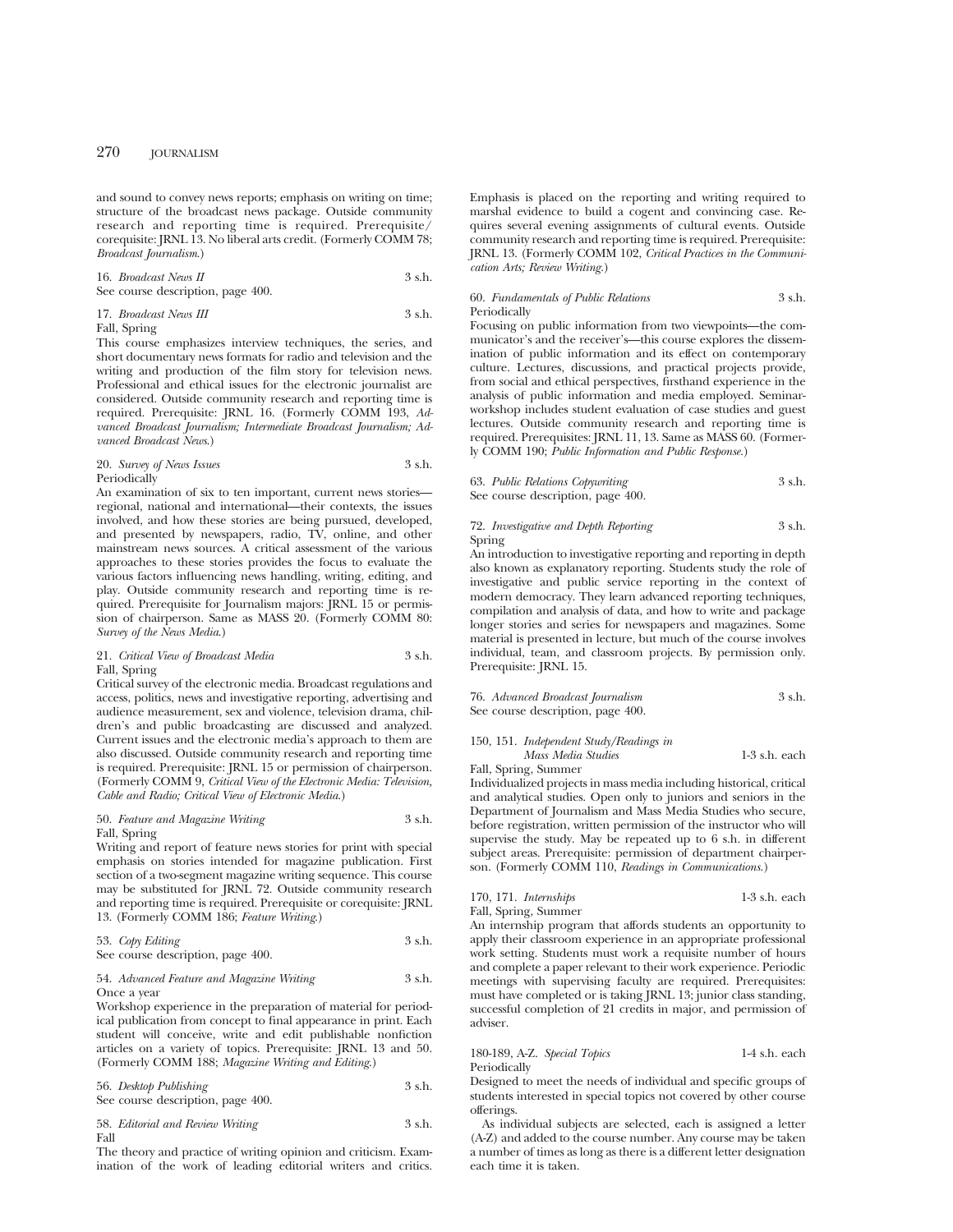and sound to convey news reports; emphasis on writing on time; structure of the broadcast news package. Outside community research and reporting time is required. Prerequisite/corequisite: JRNL 13. No liberal arts credit. (Formerly COMM 78; *Broadcast Journalism.*)

16. *Broadcast News II* 3 s.h.
See course description, page 400.

17. *Broadcast News III* 3 s.h.
Fall, Spring

This course emphasizes interview techniques, the series, and short documentary news formats for radio and television and the writing and production of the film story for television news. Professional and ethical issues for the electronic journalist are considered. Outside community research and reporting time is required. Prerequisite: JRNL 16. (Formerly COMM 193, *Advanced Broadcast Journalism; Intermediate Broadcast Journalism; Advanced Broadcast News.*)

20. *Survey of News Issues* 3 s.h.
Periodically

An examination of six to ten important, current news stories—regional, national and international—their contexts, the issues involved, and how these stories are being pursued, developed, and presented by newspapers, radio, TV, online, and other mainstream news sources. A critical assessment of the various approaches to these stories provides the focus to evaluate the various factors influencing news handling, writing, editing, and play. Outside community research and reporting time is required. Prerequisite for Journalism majors: JRNL 15 or permission of chairperson. Same as MASS 20. (Formerly COMM 80: *Survey of the News Media.*)

21. *Critical View of Broadcast Media* 3 s.h.
Fall, Spring

Critical survey of the electronic media. Broadcast regulations and access, politics, news and investigative reporting, advertising and audience measurement, sex and violence, television drama, children's and public broadcasting are discussed and analyzed. Current issues and the electronic media's approach to them are also discussed. Outside community research and reporting time is required. Prerequisite: JRNL 15 or permission of chairperson. (Formerly COMM 9, *Critical View of the Electronic Media: Television, Cable and Radio; Critical View of Electronic Media.*)

50. *Feature and Magazine Writing* 3 s.h.
Fall, Spring

Writing and report of feature news stories for print with special emphasis on stories intended for magazine publication. First section of a two-segment magazine writing sequence. This course may be substituted for JRNL 72. Outside community research and reporting time is required. Prerequisite or corequisite: JRNL 13. (Formerly COMM 186; *Feature Writing.*)

53. *Copy Editing* 3 s.h.
See course description, page 400.

54. *Advanced Feature and Magazine Writing* 3 s.h.
Once a year

Workshop experience in the preparation of material for periodical publication from concept to final appearance in print. Each student will conceive, write and edit publishable nonfiction articles on a variety of topics. Prerequisite: JRNL 13 and 50. (Formerly COMM 188; *Magazine Writing and Editing.*)

56. *Desktop Publishing* 3 s.h.
See course description, page 400.

58. *Editorial and Review Writing* 3 s.h.
Fall

The theory and practice of writing opinion and criticism. Examination of the work of leading editorial writers and critics. Emphasis is placed on the reporting and writing required to marshal evidence to build a cogent and convincing case. Requires several evening assignments of cultural events. Outside community research and reporting time is required. Prerequisite: JRNL 13. (Formerly COMM 102, *Critical Practices in the Communication Arts; Review Writing.*)

60. *Fundamentals of Public Relations* 3 s.h.
Periodically

Focusing on public information from two viewpoints—the communicator's and the receiver's—this course explores the dissemination of public information and its effect on contemporary culture. Lectures, discussions, and practical projects provide, from social and ethical perspectives, firsthand experience in the analysis of public information and media employed. Seminar-workshop includes student evaluation of case studies and guest lectures. Outside community research and reporting time is required. Prerequisites: JRNL 11, 13. Same as MASS 60. (Formerly COMM 190; *Public Information and Public Response.*)

63. *Public Relations Copywriting* 3 s.h.
See course description, page 400.

72. *Investigative and Depth Reporting* 3 s.h.
Spring

An introduction to investigative reporting and reporting in depth also known as explanatory reporting. Students study the role of investigative and public service reporting in the context of modern democracy. They learn advanced reporting techniques, compilation and analysis of data, and how to write and package longer stories and series for newspapers and magazines. Some material is presented in lecture, but much of the course involves individual, team, and classroom projects. By permission only. Prerequisite: JRNL 15.

76. *Advanced Broadcast Journalism* 3 s.h.
See course description, page 400.

150, 151. *Independent Study/Readings in Mass Media Studies* 1-3 s.h. each
Fall, Spring, Summer

Individualized projects in mass media including historical, critical and analytical studies. Open only to juniors and seniors in the Department of Journalism and Mass Media Studies who secure, before registration, written permission of the instructor who will supervise the study. May be repeated up to 6 s.h. in different subject areas. Prerequisite: permission of department chairperson. (Formerly COMM 110, *Readings in Communications.*)

170, 171. *Internships* 1-3 s.h. each
Fall, Spring, Summer

An internship program that affords students an opportunity to apply their classroom experience in an appropriate professional work setting. Students must work a requisite number of hours and complete a paper relevant to their work experience. Periodic meetings with supervising faculty are required. Prerequisites: must have completed or is taking JRNL 13; junior class standing, successful completion of 21 credits in major, and permission of adviser.

180-189, A-Z. *Special Topics* 1-4 s.h. each
Periodically

Designed to meet the needs of individual and specific groups of students interested in special topics not covered by other course offerings.

As individual subjects are selected, each is assigned a letter (A-Z) and added to the course number. Any course may be taken a number of times as long as there is a different letter designation each time it is taken.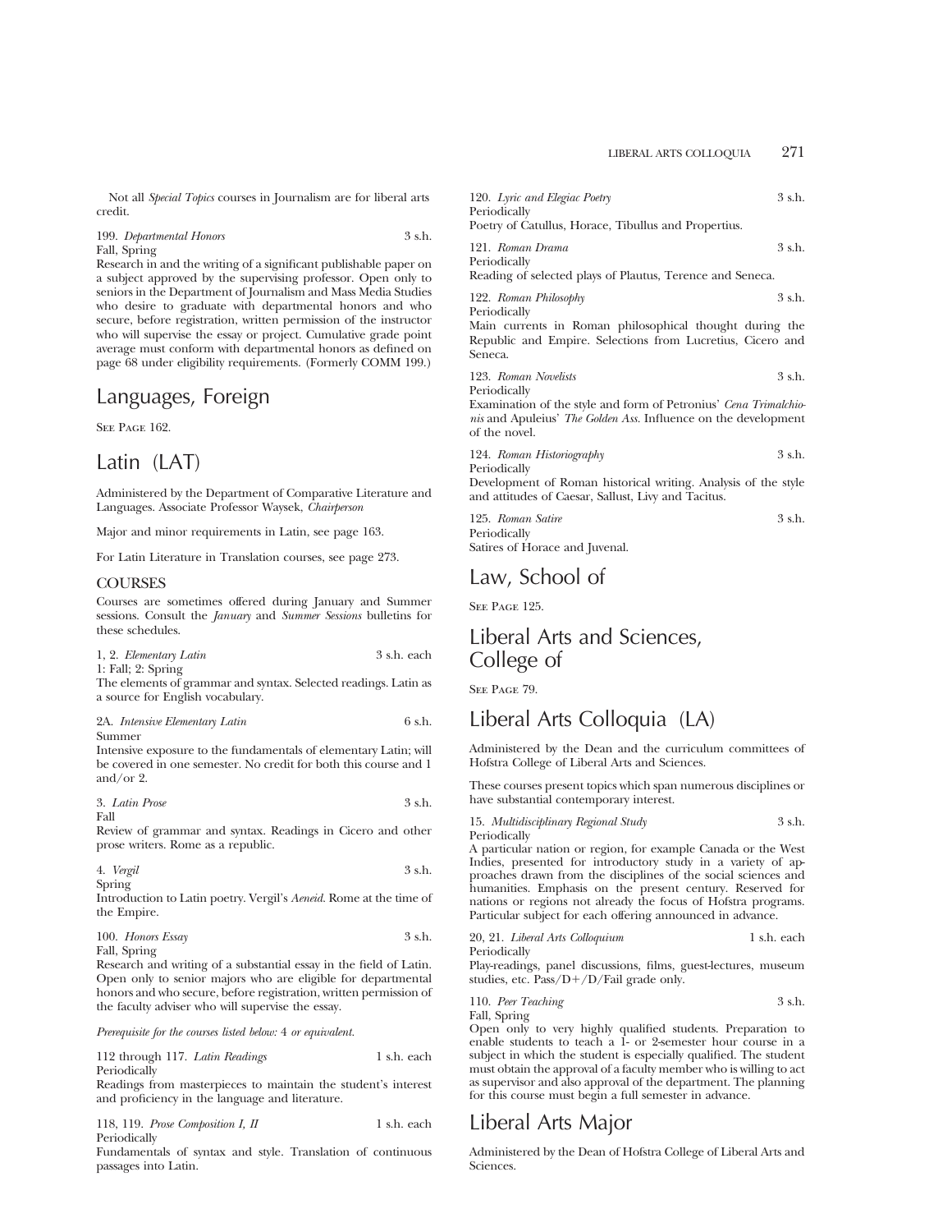Not all *Special Topics* courses in Journalism are for liberal arts credit.

199. *Departmental Honors* 3 s.h.
Fall, Spring
Research in and the writing of a significant publishable paper on a subject approved by the supervising professor. Open only to seniors in the Department of Journalism and Mass Media Studies who desire to graduate with departmental honors and who secure, before registration, written permission of the instructor who will supervise the essay or project. Cumulative grade point average must conform with departmental honors as defined on page 68 under eligibility requirements. (Formerly COMM 199.)

# Languages, Foreign

SEE PAGE 162.

# Latin (LAT)

Administered by the Department of Comparative Literature and Languages. Associate Professor Waysek, *Chairperson*

Major and minor requirements in Latin, see page 163.

For Latin Literature in Translation courses, see page 273.

## COURSES

Courses are sometimes offered during January and Summer sessions. Consult the *January* and *Summer Sessions* bulletins for these schedules.

1, 2. *Elementary Latin* 3 s.h. each
1: Fall; 2: Spring
The elements of grammar and syntax. Selected readings. Latin as a source for English vocabulary.

2A. *Intensive Elementary Latin* 6 s.h.
Summer
Intensive exposure to the fundamentals of elementary Latin; will be covered in one semester. No credit for both this course and 1 and/or 2.

3. *Latin Prose* 3 s.h.
Fall
Review of grammar and syntax. Readings in Cicero and other prose writers. Rome as a republic.

4. *Vergil* 3 s.h.
Spring
Introduction to Latin poetry. Vergil's *Aeneid*. Rome at the time of the Empire.

100. *Honors Essay* 3 s.h.
Fall, Spring
Research and writing of a substantial essay in the field of Latin. Open only to senior majors who are eligible for departmental honors and who secure, before registration, written permission of the faculty adviser who will supervise the essay.

*Prerequisite for the courses listed below:* 4 *or equivalent.*

112 through 117. *Latin Readings* 1 s.h. each
Periodically
Readings from masterpieces to maintain the student's interest and proficiency in the language and literature.

118, 119. *Prose Composition I, II* 1 s.h. each
Periodically
Fundamentals of syntax and style. Translation of continuous passages into Latin.

120. *Lyric and Elegiac Poetry* 3 s.h.
Periodically
Poetry of Catullus, Horace, Tibullus and Propertius.

121. *Roman Drama* 3 s.h.
Periodically
Reading of selected plays of Plautus, Terence and Seneca.

122. *Roman Philosophy* 3 s.h.
Periodically
Main currents in Roman philosophical thought during the Republic and Empire. Selections from Lucretius, Cicero and Seneca.

123. *Roman Novelists* 3 s.h.
Periodically
Examination of the style and form of Petronius' *Cena Trimalchionis* and Apuleius' *The Golden Ass*. Influence on the development of the novel.

124. *Roman Historiography* 3 s.h.
Periodically
Development of Roman historical writing. Analysis of the style and attitudes of Caesar, Sallust, Livy and Tacitus.

125. *Roman Satire* 3 s.h.
Periodically
Satires of Horace and Juvenal.

# Law, School of

SEE PAGE 125.

# Liberal Arts and Sciences, College of

SEE PAGE 79.

# Liberal Arts Colloquia (LA)

Administered by the Dean and the curriculum committees of Hofstra College of Liberal Arts and Sciences.

These courses present topics which span numerous disciplines or have substantial contemporary interest.

15. *Multidisciplinary Regional Study* 3 s.h.
Periodically
A particular nation or region, for example Canada or the West Indies, presented for introductory study in a variety of approaches drawn from the disciplines of the social sciences and humanities. Emphasis on the present century. Reserved for nations or regions not already the focus of Hofstra programs. Particular subject for each offering announced in advance.

20, 21. *Liberal Arts Colloquium* 1 s.h. each
Periodically
Play-readings, panel discussions, films, guest-lectures, museum studies, etc. Pass/D+/D/Fail grade only.

110. *Peer Teaching* 3 s.h.
Fall, Spring
Open only to very highly qualified students. Preparation to enable students to teach a 1- or 2-semester hour course in a subject in which the student is especially qualified. The student must obtain the approval of a faculty member who is willing to act as supervisor and also approval of the department. The planning for this course must begin a full semester in advance.

# Liberal Arts Major

Administered by the Dean of Hofstra College of Liberal Arts and Sciences.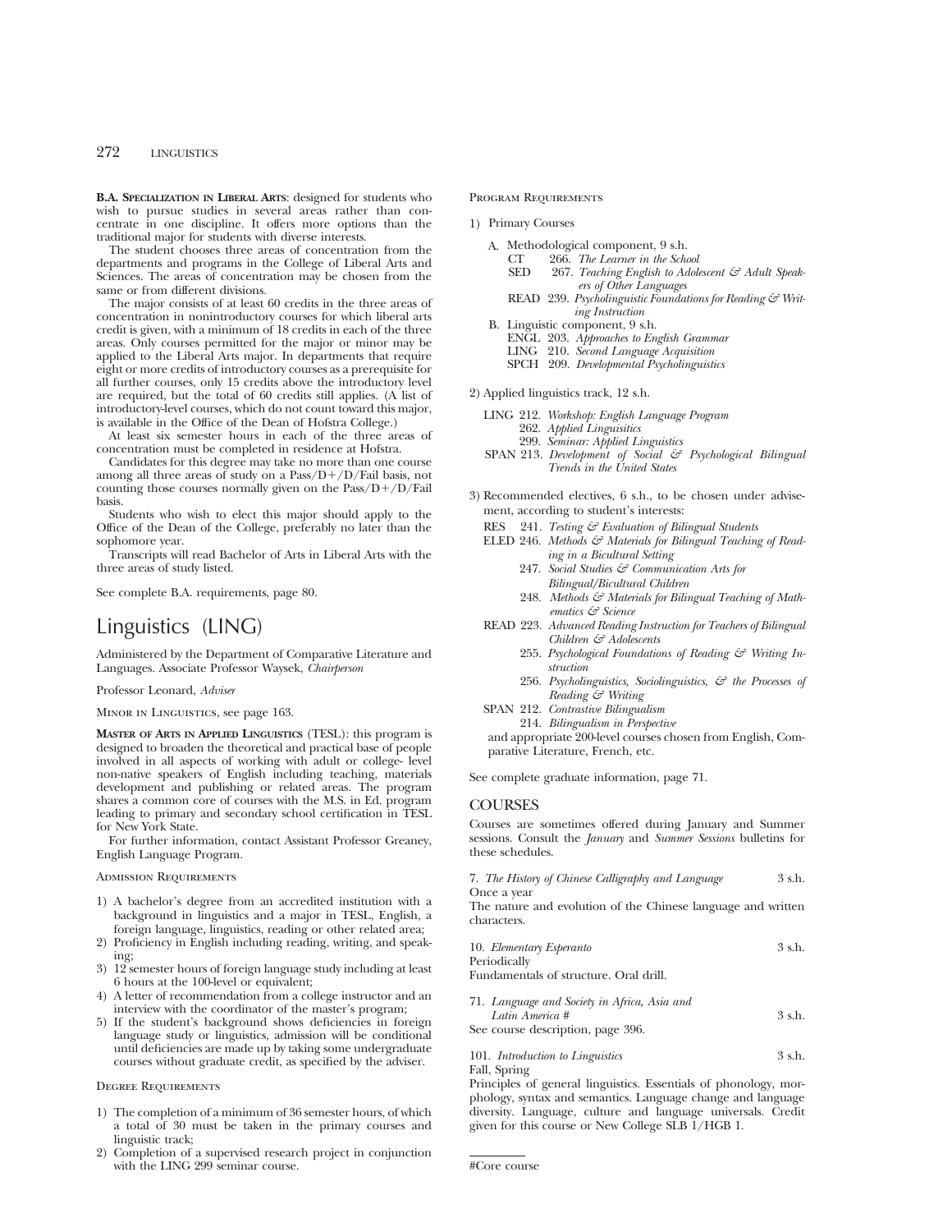**B.A. Specialization in Liberal Arts**: designed for students who wish to pursue studies in several areas rather than concentrate in one discipline. It offers more options than the traditional major for students with diverse interests.

The student chooses three areas of concentration from the departments and programs in the College of Liberal Arts and Sciences. The areas of concentration may be chosen from the same or from different divisions.

The major consists of at least 60 credits in the three areas of concentration in nonintroductory courses for which liberal arts credit is given, with a minimum of 18 credits in each of the three areas. Only courses permitted for the major or minor may be applied to the Liberal Arts major. In departments that require eight or more credits of introductory courses as a prerequisite for all further courses, only 15 credits above the introductory level are required, but the total of 60 credits still applies. (A list of introductory-level courses, which do not count toward this major, is available in the Office of the Dean of Hofstra College.)

At least six semester hours in each of the three areas of concentration must be completed in residence at Hofstra.

Candidates for this degree may take no more than one course among all three areas of study on a Pass/D+/D/Fail basis, not counting those courses normally given on the Pass/D+/D/Fail basis.

Students who wish to elect this major should apply to the Office of the Dean of the College, preferably no later than the sophomore year.

Transcripts will read Bachelor of Arts in Liberal Arts with the three areas of study listed.

See complete B.A. requirements, page 80.

# Linguistics (LING)

Administered by the Department of Comparative Literature and Languages. Associate Professor Waysek, *Chairperson*

Professor Leonard, *Adviser*

Minor in Linguistics, see page 163.

**Master of Arts in Applied Linguistics** (TESL): this program is designed to broaden the theoretical and practical base of people involved in all aspects of working with adult or college- level non-native speakers of English including teaching, materials development and publishing or related areas. The program shares a common core of courses with the M.S. in Ed. program leading to primary and secondary school certification in TESL for New York State.

For further information, contact Assistant Professor Greaney, English Language Program.

Admission Requirements

1) A bachelor's degree from an accredited institution with a background in linguistics and a major in TESL, English, a foreign language, linguistics, reading or other related area;
2) Proficiency in English including reading, writing, and speaking;
3) 12 semester hours of foreign language study including at least 6 hours at the 100-level or equivalent;
4) A letter of recommendation from a college instructor and an interview with the coordinator of the master's program;
5) If the student's background shows deficiencies in foreign language study or linguistics, admission will be conditional until deficiencies are made up by taking some undergraduate courses without graduate credit, as specified by the adviser.

Degree Requirements

1) The completion of a minimum of 36 semester hours, of which a total of 30 must be taken in the primary courses and linguistic track;
2) Completion of a supervised research project in conjunction with the LING 299 seminar course.

Program Requirements

1) Primary Courses

A. Methodological component, 9 s.h.
- CT 266. *The Learner in the School*
- SED 267. *Teaching English to Adolescent & Adult Speakers of Other Languages*
- READ 239. *Psycholinguistic Foundations for Reading & Writing Instruction*

B. Linguistic component, 9 s.h.
- ENGL 203. *Approaches to English Grammar*
- LING 210. *Second Language Acquisition*
- SPCH 209. *Developmental Psycholinguistics*

2) Applied linguistics track, 12 s.h.

- LING 212. *Workshop: English Language Program*
- 262. *Applied Linguisitics*
- 299. *Seminar: Applied Linguistics*
- SPAN 213. *Development of Social & Psychological Bilingual Trends in the United States*

3) Recommended electives, 6 s.h., to be chosen under advisement, according to student's interests:

- RES 241. *Testing & Evaluation of Bilingual Students*
- ELED 246. *Methods & Materials for Bilingual Teaching of Reading in a Bicultural Setting*
- 247. *Social Studies & Communication Arts for Bilingual/Bicultural Children*
- 248. *Methods & Materials for Bilingual Teaching of Mathematics & Science*
- READ 223. *Advanced Reading Instruction for Teachers of Bilingual Children & Adolescents*
- 255. *Psychological Foundations of Reading & Writing Instruction*
- 256. *Psycholinguistics, Sociolinguistics, & the Processes of Reading & Writing*
- SPAN 212. *Contrastive Bilingualism*
- 214. *Bilingualism in Perspective*

and appropriate 200-level courses chosen from English, Comparative Literature, French, etc.

See complete graduate information, page 71.

## COURSES

Courses are sometimes offered during January and Summer sessions. Consult the *January* and *Summer Sessions* bulletins for these schedules.

7. *The History of Chinese Calligraphy and Language* 3 s.h.
Once a year
The nature and evolution of the Chinese language and written characters.

10. *Elementary Esperanto* 3 s.h.
Periodically
Fundamentals of structure. Oral drill.

71. *Language and Society in Africa, Asia and Latin America* # 3 s.h.
See course description, page 396.

101. *Introduction to Linguistics* 3 s.h.
Fall, Spring
Principles of general linguistics. Essentials of phonology, morphology, syntax and semantics. Language change and language diversity. Language, culture and language universals. Credit given for this course or New College SLB 1/HGB 1.

#Core course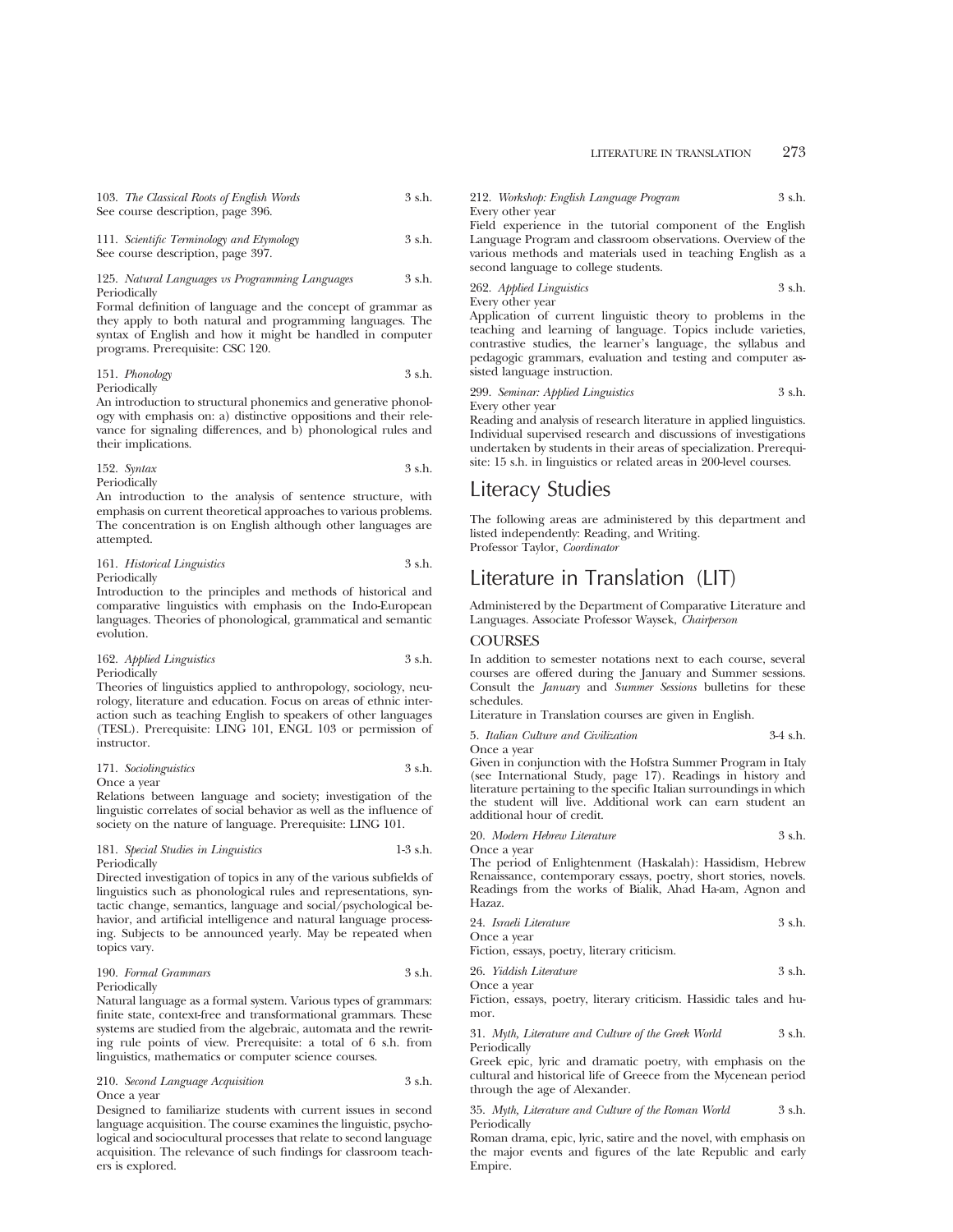103. *The Classical Roots of English Words* 3 s.h.
See course description, page 396.

111. *Scientific Terminology and Etymology* 3 s.h.
See course description, page 397.

125. *Natural Languages vs Programming Languages* 3 s.h.
Periodically
Formal definition of language and the concept of grammar as they apply to both natural and programming languages. The syntax of English and how it might be handled in computer programs. Prerequisite: CSC 120.

151. *Phonology* 3 s.h.
Periodically
An introduction to structural phonemics and generative phonology with emphasis on: a) distinctive oppositions and their relevance for signaling differences, and b) phonological rules and their implications.

152. *Syntax* 3 s.h.
Periodically
An introduction to the analysis of sentence structure, with emphasis on current theoretical approaches to various problems. The concentration is on English although other languages are attempted.

161. *Historical Linguistics* 3 s.h.
Periodically
Introduction to the principles and methods of historical and comparative linguistics with emphasis on the Indo-European languages. Theories of phonological, grammatical and semantic evolution.

162. *Applied Linguistics* 3 s.h.
Periodically
Theories of linguistics applied to anthropology, sociology, neurology, literature and education. Focus on areas of ethnic interaction such as teaching English to speakers of other languages (TESL). Prerequisite: LING 101, ENGL 103 or permission of instructor.

171. *Sociolinguistics* 3 s.h.
Once a year
Relations between language and society; investigation of the linguistic correlates of social behavior as well as the influence of society on the nature of language. Prerequisite: LING 101.

181. *Special Studies in Linguistics* 1-3 s.h.
Periodically
Directed investigation of topics in any of the various subfields of linguistics such as phonological rules and representations, syntactic change, semantics, language and social/psychological behavior, and artificial intelligence and natural language processing. Subjects to be announced yearly. May be repeated when topics vary.

190. *Formal Grammars* 3 s.h.
Periodically
Natural language as a formal system. Various types of grammars: finite state, context-free and transformational grammars. These systems are studied from the algebraic, automata and the rewriting rule points of view. Prerequisite: a total of 6 s.h. from linguistics, mathematics or computer science courses.

210. *Second Language Acquisition* 3 s.h.
Once a year
Designed to familiarize students with current issues in second language acquisition. The course examines the linguistic, psychological and sociocultural processes that relate to second language acquisition. The relevance of such findings for classroom teachers is explored.

212. *Workshop: English Language Program* 3 s.h.
Every other year
Field experience in the tutorial component of the English Language Program and classroom observations. Overview of the various methods and materials used in teaching English as a second language to college students.

262. *Applied Linguistics* 3 s.h.
Every other year
Application of current linguistic theory to problems in the teaching and learning of language. Topics include varieties, contrastive studies, the learner's language, the syllabus and pedagogic grammars, evaluation and testing and computer assisted language instruction.

299. *Seminar: Applied Linguistics* 3 s.h.
Every other year
Reading and analysis of research literature in applied linguistics. Individual supervised research and discussions of investigations undertaken by students in their areas of specialization. Prerequisite: 15 s.h. in linguistics or related areas in 200-level courses.

# Literacy Studies

The following areas are administered by this department and listed independently: Reading, and Writing.
Professor Taylor, *Coordinator*

# Literature in Translation (LIT)

Administered by the Department of Comparative Literature and Languages. Associate Professor Waysek, *Chairperson*

## COURSES

In addition to semester notations next to each course, several courses are offered during the January and Summer sessions. Consult the *January* and *Summer Sessions* bulletins for these schedules.

Literature in Translation courses are given in English.

5. *Italian Culture and Civilization* 3-4 s.h.
Once a year
Given in conjunction with the Hofstra Summer Program in Italy (see International Study, page 17). Readings in history and literature pertaining to the specific Italian surroundings in which the student will live. Additional work can earn student an additional hour of credit.

20. *Modern Hebrew Literature* 3 s.h.
Once a year
The period of Enlightenment (Haskalah): Hassidism, Hebrew Renaissance, contemporary essays, poetry, short stories, novels. Readings from the works of Bialik, Ahad Ha-am, Agnon and Hazaz.

24. *Israeli Literature* 3 s.h.
Once a year
Fiction, essays, poetry, literary criticism.

26. *Yiddish Literature* 3 s.h.
Once a year
Fiction, essays, poetry, literary criticism. Hassidic tales and humor.

31. *Myth, Literature and Culture of the Greek World* 3 s.h.
Periodically
Greek epic, lyric and dramatic poetry, with emphasis on the cultural and historical life of Greece from the Mycenean period through the age of Alexander.

35. *Myth, Literature and Culture of the Roman World* 3 s.h.
Periodically
Roman drama, epic, lyric, satire and the novel, with emphasis on the major events and figures of the late Republic and early Empire.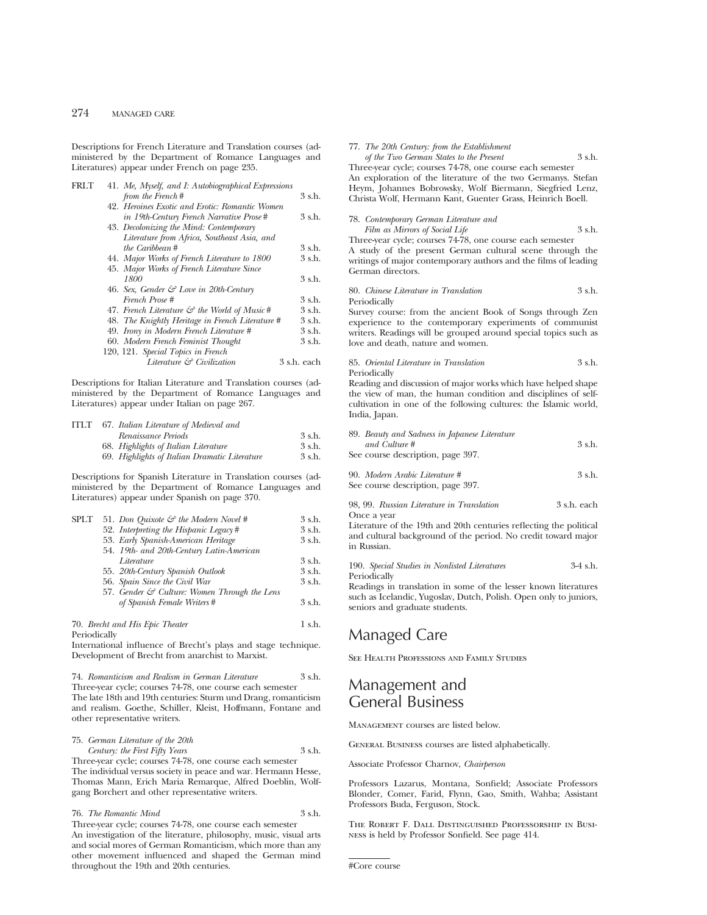Descriptions for French Literature and Translation courses (administered by the Department of Romance Languages and Literatures) appear under French on page 235.

| | | |
|---|---|---|
| FRLT | 41. *Me, Myself, and I: Autobiographical Expressions from the French* # | 3 s.h. |
| | 42. *Heroines Exotic and Erotic: Romantic Women in 19th-Century French Narrative Prose* # | 3 s.h. |
| | 43. *Decolonizing the Mind: Contemporary Literature from Africa, Southeast Asia, and the Caribbean* # | 3 s.h. |
| | 44. *Major Works of French Literature to 1800* | 3 s.h. |
| | 45. *Major Works of French Literature Since 1800* | 3 s.h. |
| | 46. *Sex, Gender & Love in 20th-Century French Prose* # | 3 s.h. |
| | 47. *French Literature & the World of Music* # | 3 s.h. |
| | 48. *The Knightly Heritage in French Literature* # | 3 s.h. |
| | 49. *Irony in Modern French Literature* # | 3 s.h. |
| | 60. *Modern French Feminist Thought* | 3 s.h. |
| | 120, 121. *Special Topics in French Literature & Civilization* | 3 s.h. each |

Descriptions for Italian Literature and Translation courses (administered by the Department of Romance Languages and Literatures) appear under Italian on page 267.

| | | |
|---|---|---|
| ITLT | 67. *Italian Literature of Medieval and Renaissance Periods* | 3 s.h. |
| | 68. *Highlights of Italian Literature* | 3 s.h. |
| | 69. *Highlights of Italian Dramatic Literature* | 3 s.h. |

Descriptions for Spanish Literature in Translation courses (administered by the Department of Romance Languages and Literatures) appear under Spanish on page 370.

| | | |
|---|---|---|
| SPLT | 51. *Don Quixote & the Modern Novel* # | 3 s.h. |
| | 52. *Interpreting the Hispanic Legacy* # | 3 s.h. |
| | 53. *Early Spanish-American Heritage* | 3 s.h. |
| | 54. *19th- and 20th-Century Latin-American Literature* | 3 s.h. |
| | 55. *20th-Century Spanish Outlook* | 3 s.h. |
| | 56. *Spain Since the Civil War* | 3 s.h. |
| | 57. *Gender & Culture: Women Through the Lens of Spanish Female Writers* # | 3 s.h. |

70. *Brecht and His Epic Theater* 1 s.h.
Periodically
International influence of Brecht's plays and stage technique. Development of Brecht from anarchist to Marxist.

74. *Romanticism and Realism in German Literature* 3 s.h.
Three-year cycle; courses 74-78, one course each semester
The late 18th and 19th centuries: Sturm und Drang, romanticism and realism. Goethe, Schiller, Kleist, Hoffmann, Fontane and other representative writers.

75. *German Literature of the 20th Century: the First Fifty Years* 3 s.h.
Three-year cycle; courses 74-78, one course each semester
The individual versus society in peace and war. Hermann Hesse, Thomas Mann, Erich Maria Remarque, Alfred Doeblin, Wolfgang Borchert and other representative writers.

76. *The Romantic Mind* 3 s.h.
Three-year cycle; courses 74-78, one course each semester
An investigation of the literature, philosophy, music, visual arts and social mores of German Romanticism, which more than any other movement influenced and shaped the German mind throughout the 19th and 20th centuries.

77. *The 20th Century: from the Establishment of the Two German States to the Present* 3 s.h.
Three-year cycle; courses 74-78, one course each semester
An exploration of the literature of the two Germanys. Stefan Heym, Johannes Bobrowsky, Wolf Biermann, Siegfried Lenz, Christa Wolf, Hermann Kant, Guenter Grass, Heinrich Boell.

78. *Contemporary German Literature and Film as Mirrors of Social Life* 3 s.h.
Three-year cycle; courses 74-78, one course each semester
A study of the present German cultural scene through the writings of major contemporary authors and the films of leading German directors.

80. *Chinese Literature in Translation* 3 s.h.
Periodically
Survey course: from the ancient Book of Songs through Zen experience to the contemporary experiments of communist writers. Readings will be grouped around special topics such as love and death, nature and women.

85. *Oriental Literature in Translation* 3 s.h.
Periodically
Reading and discussion of major works which have helped shape the view of man, the human condition and disciplines of self-cultivation in one of the following cultures: the Islamic world, India, Japan.

89. *Beauty and Sadness in Japanese Literature and Culture* # 3 s.h.
See course description, page 397.

90. *Modern Arabic Literature* # 3 s.h.
See course description, page 397.

98, 99. *Russian Literature in Translation* 3 s.h. each
Once a year
Literature of the 19th and 20th centuries reflecting the political and cultural background of the period. No credit toward major in Russian.

190. *Special Studies in Nonlisted Literatures* 3-4 s.h.
Periodically
Readings in translation in some of the lesser known literatures such as Icelandic, Yugoslav, Dutch, Polish. Open only to juniors, seniors and graduate students.

# Managed Care

See Health Professions and Family Studies

# Management and General Business

Management courses are listed below.

General Business courses are listed alphabetically.

Associate Professor Charnov, *Chairperson*

Professors Lazarus, Montana, Sonfield; Associate Professors Blonder, Comer, Farid, Flynn, Gao, Smith, Wahba; Assistant Professors Buda, Ferguson, Stock.

The Robert F. Dall Distinguished Professorship in Business is held by Professor Sonfield. See page 414.

---

#Core course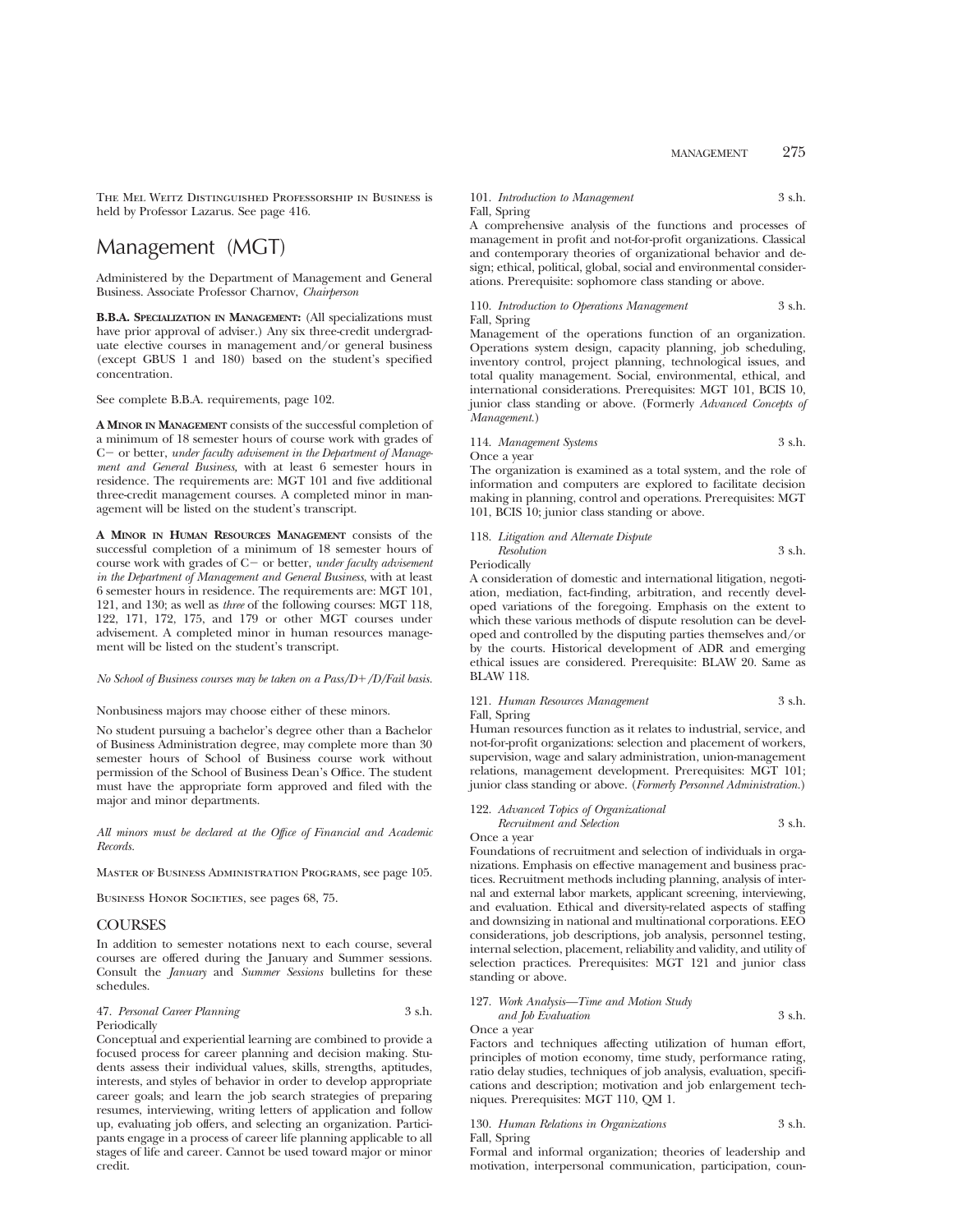The Mel Weitz Distinguished Professorship in Business is held by Professor Lazarus. See page 416.

# Management (MGT)

Administered by the Department of Management and General Business. Associate Professor Charnov, *Chairperson*

**B.B.A. Specialization in Management:** (All specializations must have prior approval of adviser.) Any six three-credit undergraduate elective courses in management and/or general business (except GBUS 1 and 180) based on the student's specified concentration.

See complete B.B.A. requirements, page 102.

**A Minor in Management** consists of the successful completion of a minimum of 18 semester hours of course work with grades of C− or better, *under faculty advisement in the Department of Management and General Business,* with at least 6 semester hours in residence. The requirements are: MGT 101 and five additional three-credit management courses. A completed minor in management will be listed on the student's transcript.

**A Minor in Human Resources Management** consists of the successful completion of a minimum of 18 semester hours of course work with grades of C− or better, *under faculty advisement in the Department of Management and General Business,* with at least 6 semester hours in residence. The requirements are: MGT 101, 121, and 130; as well as *three* of the following courses: MGT 118, 122, 171, 172, 175, and 179 or other MGT courses under advisement. A completed minor in human resources management will be listed on the student's transcript.

*No School of Business courses may be taken on a Pass/D+/D/Fail basis.*

Nonbusiness majors may choose either of these minors.

No student pursuing a bachelor's degree other than a Bachelor of Business Administration degree, may complete more than 30 semester hours of School of Business course work without permission of the School of Business Dean's Office. The student must have the appropriate form approved and filed with the major and minor departments.

*All minors must be declared at the Office of Financial and Academic Records.*

Master of Business Administration Programs, see page 105.

Business Honor Societies, see pages 68, 75.

## COURSES

In addition to semester notations next to each course, several courses are offered during the January and Summer sessions. Consult the *January* and *Summer Sessions* bulletins for these schedules.

47. *Personal Career Planning* 3 s.h.
Periodically
Conceptual and experiential learning are combined to provide a focused process for career planning and decision making. Students assess their individual values, skills, strengths, aptitudes, interests, and styles of behavior in order to develop appropriate career goals; and learn the job search strategies of preparing resumes, interviewing, writing letters of application and follow up, evaluating job offers, and selecting an organization. Participants engage in a process of career life planning applicable to all stages of life and career. Cannot be used toward major or minor credit.

101. *Introduction to Management* 3 s.h.
Fall, Spring
A comprehensive analysis of the functions and processes of management in profit and not-for-profit organizations. Classical and contemporary theories of organizational behavior and design; ethical, political, global, social and environmental considerations. Prerequisite: sophomore class standing or above.

110. *Introduction to Operations Management* 3 s.h.
Fall, Spring
Management of the operations function of an organization. Operations system design, capacity planning, job scheduling, inventory control, project planning, technological issues, and total quality management. Social, environmental, ethical, and international considerations. Prerequisites: MGT 101, BCIS 10, junior class standing or above. (Formerly *Advanced Concepts of Management.*)

114. *Management Systems* 3 s.h.
Once a year
The organization is examined as a total system, and the role of information and computers are explored to facilitate decision making in planning, control and operations. Prerequisites: MGT 101, BCIS 10; junior class standing or above.

118. *Litigation and Alternate Dispute Resolution* 3 s.h.
Periodically
A consideration of domestic and international litigation, negotiation, mediation, fact-finding, arbitration, and recently developed variations of the foregoing. Emphasis on the extent to which these various methods of dispute resolution can be developed and controlled by the disputing parties themselves and/or by the courts. Historical development of ADR and emerging ethical issues are considered. Prerequisite: BLAW 20. Same as BLAW 118.

121. *Human Resources Management* 3 s.h.
Fall, Spring
Human resources function as it relates to industrial, service, and not-for-profit organizations: selection and placement of workers, supervision, wage and salary administration, union-management relations, management development. Prerequisites: MGT 101; junior class standing or above. (*Formerly Personnel Administration.*)

122. *Advanced Topics of Organizational Recruitment and Selection* 3 s.h.
Once a year
Foundations of recruitment and selection of individuals in organizations. Emphasis on effective management and business practices. Recruitment methods including planning, analysis of internal and external labor markets, applicant screening, interviewing, and evaluation. Ethical and diversity-related aspects of staffing and downsizing in national and multinational corporations. EEO considerations, job descriptions, job analysis, personnel testing, internal selection, placement, reliability and validity, and utility of selection practices. Prerequisites: MGT 121 and junior class standing or above.

127. *Work Analysis—Time and Motion Study and Job Evaluation* 3 s.h.
Once a year
Factors and techniques affecting utilization of human effort, principles of motion economy, time study, performance rating, ratio delay studies, techniques of job analysis, evaluation, specifications and description; motivation and job enlargement techniques. Prerequisites: MGT 110, QM 1.

130. *Human Relations in Organizations* 3 s.h.
Fall, Spring
Formal and informal organization; theories of leadership and motivation, interpersonal communication, participation, coun-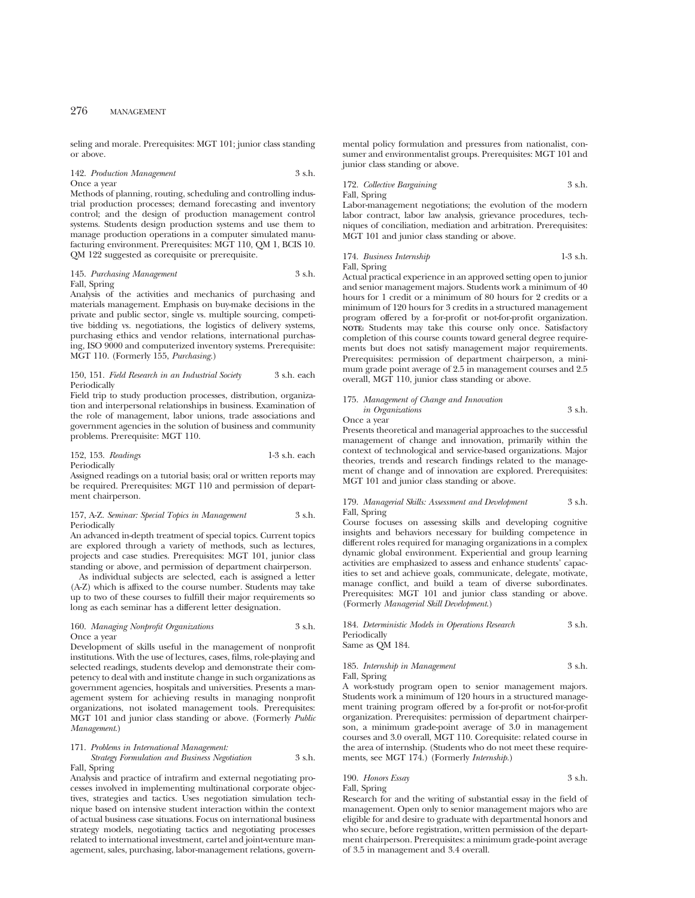seling and morale. Prerequisites: MGT 101; junior class standing or above.

142. *Production Management* 3 s.h.
Once a year
Methods of planning, routing, scheduling and controlling industrial production processes; demand forecasting and inventory control; and the design of production management control systems. Students design production systems and use them to manage production operations in a computer simulated manufacturing environment. Prerequisites: MGT 110, QM 1, BCIS 10. QM 122 suggested as corequisite or prerequisite.

145. *Purchasing Management* 3 s.h.
Fall, Spring
Analysis of the activities and mechanics of purchasing and materials management. Emphasis on buy-make decisions in the private and public sector, single vs. multiple sourcing, competitive bidding vs. negotiations, the logistics of delivery systems, purchasing ethics and vendor relations, international purchasing, ISO 9000 and computerized inventory systems. Prerequisite: MGT 110. (Formerly 155, *Purchasing*.)

150, 151. *Field Research in an Industrial Society* 3 s.h. each
Periodically
Field trip to study production processes, distribution, organization and interpersonal relationships in business. Examination of the role of management, labor unions, trade associations and government agencies in the solution of business and community problems. Prerequisite: MGT 110.

152, 153. *Readings* 1-3 s.h. each
Periodically
Assigned readings on a tutorial basis; oral or written reports may be required. Prerequisites: MGT 110 and permission of department chairperson.

157, A-Z. *Seminar: Special Topics in Management* 3 s.h.
Periodically
An advanced in-depth treatment of special topics. Current topics are explored through a variety of methods, such as lectures, projects and case studies. Prerequisites: MGT 101, junior class standing or above, and permission of department chairperson.

As individual subjects are selected, each is assigned a letter (A-Z) which is affixed to the course number. Students may take up to two of these courses to fulfill their major requirements so long as each seminar has a different letter designation.

160. *Managing Nonprofit Organizations* 3 s.h.
Once a year
Development of skills useful in the management of nonprofit institutions. With the use of lectures, cases, films, role-playing and selected readings, students develop and demonstrate their competency to deal with and institute change in such organizations as government agencies, hospitals and universities. Presents a management system for achieving results in managing nonprofit organizations, not isolated management tools. Prerequisites: MGT 101 and junior class standing or above. (Formerly *Public Management*.)

171. *Problems in International Management: Strategy Formulation and Business Negotiation* 3 s.h.
Fall, Spring
Analysis and practice of intrafirm and external negotiating processes involved in implementing multinational corporate objectives, strategies and tactics. Uses negotiation simulation technique based on intensive student interaction within the context of actual business case situations. Focus on international business strategy models, negotiating tactics and negotiating processes related to international investment, cartel and joint-venture management, sales, purchasing, labor-management relations, governmental policy formulation and pressures from nationalist, consumer and environmentalist groups. Prerequisites: MGT 101 and junior class standing or above.

172. *Collective Bargaining* 3 s.h.
Fall, Spring
Labor-management negotiations; the evolution of the modern labor contract, labor law analysis, grievance procedures, techniques of conciliation, mediation and arbitration. Prerequisites: MGT 101 and junior class standing or above.

174. *Business Internship* 1-3 s.h.
Fall, Spring
Actual practical experience in an approved setting open to junior and senior management majors. Students work a minimum of 40 hours for 1 credit or a minimum of 80 hours for 2 credits or a minimum of 120 hours for 3 credits in a structured management program offered by a for-profit or not-for-profit organization. **NOTE:** Students may take this course only once. Satisfactory completion of this course counts toward general degree requirements but does not satisfy management major requirements. Prerequisites: permission of department chairperson, a minimum grade point average of 2.5 in management courses and 2.5 overall, MGT 110, junior class standing or above.

175. *Management of Change and Innovation in Organizations* 3 s.h.
Once a year
Presents theoretical and managerial approaches to the successful management of change and innovation, primarily within the context of technological and service-based organizations. Major theories, trends and research findings related to the management of change and of innovation are explored. Prerequisites: MGT 101 and junior class standing or above.

179. *Managerial Skills: Assessment and Development* 3 s.h.
Fall, Spring
Course focuses on assessing skills and developing cognitive insights and behaviors necessary for building competence in different roles required for managing organizations in a complex dynamic global environment. Experiential and group learning activities are emphasized to assess and enhance students' capacities to set and achieve goals, communicate, delegate, motivate, manage conflict, and build a team of diverse subordinates. Prerequisites: MGT 101 and junior class standing or above. (Formerly *Managerial Skill Development*.)

184. *Deterministic Models in Operations Research* 3 s.h.
Periodically
Same as QM 184.

185. *Internship in Management* 3 s.h.
Fall, Spring
A work-study program open to senior management majors. Students work a minimum of 120 hours in a structured management training program offered by a for-profit or not-for-profit organization. Prerequisites: permission of department chairperson, a minimum grade-point average of 3.0 in management courses and 3.0 overall, MGT 110. Corequisite: related course in the area of internship. (Students who do not meet these requirements, see MGT 174.) (Formerly *Internship*.)

190. *Honors Essay* 3 s.h.
Fall, Spring
Research for and the writing of substantial essay in the field of management. Open only to senior management majors who are eligible for and desire to graduate with departmental honors and who secure, before registration, written permission of the department chairperson. Prerequisites: a minimum grade-point average of 3.5 in management and 3.4 overall.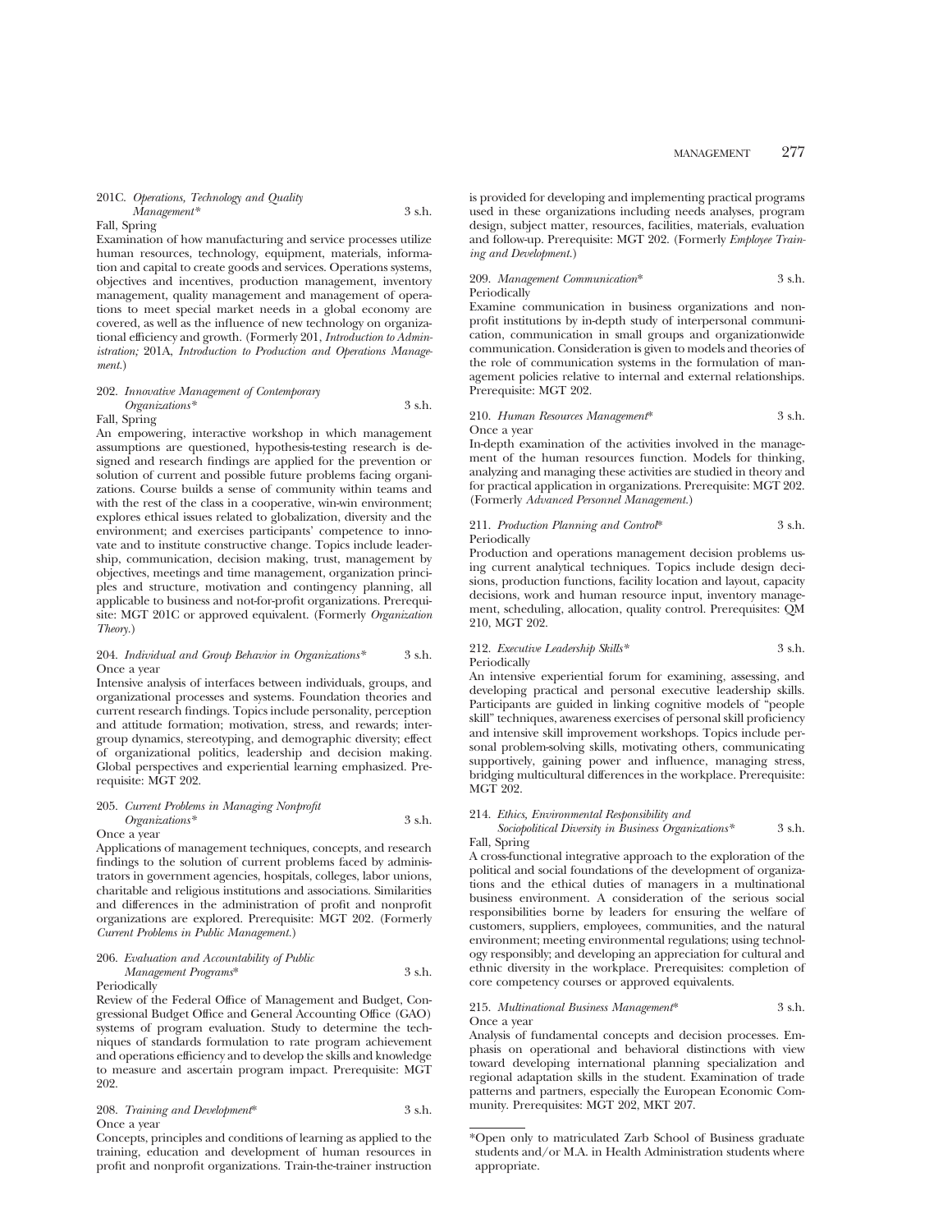201C. *Operations, Technology and Quality Management\** 3 s.h.
Fall, Spring

Examination of how manufacturing and service processes utilize human resources, technology, equipment, materials, information and capital to create goods and services. Operations systems, objectives and incentives, production management, inventory management, quality management and management of operations to meet special market needs in a global economy are covered, as well as the influence of new technology on organizational efficiency and growth. (Formerly 201, *Introduction to Administration;* 201A, *Introduction to Production and Operations Management.*)

202. *Innovative Management of Contemporary Organizations\** 3 s.h.
Fall, Spring

An empowering, interactive workshop in which management assumptions are questioned, hypothesis-testing research is designed and research findings are applied for the prevention or solution of current and possible future problems facing organizations. Course builds a sense of community within teams and with the rest of the class in a cooperative, win-win environment; explores ethical issues related to globalization, diversity and the environment; and exercises participants' competence to innovate and to institute constructive change. Topics include leadership, communication, decision making, trust, management by objectives, meetings and time management, organization principles and structure, motivation and contingency planning, all applicable to business and not-for-profit organizations. Prerequisite: MGT 201C or approved equivalent. (Formerly *Organization Theory.*)

204. *Individual and Group Behavior in Organizations\** 3 s.h.
Once a year

Intensive analysis of interfaces between individuals, groups, and organizational processes and systems. Foundation theories and current research findings. Topics include personality, perception and attitude formation; motivation, stress, and rewards; intergroup dynamics, stereotyping, and demographic diversity; effect of organizational politics, leadership and decision making. Global perspectives and experiential learning emphasized. Prerequisite: MGT 202.

205. *Current Problems in Managing Nonprofit Organizations\** 3 s.h.
Once a year

Applications of management techniques, concepts, and research findings to the solution of current problems faced by administrators in government agencies, hospitals, colleges, labor unions, charitable and religious institutions and associations. Similarities and differences in the administration of profit and nonprofit organizations are explored. Prerequisite: MGT 202. (Formerly *Current Problems in Public Management.*)

206. *Evaluation and Accountability of Public Management Programs\** 3 s.h.
Periodically

Review of the Federal Office of Management and Budget, Congressional Budget Office and General Accounting Office (GAO) systems of program evaluation. Study to determine the techniques of standards formulation to rate program achievement and operations efficiency and to develop the skills and knowledge to measure and ascertain program impact. Prerequisite: MGT 202.

208. *Training and Development\** 3 s.h.
Once a year

Concepts, principles and conditions of learning as applied to the training, education and development of human resources in profit and nonprofit organizations. Train-the-trainer instruction is provided for developing and implementing practical programs used in these organizations including needs analyses, program design, subject matter, resources, facilities, materials, evaluation and follow-up. Prerequisite: MGT 202. (Formerly *Employee Training and Development.*)

209. *Management Communication\** 3 s.h.
Periodically

Examine communication in business organizations and nonprofit institutions by in-depth study of interpersonal communication, communication in small groups and organizationwide communication. Consideration is given to models and theories of the role of communication systems in the formulation of management policies relative to internal and external relationships. Prerequisite: MGT 202.

210. *Human Resources Management\** 3 s.h.
Once a year

In-depth examination of the activities involved in the management of the human resources function. Models for thinking, analyzing and managing these activities are studied in theory and for practical application in organizations. Prerequisite: MGT 202. (Formerly *Advanced Personnel Management.*)

211. *Production Planning and Control\** 3 s.h.
Periodically

Production and operations management decision problems using current analytical techniques. Topics include design decisions, production functions, facility location and layout, capacity decisions, work and human resource input, inventory management, scheduling, allocation, quality control. Prerequisites: QM 210, MGT 202.

212. *Executive Leadership Skills\** 3 s.h.
Periodically

An intensive experiential forum for examining, assessing, and developing practical and personal executive leadership skills. Participants are guided in linking cognitive models of "people skill" techniques, awareness exercises of personal skill proficiency and intensive skill improvement workshops. Topics include personal problem-solving skills, motivating others, communicating supportively, gaining power and influence, managing stress, bridging multicultural differences in the workplace. Prerequisite: MGT 202.

214. *Ethics, Environmental Responsibility and Sociopolitical Diversity in Business Organizations\** 3 s.h.
Fall, Spring

A cross-functional integrative approach to the exploration of the political and social foundations of the development of organizations and the ethical duties of managers in a multinational business environment. A consideration of the serious social responsibilities borne by leaders for ensuring the welfare of customers, suppliers, employees, communities, and the natural environment; meeting environmental regulations; using technology responsibly; and developing an appreciation for cultural and ethnic diversity in the workplace. Prerequisites: completion of core competency courses or approved equivalents.

215. *Multinational Business Management\** 3 s.h.
Once a year

Analysis of fundamental concepts and decision processes. Emphasis on operational and behavioral distinctions with view toward developing international planning specialization and regional adaptation skills in the student. Examination of trade patterns and partners, especially the European Economic Community. Prerequisites: MGT 202, MKT 207.

---

\*Open only to matriculated Zarb School of Business graduate students and/or M.A. in Health Administration students where appropriate.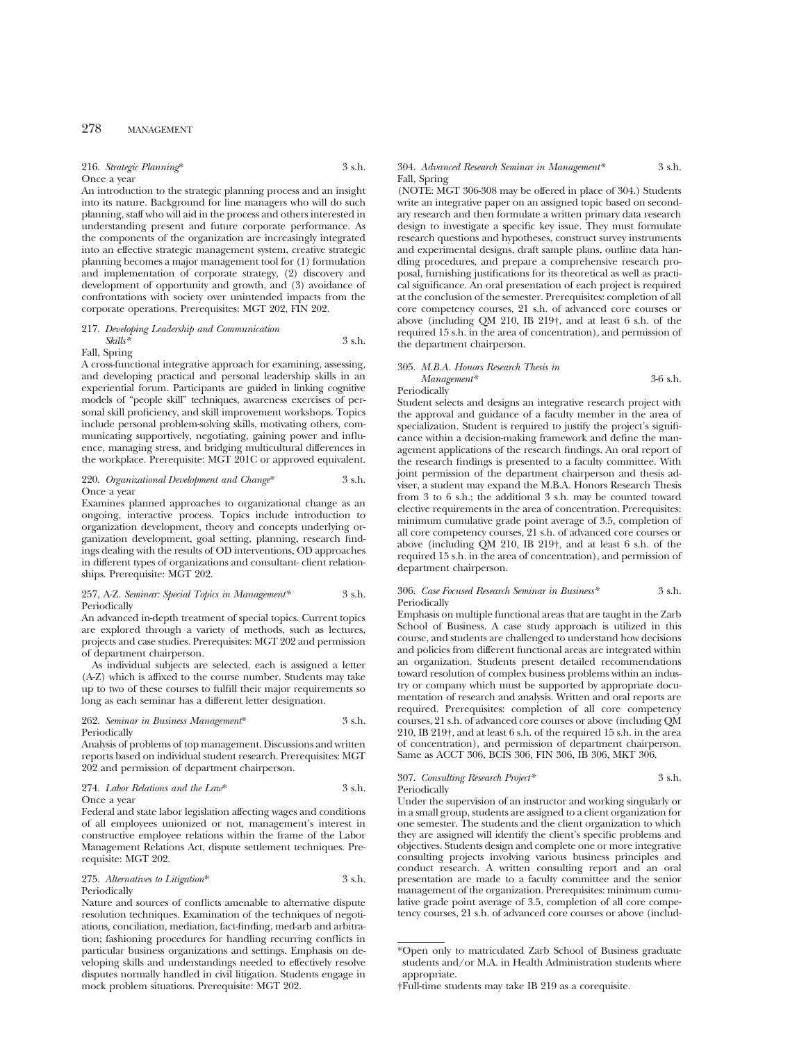216. *Strategic Planning\** 3 s.h.
Once a year

An introduction to the strategic planning process and an insight into its nature. Background for line managers who will do such planning, staff who will aid in the process and others interested in understanding present and future corporate performance. As the components of the organization are increasingly integrated into an effective strategic management system, creative strategic planning becomes a major management tool for (1) formulation and implementation of corporate strategy, (2) discovery and development of opportunity and growth, and (3) avoidance of confrontations with society over unintended impacts from the corporate operations. Prerequisites: MGT 202, FIN 202.

217. *Developing Leadership and Communication Skills\** 3 s.h.
Fall, Spring

A cross-functional integrative approach for examining, assessing, and developing practical and personal leadership skills in an experiential forum. Participants are guided in linking cognitive models of "people skill" techniques, awareness exercises of personal skill proficiency, and skill improvement workshops. Topics include personal problem-solving skills, motivating others, communicating supportively, negotiating, gaining power and influence, managing stress, and bridging multicultural differences in the workplace. Prerequisite: MGT 201C or approved equivalent.

220. *Organizational Development and Change\** 3 s.h.
Once a year

Examines planned approaches to organizational change as an ongoing, interactive process. Topics include introduction to organization development, theory and concepts underlying organization development, goal setting, planning, research findings dealing with the results of OD interventions, OD approaches in different types of organizations and consultant- client relationships. Prerequisite: MGT 202.

257, A-Z. *Seminar: Special Topics in Management\** 3 s.h.
Periodically

An advanced in-depth treatment of special topics. Current topics are explored through a variety of methods, such as lectures, projects and case studies. Prerequisites: MGT 202 and permission of department chairperson.

As individual subjects are selected, each is assigned a letter (A-Z) which is affixed to the course number. Students may take up to two of these courses to fulfill their major requirements so long as each seminar has a different letter designation.

262. *Seminar in Business Management\** 3 s.h.
Periodically

Analysis of problems of top management. Discussions and written reports based on individual student research. Prerequisites: MGT 202 and permission of department chairperson.

274. *Labor Relations and the Law\** 3 s.h.
Once a year

Federal and state labor legislation affecting wages and conditions of all employees unionized or not, management's interest in constructive employee relations within the frame of the Labor Management Relations Act, dispute settlement techniques. Prerequisite: MGT 202.

275. *Alternatives to Litigation\** 3 s.h.
Periodically

Nature and sources of conflicts amenable to alternative dispute resolution techniques. Examination of the techniques of negotiations, conciliation, mediation, fact-finding, med-arb and arbitration; fashioning procedures for handling recurring conflicts in particular business organizations and settings. Emphasis on developing skills and understandings needed to effectively resolve disputes normally handled in civil litigation. Students engage in mock problem situations. Prerequisite: MGT 202.

304. *Advanced Research Seminar in Management\** 3 s.h.
Fall, Spring

(NOTE: MGT 306-308 may be offered in place of 304.) Students write an integrative paper on an assigned topic based on secondary research and then formulate a written primary data research design to investigate a specific key issue. They must formulate research questions and hypotheses, construct survey instruments and experimental designs, draft sample plans, outline data handling procedures, and prepare a comprehensive research proposal, furnishing justifications for its theoretical as well as practical significance. An oral presentation of each project is required at the conclusion of the semester. Prerequisites: completion of all core competency courses, 21 s.h. of advanced core courses or above (including QM 210, IB 219†, and at least 6 s.h. of the required 15 s.h. in the area of concentration), and permission of the department chairperson.

305. *M.B.A. Honors Research Thesis in Management\** 3-6 s.h.
Periodically

Student selects and designs an integrative research project with the approval and guidance of a faculty member in the area of specialization. Student is required to justify the project's significance within a decision-making framework and define the management applications of the research findings. An oral report of the research findings is presented to a faculty committee. With joint permission of the department chairperson and thesis adviser, a student may expand the M.B.A. Honors Research Thesis from 3 to 6 s.h.; the additional 3 s.h. may be counted toward elective requirements in the area of concentration. Prerequisites: minimum cumulative grade point average of 3.5, completion of all core competency courses, 21 s.h. of advanced core courses or above (including QM 210, IB 219†, and at least 6 s.h. of the required 15 s.h. in the area of concentration), and permission of department chairperson.

306. *Case Focused Research Seminar in Business\** 3 s.h.
Periodically

Emphasis on multiple functional areas that are taught in the Zarb School of Business. A case study approach is utilized in this course, and students are challenged to understand how decisions and policies from different functional areas are integrated within an organization. Students present detailed recommendations toward resolution of complex business problems within an industry or company which must be supported by appropriate documentation of research and analysis. Written and oral reports are required. Prerequisites: completion of all core competency courses, 21 s.h. of advanced core courses or above (including QM 210, IB 219†, and at least 6 s.h. of the required 15 s.h. in the area of concentration), and permission of department chairperson. Same as ACCT 306, BCIS 306, FIN 306, IB 306, MKT 306.

307. *Consulting Research Project\** 3 s.h.
Periodically

Under the supervision of an instructor and working singularly or in a small group, students are assigned to a client organization for one semester. The students and the client organization to which they are assigned will identify the client's specific problems and objectives. Students design and complete one or more integrative consulting projects involving various business principles and conduct research. A written consulting report and an oral presentation are made to a faculty committee and the senior management of the organization. Prerequisites: minimum cumulative grade point average of 3.5, completion of all core competency courses, 21 s.h. of advanced core courses or above (includ-

---

\*Open only to matriculated Zarb School of Business graduate students and/or M.A. in Health Administration students where appropriate.

†Full-time students may take IB 219 as a corequisite.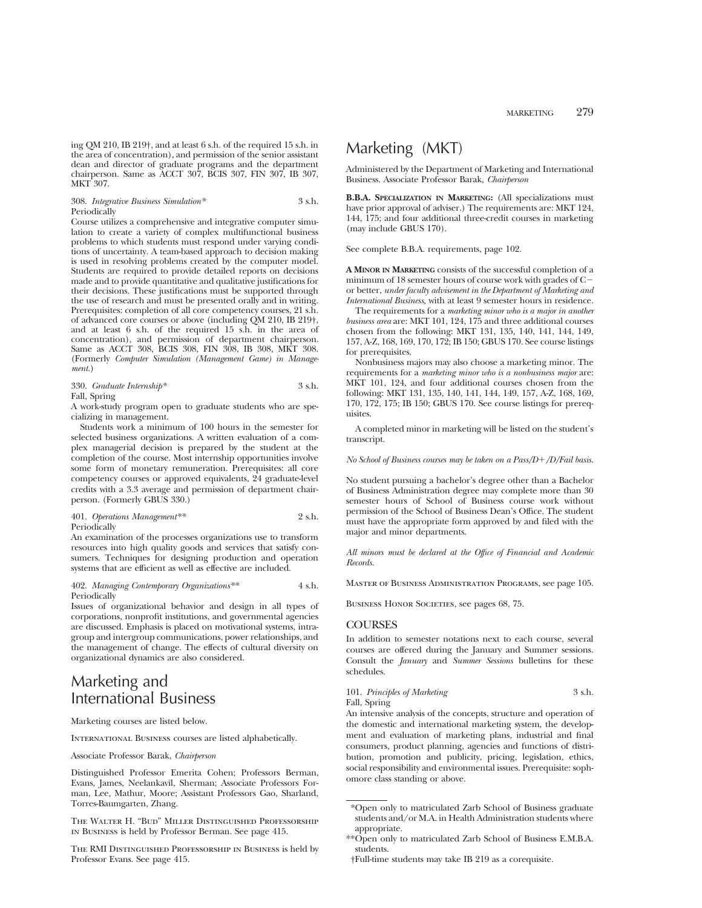ing QM 210, IB 219†, and at least 6 s.h. of the required 15 s.h. in the area of concentration), and permission of the senior assistant dean and director of graduate programs and the department chairperson. Same as ACCT 307, BCIS 307, FIN 307, IB 307, MKT 307.

308. *Integrative Business Simulation** 3 s.h.
Periodically
Course utilizes a comprehensive and integrative computer simulation to create a variety of complex multifunctional business problems to which students must respond under varying conditions of uncertainty. A team-based approach to decision making is used in resolving problems created by the computer model. Students are required to provide detailed reports on decisions made and to provide quantitative and qualitative justifications for their decisions. These justifications must be supported through the use of research and must be presented orally and in writing. Prerequisites: completion of all core competency courses, 21 s.h. of advanced core courses or above (including QM 210, IB 219†, and at least 6 s.h. of the required 15 s.h. in the area of concentration), and permission of department chairperson. Same as ACCT 308, BCIS 308, FIN 308, IB 308, MKT 308. (Formerly *Computer Simulation (Management Game) in Management*.)

330. *Graduate Internship** 3 s.h.
Fall, Spring
A work-study program open to graduate students who are specializing in management.

Students work a minimum of 100 hours in the semester for selected business organizations. A written evaluation of a complex managerial decision is prepared by the student at the completion of the course. Most internship opportunities involve some form of monetary remuneration. Prerequisites: all core competency courses or approved equivalents, 24 graduate-level credits with a 3.3 average and permission of department chairperson. (Formerly GBUS 330.)

401. *Operations Management*** 2 s.h.
Periodically
An examination of the processes organizations use to transform resources into high quality goods and services that satisfy consumers. Techniques for designing production and operation systems that are efficient as well as effective are included.

402. *Managing Contemporary Organizations*** 4 s.h.
Periodically
Issues of organizational behavior and design in all types of corporations, nonprofit institutions, and governmental agencies are discussed. Emphasis is placed on motivational systems, intragroup and intergroup communications, power relationships, and the management of change. The effects of cultural diversity on organizational dynamics are also considered.

# Marketing and International Business

Marketing courses are listed below.

International Business courses are listed alphabetically.

Associate Professor Barak, *Chairperson*

Distinguished Professor Emerita Cohen; Professors Berman, Evans, James, Neelankavil, Sherman; Associate Professors Forman, Lee, Mathur, Moore; Assistant Professors Gao, Sharland, Torres-Baumgarten, Zhang.

The Walter H. "Bud" Miller Distinguished Professorship in Business is held by Professor Berman. See page 415.

The RMI Distinguished Professorship in Business is held by Professor Evans. See page 415.

# Marketing (MKT)

Administered by the Department of Marketing and International Business. Associate Professor Barak, *Chairperson*

**B.B.A. Specialization in Marketing:** (All specializations must have prior approval of adviser.) The requirements are: MKT 124, 144, 175; and four additional three-credit courses in marketing (may include GBUS 170).

See complete B.B.A. requirements, page 102.

**A Minor in Marketing** consists of the successful completion of a minimum of 18 semester hours of course work with grades of C− or better, *under faculty advisement in the Department of Marketing and International Business,* with at least 9 semester hours in residence.

The requirements for a *marketing minor who is a major in another business area* are: MKT 101, 124, 175 and three additional courses chosen from the following: MKT 131, 135, 140, 141, 144, 149, 157, A-Z, 168, 169, 170, 172; IB 150; GBUS 170. See course listings for prerequisites.

Nonbusiness majors may also choose a marketing minor. The requirements for a *marketing minor who is a nonbusiness major* are: MKT 101, 124, and four additional courses chosen from the following: MKT 131, 135, 140, 141, 144, 149, 157, A-Z, 168, 169, 170, 172, 175; IB 150; GBUS 170. See course listings for prerequisites.

A completed minor in marketing will be listed on the student's transcript.

*No School of Business courses may be taken on a Pass/D+/D/Fail basis.*

No student pursuing a bachelor's degree other than a Bachelor of Business Administration degree may complete more than 30 semester hours of School of Business course work without permission of the School of Business Dean's Office. The student must have the appropriate form approved by and filed with the major and minor departments.

*All minors must be declared at the Office of Financial and Academic Records.*

Master of Business Administration Programs, see page 105.

Business Honor Societies, see pages 68, 75.

## COURSES

In addition to semester notations next to each course, several courses are offered during the January and Summer sessions. Consult the *January* and *Summer Sessions* bulletins for these schedules.

101. *Principles of Marketing* 3 s.h.
Fall, Spring
An intensive analysis of the concepts, structure and operation of the domestic and international marketing system, the development and evaluation of marketing plans, industrial and final consumers, product planning, agencies and functions of distribution, promotion and publicity, pricing, legislation, ethics, social responsibility and environmental issues. Prerequisite: sophomore class standing or above.

---

*Open only to matriculated Zarb School of Business graduate students and/or M.A. in Health Administration students where appropriate.

**Open only to matriculated Zarb School of Business E.M.B.A. students.

†Full-time students may take IB 219 as a corequisite.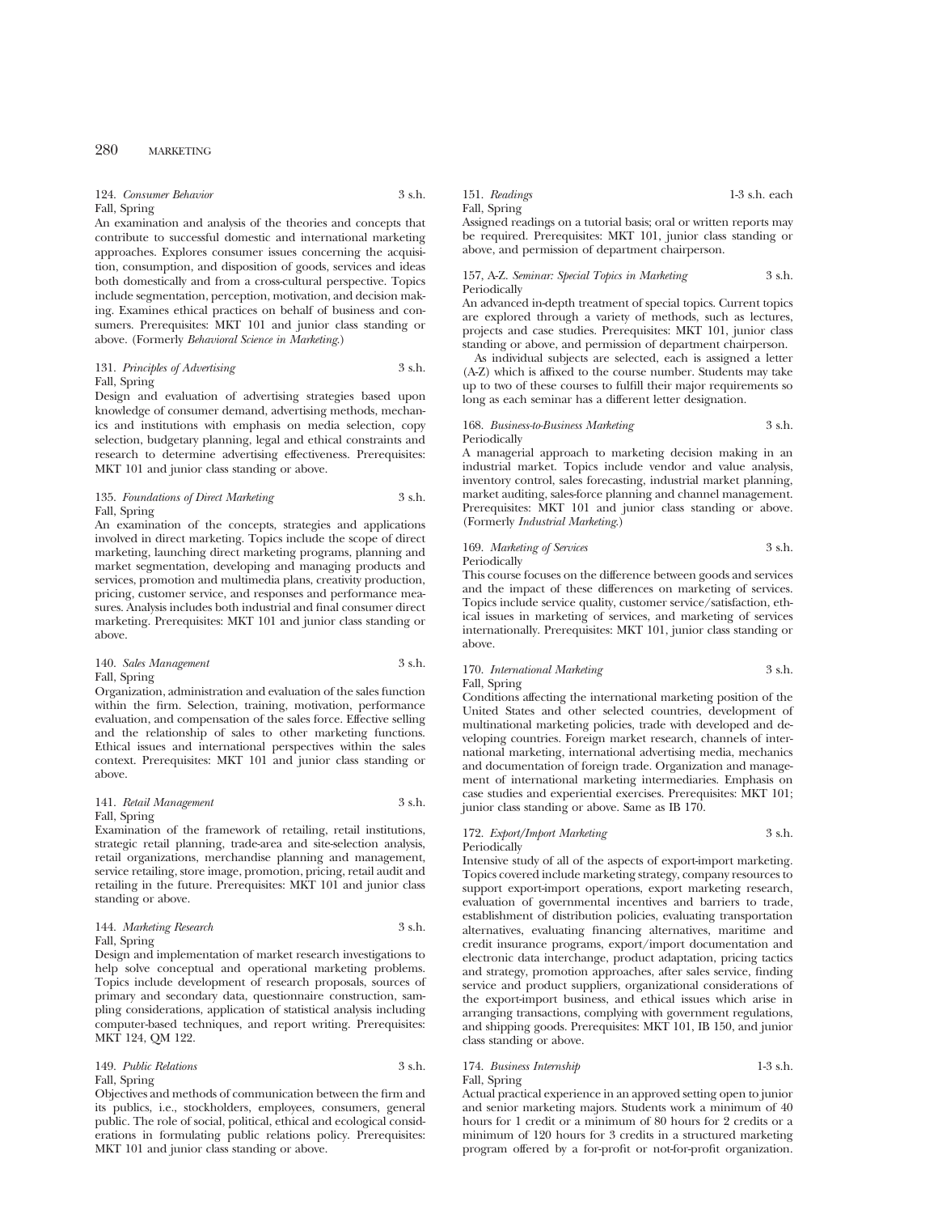124. *Consumer Behavior* 3 s.h.
Fall, Spring

An examination and analysis of the theories and concepts that contribute to successful domestic and international marketing approaches. Explores consumer issues concerning the acquisition, consumption, and disposition of goods, services and ideas both domestically and from a cross-cultural perspective. Topics include segmentation, perception, motivation, and decision making. Examines ethical practices on behalf of business and consumers. Prerequisites: MKT 101 and junior class standing or above. (Formerly *Behavioral Science in Marketing*.)

131. *Principles of Advertising* 3 s.h.
Fall, Spring

Design and evaluation of advertising strategies based upon knowledge of consumer demand, advertising methods, mechanics and institutions with emphasis on media selection, copy selection, budgetary planning, legal and ethical constraints and research to determine advertising effectiveness. Prerequisites: MKT 101 and junior class standing or above.

135. *Foundations of Direct Marketing* 3 s.h.
Fall, Spring

An examination of the concepts, strategies and applications involved in direct marketing. Topics include the scope of direct marketing, launching direct marketing programs, planning and market segmentation, developing and managing products and services, promotion and multimedia plans, creativity production, pricing, customer service, and responses and performance measures. Analysis includes both industrial and final consumer direct marketing. Prerequisites: MKT 101 and junior class standing or above.

140. *Sales Management* 3 s.h.
Fall, Spring

Organization, administration and evaluation of the sales function within the firm. Selection, training, motivation, performance evaluation, and compensation of the sales force. Effective selling and the relationship of sales to other marketing functions. Ethical issues and international perspectives within the sales context. Prerequisites: MKT 101 and junior class standing or above.

141. *Retail Management* 3 s.h.
Fall, Spring

Examination of the framework of retailing, retail institutions, strategic retail planning, trade-area and site-selection analysis, retail organizations, merchandise planning and management, service retailing, store image, promotion, pricing, retail audit and retailing in the future. Prerequisites: MKT 101 and junior class standing or above.

144. *Marketing Research* 3 s.h.
Fall, Spring

Design and implementation of market research investigations to help solve conceptual and operational marketing problems. Topics include development of research proposals, sources of primary and secondary data, questionnaire construction, sampling considerations, application of statistical analysis including computer-based techniques, and report writing. Prerequisites: MKT 124, QM 122.

149. *Public Relations* 3 s.h.
Fall, Spring

Objectives and methods of communication between the firm and its publics, i.e., stockholders, employees, consumers, general public. The role of social, political, ethical and ecological considerations in formulating public relations policy. Prerequisites: MKT 101 and junior class standing or above.

151. *Readings* 1-3 s.h. each
Fall, Spring

Assigned readings on a tutorial basis; oral or written reports may be required. Prerequisites: MKT 101, junior class standing or above, and permission of department chairperson.

157, A-Z. *Seminar: Special Topics in Marketing* 3 s.h.
Periodically

An advanced in-depth treatment of special topics. Current topics are explored through a variety of methods, such as lectures, projects and case studies. Prerequisites: MKT 101, junior class standing or above, and permission of department chairperson.

As individual subjects are selected, each is assigned a letter (A-Z) which is affixed to the course number. Students may take up to two of these courses to fulfill their major requirements so long as each seminar has a different letter designation.

168. *Business-to-Business Marketing* 3 s.h.
Periodically

A managerial approach to marketing decision making in an industrial market. Topics include vendor and value analysis, inventory control, sales forecasting, industrial market planning, market auditing, sales-force planning and channel management. Prerequisites: MKT 101 and junior class standing or above. (Formerly *Industrial Marketing*.)

169. *Marketing of Services* 3 s.h.
Periodically

This course focuses on the difference between goods and services and the impact of these differences on marketing of services. Topics include service quality, customer service/satisfaction, ethical issues in marketing of services, and marketing of services internationally. Prerequisites: MKT 101, junior class standing or above.

170. *International Marketing* 3 s.h.
Fall, Spring

Conditions affecting the international marketing position of the United States and other selected countries, development of multinational marketing policies, trade with developed and developing countries. Foreign market research, channels of international marketing, international advertising media, mechanics and documentation of foreign trade. Organization and management of international marketing intermediaries. Emphasis on case studies and experiential exercises. Prerequisites: MKT 101; junior class standing or above. Same as IB 170.

172. *Export/Import Marketing* 3 s.h.
Periodically

Intensive study of all of the aspects of export-import marketing. Topics covered include marketing strategy, company resources to support export-import operations, export marketing research, evaluation of governmental incentives and barriers to trade, establishment of distribution policies, evaluating transportation alternatives, evaluating financing alternatives, maritime and credit insurance programs, export/import documentation and electronic data interchange, product adaptation, pricing tactics and strategy, promotion approaches, after sales service, finding service and product suppliers, organizational considerations of the export-import business, and ethical issues which arise in arranging transactions, complying with government regulations, and shipping goods. Prerequisites: MKT 101, IB 150, and junior class standing or above.

174. *Business Internship* 1-3 s.h.
Fall, Spring

Actual practical experience in an approved setting open to junior and senior marketing majors. Students work a minimum of 40 hours for 1 credit or a minimum of 80 hours for 2 credits or a minimum of 120 hours for 3 credits in a structured marketing program offered by a for-profit or not-for-profit organization.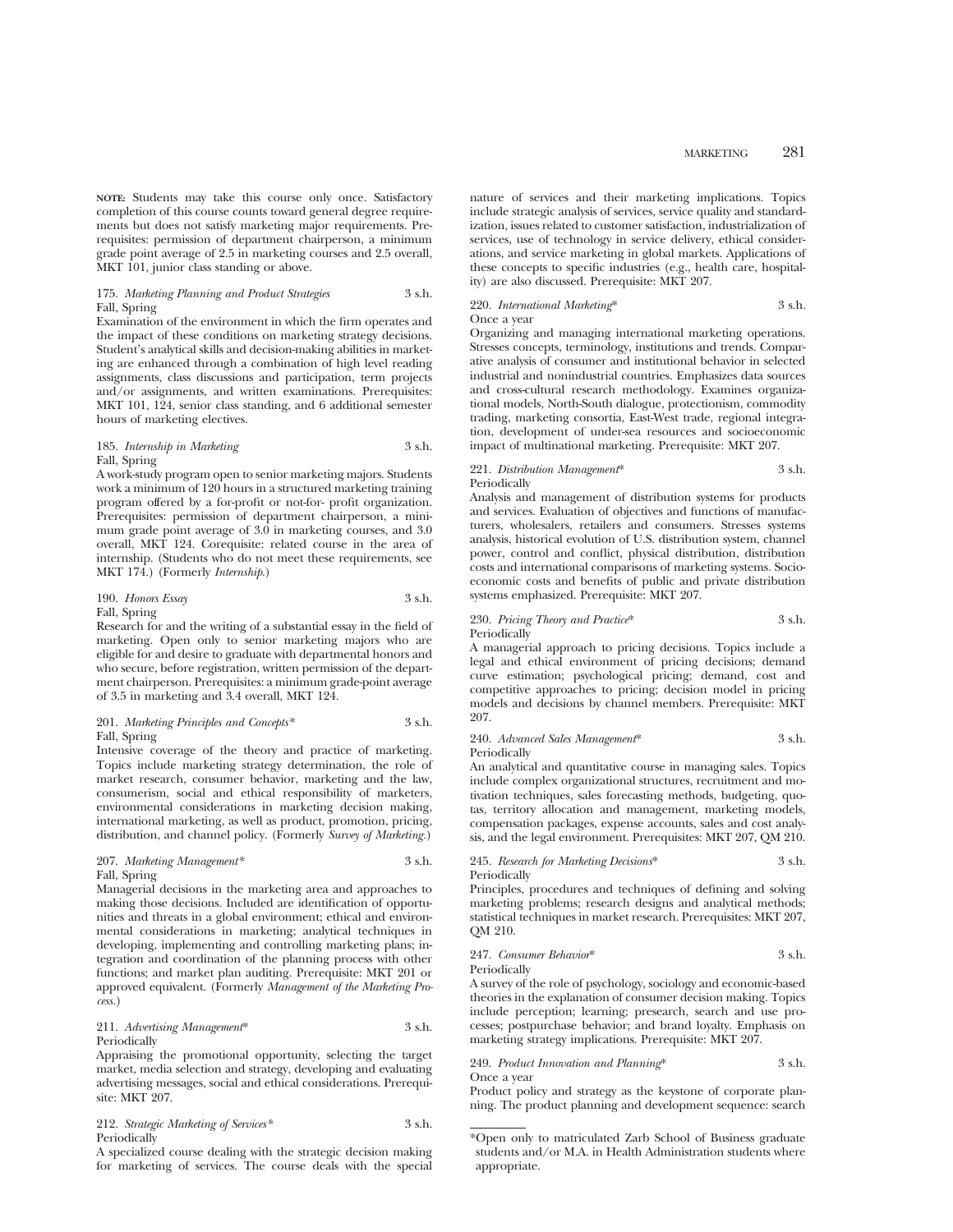**NOTE:** Students may take this course only once. Satisfactory completion of this course counts toward general degree requirements but does not satisfy marketing major requirements. Prerequisites: permission of department chairperson, a minimum grade point average of 2.5 in marketing courses and 2.5 overall, MKT 101, junior class standing or above.

175. *Marketing Planning and Product Strategies* 3 s.h.
Fall, Spring
Examination of the environment in which the firm operates and the impact of these conditions on marketing strategy decisions. Student's analytical skills and decision-making abilities in marketing are enhanced through a combination of high level reading assignments, class discussions and participation, term projects and/or assignments, and written examinations. Prerequisites: MKT 101, 124, senior class standing, and 6 additional semester hours of marketing electives.

185. *Internship in Marketing* 3 s.h.
Fall, Spring
A work-study program open to senior marketing majors. Students work a minimum of 120 hours in a structured marketing training program offered by a for-profit or not-for- profit organization. Prerequisites: permission of department chairperson, a minimum grade point average of 3.0 in marketing courses, and 3.0 overall, MKT 124. Corequisite: related course in the area of internship. (Students who do not meet these requirements, see MKT 174.) (Formerly *Internship*.)

190. *Honors Essay* 3 s.h.
Fall, Spring
Research for and the writing of a substantial essay in the field of marketing. Open only to senior marketing majors who are eligible for and desire to graduate with departmental honors and who secure, before registration, written permission of the department chairperson. Prerequisites: a minimum grade-point average of 3.5 in marketing and 3.4 overall, MKT 124.

201. *Marketing Principles and Concepts** 3 s.h.
Fall, Spring
Intensive coverage of the theory and practice of marketing. Topics include marketing strategy determination, the role of market research, consumer behavior, marketing and the law, consumerism, social and ethical responsibility of marketers, environmental considerations in marketing decision making, international marketing, as well as product, promotion, pricing, distribution, and channel policy. (Formerly *Survey of Marketing*.)

207. *Marketing Management** 3 s.h.
Fall, Spring
Managerial decisions in the marketing area and approaches to making those decisions. Included are identification of opportunities and threats in a global environment; ethical and environmental considerations in marketing; analytical techniques in developing, implementing and controlling marketing plans; integration and coordination of the planning process with other functions; and market plan auditing. Prerequisite: MKT 201 or approved equivalent. (Formerly *Management of the Marketing Process*.)

211. *Advertising Management** 3 s.h.
Periodically
Appraising the promotional opportunity, selecting the target market, media selection and strategy, developing and evaluating advertising messages, social and ethical considerations. Prerequisite: MKT 207.

212. *Strategic Marketing of Services** 3 s.h.
Periodically
A specialized course dealing with the strategic decision making for marketing of services. The course deals with the special nature of services and their marketing implications. Topics include strategic analysis of services, service quality and standardization, issues related to customer satisfaction, industrialization of services, use of technology in service delivery, ethical considerations, and service marketing in global markets. Applications of these concepts to specific industries (e.g., health care, hospitality) are also discussed. Prerequisite: MKT 207.

220. *International Marketing** 3 s.h.
Once a year
Organizing and managing international marketing operations. Stresses concepts, terminology, institutions and trends. Comparative analysis of consumer and institutional behavior in selected industrial and nonindustrial countries. Emphasizes data sources and cross-cultural research methodology. Examines organizational models, North-South dialogue, protectionism, commodity trading, marketing consortia, East-West trade, regional integration, development of under-sea resources and socioeconomic impact of multinational marketing. Prerequisite: MKT 207.

221. *Distribution Management** 3 s.h.
Periodically
Analysis and management of distribution systems for products and services. Evaluation of objectives and functions of manufacturers, wholesalers, retailers and consumers. Stresses systems analysis, historical evolution of U.S. distribution system, channel power, control and conflict, physical distribution, distribution costs and international comparisons of marketing systems. Socioeconomic costs and benefits of public and private distribution systems emphasized. Prerequisite: MKT 207.

230. *Pricing Theory and Practice** 3 s.h.
Periodically
A managerial approach to pricing decisions. Topics include a legal and ethical environment of pricing decisions; demand curve estimation; psychological pricing; demand, cost and competitive approaches to pricing; decision model in pricing models and decisions by channel members. Prerequisite: MKT 207.

240. *Advanced Sales Management** 3 s.h.
Periodically
An analytical and quantitative course in managing sales. Topics include complex organizational structures, recruitment and motivation techniques, sales forecasting methods, budgeting, quotas, territory allocation and management, marketing models, compensation packages, expense accounts, sales and cost analysis, and the legal environment. Prerequisites: MKT 207, QM 210.

245. *Research for Marketing Decisions** 3 s.h.
Periodically
Principles, procedures and techniques of defining and solving marketing problems; research designs and analytical methods; statistical techniques in market research. Prerequisites: MKT 207, QM 210.

247. *Consumer Behavior** 3 s.h.
Periodically
A survey of the role of psychology, sociology and economic-based theories in the explanation of consumer decision making. Topics include perception; learning; presearch, search and use processes; postpurchase behavior; and brand loyalty. Emphasis on marketing strategy implications. Prerequisite: MKT 207.

249. *Product Innovation and Planning** 3 s.h.
Once a year
Product policy and strategy as the keystone of corporate planning. The product planning and development sequence: search

*Open only to matriculated Zarb School of Business graduate students and/or M.A. in Health Administration students where appropriate.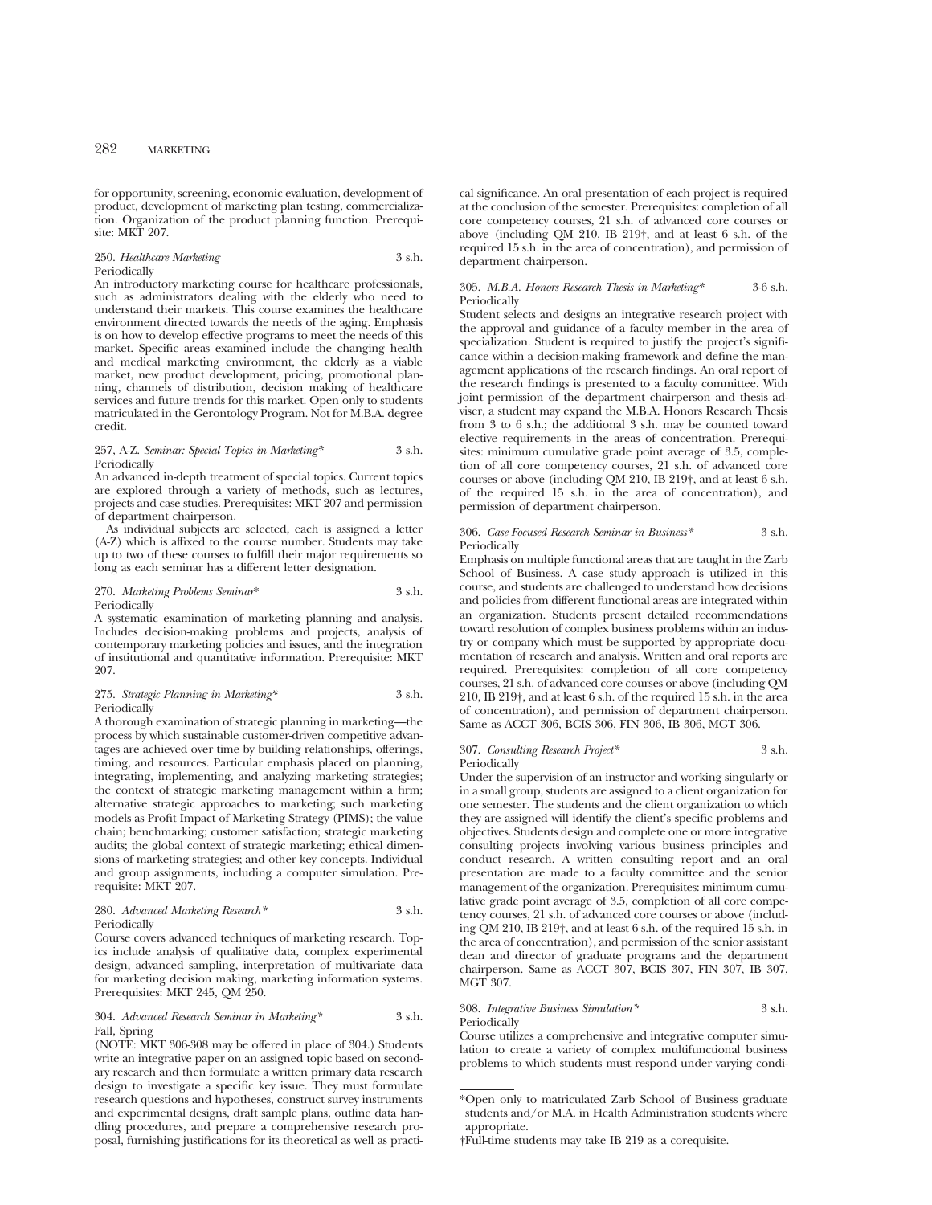for opportunity, screening, economic evaluation, development of product, development of marketing plan testing, commercialization. Organization of the product planning function. Prerequisite: MKT 207.

250. *Healthcare Marketing* 3 s.h.
Periodically

An introductory marketing course for healthcare professionals, such as administrators dealing with the elderly who need to understand their markets. This course examines the healthcare environment directed towards the needs of the aging. Emphasis is on how to develop effective programs to meet the needs of this market. Specific areas examined include the changing health and medical marketing environment, the elderly as a viable market, new product development, pricing, promotional planning, channels of distribution, decision making of healthcare services and future trends for this market. Open only to students matriculated in the Gerontology Program. Not for M.B.A. degree credit.

257, A-Z. *Seminar: Special Topics in Marketing** 3 s.h.
Periodically

An advanced in-depth treatment of special topics. Current topics are explored through a variety of methods, such as lectures, projects and case studies. Prerequisites: MKT 207 and permission of department chairperson.

As individual subjects are selected, each is assigned a letter (A-Z) which is affixed to the course number. Students may take up to two of these courses to fulfill their major requirements so long as each seminar has a different letter designation.

270. *Marketing Problems Seminar** 3 s.h.
Periodically

A systematic examination of marketing planning and analysis. Includes decision-making problems and projects, analysis of contemporary marketing policies and issues, and the integration of institutional and quantitative information. Prerequisite: MKT 207.

275. *Strategic Planning in Marketing** 3 s.h.
Periodically

A thorough examination of strategic planning in marketing—the process by which sustainable customer-driven competitive advantages are achieved over time by building relationships, offerings, timing, and resources. Particular emphasis placed on planning, integrating, implementing, and analyzing marketing strategies; the context of strategic marketing management within a firm; alternative strategic approaches to marketing; such marketing models as Profit Impact of Marketing Strategy (PIMS); the value chain; benchmarking; customer satisfaction; strategic marketing audits; the global context of strategic marketing; ethical dimensions of marketing strategies; and other key concepts. Individual and group assignments, including a computer simulation. Prerequisite: MKT 207.

280. *Advanced Marketing Research** 3 s.h.
Periodically

Course covers advanced techniques of marketing research. Topics include analysis of qualitative data, complex experimental design, advanced sampling, interpretation of multivariate data for marketing decision making, marketing information systems. Prerequisites: MKT 245, QM 250.

304. *Advanced Research Seminar in Marketing** 3 s.h.
Fall, Spring

(NOTE: MKT 306-308 may be offered in place of 304.) Students write an integrative paper on an assigned topic based on secondary research and then formulate a written primary data research design to investigate a specific key issue. They must formulate research questions and hypotheses, construct survey instruments and experimental designs, draft sample plans, outline data handling procedures, and prepare a comprehensive research proposal, furnishing justifications for its theoretical as well as practical significance. An oral presentation of each project is required at the conclusion of the semester. Prerequisites: completion of all core competency courses, 21 s.h. of advanced core courses or above (including QM 210, IB 219†, and at least 6 s.h. of the required 15 s.h. in the area of concentration), and permission of department chairperson.

305. *M.B.A. Honors Research Thesis in Marketing** 3-6 s.h.
Periodically

Student selects and designs an integrative research project with the approval and guidance of a faculty member in the area of specialization. Student is required to justify the project's significance within a decision-making framework and define the management applications of the research findings. An oral report of the research findings is presented to a faculty committee. With joint permission of the department chairperson and thesis adviser, a student may expand the M.B.A. Honors Research Thesis from 3 to 6 s.h.; the additional 3 s.h. may be counted toward elective requirements in the areas of concentration. Prerequisites: minimum cumulative grade point average of 3.5, completion of all core competency courses, 21 s.h. of advanced core courses or above (including QM 210, IB 219†, and at least 6 s.h. of the required 15 s.h. in the area of concentration), and permission of department chairperson.

306. *Case Focused Research Seminar in Business** 3 s.h.
Periodically

Emphasis on multiple functional areas that are taught in the Zarb School of Business. A case study approach is utilized in this course, and students are challenged to understand how decisions and policies from different functional areas are integrated within an organization. Students present detailed recommendations toward resolution of complex business problems within an industry or company which must be supported by appropriate documentation of research and analysis. Written and oral reports are required. Prerequisites: completion of all core competency courses, 21 s.h. of advanced core courses or above (including QM 210, IB 219†, and at least 6 s.h. of the required 15 s.h. in the area of concentration), and permission of department chairperson. Same as ACCT 306, BCIS 306, FIN 306, IB 306, MGT 306.

307. *Consulting Research Project** 3 s.h.
Periodically

Under the supervision of an instructor and working singularly or in a small group, students are assigned to a client organization for one semester. The students and the client organization to which they are assigned will identify the client's specific problems and objectives. Students design and complete one or more integrative consulting projects involving various business principles and conduct research. A written consulting report and an oral presentation are made to a faculty committee and the senior management of the organization. Prerequisites: minimum cumulative grade point average of 3.5, completion of all core competency courses, 21 s.h. of advanced core courses or above (including QM 210, IB 219†, and at least 6 s.h. of the required 15 s.h. in the area of concentration), and permission of the senior assistant dean and director of graduate programs and the department chairperson. Same as ACCT 307, BCIS 307, FIN 307, IB 307, MGT 307.

308. *Integrative Business Simulation** 3 s.h.
Periodically

Course utilizes a comprehensive and integrative computer simulation to create a variety of complex multifunctional business problems to which students must respond under varying condi-

---

*Open only to matriculated Zarb School of Business graduate students and/or M.A. in Health Administration students where appropriate.

†Full-time students may take IB 219 as a corequisite.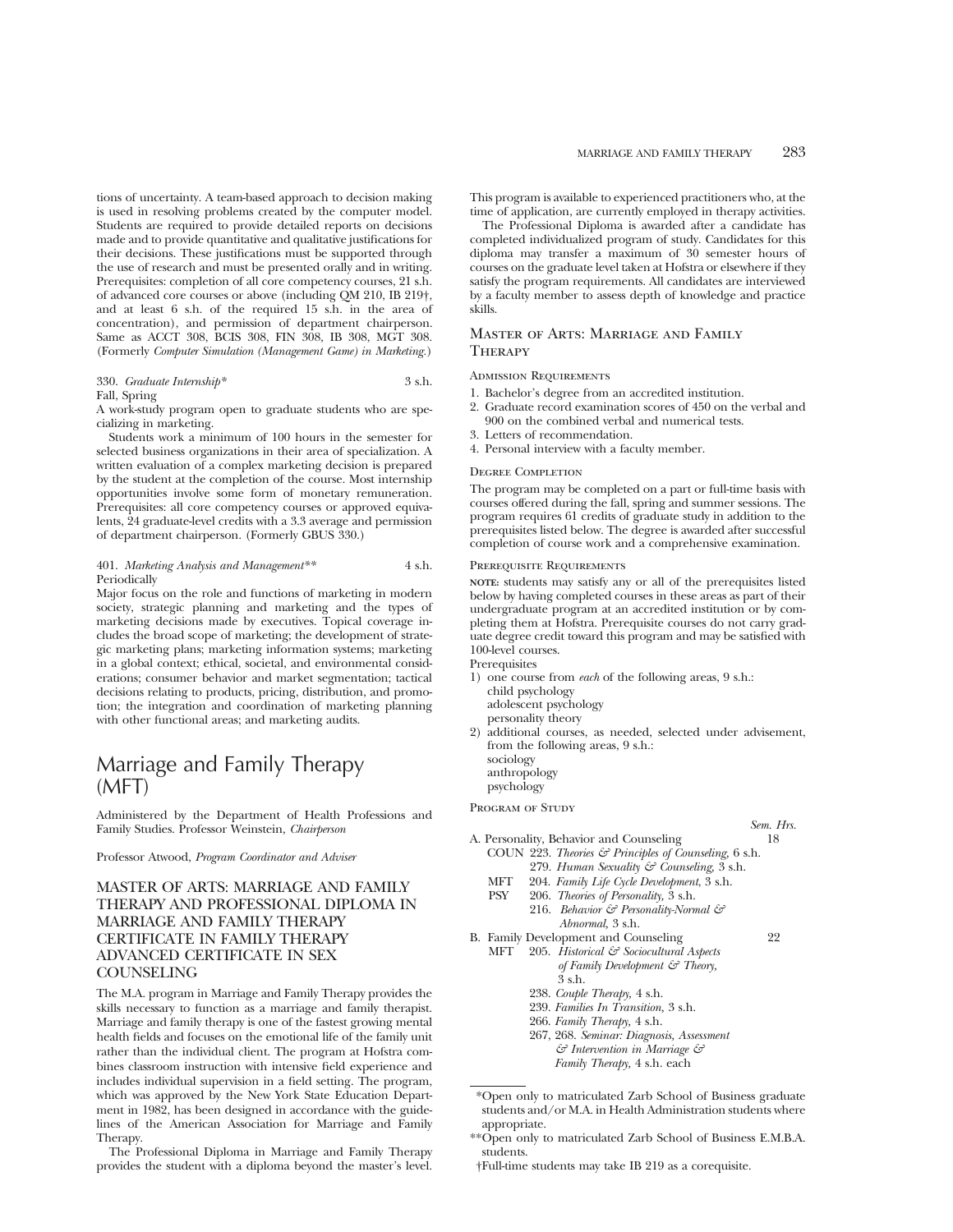tions of uncertainty. A team-based approach to decision making is used in resolving problems created by the computer model. Students are required to provide detailed reports on decisions made and to provide quantitative and qualitative justifications for their decisions. These justifications must be supported through the use of research and must be presented orally and in writing. Prerequisites: completion of all core competency courses, 21 s.h. of advanced core courses or above (including QM 210, IB 219†, and at least 6 s.h. of the required 15 s.h. in the area of concentration), and permission of department chairperson. Same as ACCT 308, BCIS 308, FIN 308, IB 308, MGT 308. (Formerly *Computer Simulation (Management Game) in Marketing*.)

330. *Graduate Internship** 3 s.h.
Fall, Spring
A work-study program open to graduate students who are specializing in marketing.

Students work a minimum of 100 hours in the semester for selected business organizations in their area of specialization. A written evaluation of a complex marketing decision is prepared by the student at the completion of the course. Most internship opportunities involve some form of monetary remuneration. Prerequisites: all core competency courses or approved equivalents, 24 graduate-level credits with a 3.3 average and permission of department chairperson. (Formerly GBUS 330.)

401. *Marketing Analysis and Management*** 4 s.h.
Periodically
Major focus on the role and functions of marketing in modern society, strategic planning and marketing and the types of marketing decisions made by executives. Topical coverage includes the broad scope of marketing; the development of strategic marketing plans; marketing information systems; marketing in a global context; ethical, societal, and environmental considerations; consumer behavior and market segmentation; tactical decisions relating to products, pricing, distribution, and promotion; the integration and coordination of marketing planning with other functional areas; and marketing audits.

# Marriage and Family Therapy (MFT)

Administered by the Department of Health Professions and Family Studies. Professor Weinstein, *Chairperson*

Professor Atwood, *Program Coordinator and Adviser*

## MASTER OF ARTS: MARRIAGE AND FAMILY THERAPY AND PROFESSIONAL DIPLOMA IN MARRIAGE AND FAMILY THERAPY CERTIFICATE IN FAMILY THERAPY ADVANCED CERTIFICATE IN SEX COUNSELING

The M.A. program in Marriage and Family Therapy provides the skills necessary to function as a marriage and family therapist. Marriage and family therapy is one of the fastest growing mental health fields and focuses on the emotional life of the family unit rather than the individual client. The program at Hofstra combines classroom instruction with intensive field experience and includes individual supervision in a field setting. The program, which was approved by the New York State Education Department in 1982, has been designed in accordance with the guidelines of the American Association for Marriage and Family Therapy.

The Professional Diploma in Marriage and Family Therapy provides the student with a diploma beyond the master's level. This program is available to experienced practitioners who, at the time of application, are currently employed in therapy activities.

The Professional Diploma is awarded after a candidate has completed individualized program of study. Candidates for this diploma may transfer a maximum of 30 semester hours of courses on the graduate level taken at Hofstra or elsewhere if they satisfy the program requirements. All candidates are interviewed by a faculty member to assess depth of knowledge and practice skills.

### Master of Arts: Marriage and Family Therapy

#### Admission Requirements

1. Bachelor's degree from an accredited institution.
2. Graduate record examination scores of 450 on the verbal and 900 on the combined verbal and numerical tests.
3. Letters of recommendation.
4. Personal interview with a faculty member.

#### Degree Completion

The program may be completed on a part or full-time basis with courses offered during the fall, spring and summer sessions. The program requires 61 credits of graduate study in addition to the prerequisites listed below. The degree is awarded after successful completion of course work and a comprehensive examination.

#### Prerequisite Requirements

**NOTE:** students may satisfy any or all of the prerequisites listed below by having completed courses in these areas as part of their undergraduate program at an accredited institution or by completing them at Hofstra. Prerequisite courses do not carry graduate degree credit toward this program and may be satisfied with 100-level courses.

Prerequisites

1) one course from *each* of the following areas, 9 s.h.:
   child psychology
   adolescent psychology
   personality theory
2) additional courses, as needed, selected under advisement, from the following areas, 9 s.h.:
   sociology
   anthropology
   psychology

#### Program of Study

| | *Sem. Hrs.* |
|---|---|
| A. Personality, Behavior and Counseling | 18 |
| COUN 223. *Theories & Principles of Counseling,* 6 s.h. | |
| 279. *Human Sexuality & Counseling,* 3 s.h. | |
| MFT 204. *Family Life Cycle Development,* 3 s.h. | |
| PSY 206. *Theories of Personality,* 3 s.h. | |
| 216. *Behavior & Personality-Normal & Abnormal,* 3 s.h. | |
| B. Family Development and Counseling | 22 |
| MFT 205. *Historical & Sociocultural Aspects of Family Development & Theory,* 3 s.h. | |
| 238. *Couple Therapy,* 4 s.h. | |
| 239. *Families In Transition,* 3 s.h. | |
| 266. *Family Therapy,* 4 s.h. | |
| 267, 268. *Seminar: Diagnosis, Assessment & Intervention in Marriage & Family Therapy,* 4 s.h. each | |

*Open only to matriculated Zarb School of Business graduate students and/or M.A. in Health Administration students where appropriate.

**Open only to matriculated Zarb School of Business E.M.B.A. students.

†Full-time students may take IB 219 as a corequisite.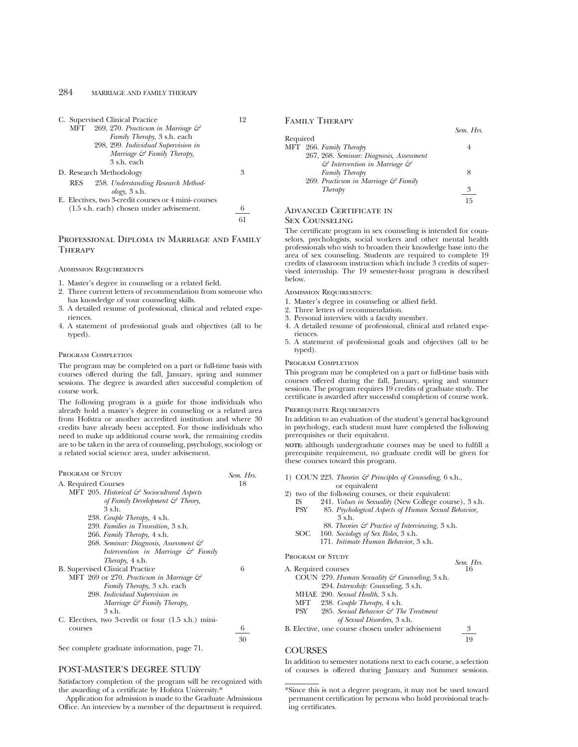C. Supervised Clinical Practice — 12

MFT 269, 270. *Practicum in Marriage & Family Therapy,* 3 s.h. each
298, 299. *Individual Supervision in Marriage & Family Therapy,* 3 s.h. each

D. Research Methodology — 3

RES 258. *Understanding Research Methodology,* 3 s.h.

E. Electives, two 3-credit courses or 4 mini-courses (1.5 s.h. each) chosen under advisement. — 6

Total: 61

## Professional Diploma in Marriage and Family Therapy

### Admission Requirements

1. Master's degree in counseling or a related field.
2. Three current letters of recommendation from someone who has knowledge of your counseling skills.
3. A detailed resume of professional, clinical and related experiences.
4. A statement of professional goals and objectives (all to be typed).

### Program Completion

The program may be completed on a part or full-time basis with courses offered during the fall, January, spring and summer sessions. The degree is awarded after successful completion of course work.

The following program is a guide for those individuals who already hold a master's degree in counseling or a related area from Hofstra or another accredited institution and where 30 credits have already been accepted. For those individuals who need to make up additional course work, the remaining credits are to be taken in the area of counseling, psychology, sociology or a related social science area, under advisement.

### Program of Study

*Sem. Hrs.*

A. Required Courses — 18

MFT 205. *Historical & Sociocultural Aspects of Family Development & Theory,* 3 s.h.
238. *Couple Therapy,* 4 s.h.
239. *Families in Transition,* 3 s.h.
266. *Family Therapy,* 4 s.h.
268. *Seminar: Diagnosis, Assessment & Intervention in Marriage & Family Therapy,* 4 s.h.

B. Supervised Clinical Practice — 6

MFT 269 or 270. *Practicum in Marriage & Family Therapy,* 3 s.h. each
298. *Individual Supervision in Marriage & Family Therapy,* 3 s.h.

C. Electives, two 3-credit or four (1.5 s.h.) mini-courses — 6

Total: 30

See complete graduate information, page 71.

## POST-MASTER'S DEGREE STUDY

Satisfactory completion of the program will be recognized with the awarding of a certificate by Hofstra University.*

Application for admission is made to the Graduate Admissions Office. An interview by a member of the department is required.

## Family Therapy

*Sem. Hrs.*

Required

MFT 266. *Family Therapy* — 4
267, 268. *Seminar: Diagnosis, Assessment & Intervention in Marriage & Family Therapy* — 8
269. *Practicum in Marriage & Family Therapy* — 3

Total: 15

## Advanced Certificate in Sex Counseling

The certificate program in sex counseling is intended for counselors, psychologists, social workers and other mental health professionals who wish to broaden their knowledge base into the area of sex counseling. Students are required to complete 19 credits of classroom instruction which include 3 credits of supervised internship. The 19 semester-hour program is described below.

### Admission Requirements:

1. Master's degree in counseling or allied field.
2. Three letters of recommendation.
3. Personal interview with a faculty member.
4. A detailed resume of professional, clinical and related experiences.
5. A statement of professional goals and objectives (all to be typed).

### Program Completion

This program may be completed on a part or full-time basis with courses offered during the fall, January, spring and summer sessions. The program requires 19 credits of graduate study. The certificate is awarded after successful completion of course work.

### Prerequisite Requirements

In addition to an evaluation of the student's general background in psychology, each student must have completed the following prerequisites or their equivalent.

**NOTE:** although undergraduate courses may be used to fulfill a prerequisite requirement, no graduate credit will be given for these courses toward this program.

1) COUN 223. *Theories & Principles of Counseling,* 6 s.h., or equivalent
2) two of the following courses, or their equivalent:
   IS 241. *Values in Sexuality* (New College course), 3 s.h.
   PSY 85. *Psychological Aspects of Human Sexual Behavior,* 3 s.h.
   88. *Theories & Practice of Interviewing,* 3 s.h.
   SOC 160. *Sociology of Sex Roles,* 3 s.h.
   171. *Intimate Human Behavior,* 3 s.h.

### Program of Study

*Sem. Hrs.*

A. Required courses — 16

COUN 279. *Human Sexuality & Counseling,* 3 s.h.
294. *Internship: Counseling,* 3 s.h.
MHAE 290. *Sexual Health,* 3 s.h.
MFT 238. *Couple Therapy,* 4 s.h.
PSY 285. *Sexual Behavior & The Treatment of Sexual Disorders,* 3 s.h.

B. Elective, one course chosen under advisement — 3

Total: 19

## COURSES

In addition to semester notations next to each course, a selection of courses is offered during January and Summer sessions.

*Since this is not a degree program, it may not be used toward permanent certification by persons who hold provisional teaching certificates.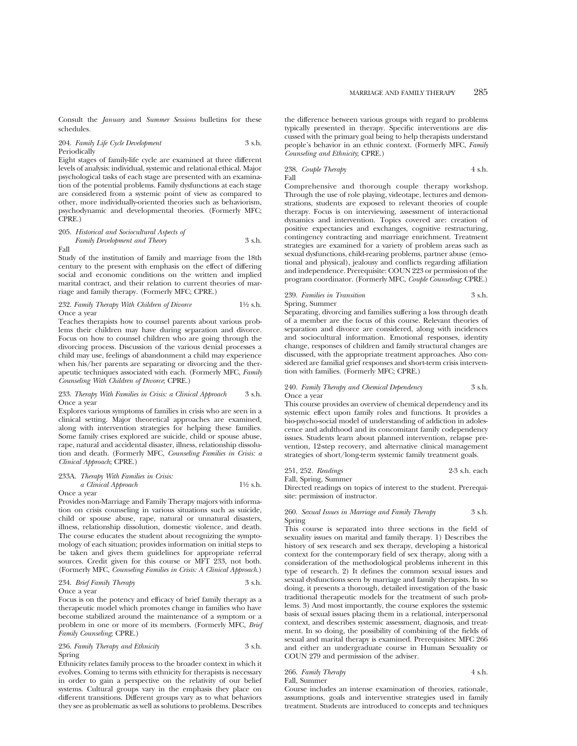Consult the *January* and *Summer Sessions* bulletins for these schedules.

**204.** *Family Life Cycle Development* 3 s.h.
Periodically
Eight stages of family-life cycle are examined at three different levels of analysis: individual, systemic and relational ethical. Major psychological tasks of each stage are presented with an examination of the potential problems. Family dysfunctions at each stage are considered from a systemic point of view as compared to other, more individually-oriented theories such as behaviorism, psychodynamic and developmental theories. (Formerly MFC; CPRE.)

**205.** *Historical and Sociocultural Aspects of Family Development and Theory* 3 s.h.
Fall
Study of the institution of family and marriage from the 18th century to the present with emphasis on the effect of differing social and economic conditions on the written and implied marital contract, and their relation to current theories of marriage and family therapy. (Formerly MFC; CPRE.)

**232.** *Family Therapy With Children of Divorce* 1½ s.h.
Once a year
Teaches therapists how to counsel parents about various problems their children may have during separation and divorce. Focus on how to counsel children who are going through the divorcing process. Discussion of the various denial processes a child may use, feelings of abandonment a child may experience when his/her parents are separating or divorcing and the therapeutic techniques associated with each. (Formerly MFC, *Family Counseling With Children of Divorce*; CPRE.)

**233.** *Therapy With Families in Crisis: a Clinical Approach* 3 s.h.
Once a year
Explores various symptoms of families in crisis who are seen in a clinical setting. Major theoretical approaches are examined, along with intervention strategies for helping these families. Some family crises explored are suicide, child or spouse abuse, rape, natural and accidental disaster, illness, relationship dissolution and death. (Formerly MFC, *Counseling Families in Crisis: a Clinical Approach*; CPRE.)

**233A.** *Therapy With Families in Crisis: a Clinical Approach* 1½ s.h.
Once a year
Provides non-Marriage and Family Therapy majors with information on crisis counseling in various situations such as suicide, child or spouse abuse, rape, natural or unnatural disasters, illness, relationship dissolution, domestic violence, and death. The course educates the student about recognizing the symptomology of each situation; provides information on initial steps to be taken and gives them guidelines for appropriate referral sources. Credit given for this course or MFT 233, not both. (Formerly MFC, *Counseling Families in Crisis: A Clinical Approach*.)

**234.** *Brief Family Therapy* 3 s.h.
Once a year
Focus is on the potency and efficacy of brief family therapy as a therapeutic model which promotes change in families who have become stabilized around the maintenance of a symptom or a problem in one or more of its members. (Formerly MFC, *Brief Family Counseling*; CPRE.)

**236.** *Family Therapy and Ethnicity* 3 s.h.
Spring
Ethnicity relates family process to the broader context in which it evolves. Coming to terms with ethnicity for therapists is necessary in order to gain a perspective on the relativity of our belief systems. Cultural groups vary in the emphasis they place on different transitions. Different groups vary as to what behaviors they see as problematic as well as solutions to problems. Describes the difference between various groups with regard to problems typically presented in therapy. Specific interventions are discussed with the primary goal being to help therapists understand people's behavior in an ethnic context. (Formerly MFC, *Family Counseling and Ethnicity*; CPRE.)

**238.** *Couple Therapy* 4 s.h.
Fall
Comprehensive and thorough couple therapy workshop. Through the use of role playing, videotape, lectures and demonstrations, students are exposed to relevant theories of couple therapy. Focus is on interviewing, assessment of interactional dynamics and intervention. Topics covered are: creation of positive expectancies and exchanges, cognitive restructuring, contingency contracting and marriage enrichment. Treatment strategies are examined for a variety of problem areas such as sexual dysfunctions, child-rearing problems, partner abuse (emotional and physical), jealousy and conflicts regarding affiliation and independence. Prerequisite: COUN 223 or permission of the program coordinator. (Formerly MFC, *Couple Counseling*; CPRE.)

**239.** *Families in Transition* 3 s.h.
Spring, Summer
Separating, divorcing and families suffering a loss through death of a member are the focus of this course. Relevant theories of separation and divorce are considered, along with incidences and sociocultural information. Emotional responses, identity change, responses of children and family structural changes are discussed, with the appropriate treatment approaches. Also considered are familial grief responses and short-term crisis intervention with families. (Formerly MFC; CPRE.)

**240.** *Family Therapy and Chemical Dependency* 3 s.h.
Once a year
This course provides an overview of chemical dependency and its systemic effect upon family roles and functions. It provides a bio-psycho-social model of understanding of addiction in adolescence and adulthood and its concomitant family codependency issues. Students learn about planned intervention, relapse prevention, 12-step recovery, and alternative clinical management strategies of short/long-term systemic family treatment goals.

**251, 252.** *Readings* 2-3 s.h. each
Fall, Spring, Summer
Directed readings on topics of interest to the student. Prerequisite: permission of instructor.

**260.** *Sexual Issues in Marriage and Family Therapy* 3 s.h.
Spring
This course is separated into three sections in the field of sexuality issues on marital and family therapy. 1) Describes the history of sex research and sex therapy, developing a historical context for the contemporary field of sex therapy, along with a consideration of the methodological problems inherent in this type of research. 2) It defines the common sexual issues and sexual dysfunctions seen by marriage and family therapists. In so doing, it presents a thorough, detailed investigation of the basic traditional therapeutic models for the treatment of such problems. 3) And most importantly, the course explores the systemic basis of sexual issues placing them in a relational, interpersonal context, and describes systemic assessment, diagnosis, and treatment. In so doing, the possibility of combining of the fields of sexual and marital therapy is examined. Prerequisites: MFC 266 and either an undergraduate course in Human Sexuality or COUN 279 and permission of the adviser.

**266.** *Family Therapy* 4 s.h.
Fall, Summer
Course includes an intense examination of theories, rationale, assumptions, goals and interventive strategies used in family treatment. Students are introduced to concepts and techniques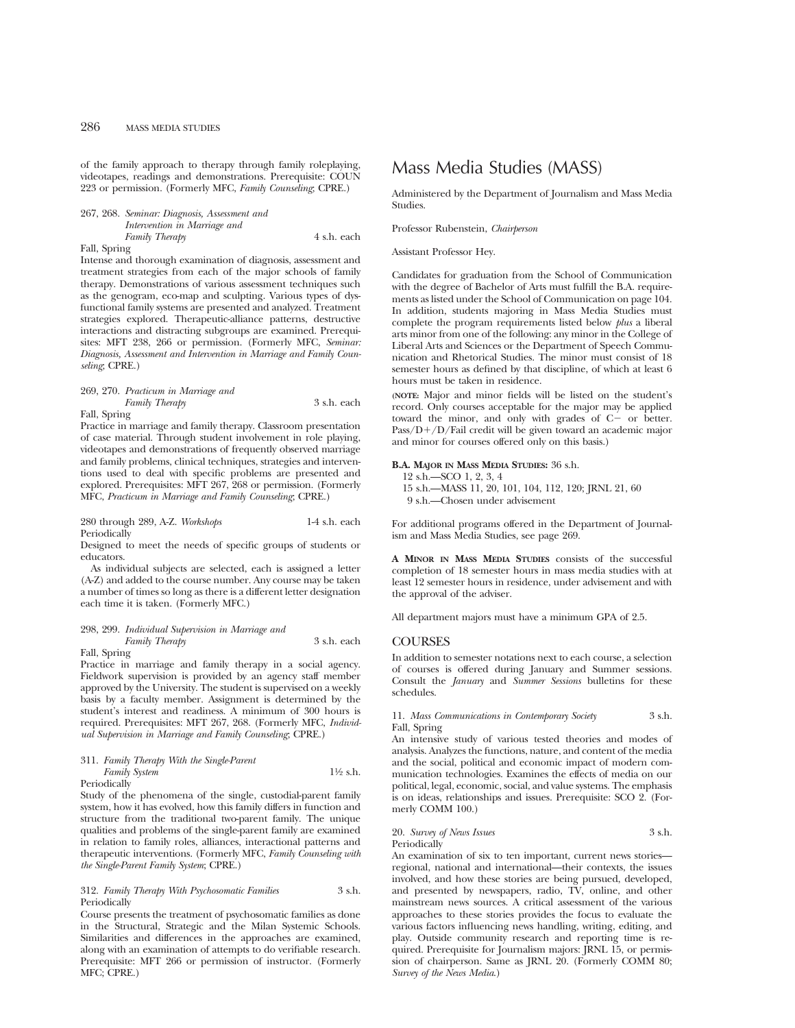of the family approach to therapy through family roleplaying, videotapes, readings and demonstrations. Prerequisite: COUN 223 or permission. (Formerly MFC, *Family Counseling*; CPRE.)

267, 268. *Seminar: Diagnosis, Assessment and Intervention in Marriage and Family Therapy* 4 s.h. each
Fall, Spring

Intense and thorough examination of diagnosis, assessment and treatment strategies from each of the major schools of family therapy. Demonstrations of various assessment techniques such as the genogram, eco-map and sculpting. Various types of dysfunctional family systems are presented and analyzed. Treatment strategies explored. Therapeutic-alliance patterns, destructive interactions and distracting subgroups are examined. Prerequisites: MFT 238, 266 or permission. (Formerly MFC, *Seminar: Diagnosis, Assessment and Intervention in Marriage and Family Counseling*; CPRE.)

269, 270. *Practicum in Marriage and Family Therapy* 3 s.h. each
Fall, Spring

Practice in marriage and family therapy. Classroom presentation of case material. Through student involvement in role playing, videotapes and demonstrations of frequently observed marriage and family problems, clinical techniques, strategies and interventions used to deal with specific problems are presented and explored. Prerequisites: MFT 267, 268 or permission. (Formerly MFC, *Practicum in Marriage and Family Counseling*; CPRE.)

280 through 289, A-Z. *Workshops* 1-4 s.h. each
Periodically

Designed to meet the needs of specific groups of students or educators.

As individual subjects are selected, each is assigned a letter (A-Z) and added to the course number. Any course may be taken a number of times so long as there is a different letter designation each time it is taken. (Formerly MFC.)

298, 299. *Individual Supervision in Marriage and Family Therapy* 3 s.h. each
Fall, Spring

Practice in marriage and family therapy in a social agency. Fieldwork supervision is provided by an agency staff member approved by the University. The student is supervised on a weekly basis by a faculty member. Assignment is determined by the student's interest and readiness. A minimum of 300 hours is required. Prerequisites: MFT 267, 268. (Formerly MFC, *Individual Supervision in Marriage and Family Counseling*; CPRE.)

311. *Family Therapy With the Single-Parent Family System* 1½ s.h.
Periodically

Study of the phenomena of the single, custodial-parent family system, how it has evolved, how this family differs in function and structure from the traditional two-parent family. The unique qualities and problems of the single-parent family are examined in relation to family roles, alliances, interactional patterns and therapeutic interventions. (Formerly MFC, *Family Counseling with the Single-Parent Family System*; CPRE.)

312. *Family Therapy With Psychosomatic Families* 3 s.h.
Periodically

Course presents the treatment of psychosomatic families as done in the Structural, Strategic and the Milan Systemic Schools. Similarities and differences in the approaches are examined, along with an examination of attempts to do verifiable research. Prerequisite: MFT 266 or permission of instructor. (Formerly MFC; CPRE.)

# Mass Media Studies (MASS)

Administered by the Department of Journalism and Mass Media Studies.

Professor Rubenstein, *Chairperson*

Assistant Professor Hey.

Candidates for graduation from the School of Communication with the degree of Bachelor of Arts must fulfill the B.A. requirements as listed under the School of Communication on page 104. In addition, students majoring in Mass Media Studies must complete the program requirements listed below *plus* a liberal arts minor from one of the following: any minor in the College of Liberal Arts and Sciences or the Department of Speech Communication and Rhetorical Studies. The minor must consist of 18 semester hours as defined by that discipline, of which at least 6 hours must be taken in residence.

(**NOTE:** Major and minor fields will be listed on the student's record. Only courses acceptable for the major may be applied toward the minor, and only with grades of C− or better. Pass/D+/D/Fail credit will be given toward an academic major and minor for courses offered only on this basis.)

**B.A. MAJOR IN MASS MEDIA STUDIES:** 36 s.h.
12 s.h.—SCO 1, 2, 3, 4
15 s.h.—MASS 11, 20, 101, 104, 112, 120; JRNL 21, 60
9 s.h.—Chosen under advisement

For additional programs offered in the Department of Journalism and Mass Media Studies, see page 269.

**A MINOR IN MASS MEDIA STUDIES** consists of the successful completion of 18 semester hours in mass media studies with at least 12 semester hours in residence, under advisement and with the approval of the adviser.

All department majors must have a minimum GPA of 2.5.

## COURSES

In addition to semester notations next to each course, a selection of courses is offered during January and Summer sessions. Consult the *January* and *Summer Sessions* bulletins for these schedules.

11. *Mass Communications in Contemporary Society* 3 s.h.
Fall, Spring

An intensive study of various tested theories and modes of analysis. Analyzes the functions, nature, and content of the media and the social, political and economic impact of modern communication technologies. Examines the effects of media on our political, legal, economic, social, and value systems. The emphasis is on ideas, relationships and issues. Prerequisite: SCO 2. (Formerly COMM 100.)

20. *Survey of News Issues* 3 s.h.
Periodically

An examination of six to ten important, current news stories—regional, national and international—their contexts, the issues involved, and how these stories are being pursued, developed, and presented by newspapers, radio, TV, online, and other mainstream news sources. A critical assessment of the various approaches to these stories provides the focus to evaluate the various factors influencing news handling, writing, editing, and play. Outside community research and reporting time is required. Prerequisite for Journalism majors: JRNL 15, or permission of chairperson. Same as JRNL 20. (Formerly COMM 80; *Survey of the News Media*.)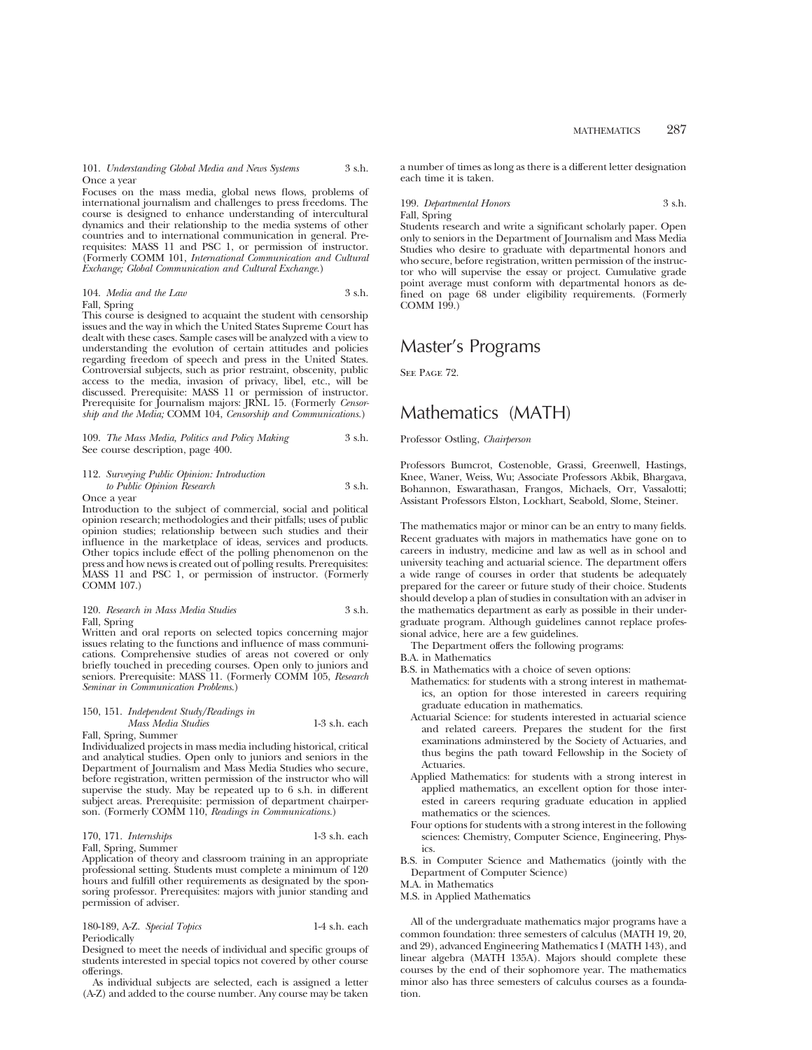101. *Understanding Global Media and News Systems* 3 s.h.
Once a year
Focuses on the mass media, global news flows, problems of international journalism and challenges to press freedoms. The course is designed to enhance understanding of intercultural dynamics and their relationship to the media systems of other countries and to international communication in general. Prerequisites: MASS 11 and PSC 1, or permission of instructor. (Formerly COMM 101, *International Communication and Cultural Exchange; Global Communication and Cultural Exchange.*)

104. *Media and the Law* 3 s.h.
Fall, Spring
This course is designed to acquaint the student with censorship issues and the way in which the United States Supreme Court has dealt with these cases. Sample cases will be analyzed with a view to understanding the evolution of certain attitudes and policies regarding freedom of speech and press in the United States. Controversial subjects, such as prior restraint, obscenity, public access to the media, invasion of privacy, libel, etc., will be discussed. Prerequisite: MASS 11 or permission of instructor. Prerequisite for Journalism majors: JRNL 15. (Formerly *Censorship and the Media;* COMM 104, *Censorship and Communications.*)

109. *The Mass Media, Politics and Policy Making* 3 s.h.
See course description, page 400.

112. *Surveying Public Opinion: Introduction to Public Opinion Research* 3 s.h.
Once a year
Introduction to the subject of commercial, social and political opinion research; methodologies and their pitfalls; uses of public opinion studies; relationship between such studies and their influence in the marketplace of ideas, services and products. Other topics include effect of the polling phenomenon on the press and how news is created out of polling results. Prerequisites: MASS 11 and PSC 1, or permission of instructor. (Formerly COMM 107.)

120. *Research in Mass Media Studies* 3 s.h.
Fall, Spring
Written and oral reports on selected topics concerning major issues relating to the functions and influence of mass communications. Comprehensive studies of areas not covered or only briefly touched in preceding courses. Open only to juniors and seniors. Prerequisite: MASS 11. (Formerly COMM 105, *Research Seminar in Communication Problems.*)

150, 151. *Independent Study/Readings in Mass Media Studies* 1-3 s.h. each
Fall, Spring, Summer
Individualized projects in mass media including historical, critical and analytical studies. Open only to juniors and seniors in the Department of Journalism and Mass Media Studies who secure, before registration, written permission of the instructor who will supervise the study. May be repeated up to 6 s.h. in different subject areas. Prerequisite: permission of department chairperson. (Formerly COMM 110, *Readings in Communications.*)

170, 171. *Internships* 1-3 s.h. each
Fall, Spring, Summer
Application of theory and classroom training in an appropriate professional setting. Students must complete a minimum of 120 hours and fulfill other requirements as designated by the sponsoring professor. Prerequisites: majors with junior standing and permission of adviser.

180-189, A-Z. *Special Topics* 1-4 s.h. each
Periodically
Designed to meet the needs of individual and specific groups of students interested in special topics not covered by other course offerings.

As individual subjects are selected, each is assigned a letter (A-Z) and added to the course number. Any course may be taken a number of times as long as there is a different letter designation each time it is taken.

199. *Departmental Honors* 3 s.h.
Fall, Spring
Students research and write a significant scholarly paper. Open only to seniors in the Department of Journalism and Mass Media Studies who desire to graduate with departmental honors and who secure, before registration, written permission of the instructor who will supervise the essay or project. Cumulative grade point average must conform with departmental honors as defined on page 68 under eligibility requirements. (Formerly COMM 199.)

# Master's Programs

See Page 72.

# Mathematics (MATH)

Professor Ostling, *Chairperson*

Professors Bumcrot, Costenoble, Grassi, Greenwell, Hastings, Knee, Waner, Weiss, Wu; Associate Professors Akbik, Bhargava, Bohannon, Eswarathasan, Frangos, Michaels, Orr, Vassalotti; Assistant Professors Elston, Lockhart, Seabold, Slome, Steiner.

The mathematics major or minor can be an entry to many fields. Recent graduates with majors in mathematics have gone on to careers in industry, medicine and law as well as in school and university teaching and actuarial science. The department offers a wide range of courses in order that students be adequately prepared for the career or future study of their choice. Students should develop a plan of studies in consultation with an adviser in the mathematics department as early as possible in their undergraduate program. Although guidelines cannot replace professional advice, here are a few guidelines.

The Department offers the following programs:

B.A. in Mathematics

B.S. in Mathematics with a choice of seven options:

- Mathematics: for students with a strong interest in mathematics, an option for those interested in careers requiring graduate education in mathematics.
- Actuarial Science: for students interested in actuarial science and related careers. Prepares the student for the first examinations adminstered by the Society of Actuaries, and thus begins the path toward Fellowship in the Society of Actuaries.
- Applied Mathematics: for students with a strong interest in applied mathematics, an excellent option for those interested in careers requring graduate education in applied mathematics or the sciences.
- Four options for students with a strong interest in the following sciences: Chemistry, Computer Science, Engineering, Physics.

B.S. in Computer Science and Mathematics (jointly with the Department of Computer Science)

M.A. in Mathematics

M.S. in Applied Mathematics

All of the undergraduate mathematics major programs have a common foundation: three semesters of calculus (MATH 19, 20, and 29), advanced Engineering Mathematics I (MATH 143), and linear algebra (MATH 135A). Majors should complete these courses by the end of their sophomore year. The mathematics minor also has three semesters of calculus courses as a foundation.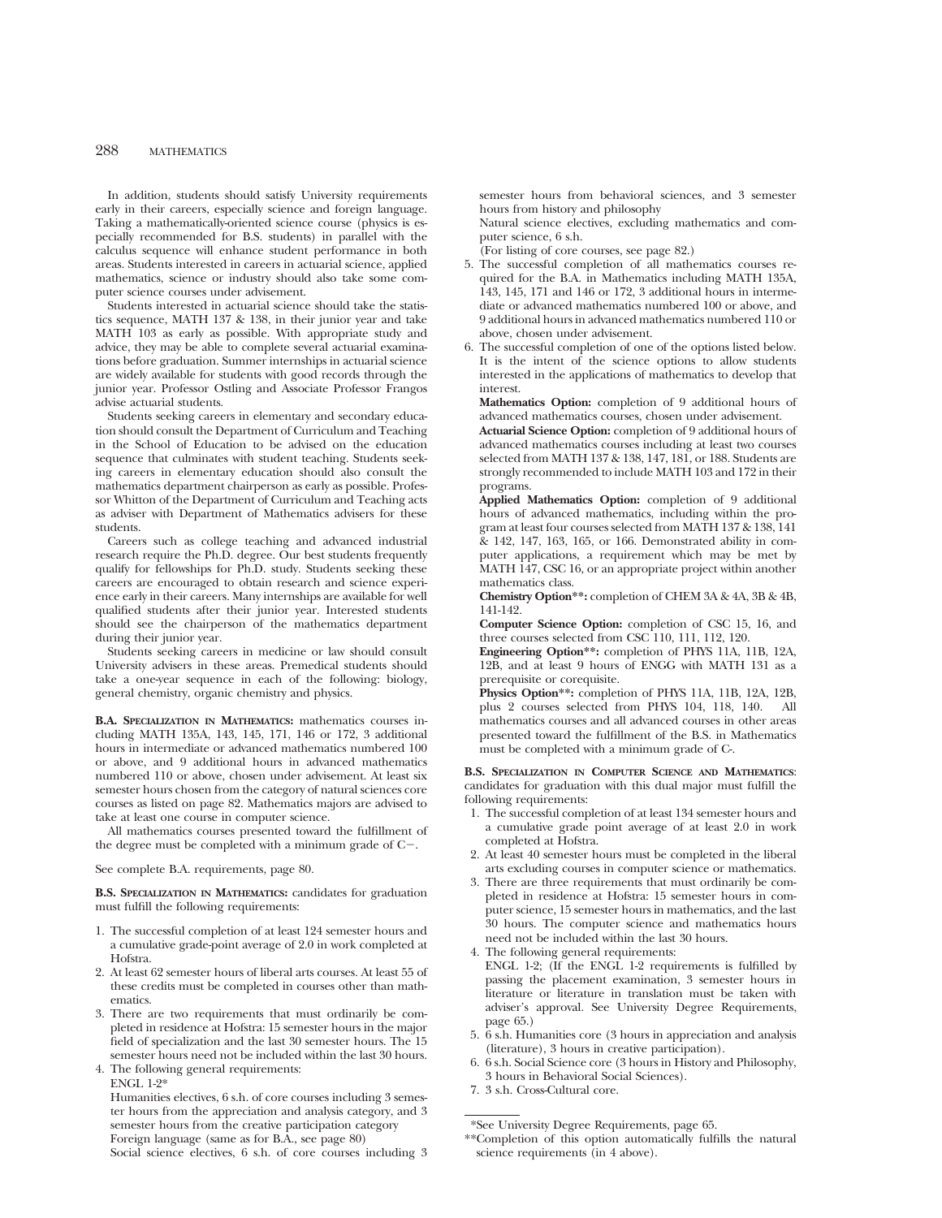In addition, students should satisfy University requirements early in their careers, especially science and foreign language. Taking a mathematically-oriented science course (physics is especially recommended for B.S. students) in parallel with the calculus sequence will enhance student performance in both areas. Students interested in careers in actuarial science, applied mathematics, science or industry should also take some computer science courses under advisement.

Students interested in actuarial science should take the statistics sequence, MATH 137 & 138, in their junior year and take MATH 103 as early as possible. With appropriate study and advice, they may be able to complete several actuarial examinations before graduation. Summer internships in actuarial science are widely available for students with good records through the junior year. Professor Ostling and Associate Professor Frangos advise actuarial students.

Students seeking careers in elementary and secondary education should consult the Department of Curriculum and Teaching in the School of Education to be advised on the education sequence that culminates with student teaching. Students seeking careers in elementary education should also consult the mathematics department chairperson as early as possible. Professor Whitton of the Department of Curriculum and Teaching acts as adviser with Department of Mathematics advisers for these students.

Careers such as college teaching and advanced industrial research require the Ph.D. degree. Our best students frequently qualify for fellowships for Ph.D. study. Students seeking these careers are encouraged to obtain research and science experience early in their careers. Many internships are available for well qualified students after their junior year. Interested students should see the chairperson of the mathematics department during their junior year.

Students seeking careers in medicine or law should consult University advisers in these areas. Premedical students should take a one-year sequence in each of the following: biology, general chemistry, organic chemistry and physics.

**B.A. Specialization in Mathematics:** mathematics courses including MATH 135A, 143, 145, 171, 146 or 172, 3 additional hours in intermediate or advanced mathematics numbered 100 or above, and 9 additional hours in advanced mathematics numbered 110 or above, chosen under advisement. At least six semester hours chosen from the category of natural sciences core courses as listed on page 82. Mathematics majors are advised to take at least one course in computer science.

All mathematics courses presented toward the fulfillment of the degree must be completed with a minimum grade of C−.

See complete B.A. requirements, page 80.

**B.S. Specialization in Mathematics:** candidates for graduation must fulfill the following requirements:

1. The successful completion of at least 124 semester hours and a cumulative grade-point average of 2.0 in work completed at Hofstra.
2. At least 62 semester hours of liberal arts courses. At least 55 of these credits must be completed in courses other than mathematics.
3. There are two requirements that must ordinarily be completed in residence at Hofstra: 15 semester hours in the major field of specialization and the last 30 semester hours. The 15 semester hours need not be included within the last 30 hours.
4. The following general requirements:
   ENGL 1-2*
   Humanities electives, 6 s.h. of core courses including 3 semester hours from the appreciation and analysis category, and 3 semester hours from the creative participation category
   Foreign language (same as for B.A., see page 80)
   Social science electives, 6 s.h. of core courses including 3 semester hours from behavioral sciences, and 3 semester hours from history and philosophy
   Natural science electives, excluding mathematics and computer science, 6 s.h.
   (For listing of core courses, see page 82.)
5. The successful completion of all mathematics courses required for the B.A. in Mathematics including MATH 135A, 143, 145, 171 and 146 or 172, 3 additional hours in intermediate or advanced mathematics numbered 100 or above, and 9 additional hours in advanced mathematics numbered 110 or above, chosen under advisement.
6. The successful completion of one of the options listed below. It is the intent of the science options to allow students interested in the applications of mathematics to develop that interest.
   **Mathematics Option:** completion of 9 additional hours of advanced mathematics courses, chosen under advisement.
   **Actuarial Science Option:** completion of 9 additional hours of advanced mathematics courses including at least two courses selected from MATH 137 & 138, 147, 181, or 188. Students are strongly recommended to include MATH 103 and 172 in their programs.
   **Applied Mathematics Option:** completion of 9 additional hours of advanced mathematics, including within the program at least four courses selected from MATH 137 & 138, 141 & 142, 147, 163, 165, or 166. Demonstrated ability in computer applications, a requirement which may be met by MATH 147, CSC 16, or an appropriate project within another mathematics class.
   **Chemistry Option\*\*:** completion of CHEM 3A & 4A, 3B & 4B, 141-142.
   **Computer Science Option:** completion of CSC 15, 16, and three courses selected from CSC 110, 111, 112, 120.
   **Engineering Option\*\*:** completion of PHYS 11A, 11B, 12A, 12B, and at least 9 hours of ENGG with MATH 131 as a prerequisite or corequisite.
   **Physics Option\*\*:** completion of PHYS 11A, 11B, 12A, 12B, plus 2 courses selected from PHYS 104, 118, 140. All mathematics courses and all advanced courses in other areas presented toward the fulfillment of the B.S. in Mathematics must be completed with a minimum grade of C-.

**B.S. Specialization in Computer Science and Mathematics**: candidates for graduation with this dual major must fulfill the following requirements:

1. The successful completion of at least 134 semester hours and a cumulative grade point average of at least 2.0 in work completed at Hofstra.
2. At least 40 semester hours must be completed in the liberal arts excluding courses in computer science or mathematics.
3. There are three requirements that must ordinarily be completed in residence at Hofstra: 15 semester hours in computer science, 15 semester hours in mathematics, and the last 30 hours. The computer science and mathematics hours need not be included within the last 30 hours.
4. The following general requirements:
   ENGL 1-2; (If the ENGL 1-2 requirements is fulfilled by passing the placement examination, 3 semester hours in literature or literature in translation must be taken with adviser's approval. See University Degree Requirements, page 65.)
5. 6 s.h. Humanities core (3 hours in appreciation and analysis (literature), 3 hours in creative participation).
6. 6 s.h. Social Science core (3 hours in History and Philosophy, 3 hours in Behavioral Social Sciences).
7. 3 s.h. Cross-Cultural core.

---

\*See University Degree Requirements, page 65.

\*\*Completion of this option automatically fulfills the natural science requirements (in 4 above).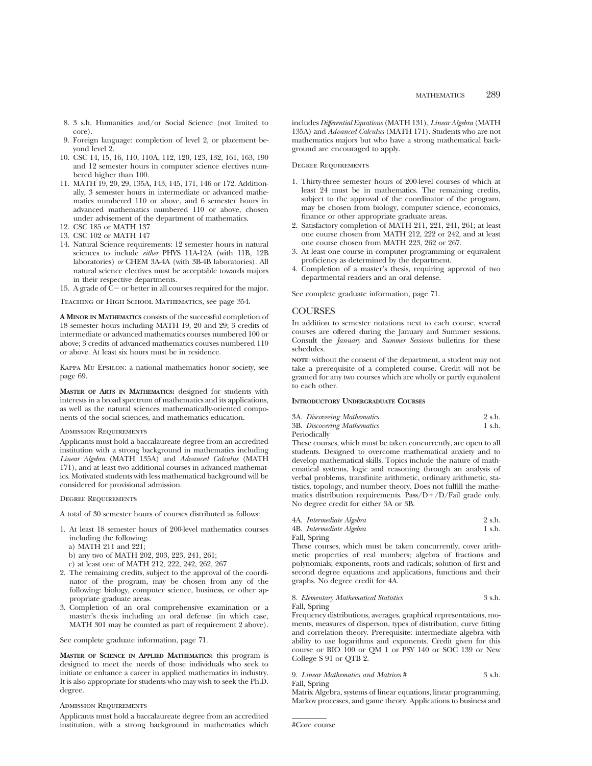8. 3 s.h. Humanities and/or Social Science (not limited to core).
9. Foreign language: completion of level 2, or placement beyond level 2.
10. CSC 14, 15, 16, 110, 110A, 112, 120, 123, 132, 161, 163, 190 and 12 semester hours in computer science electives numbered higher than 100.
11. MATH 19, 20, 29, 135A, 143, 145, 171, 146 or 172. Additionally, 3 semester hours in intermediate or advanced mathematics numbered 110 or above, and 6 semester hours in advanced mathematics numbered 110 or above, chosen under advisement of the department of mathematics.
12. CSC 185 or MATH 137
13. CSC 102 or MATH 147
14. Natural Science requirements: 12 semester hours in natural sciences to include *either* PHYS 11A-12A (with 11B, 12B laboratories) *or* CHEM 3A-4A (with 3B-4B laboratories). All natural science electives must be acceptable towards majors in their respective departments.
15. A grade of C− or better in all courses required for the major.

Teaching of High School Mathematics, see page 354.

**A Minor in Mathematics** consists of the successful completion of 18 semester hours including MATH 19, 20 and 29; 3 credits of intermediate or advanced mathematics courses numbered 100 or above; 3 credits of advanced mathematics courses numbered 110 or above. At least six hours must be in residence.

Kappa Mu Epsilon: a national mathematics honor society, see page 69.

**Master of Arts in Mathematics:** designed for students with interests in a broad spectrum of mathematics and its applications, as well as the natural sciences mathematically-oriented components of the social sciences, and mathematics education.

Admission Requirements

Applicants must hold a baccalaureate degree from an accredited institution with a strong background in mathematics including *Linear Algebra* (MATH 135A) and *Advanced Calculus* (MATH 171), and at least two additional courses in advanced mathematics. Motivated students with less mathematical background will be considered for provisional admission.

Degree Requirements

A total of 30 semester hours of courses distributed as follows:

1. At least 18 semester hours of 200-level mathematics courses including the following:
   a) MATH 211 and 221;
   b) any two of MATH 202, 203, 223, 241, 261;
   c) at least one of MATH 212, 222, 242, 262, 267
2. The remaining credits, subject to the approval of the coordinator of the program, may be chosen from any of the following: biology, computer science, business, or other appropriate graduate areas.
3. Completion of an oral comprehensive examination or a master's thesis including an oral defense (in which case, MATH 301 may be counted as part of requirement 2 above).

See complete graduate information, page 71.

**Master of Science in Applied Mathematics:** this program is designed to meet the needs of those individuals who seek to initiate or enhance a career in applied mathematics in industry. It is also appropriate for students who may wish to seek the Ph.D. degree.

Admission Requirements

Applicants must hold a baccalaureate degree from an accredited institution, with a strong background in mathematics which includes *Differential Equations* (MATH 131), *Linear Algebra* (MATH 135A) and *Advanced Calculus* (MATH 171). Students who are not mathematics majors but who have a strong mathematical background are encouraged to apply.

Degree Requirements

1. Thirty-three semester hours of 200-level courses of which at least 24 must be in mathematics. The remaining credits, subject to the approval of the coordinator of the program, may be chosen from biology, computer science, economics, finance or other appropriate graduate areas.
2. Satisfactory completion of MATH 211, 221, 241, 261; at least one course chosen from MATH 212, 222 or 242, and at least one course chosen from MATH 223, 262 or 267.
3. At least one course in computer programming or equivalent proficiency as determined by the department.
4. Completion of a master's thesis, requiring approval of two departmental readers and an oral defense.

See complete graduate information, page 71.

## COURSES

In addition to semester notations next to each course, several courses are offered during the January and Summer sessions. Consult the *January* and *Summer Sessions* bulletins for these schedules.

**note**: without the consent of the department, a student may not take a prerequisite of a completed course. Credit will not be granted for any two courses which are wholly or partly equivalent to each other.

**Introductory Undergraduate Courses**

3A. *Discovering Mathematics* 2 s.h.
3B. *Discovering Mathematics* 1 s.h.
Periodically

These courses, which must be taken concurrently, are open to all students. Designed to overcome mathematical anxiety and to develop mathematical skills. Topics include the nature of mathematical systems, logic and reasoning through an analysis of verbal problems, transfinite arithmetic, ordinary arithmetic, statistics, topology, and number theory. Does not fulfill the mathematics distribution requirements. Pass/D+/D/Fail grade only. No degree credit for either 3A or 3B.

4A. *Intermediate Algebra* 2 s.h.
4B. *Intermediate Algebra* 1 s.h.
Fall, Spring

These courses, which must be taken concurrently, cover arithmetic properties of real numbers; algebra of fractions and polynomials; exponents, roots and radicals; solution of first and second degree equations and applications, functions and their graphs. No degree credit for 4A.

8. *Elementary Mathematical Statistics* 3 s.h.
Fall, Spring

Frequency distributions, averages, graphical representations, moments, measures of disperson, types of distribution, curve fitting and correlation theory. Prerequisite: intermediate algebra with ability to use logarithms and exponents. Credit given for this course or BIO 100 or QM 1 or PSY 140 or SOC 139 or New College S 91 or QTB 2.

9. *Linear Mathematics and Matrices* # 3 s.h.
Fall, Spring

Matrix Algebra, systems of linear equations, linear programming, Markov processes, and game theory. Applications to business and

#Core course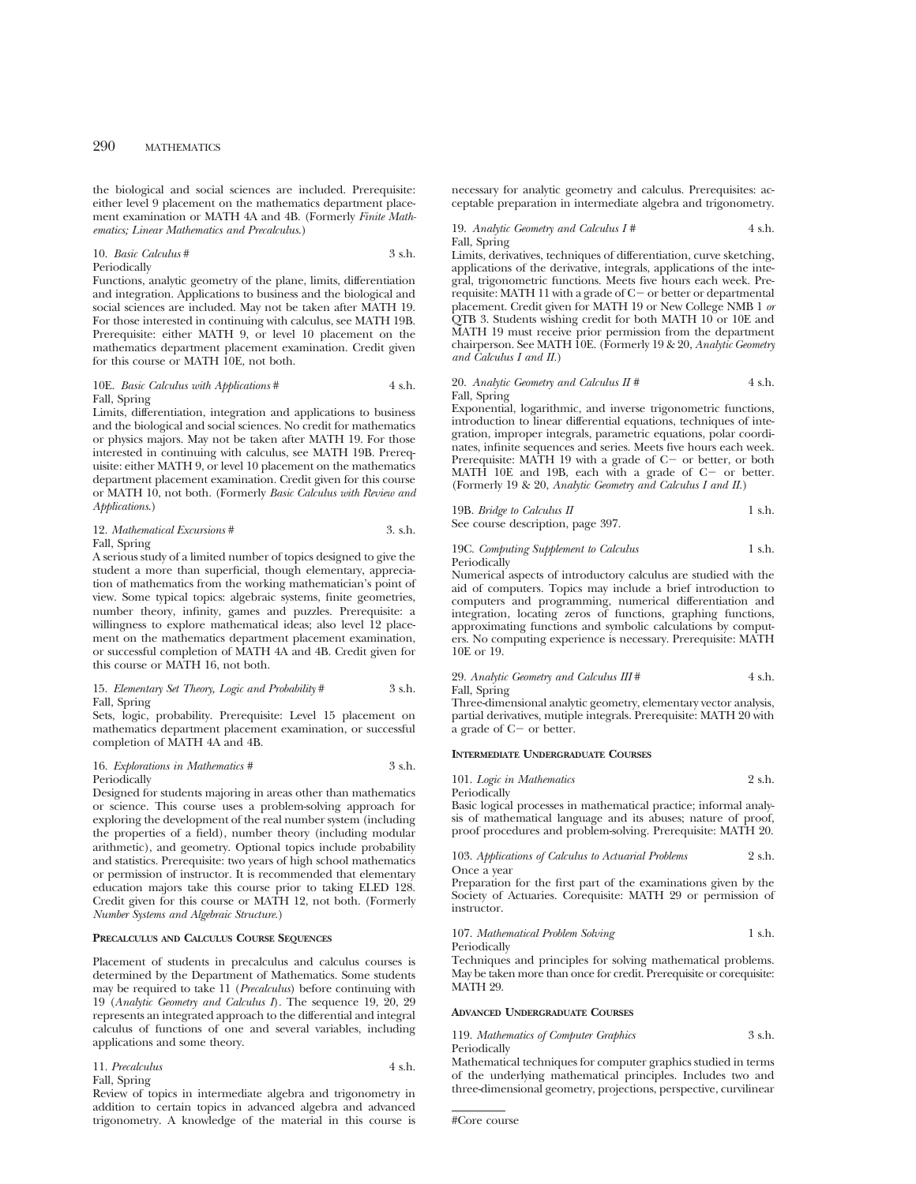the biological and social sciences are included. Prerequisite: either level 9 placement on the mathematics department placement examination or MATH 4A and 4B. (Formerly *Finite Mathematics; Linear Mathematics and Precalculus.*)

10. *Basic Calculus* # 3 s.h.
Periodically
Functions, analytic geometry of the plane, limits, differentiation and integration. Applications to business and the biological and social sciences are included. May not be taken after MATH 19. For those interested in continuing with calculus, see MATH 19B. Prerequisite: either MATH 9, or level 10 placement on the mathematics department placement examination. Credit given for this course or MATH 10E, not both.

10E. *Basic Calculus with Applications* # 4 s.h.
Fall, Spring
Limits, differentiation, integration and applications to business and the biological and social sciences. No credit for mathematics or physics majors. May not be taken after MATH 19. For those interested in continuing with calculus, see MATH 19B. Prerequisite: either MATH 9, or level 10 placement on the mathematics department placement examination. Credit given for this course or MATH 10, not both. (Formerly *Basic Calculus with Review and Applications.*)

12. *Mathematical Excursions* # 3. s.h.
Fall, Spring
A serious study of a limited number of topics designed to give the student a more than superficial, though elementary, appreciation of mathematics from the working mathematician's point of view. Some typical topics: algebraic systems, finite geometries, number theory, infinity, games and puzzles. Prerequisite: a willingness to explore mathematical ideas; also level 12 placement on the mathematics department placement examination, or successful completion of MATH 4A and 4B. Credit given for this course or MATH 16, not both.

15. *Elementary Set Theory, Logic and Probability* # 3 s.h.
Fall, Spring
Sets, logic, probability. Prerequisite: Level 15 placement on mathematics department placement examination, or successful completion of MATH 4A and 4B.

16. *Explorations in Mathematics* # 3 s.h.
Periodically
Designed for students majoring in areas other than mathematics or science. This course uses a problem-solving approach for exploring the development of the real number system (including the properties of a field), number theory (including modular arithmetic), and geometry. Optional topics include probability and statistics. Prerequisite: two years of high school mathematics or permission of instructor. It is recommended that elementary education majors take this course prior to taking ELED 128. Credit given for this course or MATH 12, not both. (Formerly *Number Systems and Algebraic Structure.*)

### Precalculus and Calculus Course Sequences

Placement of students in precalculus and calculus courses is determined by the Department of Mathematics. Some students may be required to take 11 (*Precalculus*) before continuing with 19 (*Analytic Geometry and Calculus I*). The sequence 19, 20, 29 represents an integrated approach to the differential and integral calculus of functions of one and several variables, including applications and some theory.

11. *Precalculus* 4 s.h.
Fall, Spring
Review of topics in intermediate algebra and trigonometry in addition to certain topics in advanced algebra and advanced trigonometry. A knowledge of the material in this course is necessary for analytic geometry and calculus. Prerequisites: acceptable preparation in intermediate algebra and trigonometry.

19. *Analytic Geometry and Calculus I* # 4 s.h.
Fall, Spring
Limits, derivatives, techniques of differentiation, curve sketching, applications of the derivative, integrals, applications of the integral, trigonometric functions. Meets five hours each week. Prerequisite: MATH 11 with a grade of C− or better or departmental placement. Credit given for MATH 19 or New College NMB 1 *or* QTB 3. Students wishing credit for both MATH 10 or 10E and MATH 19 must receive prior permission from the department chairperson. See MATH 10E. (Formerly 19 & 20, *Analytic Geometry and Calculus I and II.*)

20. *Analytic Geometry and Calculus II* # 4 s.h.
Fall, Spring
Exponential, logarithmic, and inverse trigonometric functions, introduction to linear differential equations, techniques of integration, improper integrals, parametric equations, polar coordinates, infinite sequences and series. Meets five hours each week. Prerequisite: MATH 19 with a grade of C− or better, or both MATH 10E and 19B, each with a grade of C− or better. (Formerly 19 & 20, *Analytic Geometry and Calculus I and II.*)

19B. *Bridge to Calculus II* 1 s.h.
See course description, page 397.

19C. *Computing Supplement to Calculus* 1 s.h.
Periodically
Numerical aspects of introductory calculus are studied with the aid of computers. Topics may include a brief introduction to computers and programming, numerical differentiation and integration, locating zeros of functions, graphing functions, approximating functions and symbolic calculations by computers. No computing experience is necessary. Prerequisite: MATH 10E or 19.

29. *Analytic Geometry and Calculus III* # 4 s.h.
Fall, Spring
Three-dimensional analytic geometry, elementary vector analysis, partial derivatives, mutiple integrals. Prerequisite: MATH 20 with a grade of C− or better.

### Intermediate Undergraduate Courses

101. *Logic in Mathematics* 2 s.h.
Periodically
Basic logical processes in mathematical practice; informal analysis of mathematical language and its abuses; nature of proof, proof procedures and problem-solving. Prerequisite: MATH 20.

103. *Applications of Calculus to Actuarial Problems* 2 s.h.
Once a year
Preparation for the first part of the examinations given by the Society of Actuaries. Corequisite: MATH 29 or permission of instructor.

107. *Mathematical Problem Solving* 1 s.h.
Periodically
Techniques and principles for solving mathematical problems. May be taken more than once for credit. Prerequisite or corequisite: MATH 29.

### Advanced Undergraduate Courses

119. *Mathematics of Computer Graphics* 3 s.h.
Periodically
Mathematical techniques for computer graphics studied in terms of the underlying mathematical principles. Includes two and three-dimensional geometry, projections, perspective, curvilinear

#Core course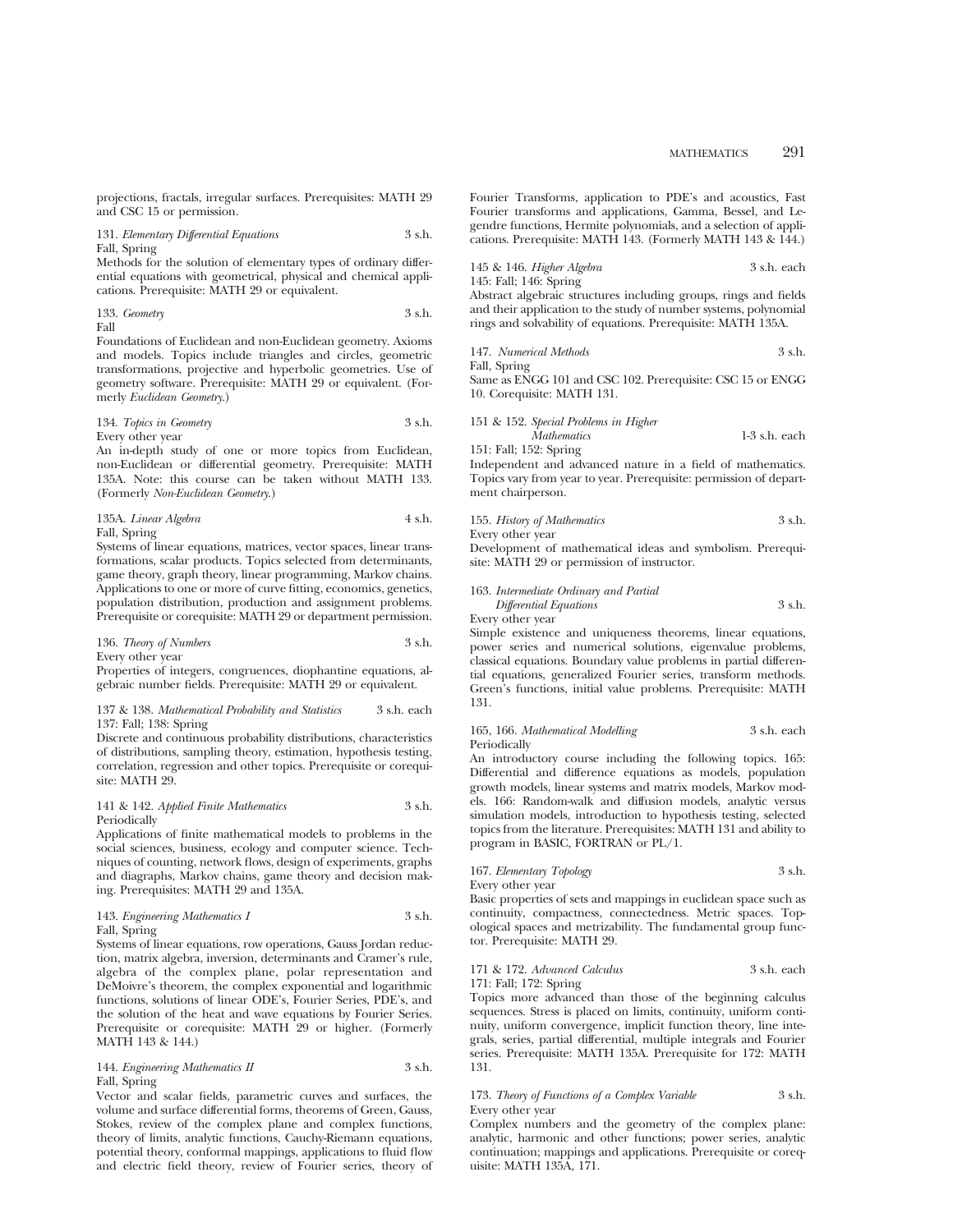projections, fractals, irregular surfaces. Prerequisites: MATH 29 and CSC 15 or permission.

131. *Elementary Differential Equations* 3 s.h.
Fall, Spring
Methods for the solution of elementary types of ordinary differential equations with geometrical, physical and chemical applications. Prerequisite: MATH 29 or equivalent.

133. *Geometry* 3 s.h.
Fall
Foundations of Euclidean and non-Euclidean geometry. Axioms and models. Topics include triangles and circles, geometric transformations, projective and hyperbolic geometries. Use of geometry software. Prerequisite: MATH 29 or equivalent. (Formerly *Euclidean Geometry*.)

134. *Topics in Geometry* 3 s.h.
Every other year
An in-depth study of one or more topics from Euclidean, non-Euclidean or differential geometry. Prerequisite: MATH 135A. Note: this course can be taken without MATH 133. (Formerly *Non-Euclidean Geometry*.)

135A. *Linear Algebra* 4 s.h.
Fall, Spring
Systems of linear equations, matrices, vector spaces, linear transformations, scalar products. Topics selected from determinants, game theory, graph theory, linear programming, Markov chains. Applications to one or more of curve fitting, economics, genetics, population distribution, production and assignment problems. Prerequisite or corequisite: MATH 29 or department permission.

136. *Theory of Numbers* 3 s.h.
Every other year
Properties of integers, congruences, diophantine equations, algebraic number fields. Prerequisite: MATH 29 or equivalent.

137 & 138. *Mathematical Probability and Statistics* 3 s.h. each
137: Fall; 138: Spring
Discrete and continuous probability distributions, characteristics of distributions, sampling theory, estimation, hypothesis testing, correlation, regression and other topics. Prerequisite or corequisite: MATH 29.

141 & 142. *Applied Finite Mathematics* 3 s.h.
Periodically
Applications of finite mathematical models to problems in the social sciences, business, ecology and computer science. Techniques of counting, network flows, design of experiments, graphs and diagraphs, Markov chains, game theory and decision making. Prerequisites: MATH 29 and 135A.

143. *Engineering Mathematics I* 3 s.h.
Fall, Spring
Systems of linear equations, row operations, Gauss Jordan reduction, matrix algebra, inversion, determinants and Cramer's rule, algebra of the complex plane, polar representation and DeMoivre's theorem, the complex exponential and logarithmic functions, solutions of linear ODE's, Fourier Series, PDE's, and the solution of the heat and wave equations by Fourier Series. Prerequisite or corequisite: MATH 29 or higher. (Formerly MATH 143 & 144.)

144. *Engineering Mathematics II* 3 s.h.
Fall, Spring
Vector and scalar fields, parametric curves and surfaces, the volume and surface differential forms, theorems of Green, Gauss, Stokes, review of the complex plane and complex functions, theory of limits, analytic functions, Cauchy-Riemann equations, potential theory, conformal mappings, applications to fluid flow and electric field theory, review of Fourier series, theory of Fourier Transforms, application to PDE's and acoustics, Fast Fourier transforms and applications, Gamma, Bessel, and Legendre functions, Hermite polynomials, and a selection of applications. Prerequisite: MATH 143. (Formerly MATH 143 & 144.)

145 & 146. *Higher Algebra* 3 s.h. each
145: Fall; 146: Spring
Abstract algebraic structures including groups, rings and fields and their application to the study of number systems, polynomial rings and solvability of equations. Prerequisite: MATH 135A.

147. *Numerical Methods* 3 s.h.
Fall, Spring
Same as ENGG 101 and CSC 102. Prerequisite: CSC 15 or ENGG 10. Corequisite: MATH 131.

151 & 152. *Special Problems in Higher Mathematics* 1-3 s.h. each
151: Fall; 152: Spring
Independent and advanced nature in a field of mathematics. Topics vary from year to year. Prerequisite: permission of department chairperson.

155. *History of Mathematics* 3 s.h.
Every other year
Development of mathematical ideas and symbolism. Prerequisite: MATH 29 or permission of instructor.

163. *Intermediate Ordinary and Partial Differential Equations* 3 s.h.
Every other year
Simple existence and uniqueness theorems, linear equations, power series and numerical solutions, eigenvalue problems, classical equations. Boundary value problems in partial differential equations, generalized Fourier series, transform methods. Green's functions, initial value problems. Prerequisite: MATH 131.

165, 166. *Mathematical Modelling* 3 s.h. each
Periodically
An introductory course including the following topics. 165: Differential and difference equations as models, population growth models, linear systems and matrix models, Markov models. 166: Random-walk and diffusion models, analytic versus simulation models, introduction to hypothesis testing, selected topics from the literature. Prerequisites: MATH 131 and ability to program in BASIC, FORTRAN or PL/1.

167. *Elementary Topology* 3 s.h.
Every other year
Basic properties of sets and mappings in euclidean space such as continuity, compactness, connectedness. Metric spaces. Topological spaces and metrizability. The fundamental group functor. Prerequisite: MATH 29.

171 & 172. *Advanced Calculus* 3 s.h. each
171: Fall; 172: Spring
Topics more advanced than those of the beginning calculus sequences. Stress is placed on limits, continuity, uniform continuity, uniform convergence, implicit function theory, line integrals, series, partial differential, multiple integrals and Fourier series. Prerequisite: MATH 135A. Prerequisite for 172: MATH 131.

173. *Theory of Functions of a Complex Variable* 3 s.h.
Every other year
Complex numbers and the geometry of the complex plane: analytic, harmonic and other functions; power series, analytic continuation; mappings and applications. Prerequisite or corequisite: MATH 135A, 171.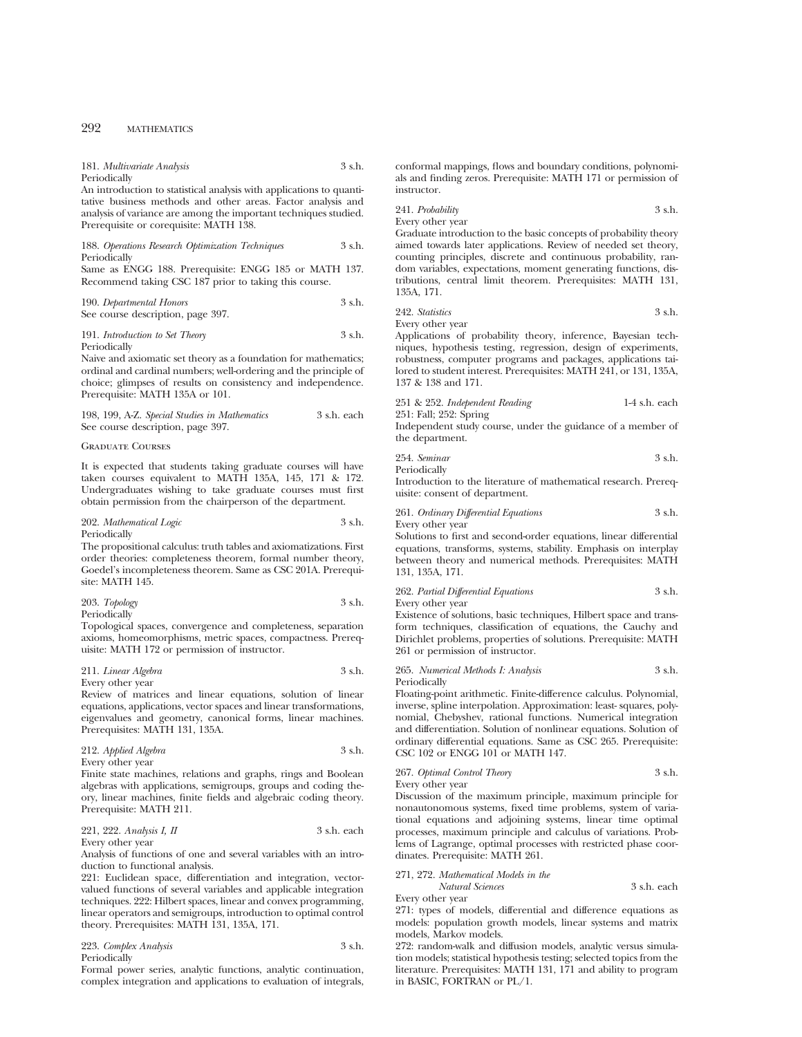181. *Multivariate Analysis* 3 s.h.
Periodically
An introduction to statistical analysis with applications to quantitative business methods and other areas. Factor analysis and analysis of variance are among the important techniques studied. Prerequisite or corequisite: MATH 138.

188. *Operations Research Optimization Techniques* 3 s.h.
Periodically
Same as ENGG 188. Prerequisite: ENGG 185 or MATH 137. Recommend taking CSC 187 prior to taking this course.

190. *Departmental Honors* 3 s.h.
See course description, page 397.

191. *Introduction to Set Theory* 3 s.h.
Periodically
Naive and axiomatic set theory as a foundation for mathematics; ordinal and cardinal numbers; well-ordering and the principle of choice; glimpses of results on consistency and independence. Prerequisite: MATH 135A or 101.

198, 199, A-Z. *Special Studies in Mathematics* 3 s.h. each
See course description, page 397.

## Graduate Courses

It is expected that students taking graduate courses will have taken courses equivalent to MATH 135A, 145, 171 & 172. Undergraduates wishing to take graduate courses must first obtain permission from the chairperson of the department.

202. *Mathematical Logic* 3 s.h.
Periodically
The propositional calculus: truth tables and axiomatizations. First order theories: completeness theorem, formal number theory, Goedel's incompleteness theorem. Same as CSC 201A. Prerequisite: MATH 145.

203. *Topology* 3 s.h.
Periodically
Topological spaces, convergence and completeness, separation axioms, homeomorphisms, metric spaces, compactness. Prerequisite: MATH 172 or permission of instructor.

211. *Linear Algebra* 3 s.h.
Every other year
Review of matrices and linear equations, solution of linear equations, applications, vector spaces and linear transformations, eigenvalues and geometry, canonical forms, linear machines. Prerequisites: MATH 131, 135A.

212. *Applied Algebra* 3 s.h.
Every other year
Finite state machines, relations and graphs, rings and Boolean algebras with applications, semigroups, groups and coding theory, linear machines, finite fields and algebraic coding theory. Prerequisite: MATH 211.

221, 222. *Analysis I, II* 3 s.h. each
Every other year
Analysis of functions of one and several variables with an introduction to functional analysis.
221: Euclidean space, differentiation and integration, vector-valued functions of several variables and applicable integration techniques. 222: Hilbert spaces, linear and convex programming, linear operators and semigroups, introduction to optimal control theory. Prerequisites: MATH 131, 135A, 171.

223. *Complex Analysis* 3 s.h.
Periodically
Formal power series, analytic functions, analytic continuation, complex integration and applications to evaluation of integrals, conformal mappings, flows and boundary conditions, polynomials and finding zeros. Prerequisite: MATH 171 or permission of instructor.

241. *Probability* 3 s.h.
Every other year
Graduate introduction to the basic concepts of probability theory aimed towards later applications. Review of needed set theory, counting principles, discrete and continuous probability, random variables, expectations, moment generating functions, distributions, central limit theorem. Prerequisites: MATH 131, 135A, 171.

242. *Statistics* 3 s.h.
Every other year
Applications of probability theory, inference, Bayesian techniques, hypothesis testing, regression, design of experiments, robustness, computer programs and packages, applications tailored to student interest. Prerequisites: MATH 241, or 131, 135A, 137 & 138 and 171.

251 & 252. *Independent Reading* 1-4 s.h. each
251: Fall; 252: Spring
Independent study course, under the guidance of a member of the department.

254. *Seminar* 3 s.h.
Periodically
Introduction to the literature of mathematical research. Prerequisite: consent of department.

261. *Ordinary Differential Equations* 3 s.h.
Every other year
Solutions to first and second-order equations, linear differential equations, transforms, systems, stability. Emphasis on interplay between theory and numerical methods. Prerequisites: MATH 131, 135A, 171.

262. *Partial Differential Equations* 3 s.h.
Every other year
Existence of solutions, basic techniques, Hilbert space and transform techniques, classification of equations, the Cauchy and Dirichlet problems, properties of solutions. Prerequisite: MATH 261 or permission of instructor.

265. *Numerical Methods I: Analysis* 3 s.h.
Periodically
Floating-point arithmetic. Finite-difference calculus. Polynomial, inverse, spline interpolation. Approximation: least- squares, polynomial, Chebyshev, rational functions. Numerical integration and differentiation. Solution of nonlinear equations. Solution of ordinary differential equations. Same as CSC 265. Prerequisite: CSC 102 or ENGG 101 or MATH 147.

267. *Optimal Control Theory* 3 s.h.
Every other year
Discussion of the maximum principle, maximum principle for nonautonomous systems, fixed time problems, system of variational equations and adjoining systems, linear time optimal processes, maximum principle and calculus of variations. Problems of Lagrange, optimal processes with restricted phase coordinates. Prerequisite: MATH 261.

271, 272. *Mathematical Models in the Natural Sciences* 3 s.h. each
Every other year
271: types of models, differential and difference equations as models: population growth models, linear systems and matrix models, Markov models.
272: random-walk and diffusion models, analytic versus simulation models; statistical hypothesis testing; selected topics from the literature. Prerequisites: MATH 131, 171 and ability to program in BASIC, FORTRAN or PL/1.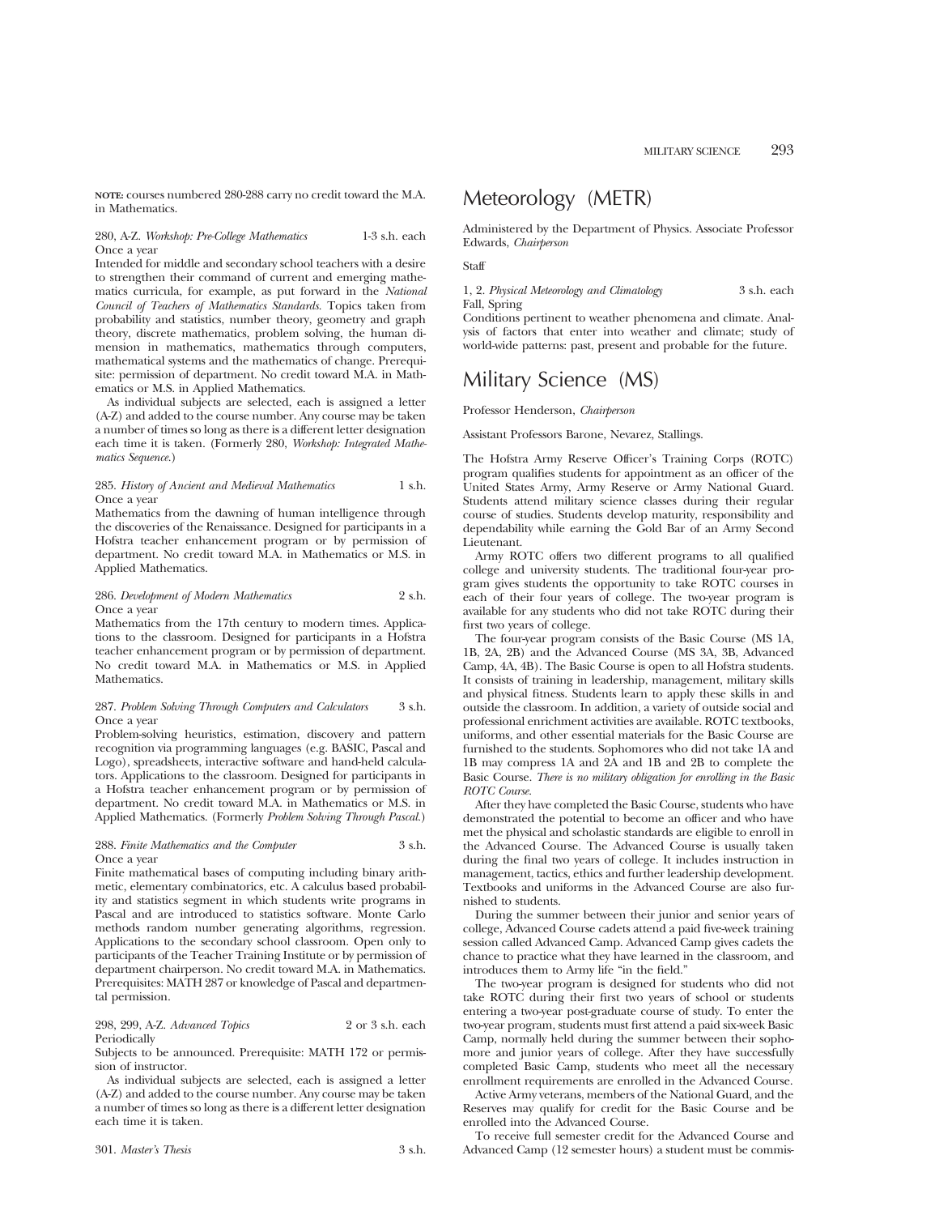**NOTE:** courses numbered 280-288 carry no credit toward the M.A. in Mathematics.

280, A-Z. *Workshop: Pre-College Mathematics* 1-3 s.h. each
Once a year
Intended for middle and secondary school teachers with a desire to strengthen their command of current and emerging mathematics curricula, for example, as put forward in the *National Council of Teachers of Mathematics Standards.* Topics taken from probability and statistics, number theory, geometry and graph theory, discrete mathematics, problem solving, the human dimension in mathematics, mathematics through computers, mathematical systems and the mathematics of change. Prerequisite: permission of department. No credit toward M.A. in Mathematics or M.S. in Applied Mathematics.

As individual subjects are selected, each is assigned a letter (A-Z) and added to the course number. Any course may be taken a number of times so long as there is a different letter designation each time it is taken. (Formerly 280, *Workshop: Integrated Mathematics Sequence.*)

285. *History of Ancient and Medieval Mathematics* 1 s.h.
Once a year
Mathematics from the dawning of human intelligence through the discoveries of the Renaissance. Designed for participants in a Hofstra teacher enhancement program or by permission of department. No credit toward M.A. in Mathematics or M.S. in Applied Mathematics.

286. *Development of Modern Mathematics* 2 s.h.
Once a year
Mathematics from the 17th century to modern times. Applications to the classroom. Designed for participants in a Hofstra teacher enhancement program or by permission of department. No credit toward M.A. in Mathematics or M.S. in Applied Mathematics.

287. *Problem Solving Through Computers and Calculators* 3 s.h.
Once a year
Problem-solving heuristics, estimation, discovery and pattern recognition via programming languages (e.g. BASIC, Pascal and Logo), spreadsheets, interactive software and hand-held calculators. Applications to the classroom. Designed for participants in a Hofstra teacher enhancement program or by permission of department. No credit toward M.A. in Mathematics or M.S. in Applied Mathematics. (Formerly *Problem Solving Through Pascal.*)

288. *Finite Mathematics and the Computer* 3 s.h.
Once a year
Finite mathematical bases of computing including binary arithmetic, elementary combinatorics, etc. A calculus based probability and statistics segment in which students write programs in Pascal and are introduced to statistics software. Monte Carlo methods random number generating algorithms, regression. Applications to the secondary school classroom. Open only to participants of the Teacher Training Institute or by permission of department chairperson. No credit toward M.A. in Mathematics. Prerequisites: MATH 287 or knowledge of Pascal and departmental permission.

298, 299, A-Z. *Advanced Topics* 2 or 3 s.h. each
Periodically
Subjects to be announced. Prerequisite: MATH 172 or permission of instructor.

As individual subjects are selected, each is assigned a letter (A-Z) and added to the course number. Any course may be taken a number of times so long as there is a different letter designation each time it is taken.

301. *Master's Thesis* 3 s.h.

# Meteorology (METR)

Administered by the Department of Physics. Associate Professor Edwards, *Chairperson*

Staff

1, 2. *Physical Meteorology and Climatology* 3 s.h. each
Fall, Spring
Conditions pertinent to weather phenomena and climate. Analysis of factors that enter into weather and climate; study of world-wide patterns: past, present and probable for the future.

# Military Science (MS)

Professor Henderson, *Chairperson*

Assistant Professors Barone, Nevarez, Stallings.

The Hofstra Army Reserve Officer's Training Corps (ROTC) program qualifies students for appointment as an officer of the United States Army, Army Reserve or Army National Guard. Students attend military science classes during their regular course of studies. Students develop maturity, responsibility and dependability while earning the Gold Bar of an Army Second Lieutenant.

Army ROTC offers two different programs to all qualified college and university students. The traditional four-year program gives students the opportunity to take ROTC courses in each of their four years of college. The two-year program is available for any students who did not take ROTC during their first two years of college.

The four-year program consists of the Basic Course (MS 1A, 1B, 2A, 2B) and the Advanced Course (MS 3A, 3B, Advanced Camp, 4A, 4B). The Basic Course is open to all Hofstra students. It consists of training in leadership, management, military skills and physical fitness. Students learn to apply these skills in and outside the classroom. In addition, a variety of outside social and professional enrichment activities are available. ROTC textbooks, uniforms, and other essential materials for the Basic Course are furnished to the students. Sophomores who did not take 1A and 1B may compress 1A and 2A and 1B and 2B to complete the Basic Course. *There is no military obligation for enrolling in the Basic ROTC Course.*

After they have completed the Basic Course, students who have demonstrated the potential to become an officer and who have met the physical and scholastic standards are eligible to enroll in the Advanced Course. The Advanced Course is usually taken during the final two years of college. It includes instruction in management, tactics, ethics and further leadership development. Textbooks and uniforms in the Advanced Course are also furnished to students.

During the summer between their junior and senior years of college, Advanced Course cadets attend a paid five-week training session called Advanced Camp. Advanced Camp gives cadets the chance to practice what they have learned in the classroom, and introduces them to Army life "in the field."

The two-year program is designed for students who did not take ROTC during their first two years of school or students entering a two-year post-graduate course of study. To enter the two-year program, students must first attend a paid six-week Basic Camp, normally held during the summer between their sophomore and junior years of college. After they have successfully completed Basic Camp, students who meet all the necessary enrollment requirements are enrolled in the Advanced Course.

Active Army veterans, members of the National Guard, and the Reserves may qualify for credit for the Basic Course and be enrolled into the Advanced Course.

To receive full semester credit for the Advanced Course and Advanced Camp (12 semester hours) a student must be commis-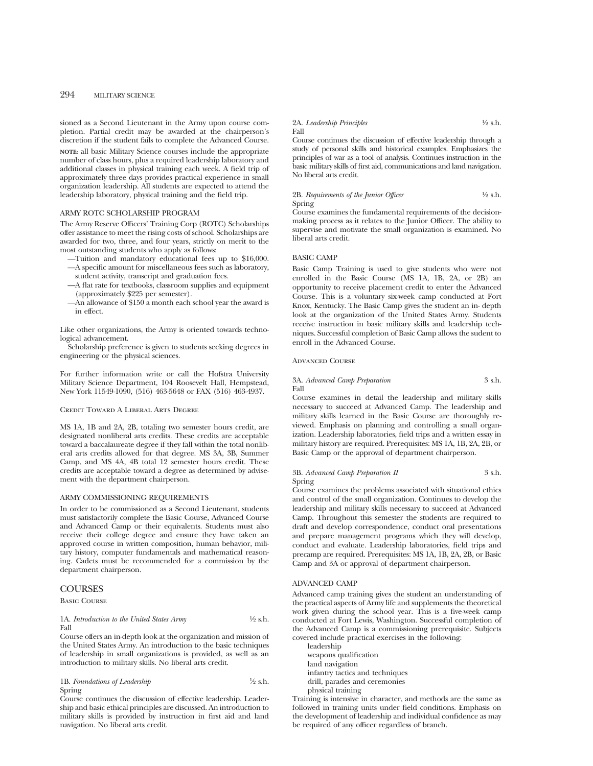sioned as a Second Lieutenant in the Army upon course completion. Partial credit may be awarded at the chairperson's discretion if the student fails to complete the Advanced Course.

**NOTE:** all basic Military Science courses include the appropriate number of class hours, plus a required leadership laboratory and additional classes in physical training each week. A field trip of approximately three days provides practical experience in small organization leadership. All students are expected to attend the leadership laboratory, physical training and the field trip.

### ARMY ROTC SCHOLARSHIP PROGRAM

The Army Reserve Officers' Training Corp (ROTC) Scholarships offer assistance to meet the rising costs of school. Scholarships are awarded for two, three, and four years, strictly on merit to the most outstanding students who apply as follows:

- —Tuition and mandatory educational fees up to $16,000.
- —A specific amount for miscellaneous fees such as laboratory, student activity, transcript and graduation fees.
- —A flat rate for textbooks, classroom supplies and equipment (approximately $225 per semester).
- —An allowance of $150 a month each school year the award is in effect.

Like other organizations, the Army is oriented towards technological advancement.

Scholarship preference is given to students seeking degrees in engineering or the physical sciences.

For further information write or call the Hofstra University Military Science Department, 104 Roosevelt Hall, Hempstead, New York 11549-1090, (516) 463-5648 or FAX (516) 463-4937.

### Credit Toward A Liberal Arts Degree

MS 1A, 1B and 2A, 2B, totaling two semester hours credit, are designated nonliberal arts credits. These credits are acceptable toward a baccalaureate degree if they fall within the total nonliberal arts credits allowed for that degree. MS 3A, 3B, Summer Camp, and MS 4A, 4B total 12 semester hours credit. These credits are acceptable toward a degree as determined by advisement with the department chairperson.

### ARMY COMMISSIONING REQUIREMENTS

In order to be commissioned as a Second Lieutenant, students must satisfactorily complete the Basic Course, Advanced Course and Advanced Camp or their equivalents. Students must also receive their college degree and ensure they have taken an approved course in written composition, human behavior, military history, computer fundamentals and mathematical reasoning. Cadets must be recommended for a commission by the department chairperson.

## COURSES

### Basic Course

1A. *Introduction to the United States Army* ½ s.h.
Fall

Course offers an in-depth look at the organization and mission of the United States Army. An introduction to the basic techniques of leadership in small organizations is provided, as well as an introduction to military skills. No liberal arts credit.

1B. *Foundations of Leadership* ½ s.h.
Spring

Course continues the discussion of effective leadership. Leadership and basic ethical principles are discussed. An introduction to military skills is provided by instruction in first aid and land navigation. No liberal arts credit.

2A. *Leadership Principles* ½ s.h.
Fall

Course continues the discussion of effective leadership through a study of personal skills and historical examples. Emphasizes the principles of war as a tool of analysis. Continues instruction in the basic military skills of first aid, communications and land navigation. No liberal arts credit.

2B. *Requirements of the Junior Officer* ½ s.h.
Spring

Course examines the fundamental requirements of the decision-making process as it relates to the Junior Officer. The ability to supervise and motivate the small organization is examined. No liberal arts credit.

### BASIC CAMP

Basic Camp Training is used to give students who were not enrolled in the Basic Course (MS 1A, 1B, 2A, or 2B) an opportunity to receive placement credit to enter the Advanced Course. This is a voluntary six-week camp conducted at Fort Knox, Kentucky. The Basic Camp gives the student an in- depth look at the organization of the United States Army. Students receive instruction in basic military skills and leadership techniques. Successful completion of Basic Camp allows the sudent to enroll in the Advanced Course.

### Advanced Course

3A. *Advanced Camp Preparation* 3 s.h.
Fall

Course examines in detail the leadership and military skills necessary to succeed at Advanced Camp. The leadership and military skills learned in the Basic Course are thoroughly reviewed. Emphasis on planning and controlling a small organization. Leadership laboratories, field trips and a written essay in military history are required. Prerequisites: MS 1A, 1B, 2A, 2B, or Basic Camp or the approval of department chairperson.

3B. *Advanced Camp Preparation II* 3 s.h.
Spring

Course examines the problems associated with situational ethics and control of the small organization. Continues to develop the leadership and military skills necessary to succeed at Advanced Camp. Throughout this semester the students are required to draft and develop correspondence, conduct oral presentations and prepare management programs which they will develop, conduct and evaluate. Leadership laboratories, field trips and precamp are required. Prerequisites: MS 1A, 1B, 2A, 2B, or Basic Camp and 3A or approval of department chairperson.

### ADVANCED CAMP

Advanced camp training gives the student an understanding of the practical aspects of Army life and supplements the theoretical work given during the school year. This is a five-week camp conducted at Fort Lewis, Washington. Successful completion of the Advanced Camp is a commissioning prerequisite. Subjects covered include practical exercises in the following:

- leadership
- weapons qualification
- land navigation
- infantry tactics and techniques
- drill, parades and ceremonies
- physical training

Training is intensive in character, and methods are the same as followed in training units under field conditions. Emphasis on the development of leadership and individual confidence as may be required of any officer regardless of branch.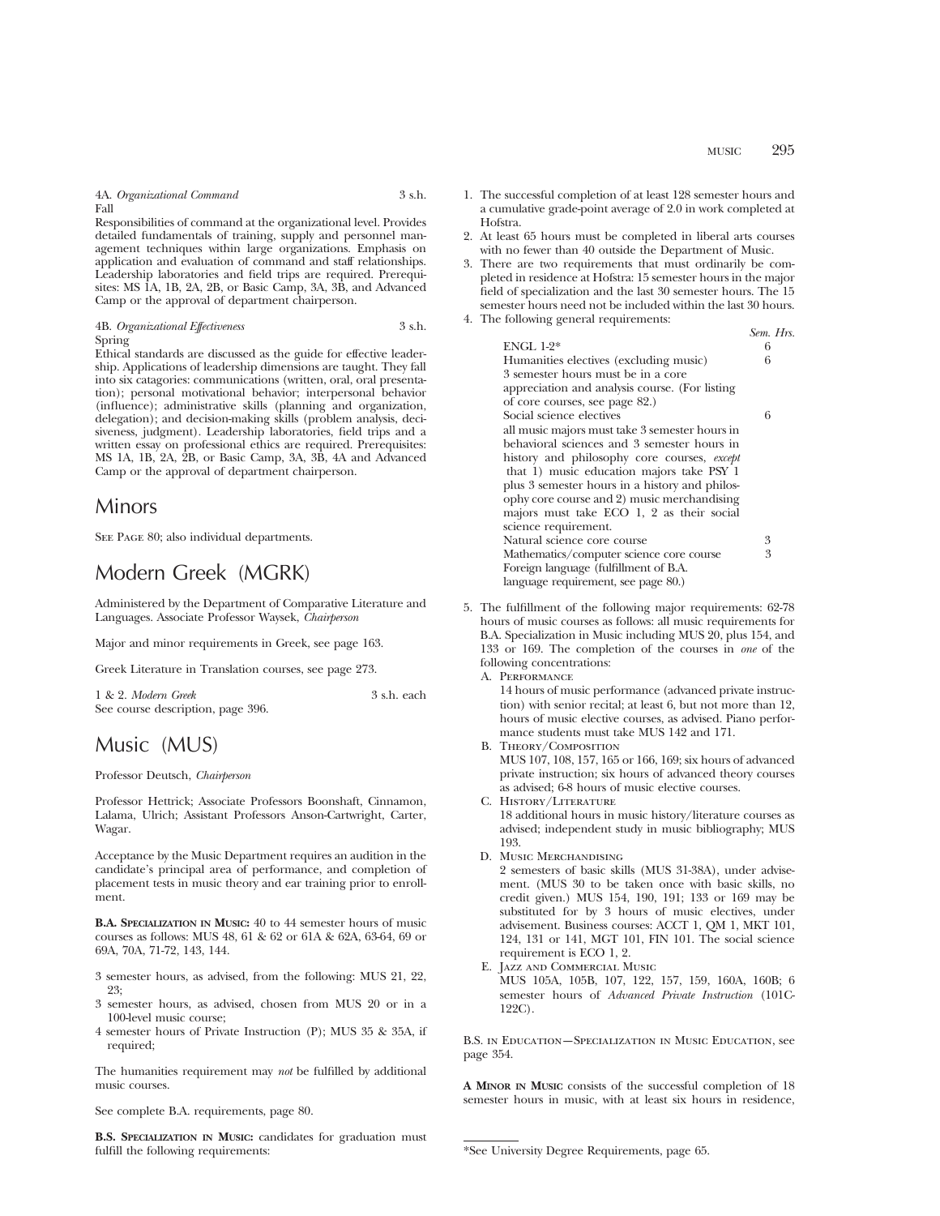4A. *Organizational Command* 3 s.h.
Fall

Responsibilities of command at the organizational level. Provides detailed fundamentals of training, supply and personnel management techniques within large organizations. Emphasis on application and evaluation of command and staff relationships. Leadership laboratories and field trips are required. Prerequisites: MS 1A, 1B, 2A, 2B, or Basic Camp, 3A, 3B, and Advanced Camp or the approval of department chairperson.

4B. *Organizational Effectiveness* 3 s.h.
Spring

Ethical standards are discussed as the guide for effective leadership. Applications of leadership dimensions are taught. They fall into six catagories: communications (written, oral, oral presentation); personal motivational behavior; interpersonal behavior (influence); administrative skills (planning and organization, delegation); and decision-making skills (problem analysis, decisiveness, judgment). Leadership laboratories, field trips and a written essay on professional ethics are required. Prerequisites: MS 1A, 1B, 2A, 2B, or Basic Camp, 3A, 3B, 4A and Advanced Camp or the approval of department chairperson.

# Minors

See Page 80; also individual departments.

# Modern Greek (MGRK)

Administered by the Department of Comparative Literature and Languages. Associate Professor Waysek, *Chairperson*

Major and minor requirements in Greek, see page 163.

Greek Literature in Translation courses, see page 273.

1 & 2. *Modern Greek* 3 s.h. each
See course description, page 396.

# Music (MUS)

Professor Deutsch, *Chairperson*

Professor Hettrick; Associate Professors Boonshaft, Cinnamon, Lalama, Ulrich; Assistant Professors Anson-Cartwright, Carter, Wagar.

Acceptance by the Music Department requires an audition in the candidate's principal area of performance, and completion of placement tests in music theory and ear training prior to enrollment.

**B.A. Specialization in Music:** 40 to 44 semester hours of music courses as follows: MUS 48, 61 & 62 or 61A & 62A, 63-64, 69 or 69A, 70A, 71-72, 143, 144.

- 3 semester hours, as advised, from the following: MUS 21, 22, 23;
- 3 semester hours, as advised, chosen from MUS 20 or in a 100-level music course;
- 4 semester hours of Private Instruction (P); MUS 35 & 35A, if required;

The humanities requirement may *not* be fulfilled by additional music courses.

See complete B.A. requirements, page 80.

**B.S. Specialization in Music:** candidates for graduation must fulfill the following requirements:

1. The successful completion of at least 128 semester hours and a cumulative grade-point average of 2.0 in work completed at Hofstra.
2. At least 65 hours must be completed in liberal arts courses with no fewer than 40 outside the Department of Music.
3. There are two requirements that must ordinarily be completed in residence at Hofstra: 15 semester hours in the major field of specialization and the last 30 semester hours. The 15 semester hours need not be included within the last 30 hours.
4. The following general requirements:

| | *Sem. Hrs.* |
|---|---|
| ENGL 1-2* | 6 |
| Humanities electives (excluding music) 3 semester hours must be in a core appreciation and analysis course. (For listing of core courses, see page 82.) | 6 |
| Social science electives all music majors must take 3 semester hours in behavioral sciences and 3 semester hours in history and philosophy core courses, *except* that 1) music education majors take PSY 1 plus 3 semester hours in a history and philosophy core course and 2) music merchandising majors must take ECO 1, 2 as their social science requirement. | 6 |
| Natural science core course | 3 |
| Mathematics/computer science core course | 3 |
| Foreign language (fulfillment of B.A. language requirement, see page 80.) | |

5. The fulfillment of the following major requirements: 62-78 hours of music courses as follows: all music requirements for B.A. Specialization in Music including MUS 20, plus 154, and 133 or 169. The completion of the courses in *one* of the following concentrations:
   A. Performance
   14 hours of music performance (advanced private instruction) with senior recital; at least 6, but not more than 12, hours of music elective courses, as advised. Piano performance students must take MUS 142 and 171.
   B. Theory/Composition
   MUS 107, 108, 157, 165 or 166, 169; six hours of advanced private instruction; six hours of advanced theory courses as advised; 6-8 hours of music elective courses.
   C. History/Literature
   18 additional hours in music history/literature courses as advised; independent study in music bibliography; MUS 193.
   D. Music Merchandising
   2 semesters of basic skills (MUS 31-38A), under advisement. (MUS 30 to be taken once with basic skills, no credit given.) MUS 154, 190, 191; 133 or 169 may be substituted for by 3 hours of music electives, under advisement. Business courses: ACCT 1, QM 1, MKT 101, 124, 131 or 141, MGT 101, FIN 101. The social science requirement is ECO 1, 2.
   E. Jazz and Commercial Music
   MUS 105A, 105B, 107, 122, 157, 159, 160A, 160B; 6 semester hours of *Advanced Private Instruction* (101C-122C).

B.S. in Education—Specialization in Music Education, see page 354.

**A Minor in Music** consists of the successful completion of 18 semester hours in music, with at least six hours in residence,

*See University Degree Requirements, page 65.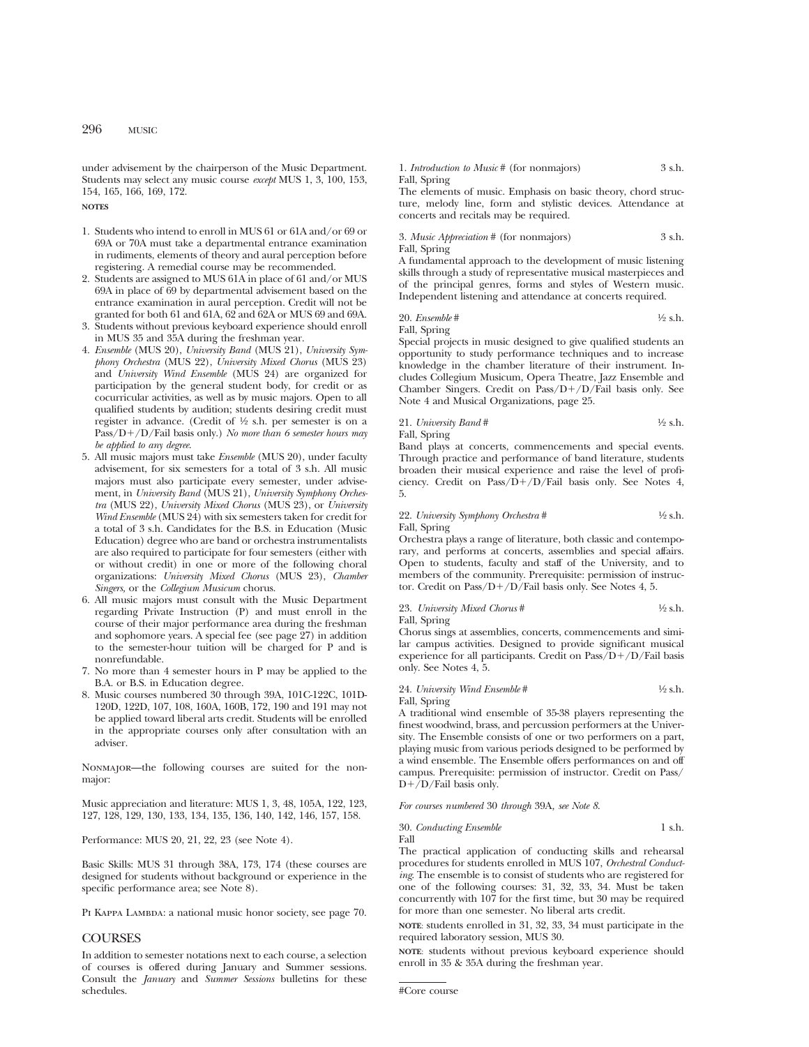under advisement by the chairperson of the Music Department. Students may select any music course *except* MUS 1, 3, 100, 153, 154, 165, 166, 169, 172.

**NOTES**

1. Students who intend to enroll in MUS 61 or 61A and/or 69 or 69A or 70A must take a departmental entrance examination in rudiments, elements of theory and aural perception before registering. A remedial course may be recommended.
2. Students are assigned to MUS 61A in place of 61 and/or MUS 69A in place of 69 by departmental advisement based on the entrance examination in aural perception. Credit will not be granted for both 61 and 61A, 62 and 62A or MUS 69 and 69A.
3. Students without previous keyboard experience should enroll in MUS 35 and 35A during the freshman year.
4. *Ensemble* (MUS 20), *University Band* (MUS 21), *University Symphony Orchestra* (MUS 22), *University Mixed Chorus* (MUS 23) and *University Wind Ensemble* (MUS 24) are organized for participation by the general student body, for credit or as cocurricular activities, as well as by music majors. Open to all qualified students by audition; students desiring credit must register in advance. (Credit of ½ s.h. per semester is on a Pass/D+/D/Fail basis only.) *No more than 6 semester hours may be applied to any degree.*
5. All music majors must take *Ensemble* (MUS 20), under faculty advisement, for six semesters for a total of 3 s.h. All music majors must also participate every semester, under advisement, in *University Band* (MUS 21), *University Symphony Orchestra* (MUS 22), *University Mixed Chorus* (MUS 23), or *University Wind Ensemble* (MUS 24) with six semesters taken for credit for a total of 3 s.h. Candidates for the B.S. in Education (Music Education) degree who are band or orchestra instrumentalists are also required to participate for four semesters (either with or without credit) in one or more of the following choral organizations: *University Mixed Chorus* (MUS 23), *Chamber Singers,* or the *Collegium Musicum* chorus.
6. All music majors must consult with the Music Department regarding Private Instruction (P) and must enroll in the course of their major performance area during the freshman and sophomore years. A special fee (see page 27) in addition to the semester-hour tuition will be charged for P and is nonrefundable.
7. No more than 4 semester hours in P may be applied to the B.A. or B.S. in Education degree.
8. Music courses numbered 30 through 39A, 101C-122C, 101D-120D, 122D, 107, 108, 160A, 160B, 172, 190 and 191 may not be applied toward liberal arts credit. Students will be enrolled in the appropriate courses only after consultation with an adviser.

Nonmajor—the following courses are suited for the nonmajor:

Music appreciation and literature: MUS 1, 3, 48, 105A, 122, 123, 127, 128, 129, 130, 133, 134, 135, 136, 140, 142, 146, 157, 158.

Performance: MUS 20, 21, 22, 23 (see Note 4).

Basic Skills: MUS 31 through 38A, 173, 174 (these courses are designed for students without background or experience in the specific performance area; see Note 8).

Pi Kappa Lambda: a national music honor society, see page 70.

## COURSES

In addition to semester notations next to each course, a selection of courses is offered during January and Summer sessions. Consult the *January* and *Summer Sessions* bulletins for these schedules.

1. *Introduction to Music* # (for nonmajors) 3 s.h.
Fall, Spring
The elements of music. Emphasis on basic theory, chord structure, melody line, form and stylistic devices. Attendance at concerts and recitals may be required.

3. *Music Appreciation* # (for nonmajors) 3 s.h.
Fall, Spring
A fundamental approach to the development of music listening skills through a study of representative musical masterpieces and of the principal genres, forms and styles of Western music. Independent listening and attendance at concerts required.

20. *Ensemble* # ½ s.h.
Fall, Spring
Special projects in music designed to give qualified students an opportunity to study performance techniques and to increase knowledge in the chamber literature of their instrument. Includes Collegium Musicum, Opera Theatre, Jazz Ensemble and Chamber Singers. Credit on Pass/D+/D/Fail basis only. See Note 4 and Musical Organizations, page 25.

21. *University Band* # ½ s.h.
Fall, Spring
Band plays at concerts, commencements and special events. Through practice and performance of band literature, students broaden their musical experience and raise the level of proficiency. Credit on Pass/D+/D/Fail basis only. See Notes 4, 5.

22. *University Symphony Orchestra* # ½ s.h.
Fall, Spring
Orchestra plays a range of literature, both classic and contemporary, and performs at concerts, assemblies and special affairs. Open to students, faculty and staff of the University, and to members of the community. Prerequisite: permission of instructor. Credit on Pass/D+/D/Fail basis only. See Notes 4, 5.

23. *University Mixed Chorus* # ½ s.h.
Fall, Spring
Chorus sings at assemblies, concerts, commencements and similar campus activities. Designed to provide significant musical experience for all participants. Credit on Pass/D+/D/Fail basis only. See Notes 4, 5.

24. *University Wind Ensemble* # ½ s.h.
Fall, Spring
A traditional wind ensemble of 35-38 players representing the finest woodwind, brass, and percussion performers at the University. The Ensemble consists of one or two performers on a part, playing music from various periods designed to be performed by a wind ensemble. The Ensemble offers performances on and off campus. Prerequisite: permission of instructor. Credit on Pass/D+/D/Fail basis only.

*For courses numbered* 30 *through* 39A*, see Note 8.*

30. *Conducting Ensemble* 1 s.h.
Fall
The practical application of conducting skills and rehearsal procedures for students enrolled in MUS 107, *Orchestral Conducting.* The ensemble is to consist of students who are registered for one of the following courses: 31, 32, 33, 34. Must be taken concurrently with 107 for the first time, but 30 may be required for more than one semester. No liberal arts credit.

**NOTE**: students enrolled in 31, 32, 33, 34 must participate in the required laboratory session, MUS 30.

**NOTE**: students without previous keyboard experience should enroll in 35 & 35A during the freshman year.

---

#Core course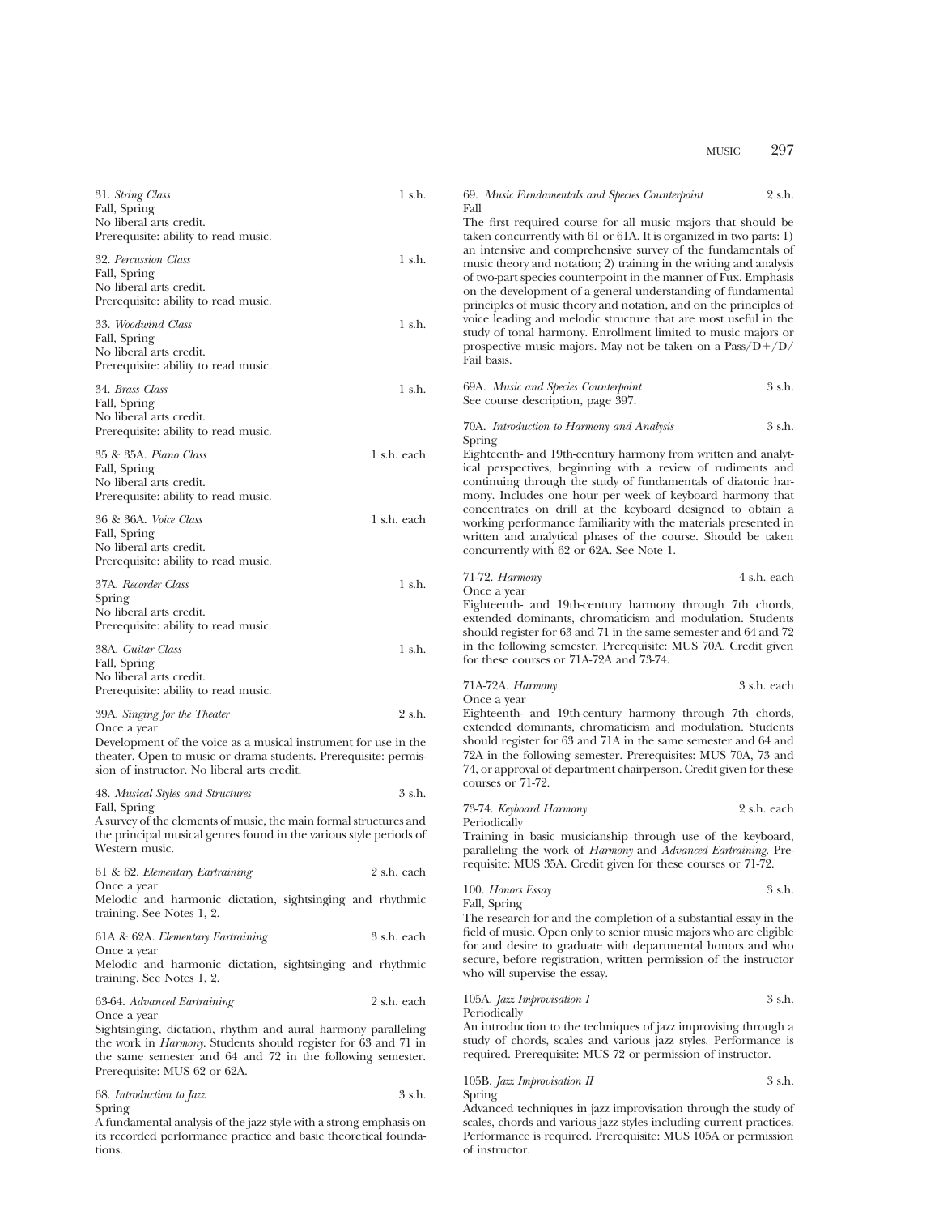31. *String Class* 1 s.h.
Fall, Spring
No liberal arts credit.
Prerequisite: ability to read music.

32. *Percussion Class* 1 s.h.
Fall, Spring
No liberal arts credit.
Prerequisite: ability to read music.

33. *Woodwind Class* 1 s.h.
Fall, Spring
No liberal arts credit.
Prerequisite: ability to read music.

34. *Brass Class* 1 s.h.
Fall, Spring
No liberal arts credit.
Prerequisite: ability to read music.

35 & 35A. *Piano Class* 1 s.h. each
Fall, Spring
No liberal arts credit.
Prerequisite: ability to read music.

36 & 36A. *Voice Class* 1 s.h. each
Fall, Spring
No liberal arts credit.
Prerequisite: ability to read music.

37A. *Recorder Class* 1 s.h.
Spring
No liberal arts credit.
Prerequisite: ability to read music.

38A. *Guitar Class* 1 s.h.
Fall, Spring
No liberal arts credit.
Prerequisite: ability to read music.

39A. *Singing for the Theater* 2 s.h.
Once a year
Development of the voice as a musical instrument for use in the theater. Open to music or drama students. Prerequisite: permission of instructor. No liberal arts credit.

48. *Musical Styles and Structures* 3 s.h.
Fall, Spring
A survey of the elements of music, the main formal structures and the principal musical genres found in the various style periods of Western music.

61 & 62. *Elementary Eartraining* 2 s.h. each
Once a year
Melodic and harmonic dictation, sightsinging and rhythmic training. See Notes 1, 2.

61A & 62A. *Elementary Eartraining* 3 s.h. each
Once a year
Melodic and harmonic dictation, sightsinging and rhythmic training. See Notes 1, 2.

63-64. *Advanced Eartraining* 2 s.h. each
Once a year
Sightsinging, dictation, rhythm and aural harmony paralleling the work in *Harmony*. Students should register for 63 and 71 in the same semester and 64 and 72 in the following semester. Prerequisite: MUS 62 or 62A.

68. *Introduction to Jazz* 3 s.h.
Spring
A fundamental analysis of the jazz style with a strong emphasis on its recorded performance practice and basic theoretical foundations.

69. *Music Fundamentals and Species Counterpoint* 2 s.h.
Fall
The first required course for all music majors that should be taken concurrently with 61 or 61A. It is organized in two parts: 1) an intensive and comprehensive survey of the fundamentals of music theory and notation; 2) training in the writing and analysis of two-part species counterpoint in the manner of Fux. Emphasis on the development of a general understanding of fundamental principles of music theory and notation, and on the principles of voice leading and melodic structure that are most useful in the study of tonal harmony. Enrollment limited to music majors or prospective music majors. May not be taken on a Pass/D+/D/Fail basis.

69A. *Music and Species Counterpoint* 3 s.h.
See course description, page 397.

70A. *Introduction to Harmony and Analysis* 3 s.h.
Spring
Eighteenth- and 19th-century harmony from written and analytical perspectives, beginning with a review of rudiments and continuing through the study of fundamentals of diatonic harmony. Includes one hour per week of keyboard harmony that concentrates on drill at the keyboard designed to obtain a working performance familiarity with the materials presented in written and analytical phases of the course. Should be taken concurrently with 62 or 62A. See Note 1.

71-72. *Harmony* 4 s.h. each
Once a year
Eighteenth- and 19th-century harmony through 7th chords, extended dominants, chromaticism and modulation. Students should register for 63 and 71 in the same semester and 64 and 72 in the following semester. Prerequisite: MUS 70A. Credit given for these courses or 71A-72A and 73-74.

71A-72A. *Harmony* 3 s.h. each
Once a year
Eighteenth- and 19th-century harmony through 7th chords, extended dominants, chromaticism and modulation. Students should register for 63 and 71A in the same semester and 64 and 72A in the following semester. Prerequisites: MUS 70A, 73 and 74, or approval of department chairperson. Credit given for these courses or 71-72.

73-74. *Keyboard Harmony* 2 s.h. each
Periodically
Training in basic musicianship through use of the keyboard, paralleling the work of *Harmony* and *Advanced Eartraining*. Prerequisite: MUS 35A. Credit given for these courses or 71-72.

100. *Honors Essay* 3 s.h.
Fall, Spring
The research for and the completion of a substantial essay in the field of music. Open only to senior music majors who are eligible for and desire to graduate with departmental honors and who secure, before registration, written permission of the instructor who will supervise the essay.

105A. *Jazz Improvisation I* 3 s.h.
Periodically
An introduction to the techniques of jazz improvising through a study of chords, scales and various jazz styles. Performance is required. Prerequisite: MUS 72 or permission of instructor.

105B. *Jazz Improvisation II* 3 s.h.
Spring
Advanced techniques in jazz improvisation through the study of scales, chords and various jazz styles including current practices. Performance is required. Prerequisite: MUS 105A or permission of instructor.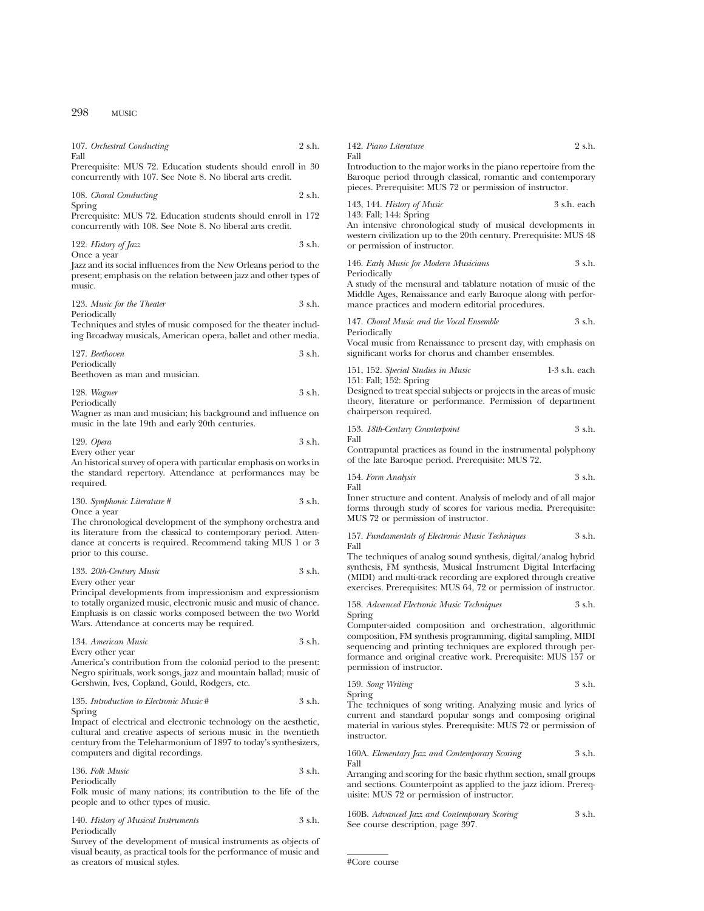107. *Orchestral Conducting* 2 s.h.
Fall
Prerequisite: MUS 72. Education students should enroll in 30 concurrently with 107. See Note 8. No liberal arts credit.

108. *Choral Conducting* 2 s.h.
Spring
Prerequisite: MUS 72. Education students should enroll in 172 concurrently with 108. See Note 8. No liberal arts credit.

122. *History of Jazz* 3 s.h.
Once a year
Jazz and its social influences from the New Orleans period to the present; emphasis on the relation between jazz and other types of music.

123. *Music for the Theater* 3 s.h.
Periodically
Techniques and styles of music composed for the theater including Broadway musicals, American opera, ballet and other media.

127. *Beethoven* 3 s.h.
Periodically
Beethoven as man and musician.

128. *Wagner* 3 s.h.
Periodically
Wagner as man and musician; his background and influence on music in the late 19th and early 20th centuries.

129. *Opera* 3 s.h.
Every other year
An historical survey of opera with particular emphasis on works in the standard repertory. Attendance at performances may be required.

130. *Symphonic Literature #* 3 s.h.
Once a year
The chronological development of the symphony orchestra and its literature from the classical to contemporary period. Attendance at concerts is required. Recommend taking MUS 1 or 3 prior to this course.

133. *20th-Century Music* 3 s.h.
Every other year
Principal developments from impressionism and expressionism to totally organized music, electronic music and music of chance. Emphasis is on classic works composed between the two World Wars. Attendance at concerts may be required.

134. *American Music* 3 s.h.
Every other year
America's contribution from the colonial period to the present: Negro spirituals, work songs, jazz and mountain ballad; music of Gershwin, Ives, Copland, Gould, Rodgers, etc.

135. *Introduction to Electronic Music #* 3 s.h.
Spring
Impact of electrical and electronic technology on the aesthetic, cultural and creative aspects of serious music in the twentieth century from the Teleharmonium of 1897 to today's synthesizers, computers and digital recordings.

136. *Folk Music* 3 s.h.
Periodically
Folk music of many nations; its contribution to the life of the people and to other types of music.

140. *History of Musical Instruments* 3 s.h.
Periodically
Survey of the development of musical instruments as objects of visual beauty, as practical tools for the performance of music and as creators of musical styles.

142. *Piano Literature* 2 s.h.
Fall
Introduction to the major works in the piano repertoire from the Baroque period through classical, romantic and contemporary pieces. Prerequisite: MUS 72 or permission of instructor.

143, 144. *History of Music* 3 s.h. each
143: Fall; 144: Spring
An intensive chronological study of musical developments in western civilization up to the 20th century. Prerequisite: MUS 48 or permission of instructor.

146. *Early Music for Modern Musicians* 3 s.h.
Periodically
A study of the mensural and tablature notation of music of the Middle Ages, Renaissance and early Baroque along with performance practices and modern editorial procedures.

147. *Choral Music and the Vocal Ensemble* 3 s.h.
Periodically
Vocal music from Renaissance to present day, with emphasis on significant works for chorus and chamber ensembles.

151, 152. *Special Studies in Music* 1-3 s.h. each
151: Fall; 152: Spring
Designed to treat special subjects or projects in the areas of music theory, literature or performance. Permission of department chairperson required.

153. *18th-Century Counterpoint* 3 s.h.
Fall
Contrapuntal practices as found in the instrumental polyphony of the late Baroque period. Prerequisite: MUS 72.

154. *Form Analysis* 3 s.h.
Fall
Inner structure and content. Analysis of melody and of all major forms through study of scores for various media. Prerequisite: MUS 72 or permission of instructor.

157. *Fundamentals of Electronic Music Techniques* 3 s.h.
Fall
The techniques of analog sound synthesis, digital/analog hybrid synthesis, FM synthesis, Musical Instrument Digital Interfacing (MIDI) and multi-track recording are explored through creative exercises. Prerequisites: MUS 64, 72 or permission of instructor.

158. *Advanced Electronic Music Techniques* 3 s.h.
Spring
Computer-aided composition and orchestration, algorithmic composition, FM synthesis programming, digital sampling, MIDI sequencing and printing techniques are explored through performance and original creative work. Prerequisite: MUS 157 or permission of instructor.

159. *Song Writing* 3 s.h.
Spring
The techniques of song writing. Analyzing music and lyrics of current and standard popular songs and composing original material in various styles. Prerequisite: MUS 72 or permission of instructor.

160A. *Elementary Jazz and Contemporary Scoring* 3 s.h.
Fall
Arranging and scoring for the basic rhythm section, small groups and sections. Counterpoint as applied to the jazz idiom. Prerequisite: MUS 72 or permission of instructor.

160B. *Advanced Jazz and Contemporary Scoring* 3 s.h.
See course description, page 397.

---

#Core course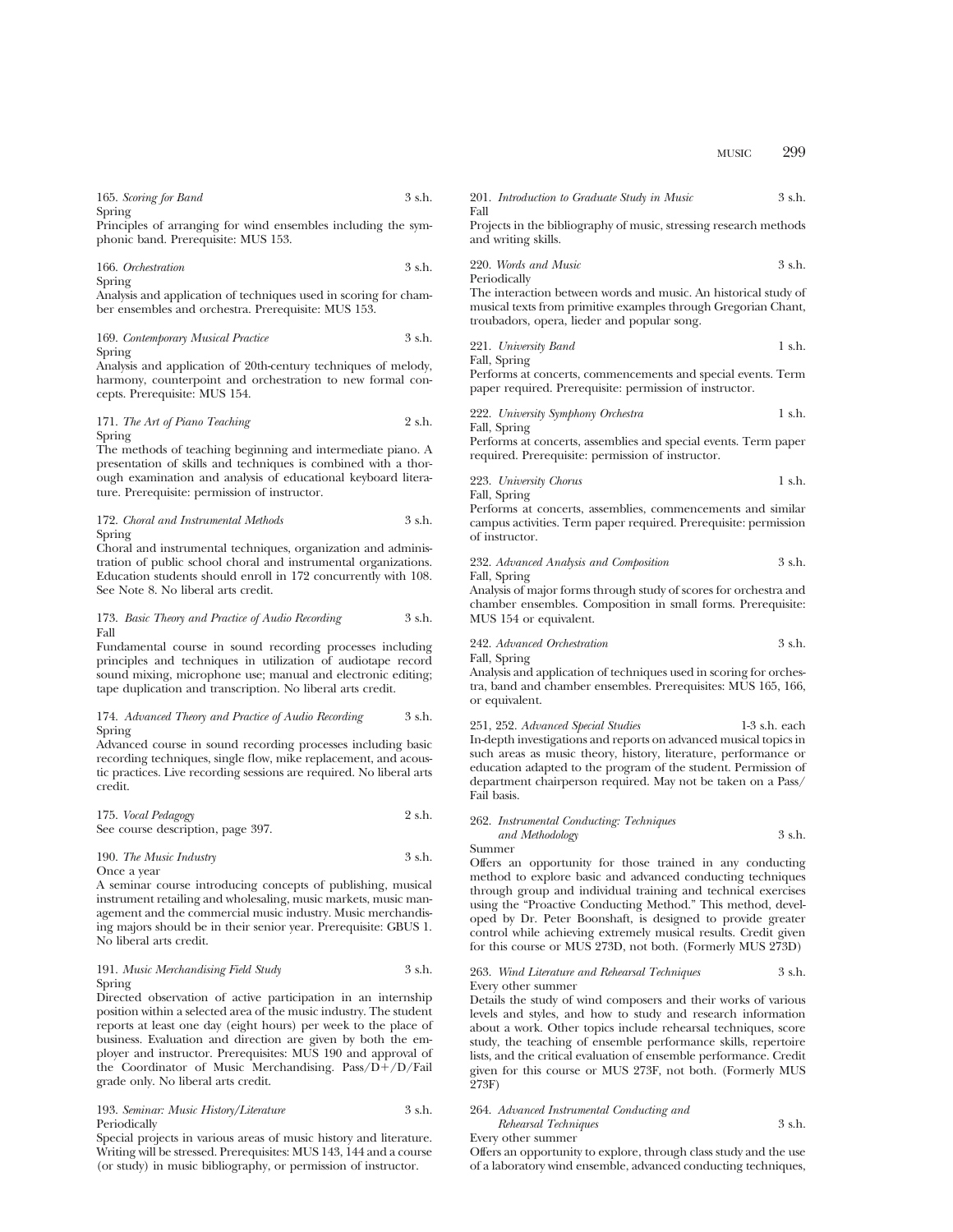165. *Scoring for Band* 3 s.h.
Spring
Principles of arranging for wind ensembles including the symphonic band. Prerequisite: MUS 153.

166. *Orchestration* 3 s.h.
Spring
Analysis and application of techniques used in scoring for chamber ensembles and orchestra. Prerequisite: MUS 153.

169. *Contemporary Musical Practice* 3 s.h.
Spring
Analysis and application of 20th-century techniques of melody, harmony, counterpoint and orchestration to new formal concepts. Prerequisite: MUS 154.

171. *The Art of Piano Teaching* 2 s.h.
Spring
The methods of teaching beginning and intermediate piano. A presentation of skills and techniques is combined with a thorough examination and analysis of educational keyboard literature. Prerequisite: permission of instructor.

172. *Choral and Instrumental Methods* 3 s.h.
Spring
Choral and instrumental techniques, organization and administration of public school choral and instrumental organizations. Education students should enroll in 172 concurrently with 108. See Note 8. No liberal arts credit.

173. *Basic Theory and Practice of Audio Recording* 3 s.h.
Fall
Fundamental course in sound recording processes including principles and techniques in utilization of audiotape record sound mixing, microphone use; manual and electronic editing; tape duplication and transcription. No liberal arts credit.

174. *Advanced Theory and Practice of Audio Recording* 3 s.h.
Spring
Advanced course in sound recording processes including basic recording techniques, single flow, mike replacement, and acoustic practices. Live recording sessions are required. No liberal arts credit.

175. *Vocal Pedagogy* 2 s.h.
See course description, page 397.

190. *The Music Industry* 3 s.h.
Once a year
A seminar course introducing concepts of publishing, musical instrument retailing and wholesaling, music markets, music management and the commercial music industry. Music merchandising majors should be in their senior year. Prerequisite: GBUS 1. No liberal arts credit.

191. *Music Merchandising Field Study* 3 s.h.
Spring
Directed observation of active participation in an internship position within a selected area of the music industry. The student reports at least one day (eight hours) per week to the place of business. Evaluation and direction are given by both the employer and instructor. Prerequisites: MUS 190 and approval of the Coordinator of Music Merchandising. Pass/D+/D/Fail grade only. No liberal arts credit.

193. *Seminar: Music History/Literature* 3 s.h.
Periodically
Special projects in various areas of music history and literature. Writing will be stressed. Prerequisites: MUS 143, 144 and a course (or study) in music bibliography, or permission of instructor.

201. *Introduction to Graduate Study in Music* 3 s.h.
Fall
Projects in the bibliography of music, stressing research methods and writing skills.

220. *Words and Music* 3 s.h.
Periodically
The interaction between words and music. An historical study of musical texts from primitive examples through Gregorian Chant, troubadors, opera, lieder and popular song.

221. *University Band* 1 s.h.
Fall, Spring
Performs at concerts, commencements and special events. Term paper required. Prerequisite: permission of instructor.

222. *University Symphony Orchestra* 1 s.h.
Fall, Spring
Performs at concerts, assemblies and special events. Term paper required. Prerequisite: permission of instructor.

223. *University Chorus* 1 s.h.
Fall, Spring
Performs at concerts, assemblies, commencements and similar campus activities. Term paper required. Prerequisite: permission of instructor.

232. *Advanced Analysis and Composition* 3 s.h.
Fall, Spring
Analysis of major forms through study of scores for orchestra and chamber ensembles. Composition in small forms. Prerequisite: MUS 154 or equivalent.

242. *Advanced Orchestration* 3 s.h.
Fall, Spring
Analysis and application of techniques used in scoring for orchestra, band and chamber ensembles. Prerequisites: MUS 165, 166, or equivalent.

251, 252. *Advanced Special Studies* 1-3 s.h. each
In-depth investigations and reports on advanced musical topics in such areas as music theory, history, literature, performance or education adapted to the program of the student. Permission of department chairperson required. May not be taken on a Pass/Fail basis.

262. *Instrumental Conducting: Techniques and Methodology* 3 s.h.
Summer
Offers an opportunity for those trained in any conducting method to explore basic and advanced conducting techniques through group and individual training and technical exercises using the "Proactive Conducting Method." This method, developed by Dr. Peter Boonshaft, is designed to provide greater control while achieving extremely musical results. Credit given for this course or MUS 273D, not both. (Formerly MUS 273D)

263. *Wind Literature and Rehearsal Techniques* 3 s.h.
Every other summer
Details the study of wind composers and their works of various levels and styles, and how to study and research information about a work. Other topics include rehearsal techniques, score study, the teaching of ensemble performance skills, repertoire lists, and the critical evaluation of ensemble performance. Credit given for this course or MUS 273F, not both. (Formerly MUS 273F)

264. *Advanced Instrumental Conducting and Rehearsal Techniques* 3 s.h.
Every other summer
Offers an opportunity to explore, through class study and the use of a laboratory wind ensemble, advanced conducting techniques,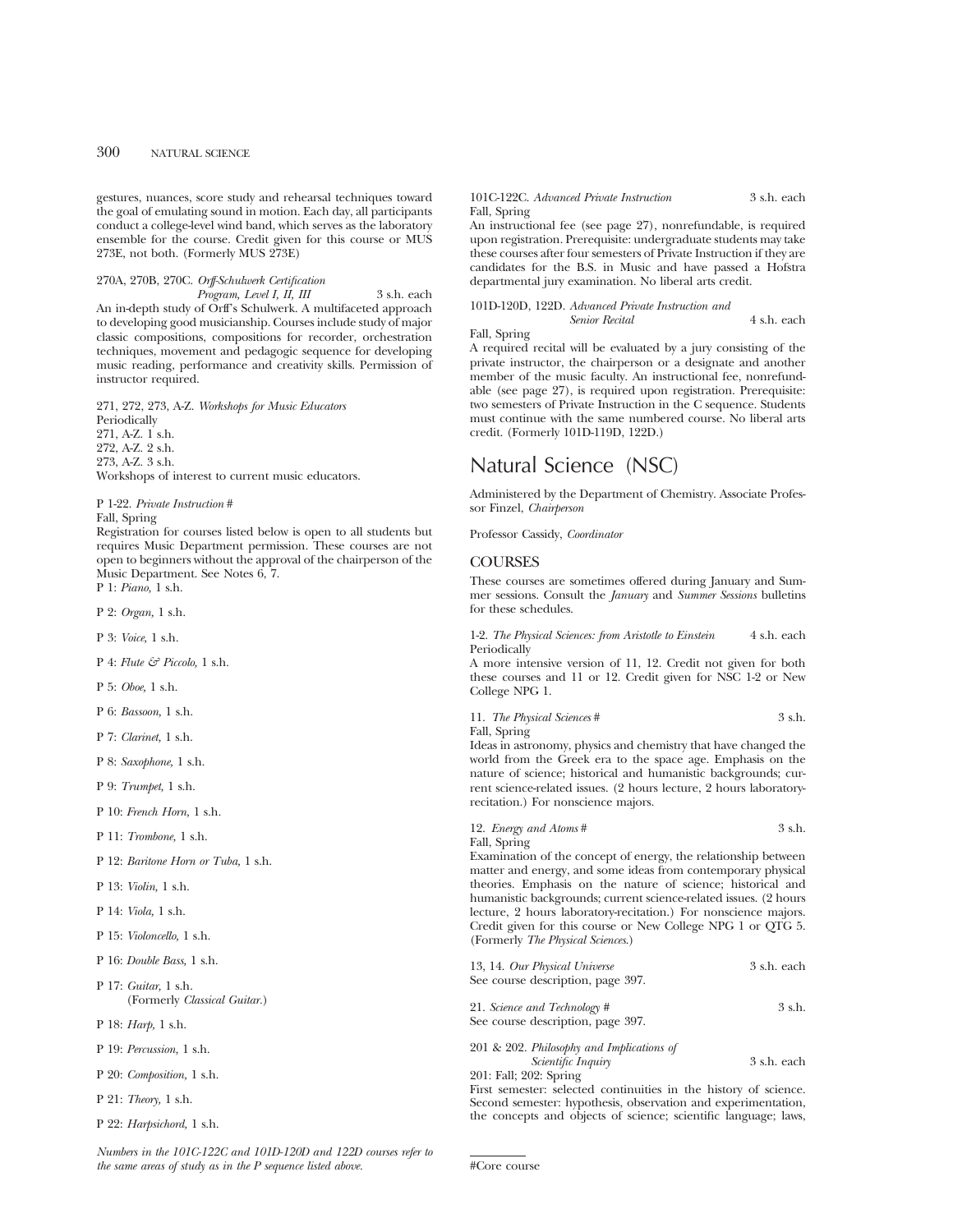gestures, nuances, score study and rehearsal techniques toward the goal of emulating sound in motion. Each day, all participants conduct a college-level wind band, which serves as the laboratory ensemble for the course. Credit given for this course or MUS 273E, not both. (Formerly MUS 273E)

270A, 270B, 270C. *Orff-Schulwerk Certification Program, Level I, II, III* 3 s.h. each

An in-depth study of Orff's Schulwerk. A multifaceted approach to developing good musicianship. Courses include study of major classic compositions, compositions for recorder, orchestration techniques, movement and pedagogic sequence for developing music reading, performance and creativity skills. Permission of instructor required.

271, 272, 273, A-Z. *Workshops for Music Educators*
Periodically
271, A-Z. 1 s.h.
272, A-Z. 2 s.h.
273, A-Z. 3 s.h.
Workshops of interest to current music educators.

P 1-22. *Private Instruction* #
Fall, Spring
Registration for courses listed below is open to all students but requires Music Department permission. These courses are not open to beginners without the approval of the chairperson of the Music Department. See Notes 6, 7.

P 1: *Piano,* 1 s.h.

P 2: *Organ,* 1 s.h.

P 3: *Voice,* 1 s.h.

P 4: *Flute & Piccolo,* 1 s.h.

P 5: *Oboe,* 1 s.h.

P 6: *Bassoon,* 1 s.h.

P 7: *Clarinet,* 1 s.h.

P 8: *Saxophone,* 1 s.h.

P 9: *Trumpet,* 1 s.h.

P 10: *French Horn,* 1 s.h.

P 11: *Trombone,* 1 s.h.

P 12: *Baritone Horn or Tuba,* 1 s.h.

P 13: *Violin,* 1 s.h.

P 14: *Viola,* 1 s.h.

P 15: *Violoncello,* 1 s.h.

P 16: *Double Bass,* 1 s.h.

P 17: *Guitar,* 1 s.h.
(Formerly *Classical Guitar.*)

P 18: *Harp,* 1 s.h.

P 19: *Percussion,* 1 s.h.

P 20: *Composition,* 1 s.h.

P 21: *Theory,* 1 s.h.

P 22: *Harpsichord,* 1 s.h.

*Numbers in the 101C-122C and 101D-120D and 122D courses refer to the same areas of study as in the P sequence listed above.*

101C-122C. *Advanced Private Instruction* 3 s.h. each
Fall, Spring
An instructional fee (see page 27), nonrefundable, is required upon registration. Prerequisite: undergraduate students may take these courses after four semesters of Private Instruction if they are candidates for the B.S. in Music and have passed a Hofstra departmental jury examination. No liberal arts credit.

101D-120D, 122D. *Advanced Private Instruction and Senior Recital* 4 s.h. each
Fall, Spring
A required recital will be evaluated by a jury consisting of the private instructor, the chairperson or a designate and another member of the music faculty. An instructional fee, nonrefundable (see page 27), is required upon registration. Prerequisite: two semesters of Private Instruction in the C sequence. Students must continue with the same numbered course. No liberal arts credit. (Formerly 101D-119D, 122D.)

# Natural Science (NSC)

Administered by the Department of Chemistry. Associate Professor Finzel, *Chairperson*

Professor Cassidy, *Coordinator*

## COURSES

These courses are sometimes offered during January and Summer sessions. Consult the *January* and *Summer Sessions* bulletins for these schedules.

1-2. *The Physical Sciences: from Aristotle to Einstein* 4 s.h. each
Periodically
A more intensive version of 11, 12. Credit not given for both these courses and 11 or 12. Credit given for NSC 1-2 or New College NPG 1.

11. *The Physical Sciences* # 3 s.h.
Fall, Spring
Ideas in astronomy, physics and chemistry that have changed the world from the Greek era to the space age. Emphasis on the nature of science; historical and humanistic backgrounds; current science-related issues. (2 hours lecture, 2 hours laboratory-recitation.) For nonscience majors.

12. *Energy and Atoms* # 3 s.h.
Fall, Spring
Examination of the concept of energy, the relationship between matter and energy, and some ideas from contemporary physical theories. Emphasis on the nature of science; historical and humanistic backgrounds; current science-related issues. (2 hours lecture, 2 hours laboratory-recitation.) For nonscience majors. Credit given for this course or New College NPG 1 or QTG 5. (Formerly *The Physical Sciences.*)

13, 14. *Our Physical Universe* 3 s.h. each
See course description, page 397.

21. *Science and Technology* # 3 s.h.
See course description, page 397.

201 & 202. *Philosophy and Implications of Scientific Inquiry* 3 s.h. each
201: Fall; 202: Spring
First semester: selected continuities in the history of science. Second semester: hypothesis, observation and experimentation, the concepts and objects of science; scientific language; laws,

#Core course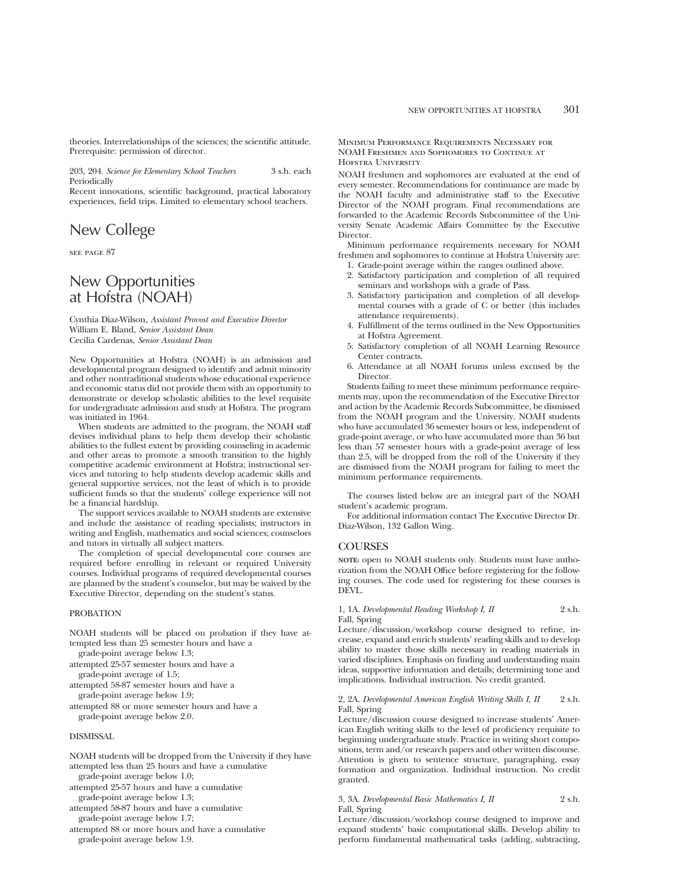theories. Interrelationships of the sciences; the scientific attitude. Prerequisite: permission of director.

203, 204. *Science for Elementary School Teachers* 3 s.h. each
Periodically
Recent innovations, scientific background, practical laboratory experiences, field trips. Limited to elementary school teachers.

# New College

SEE PAGE 87

# New Opportunities at Hofstra (NOAH)

Cynthia Diaz-Wilson, *Assistant Provost and Executive Director*
William E. Bland, *Senior Assistant Dean*
Cecilia Cardenas, *Senior Assistant Dean*

New Opportunities at Hofstra (NOAH) is an admission and developmental program designed to identify and admit minority and other nontraditional students whose educational experience and economic status did not provide them with an opportunity to demonstrate or develop scholastic abilities to the level requisite for undergraduate admission and study at Hofstra. The program was initiated in 1964.

When students are admitted to the program, the NOAH staff devises individual plans to help them develop their scholastic abilities to the fullest extent by providing counseling in academic and other areas to promote a smooth transition to the highly competitive academic environment at Hofstra; instructional services and tutoring to help students develop academic skills and general supportive services, not the least of which is to provide sufficient funds so that the students' college experience will not be a financial hardship.

The support services available to NOAH students are extensive and include the assistance of reading specialists; instructors in writing and English, mathematics and social sciences; counselors and tutors in virtually all subject matters.

The completion of special developmental core courses are required before enrolling in relevant or required University courses. Individual programs of required developmental courses are planned by the student's counselor, but may be waived by the Executive Director, depending on the student's status.

## PROBATION

NOAH students will be placed on probation if they have attempted less than 25 semester hours and have a grade-point average below 1.3;
attempted 25-57 semester hours and have a grade-point average of 1.5;
attempted 58-87 semester hours and have a grade-point average below 1.9;
attempted 88 or more semester hours and have a grade-point average below 2.0.

## DISMISSAL

NOAH students will be dropped from the University if they have attempted less than 25 hours and have a cumulative grade-point average below 1.0;
attempted 25-57 hours and have a cumulative grade-point average below 1.3;
attempted 58-87 hours and have a cumulative grade-point average below 1.7;
attempted 88 or more hours and have a cumulative grade-point average below 1.9.

### Minimum Performance Requirements Necessary for NOAH Freshmen and Sophomores to Continue at Hofstra University

NOAH freshmen and sophomores are evaluated at the end of every semester. Recommendations for continuance are made by the NOAH faculty and administrative staff to the Executive Director of the NOAH program. Final recommendations are forwarded to the Academic Records Subcommittee of the University Senate Academic Affairs Committee by the Executive Director.

Minimum performance requirements necessary for NOAH freshmen and sophomores to continue at Hofstra University are:

1. Grade-point average within the ranges outlined above.
2. Satisfactory participation and completion of all required seminars and workshops with a grade of Pass.
3. Satisfactory participation and completion of all developmental courses with a grade of C or better (this includes attendance requirements).
4. Fulfillment of the terms outlined in the New Opportunities at Hofstra Agreement.
5. Satisfactory completion of all NOAH Learning Resource Center contracts.
6. Attendance at all NOAH forums unless excused by the Director.

Students failing to meet these minimum performance requirements may, upon the recommendation of the Executive Director and action by the Academic Records Subcommittee, be dismissed from the NOAH program and the University. NOAH students who have accumulated 36 semester hours or less, independent of grade-point average, or who have accumulated more than 36 but less than 57 semester hours with a grade-point average of less than 2.5, will be dropped from the roll of the University if they are dismissed from the NOAH program for failing to meet the minimum performance requirements.

The courses listed below are an integral part of the NOAH student's academic program.

For additional information contact The Executive Director Dr. Diaz-Wilson, 132 Gallon Wing.

## COURSES

**NOTE:** open to NOAH students only. Students must have authorization from the NOAH Office before registering for the following courses. The code used for registering for these courses is DEVL.

1, 1A. *Developmental Reading Workshop I, II* 2 s.h.
Fall, Spring
Lecture/discussion/workshop course designed to refine, increase, expand and enrich students' reading skills and to develop ability to master those skills necessary in reading materials in varied disciplines. Emphasis on finding and understanding main ideas, supportive information and details; determining tone and implications. Individual instruction. No credit granted.

2, 2A. *Developmental American English Writing Skills I, II* 2 s.h.
Fall, Spring
Lecture/discussion course designed to increase students' American English writing skills to the level of proficiency requisite to beginning undergraduate study. Practice in writing short compositions, term and/or research papers and other written discourse. Attention is given to sentence structure, paragraphing, essay formation and organization. Individual instruction. No credit granted.

3, 3A. *Developmental Basic Mathematics I, II* 2 s.h.
Fall, Spring
Lecture/discussion/workshop course designed to improve and expand students' basic computational skills. Develop ability to perform fundamental mathematical tasks (adding, subtracting,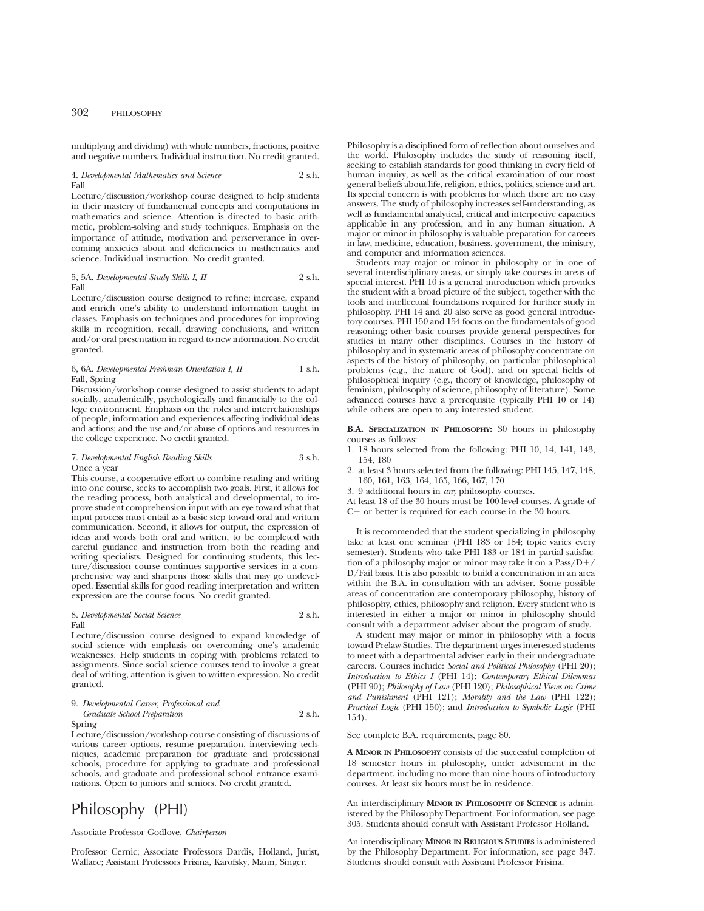multiplying and dividing) with whole numbers, fractions, positive and negative numbers. Individual instruction. No credit granted.

4. *Developmental Mathematics and Science* 2 s.h.
Fall

Lecture/discussion/workshop course designed to help students in their mastery of fundamental concepts and computations in mathematics and science. Attention is directed to basic arithmetic, problem-solving and study techniques. Emphasis on the importance of attitude, motivation and perserverance in overcoming anxieties about and deficiencies in mathematics and science. Individual instruction. No credit granted.

5, 5A. *Developmental Study Skills I, II* 2 s.h.
Fall

Lecture/discussion course designed to refine; increase, expand and enrich one's ability to understand information taught in classes. Emphasis on techniques and procedures for improving skills in recognition, recall, drawing conclusions, and written and/or oral presentation in regard to new information. No credit granted.

6, 6A. *Developmental Freshman Orientation I, II* 1 s.h.
Fall, Spring

Discussion/workshop course designed to assist students to adapt socially, academically, psychologically and financially to the college environment. Emphasis on the roles and interrelationships of people, information and experiences affecting individual ideas and actions; and the use and/or abuse of options and resources in the college experience. No credit granted.

7. *Developmental English Reading Skills* 3 s.h.
Once a year

This course, a cooperative effort to combine reading and writing into one course, seeks to accomplish two goals. First, it allows for the reading process, both analytical and developmental, to improve student comprehension input with an eye toward what that input process must entail as a basic step toward oral and written communication. Second, it allows for output, the expression of ideas and words both oral and written, to be completed with careful guidance and instruction from both the reading and writing specialists. Designed for continuing students, this lecture/discussion course continues supportive services in a comprehensive way and sharpens those skills that may go undeveloped. Essential skills for good reading interpretation and written expression are the course focus. No credit granted.

8. *Developmental Social Science* 2 s.h.
Fall

Lecture/discussion course designed to expand knowledge of social science with emphasis on overcoming one's academic weaknesses. Help students in coping with problems related to assignments. Since social science courses tend to involve a great deal of writing, attention is given to written expression. No credit granted.

9. *Developmental Career, Professional and Graduate School Preparation* 2 s.h.
Spring

Lecture/discussion/workshop course consisting of discussions of various career options, resume preparation, interviewing techniques, academic preparation for graduate and professional schools, procedure for applying to graduate and professional schools, and graduate and professional school entrance examinations. Open to juniors and seniors. No credit granted.

# Philosophy (PHI)

Associate Professor Godlove, *Chairperson*

Professor Cernic; Associate Professors Dardis, Holland, Jurist, Wallace; Assistant Professors Frisina, Karofsky, Mann, Singer.

Philosophy is a disciplined form of reflection about ourselves and the world. Philosophy includes the study of reasoning itself, seeking to establish standards for good thinking in every field of human inquiry, as well as the critical examination of our most general beliefs about life, religion, ethics, politics, science and art. Its special concern is with problems for which there are no easy answers. The study of philosophy increases self-understanding, as well as fundamental analytical, critical and interpretive capacities applicable in any profession, and in any human situation. A major or minor in philosophy is valuable preparation for careers in law, medicine, education, business, government, the ministry, and computer and information sciences.

Students may major or minor in philosophy or in one of several interdisciplinary areas, or simply take courses in areas of special interest. PHI 10 is a general introduction which provides the student with a broad picture of the subject, together with the tools and intellectual foundations required for further study in philosophy. PHI 14 and 20 also serve as good general introductory courses. PHI 150 and 154 focus on the fundamentals of good reasoning; other basic courses provide general perspectives for studies in many other disciplines. Courses in the history of philosophy and in systematic areas of philosophy concentrate on aspects of the history of philosophy, on particular philosophical problems (e.g., the nature of God), and on special fields of philosophical inquiry (e.g., theory of knowledge, philosophy of feminism, philosophy of science, philosophy of literature). Some advanced courses have a prerequisite (typically PHI 10 or 14) while others are open to any interested student.

**B.A. Specialization in Philosophy:** 30 hours in philosophy courses as follows:

1. 18 hours selected from the following: PHI 10, 14, 141, 143, 154, 180
2. at least 3 hours selected from the following: PHI 145, 147, 148, 160, 161, 163, 164, 165, 166, 167, 170
3. 9 additional hours in *any* philosophy courses.

At least 18 of the 30 hours must be 100-level courses. A grade of C− or better is required for each course in the 30 hours.

It is recommended that the student specializing in philosophy take at least one seminar (PHI 183 or 184; topic varies every semester). Students who take PHI 183 or 184 in partial satisfaction of a philosophy major or minor may take it on a Pass/D+/D/Fail basis. It is also possible to build a concentration in an area within the B.A. in consultation with an adviser. Some possible areas of concentration are contemporary philosophy, history of philosophy, ethics, philosophy and religion. Every student who is interested in either a major or minor in philosophy should consult with a department adviser about the program of study.

A student may major or minor in philosophy with a focus toward Prelaw Studies. The department urges interested students to meet with a departmental adviser early in their undergraduate careers. Courses include: *Social and Political Philosophy* (PHI 20); *Introduction to Ethics I* (PHI 14); *Contemporary Ethical Dilemmas* (PHI 90); *Philosophy of Law* (PHI 120); *Philosophical Views on Crime and Punishment* (PHI 121); *Morality and the Law* (PHI 122); *Practical Logic* (PHI 150); and *Introduction to Symbolic Logic* (PHI 154).

See complete B.A. requirements, page 80.

**A Minor in Philosophy** consists of the successful completion of 18 semester hours in philosophy, under advisement in the department, including no more than nine hours of introductory courses. At least six hours must be in residence.

An interdisciplinary **Minor in Philosophy of Science** is administered by the Philosophy Department. For information, see page 305. Students should consult with Assistant Professor Holland.

An interdisciplinary **Minor in Religious Studies** is administered by the Philosophy Department. For information, see page 347. Students should consult with Assistant Professor Frisina.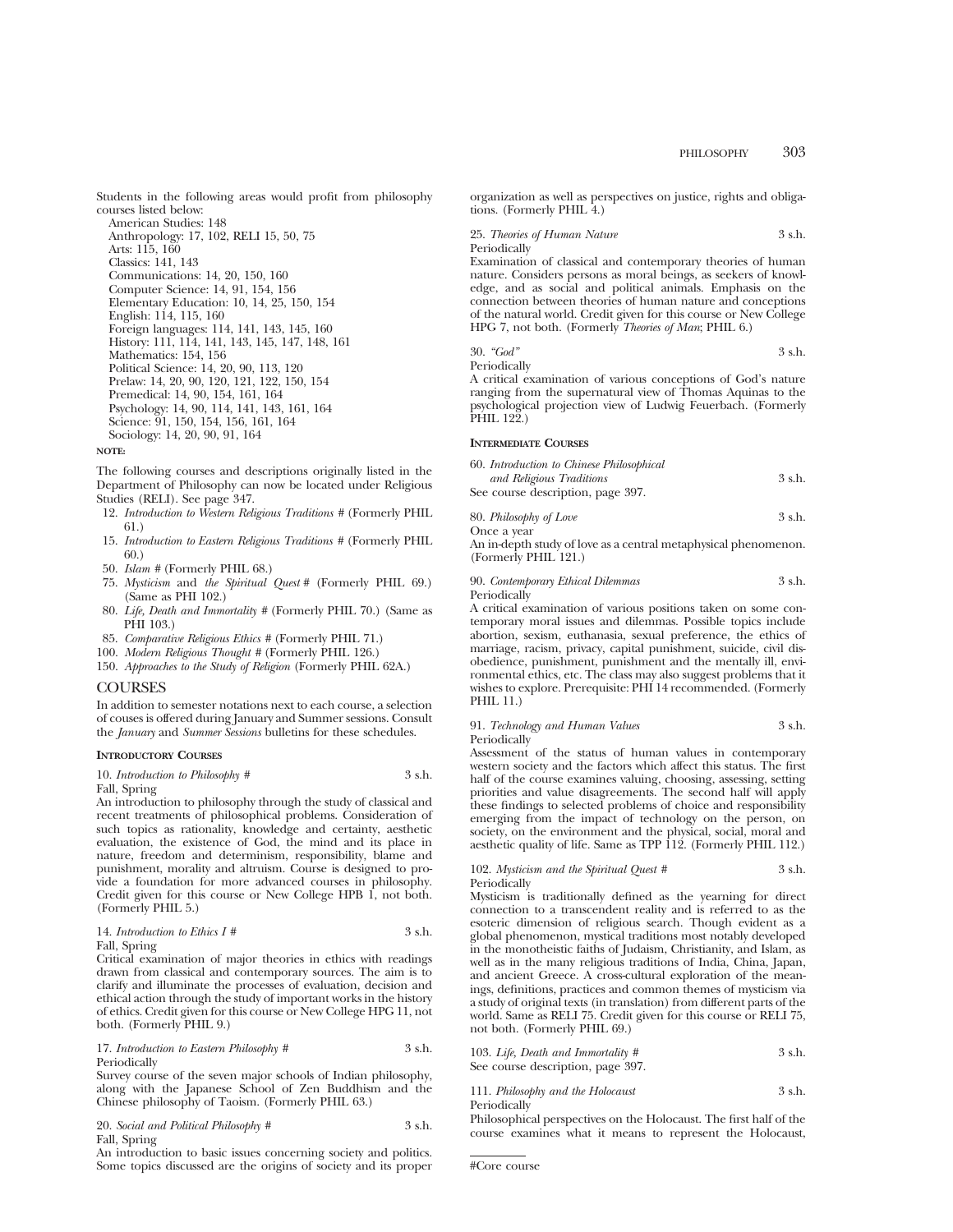Students in the following areas would profit from philosophy courses listed below:

American Studies: 148
Anthropology: 17, 102, RELI 15, 50, 75
Arts: 115, 160
Classics: 141, 143
Communications: 14, 20, 150, 160
Computer Science: 14, 91, 154, 156
Elementary Education: 10, 14, 25, 150, 154
English: 114, 115, 160
Foreign languages: 114, 141, 143, 145, 160
History: 111, 114, 141, 143, 145, 147, 148, 161
Mathematics: 154, 156
Political Science: 14, 20, 90, 113, 120
Prelaw: 14, 20, 90, 120, 121, 122, 150, 154
Premedical: 14, 90, 154, 161, 164
Psychology: 14, 90, 114, 141, 143, 161, 164
Science: 91, 150, 154, 156, 161, 164
Sociology: 14, 20, 90, 91, 164

**NOTE:**

The following courses and descriptions originally listed in the Department of Philosophy can now be located under Religious Studies (RELI). See page 347.

12. *Introduction to Western Religious Traditions* # (Formerly PHIL 61.)
15. *Introduction to Eastern Religious Traditions* # (Formerly PHIL 60.)
50. *Islam* # (Formerly PHIL 68.)
75. *Mysticism* and *the Spiritual Quest* # (Formerly PHIL 69.) (Same as PHI 102.)
80. *Life, Death and Immortality* # (Formerly PHIL 70.) (Same as PHI 103.)
85. *Comparative Religious Ethics* # (Formerly PHIL 71.)
100. *Modern Religious Thought* # (Formerly PHIL 126.)
150. *Approaches to the Study of Religion* (Formerly PHIL 62A.)

## COURSES

In addition to semester notations next to each course, a selection of couses is offered during January and Summer sessions. Consult the *January* and *Summer Sessions* bulletins for these schedules.

### INTRODUCTORY COURSES

10. *Introduction to Philosophy #* 3 s.h.
Fall, Spring
An introduction to philosophy through the study of classical and recent treatments of philosophical problems. Consideration of such topics as rationality, knowledge and certainty, aesthetic evaluation, the existence of God, the mind and its place in nature, freedom and determinism, responsibility, blame and punishment, morality and altruism. Course is designed to provide a foundation for more advanced courses in philosophy. Credit given for this course or New College HPB 1, not both. (Formerly PHIL 5.)

14. *Introduction to Ethics I #* 3 s.h.
Fall, Spring
Critical examination of major theories in ethics with readings drawn from classical and contemporary sources. The aim is to clarify and illuminate the processes of evaluation, decision and ethical action through the study of important works in the history of ethics. Credit given for this course or New College HPG 11, not both. (Formerly PHIL 9.)

17. *Introduction to Eastern Philosophy #* 3 s.h.
Periodically
Survey course of the seven major schools of Indian philosophy, along with the Japanese School of Zen Buddhism and the Chinese philosophy of Taoism. (Formerly PHIL 63.)

20. *Social and Political Philosophy #* 3 s.h.
Fall, Spring
An introduction to basic issues concerning society and politics. Some topics discussed are the origins of society and its proper organization as well as perspectives on justice, rights and obligations. (Formerly PHIL 4.)

25. *Theories of Human Nature* 3 s.h.
Periodically
Examination of classical and contemporary theories of human nature. Considers persons as moral beings, as seekers of knowledge, and as social and political animals. Emphasis on the connection between theories of human nature and conceptions of the natural world. Credit given for this course or New College HPG 7, not both. (Formerly *Theories of Man*; PHIL 6.)

30. *"God"* 3 s.h.
Periodically
A critical examination of various conceptions of God's nature ranging from the supernatural view of Thomas Aquinas to the psychological projection view of Ludwig Feuerbach. (Formerly PHIL 122.)

### INTERMEDIATE COURSES

60. *Introduction to Chinese Philosophical and Religious Traditions* 3 s.h.
See course description, page 397.

80. *Philosophy of Love* 3 s.h.
Once a year
An in-depth study of love as a central metaphysical phenomenon. (Formerly PHIL 121.)

90. *Contemporary Ethical Dilemmas* 3 s.h.
Periodically
A critical examination of various positions taken on some contemporary moral issues and dilemmas. Possible topics include abortion, sexism, euthanasia, sexual preference, the ethics of marriage, racism, privacy, capital punishment, suicide, civil disobedience, punishment, punishment and the mentally ill, environmental ethics, etc. The class may also suggest problems that it wishes to explore. Prerequisite: PHI 14 recommended. (Formerly PHIL 11.)

91. *Technology and Human Values* 3 s.h.
Periodically
Assessment of the status of human values in contemporary western society and the factors which affect this status. The first half of the course examines valuing, choosing, assessing, setting priorities and value disagreements. The second half will apply these findings to selected problems of choice and responsibility emerging from the impact of technology on the person, on society, on the environment and the physical, social, moral and aesthetic quality of life. Same as TPP 112. (Formerly PHIL 112.)

102. *Mysticism and the Spiritual Quest #* 3 s.h.
Periodically
Mysticism is traditionally defined as the yearning for direct connection to a transcendent reality and is referred to as the esoteric dimension of religious search. Though evident as a global phenomenon, mystical traditions most notably developed in the monotheistic faiths of Judaism, Christianity, and Islam, as well as in the many religious traditions of India, China, Japan, and ancient Greece. A cross-cultural exploration of the meanings, definitions, practices and common themes of mysticism via a study of original texts (in translation) from different parts of the world. Same as RELI 75. Credit given for this course or RELI 75, not both. (Formerly PHIL 69.)

103. *Life, Death and Immortality #* 3 s.h.
See course description, page 397.

111. *Philosophy and the Holocaust* 3 s.h.
Periodically
Philosophical perspectives on the Holocaust. The first half of the course examines what it means to represent the Holocaust,

#Core course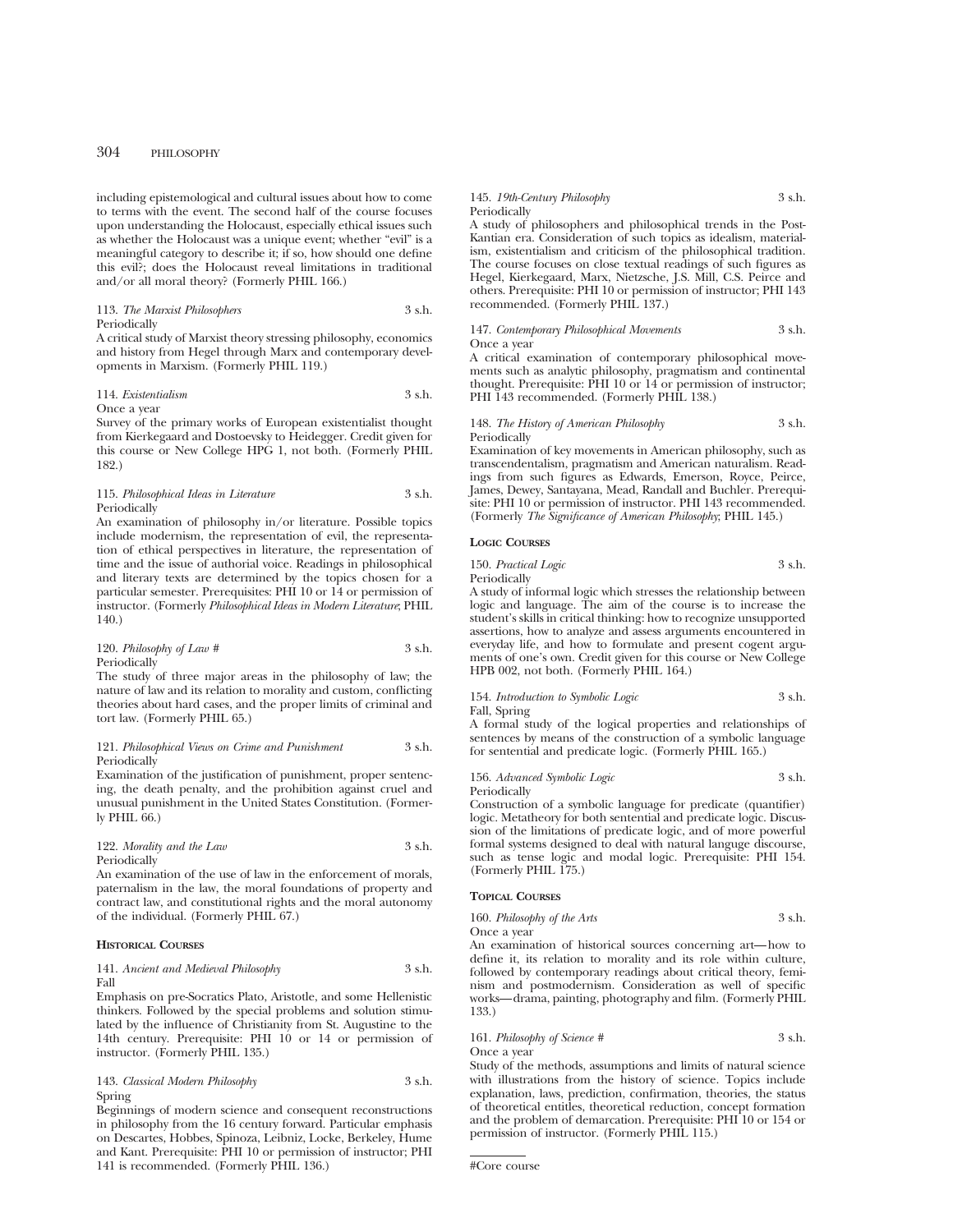including epistemological and cultural issues about how to come to terms with the event. The second half of the course focuses upon understanding the Holocaust, especially ethical issues such as whether the Holocaust was a unique event; whether "evil" is a meaningful category to describe it; if so, how should one define this evil?; does the Holocaust reveal limitations in traditional and/or all moral theory? (Formerly PHIL 166.)

113. *The Marxist Philosophers* 3 s.h.
Periodically
A critical study of Marxist theory stressing philosophy, economics and history from Hegel through Marx and contemporary developments in Marxism. (Formerly PHIL 119.)

114. *Existentialism* 3 s.h.
Once a year
Survey of the primary works of European existentialist thought from Kierkegaard and Dostoevsky to Heidegger. Credit given for this course or New College HPG 1, not both. (Formerly PHIL 182.)

115. *Philosophical Ideas in Literature* 3 s.h.
Periodically
An examination of philosophy in/or literature. Possible topics include modernism, the representation of evil, the representation of ethical perspectives in literature, the representation of time and the issue of authorial voice. Readings in philosophical and literary texts are determined by the topics chosen for a particular semester. Prerequisites: PHI 10 or 14 or permission of instructor. (Formerly *Philosophical Ideas in Modern Literature*; PHIL 140.)

120. *Philosophy of Law #* 3 s.h.
Periodically
The study of three major areas in the philosophy of law; the nature of law and its relation to morality and custom, conflicting theories about hard cases, and the proper limits of criminal and tort law. (Formerly PHIL 65.)

121. *Philosophical Views on Crime and Punishment* 3 s.h.
Periodically
Examination of the justification of punishment, proper sentencing, the death penalty, and the prohibition against cruel and unusual punishment in the United States Constitution. (Formerly PHIL 66.)

122. *Morality and the Law* 3 s.h.
Periodically
An examination of the use of law in the enforcement of morals, paternalism in the law, the moral foundations of property and contract law, and constitutional rights and the moral autonomy of the individual. (Formerly PHIL 67.)

### Historical Courses

141. *Ancient and Medieval Philosophy* 3 s.h.
Fall
Emphasis on pre-Socratics Plato, Aristotle, and some Hellenistic thinkers. Followed by the special problems and solution stimulated by the influence of Christianity from St. Augustine to the 14th century. Prerequisite: PHI 10 or 14 or permission of instructor. (Formerly PHIL 135.)

143. *Classical Modern Philosophy* 3 s.h.
Spring
Beginnings of modern science and consequent reconstructions in philosophy from the 16 century forward. Particular emphasis on Descartes, Hobbes, Spinoza, Leibniz, Locke, Berkeley, Hume and Kant. Prerequisite: PHI 10 or permission of instructor; PHI 141 is recommended. (Formerly PHIL 136.)

145. *19th-Century Philosophy* 3 s.h.
Periodically
A study of philosophers and philosophical trends in the Post-Kantian era. Consideration of such topics as idealism, materialism, existentialism and criticism of the philosophical tradition. The course focuses on close textual readings of such figures as Hegel, Kierkegaard, Marx, Nietzsche, J.S. Mill, C.S. Peirce and others. Prerequisite: PHI 10 or permission of instructor; PHI 143 recommended. (Formerly PHIL 137.)

147. *Contemporary Philosophical Movements* 3 s.h.
Once a year
A critical examination of contemporary philosophical movements such as analytic philosophy, pragmatism and continental thought. Prerequisite: PHI 10 or 14 or permission of instructor; PHI 143 recommended. (Formerly PHIL 138.)

148. *The History of American Philosophy* 3 s.h.
Periodically
Examination of key movements in American philosophy, such as transcendentalism, pragmatism and American naturalism. Readings from such figures as Edwards, Emerson, Royce, Peirce, James, Dewey, Santayana, Mead, Randall and Buchler. Prerequisite: PHI 10 or permission of instructor. PHI 143 recommended. (Formerly *The Significance of American Philosophy*; PHIL 145.)

### Logic Courses

150. *Practical Logic* 3 s.h.
Periodically
A study of informal logic which stresses the relationship between logic and language. The aim of the course is to increase the student's skills in critical thinking: how to recognize unsupported assertions, how to analyze and assess arguments encountered in everyday life, and how to formulate and present cogent arguments of one's own. Credit given for this course or New College HPB 002, not both. (Formerly PHIL 164.)

154. *Introduction to Symbolic Logic* 3 s.h.
Fall, Spring
A formal study of the logical properties and relationships of sentences by means of the construction of a symbolic language for sentential and predicate logic. (Formerly PHIL 165.)

156. *Advanced Symbolic Logic* 3 s.h.
Periodically
Construction of a symbolic language for predicate (quantifier) logic. Metatheory for both sentential and predicate logic. Discussion of the limitations of predicate logic, and of more powerful formal systems designed to deal with natural languge discourse, such as tense logic and modal logic. Prerequisite: PHI 154. (Formerly PHIL 175.)

### Topical Courses

160. *Philosophy of the Arts* 3 s.h.
Once a year
An examination of historical sources concerning art—how to define it, its relation to morality and its role within culture, followed by contemporary readings about critical theory, feminism and postmodernism. Consideration as well of specific works—drama, painting, photography and film. (Formerly PHIL 133.)

161. *Philosophy of Science #* 3 s.h.
Once a year
Study of the methods, assumptions and limits of natural science with illustrations from the history of science. Topics include explanation, laws, prediction, confirmation, theories, the status of theoretical entitles, theoretical reduction, concept formation and the problem of demarcation. Prerequisite: PHI 10 or 154 or permission of instructor. (Formerly PHIL 115.)

#Core course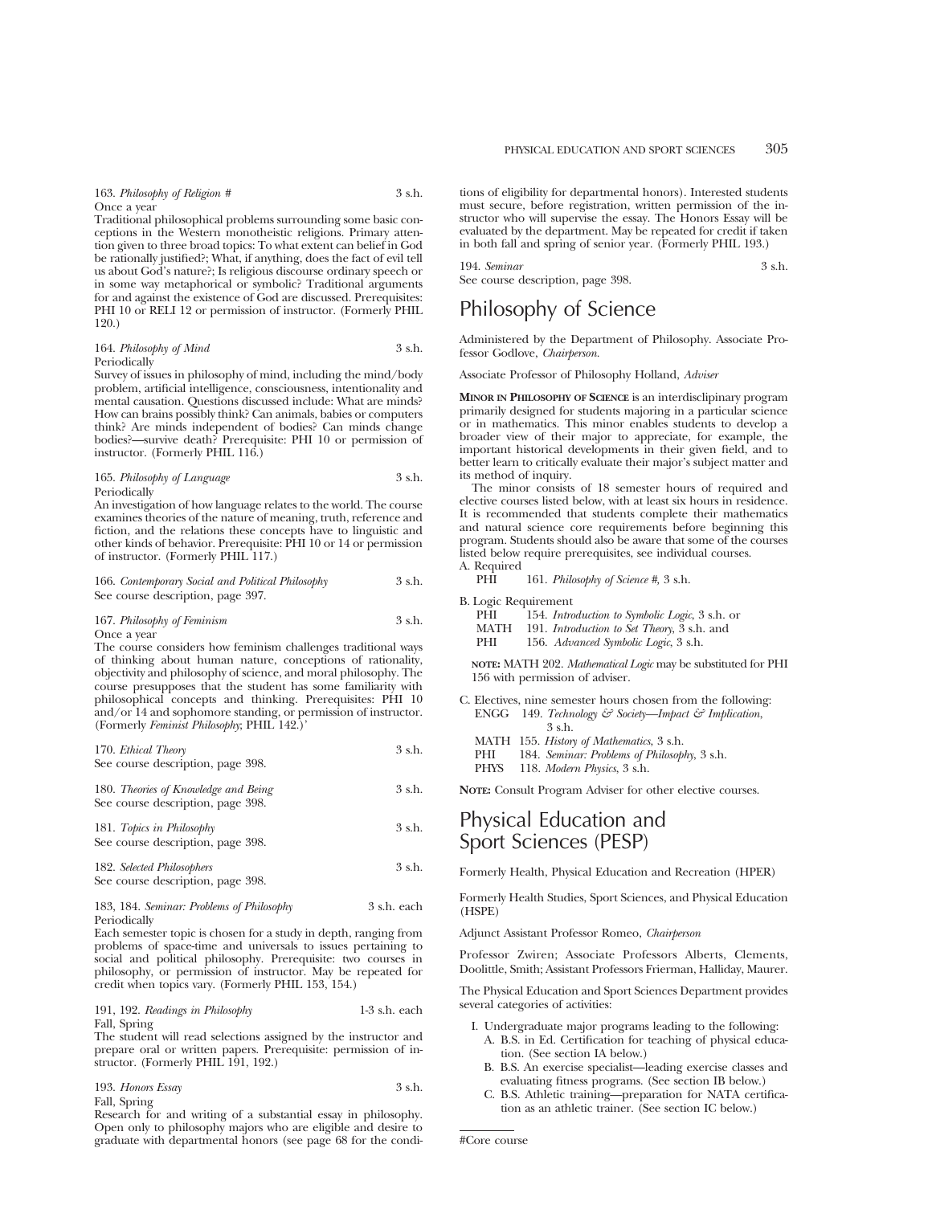163. *Philosophy of Religion #* 3 s.h.
Once a year
Traditional philosophical problems surrounding some basic conceptions in the Western monotheistic religions. Primary attention given to three broad topics: To what extent can belief in God be rationally justified?; What, if anything, does the fact of evil tell us about God's nature?; Is religious discourse ordinary speech or in some way metaphorical or symbolic? Traditional arguments for and against the existence of God are discussed. Prerequisites: PHI 10 or RELI 12 or permission of instructor. (Formerly PHIL 120.)

164. *Philosophy of Mind* 3 s.h.
Periodically
Survey of issues in philosophy of mind, including the mind/body problem, artificial intelligence, consciousness, intentionality and mental causation. Questions discussed include: What are minds? How can brains possibly think? Can animals, babies or computers think? Are minds independent of bodies? Can minds change bodies?—survive death? Prerequisite: PHI 10 or permission of instructor. (Formerly PHIL 116.)

165. *Philosophy of Language* 3 s.h.
Periodically
An investigation of how language relates to the world. The course examines theories of the nature of meaning, truth, reference and fiction, and the relations these concepts have to linguistic and other kinds of behavior. Prerequisite: PHI 10 or 14 or permission of instructor. (Formerly PHIL 117.)

166. *Contemporary Social and Political Philosophy* 3 s.h.
See course description, page 397.

167. *Philosophy of Feminism* 3 s.h.
Once a year
The course considers how feminism challenges traditional ways of thinking about human nature, conceptions of rationality, objectivity and philosophy of science, and moral philosophy. The course presupposes that the student has some familiarity with philosophical concepts and thinking. Prerequisites: PHI 10 and/or 14 and sophomore standing, or permission of instructor. (Formerly *Feminist Philosophy*; PHIL 142.)'

170. *Ethical Theory* 3 s.h.
See course description, page 398.

180. *Theories of Knowledge and Being* 3 s.h.
See course description, page 398.

181. *Topics in Philosophy* 3 s.h.
See course description, page 398.

182. *Selected Philosophers* 3 s.h.
See course description, page 398.

183, 184. *Seminar: Problems of Philosophy* 3 s.h. each
Periodically
Each semester topic is chosen for a study in depth, ranging from problems of space-time and universals to issues pertaining to social and political philosophy. Prerequisite: two courses in philosophy, or permission of instructor. May be repeated for credit when topics vary. (Formerly PHIL 153, 154.)

191, 192. *Readings in Philosophy* 1-3 s.h. each
Fall, Spring
The student will read selections assigned by the instructor and prepare oral or written papers. Prerequisite: permission of instructor. (Formerly PHIL 191, 192.)

193. *Honors Essay* 3 s.h.
Fall, Spring
Research for and writing of a substantial essay in philosophy. Open only to philosophy majors who are eligible and desire to graduate with departmental honors (see page 68 for the conditions of eligibility for departmental honors). Interested students must secure, before registration, written permission of the instructor who will supervise the essay. The Honors Essay will be evaluated by the department. May be repeated for credit if taken in both fall and spring of senior year. (Formerly PHIL 193.)

194. *Seminar* 3 s.h.
See course description, page 398.

# Philosophy of Science

Administered by the Department of Philosophy. Associate Professor Godlove, *Chairperson.*

Associate Professor of Philosophy Holland, *Adviser*

**MINOR IN PHILOSOPHY OF SCIENCE** is an interdisclipinary program primarily designed for students majoring in a particular science or in mathematics. This minor enables students to develop a broader view of their major to appreciate, for example, the important historical developments in their given field, and to better learn to critically evaluate their major's subject matter and its method of inquiry.

The minor consists of 18 semester hours of required and elective courses listed below, with at least six hours in residence. It is recommended that students complete their mathematics and natural science core requirements before beginning this program. Students should also be aware that some of the courses listed below require prerequisites, see individual courses.

A. Required
PHI 161. *Philosophy of Science #,* 3 s.h.

B. Logic Requirement
PHI 154. *Introduction to Symbolic Logic,* 3 s.h. or
MATH 191. *Introduction to Set Theory,* 3 s.h. and
PHI 156. *Advanced Symbolic Logic*, 3 s.h.

**NOTE:** MATH 202. *Mathematical Logic* may be substituted for PHI 156 with permission of adviser.

C. Electives, nine semester hours chosen from the following:
ENGG 149. *Technology & Society—Impact & Implication*, 3 s.h.
MATH 155. *History of Mathematics*, 3 s.h.
PHI 184. *Seminar: Problems of Philosophy*, 3 s.h.
PHYS 118. *Modern Physics*, 3 s.h.

**NOTE:** Consult Program Adviser for other elective courses.

# Physical Education and Sport Sciences (PESP)

Formerly Health, Physical Education and Recreation (HPER)

Formerly Health Studies, Sport Sciences, and Physical Education (HSPE)

Adjunct Assistant Professor Romeo, *Chairperson*

Professor Zwiren; Associate Professors Alberts, Clements, Doolittle, Smith; Assistant Professors Frierman, Halliday, Maurer.

The Physical Education and Sport Sciences Department provides several categories of activities:

I. Undergraduate major programs leading to the following:
   A. B.S. in Ed. Certification for teaching of physical education. (See section IA below.)
   B. B.S. An exercise specialist—leading exercise classes and evaluating fitness programs. (See section IB below.)
   C. B.S. Athletic training—preparation for NATA certification as an athletic trainer. (See section IC below.)

#Core course